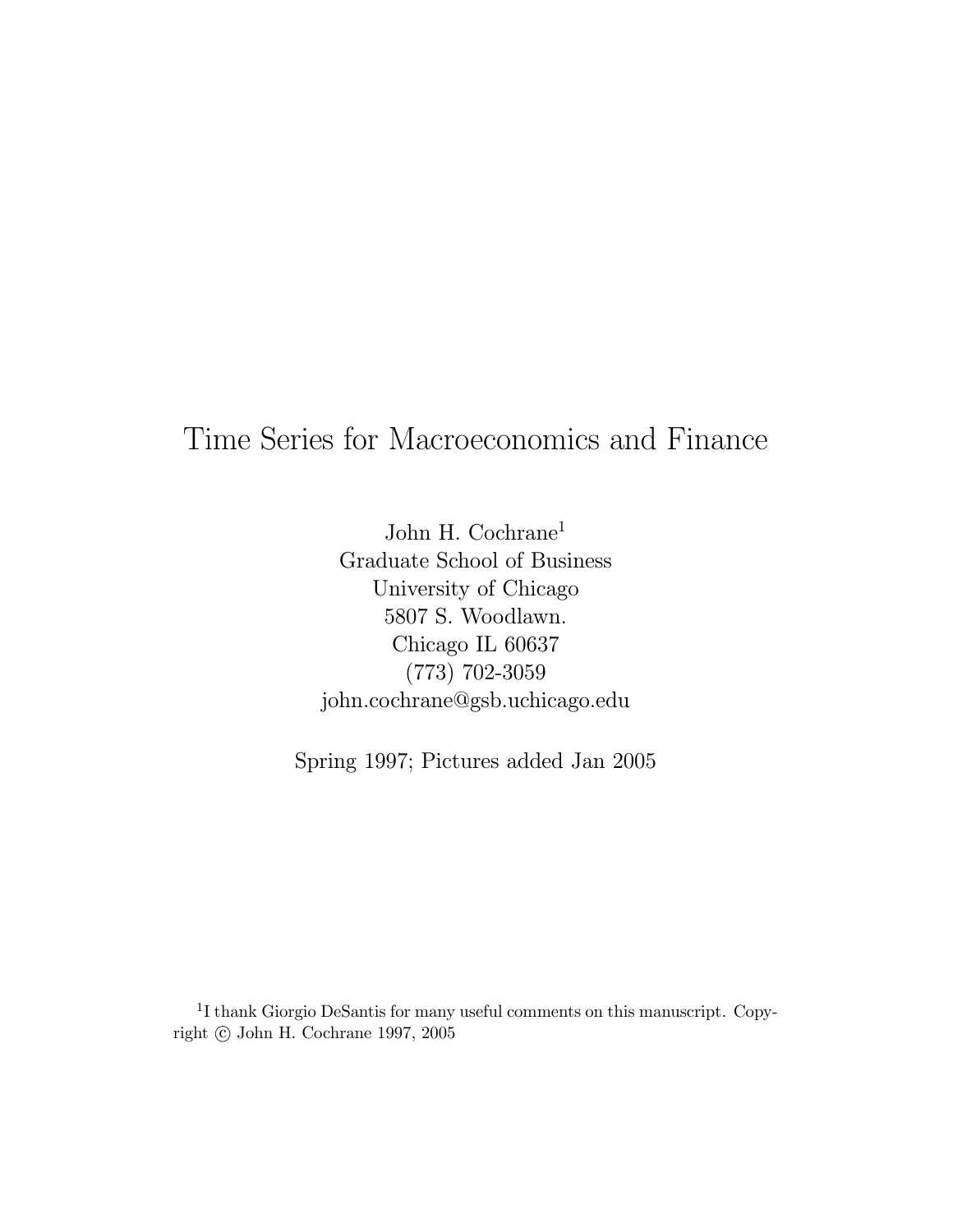# Time Series for Macroeconomics and Finance

John H. Cochrane[1]
Graduate School of Business
University of Chicago
5807 S. Woodlawn.
Chicago IL 60637
(773) 702-3059
john.cochrane@gsb.uchicago.edu

Spring 1997; Pictures added Jan 2005

[1] I thank Giorgio DeSantis for many useful comments on this manuscript. Copyright © John H. Cochrane 1997, 2005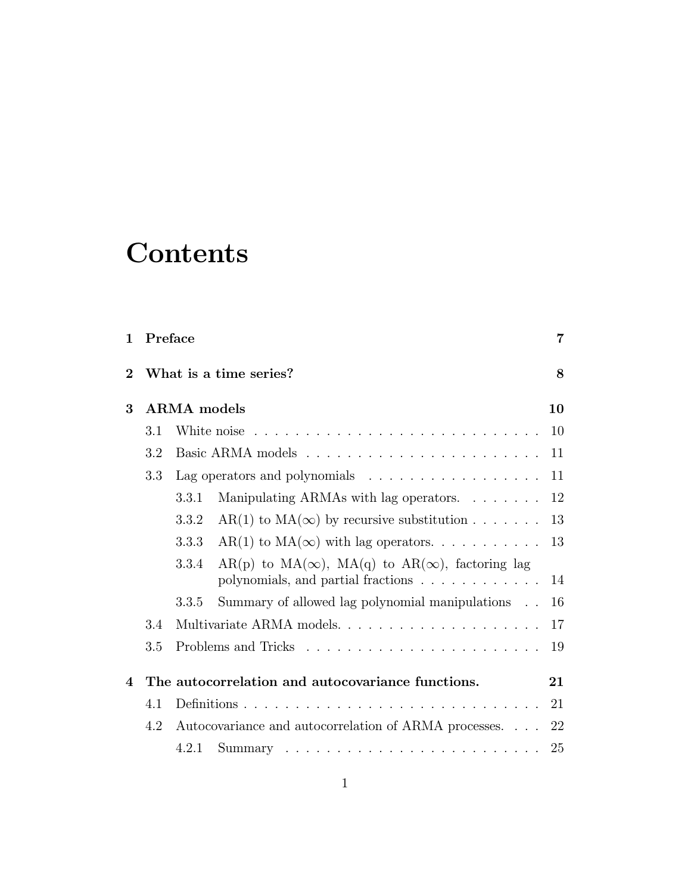# Contents

- **1 Preface** — **7**
- **2 What is a time series?** — **8**
- **3 ARMA models** — **10**
  - 3.1 White noise — 10
  - 3.2 Basic ARMA models — 11
  - 3.3 Lag operators and polynomials — 11
    - 3.3.1 Manipulating ARMAs with lag operators. — 12
    - 3.3.2 AR(1) to MA($\infty$) by recursive substitution — 13
    - 3.3.3 AR(1) to MA($\infty$) with lag operators. — 13
    - 3.3.4 AR(p) to MA($\infty$), MA(q) to AR($\infty$), factoring lag polynomials, and partial fractions — 14
    - 3.3.5 Summary of allowed lag polynomial manipulations — 16
  - 3.4 Multivariate ARMA models. — 17
  - 3.5 Problems and Tricks — 19
- **4 The autocorrelation and autocovariance functions.** — **21**
  - 4.1 Definitions — 21
  - 4.2 Autocovariance and autocorrelation of ARMA processes. — 22
    - 4.2.1 Summary — 25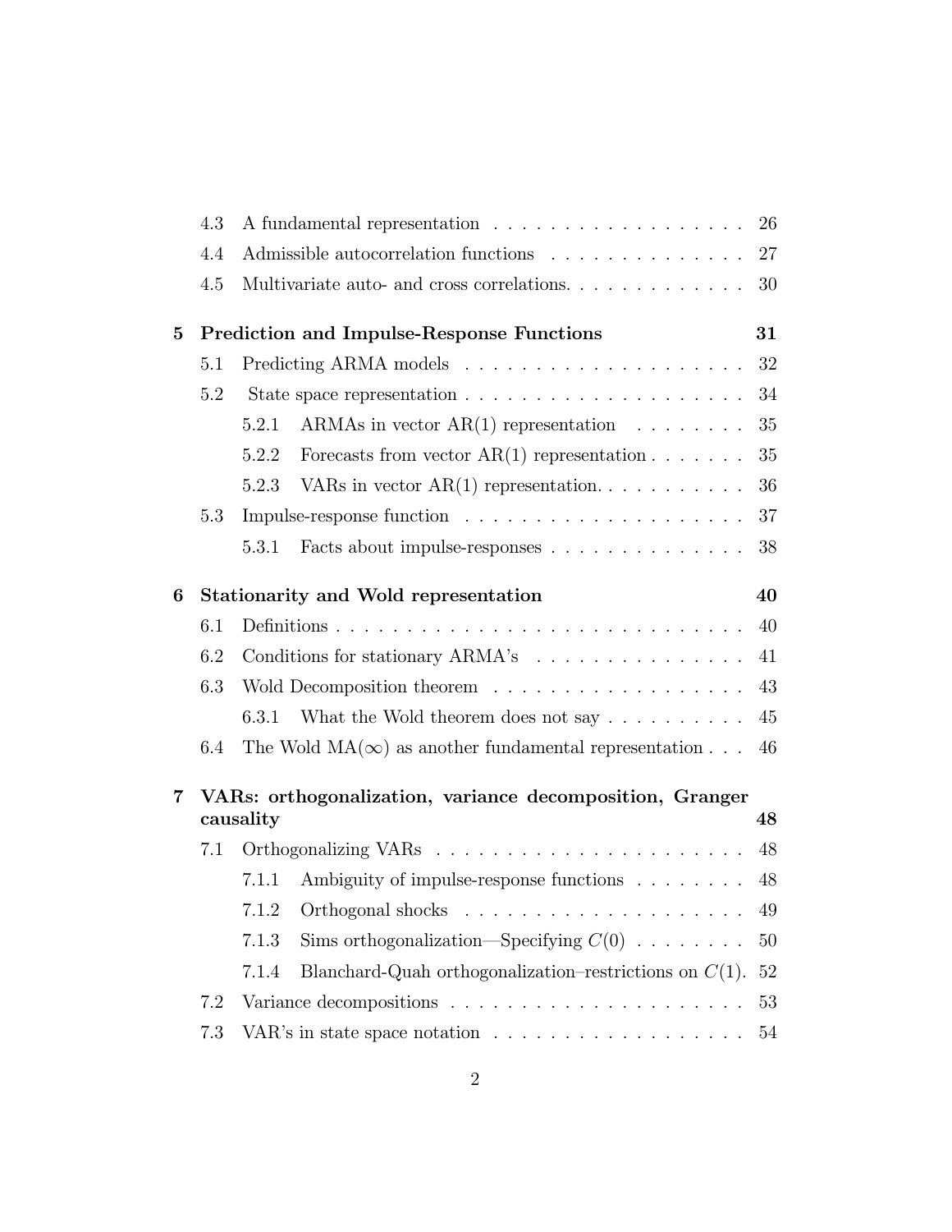4.3 A fundamental representation . . . . . . . . . . . . . . . . . . 26

4.4 Admissible autocorrelation functions . . . . . . . . . . . . . . 27

4.5 Multivariate auto- and cross correlations. . . . . . . . . . . . . 30

**5 Prediction and Impulse-Response Functions 31**

5.1 Predicting ARMA models . . . . . . . . . . . . . . . . . . . . 32

5.2 State space representation . . . . . . . . . . . . . . . . . . . . 34

5.2.1 ARMAs in vector AR(1) representation . . . . . . . . 35

5.2.2 Forecasts from vector AR(1) representation . . . . . . . 35

5.2.3 VARs in vector AR(1) representation. . . . . . . . . . . 36

5.3 Impulse-response function . . . . . . . . . . . . . . . . . . . . 37

5.3.1 Facts about impulse-responses . . . . . . . . . . . . . . 38

**6 Stationarity and Wold representation 40**

6.1 Definitions . . . . . . . . . . . . . . . . . . . . . . . . . . . . . 40

6.2 Conditions for stationary ARMA's . . . . . . . . . . . . . . . 41

6.3 Wold Decomposition theorem . . . . . . . . . . . . . . . . . . 43

6.3.1 What the Wold theorem does not say . . . . . . . . . . 45

6.4 The Wold MA($\infty$) as another fundamental representation . . . 46

**7 VARs: orthogonalization, variance decomposition, Granger causality 48**

7.1 Orthogonalizing VARs . . . . . . . . . . . . . . . . . . . . . . 48

7.1.1 Ambiguity of impulse-response functions . . . . . . . . 48

7.1.2 Orthogonal shocks . . . . . . . . . . . . . . . . . . . . 49

7.1.3 Sims orthogonalization—Specifying $C(0)$ . . . . . . . . 50

7.1.4 Blanchard-Quah orthogonalization–restrictions on $C(1)$. 52

7.2 Variance decompositions . . . . . . . . . . . . . . . . . . . . . 53

7.3 VAR's in state space notation . . . . . . . . . . . . . . . . . . 54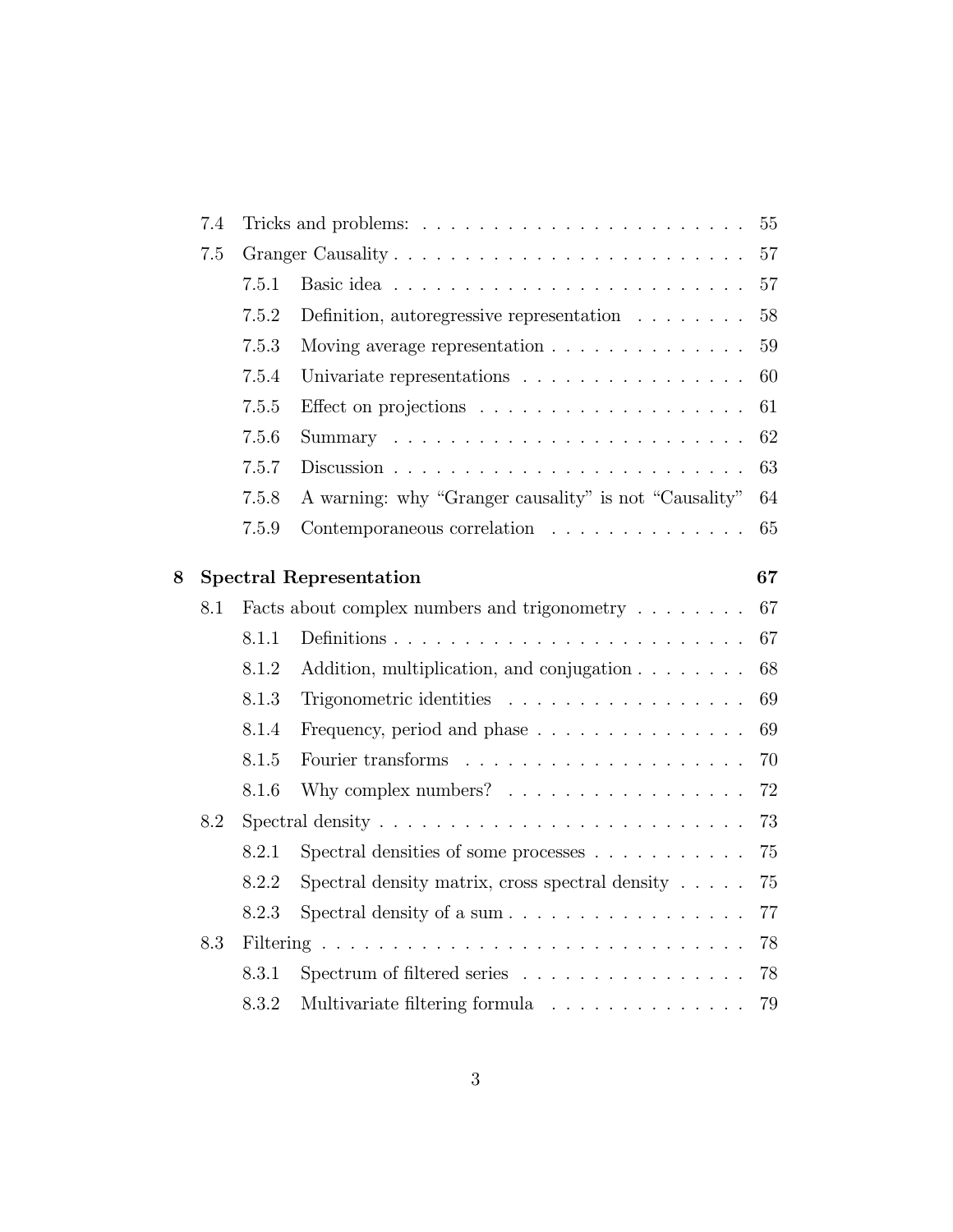- 7.4 Tricks and problems: . . . . . . . . . . . . . . . . . . . . . . . 55
- 7.5 Granger Causality . . . . . . . . . . . . . . . . . . . . . . . . . 57
  - 7.5.1 Basic idea . . . . . . . . . . . . . . . . . . . . . . . . . 57
  - 7.5.2 Definition, autoregressive representation . . . . . . . . 58
  - 7.5.3 Moving average representation . . . . . . . . . . . . . . 59
  - 7.5.4 Univariate representations . . . . . . . . . . . . . . . . 60
  - 7.5.5 Effect on projections . . . . . . . . . . . . . . . . . . . 61
  - 7.5.6 Summary . . . . . . . . . . . . . . . . . . . . . . . . . 62
  - 7.5.7 Discussion . . . . . . . . . . . . . . . . . . . . . . . . . 63
  - 7.5.8 A warning: why "Granger causality" is not "Causality" 64
  - 7.5.9 Contemporaneous correlation . . . . . . . . . . . . . . 65

**8 Spectral Representation 67**

- 8.1 Facts about complex numbers and trigonometry . . . . . . . . 67
  - 8.1.1 Definitions . . . . . . . . . . . . . . . . . . . . . . . . . 67
  - 8.1.2 Addition, multiplication, and conjugation . . . . . . . . 68
  - 8.1.3 Trigonometric identities . . . . . . . . . . . . . . . . . . 69
  - 8.1.4 Frequency, period and phase . . . . . . . . . . . . . . . 69
  - 8.1.5 Fourier transforms . . . . . . . . . . . . . . . . . . . . 70
  - 8.1.6 Why complex numbers? . . . . . . . . . . . . . . . . . 72
- 8.2 Spectral density . . . . . . . . . . . . . . . . . . . . . . . . . . 73
  - 8.2.1 Spectral densities of some processes . . . . . . . . . . . 75
  - 8.2.2 Spectral density matrix, cross spectral density . . . . . 75
  - 8.2.3 Spectral density of a sum . . . . . . . . . . . . . . . . . 77
- 8.3 Filtering . . . . . . . . . . . . . . . . . . . . . . . . . . . . . . 78
  - 8.3.1 Spectrum of filtered series . . . . . . . . . . . . . . . . 78
  - 8.3.2 Multivariate filtering formula . . . . . . . . . . . . . . 79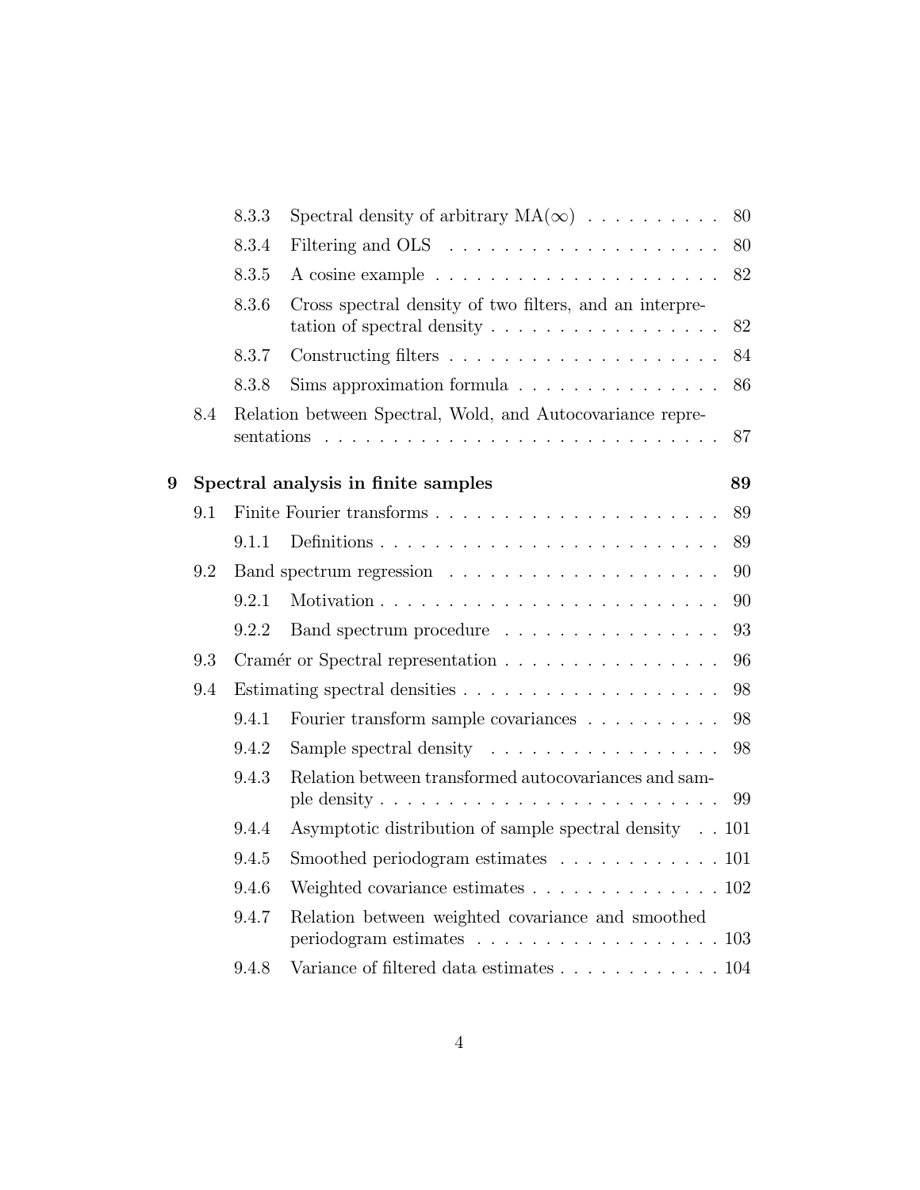- 8.3.3 Spectral density of arbitrary MA($\infty$) . . . . . . . . . . 80
- 8.3.4 Filtering and OLS . . . . . . . . . . . . . . . . . . . . 80
- 8.3.5 A cosine example . . . . . . . . . . . . . . . . . . . . 82
- 8.3.6 Cross spectral density of two filters, and an interpretation of spectral density . . . . . . . . . . . . . . . . . 82
- 8.3.7 Constructing filters . . . . . . . . . . . . . . . . . . . 84
- 8.3.8 Sims approximation formula . . . . . . . . . . . . . . . 86
- 8.4 Relation between Spectral, Wold, and Autocovariance representations . . . . . . . . . . . . . . . . . . . . . . . . . . . 87

**9 Spectral analysis in finite samples** **89**

- 9.1 Finite Fourier transforms . . . . . . . . . . . . . . . . . . . . . 89
  - 9.1.1 Definitions . . . . . . . . . . . . . . . . . . . . . . . . . 89
- 9.2 Band spectrum regression . . . . . . . . . . . . . . . . . . . . 90
  - 9.2.1 Motivation . . . . . . . . . . . . . . . . . . . . . . . . . 90
  - 9.2.2 Band spectrum procedure . . . . . . . . . . . . . . . . 93
- 9.3 Cramér or Spectral representation . . . . . . . . . . . . . . . . 96
- 9.4 Estimating spectral densities . . . . . . . . . . . . . . . . . . . 98
  - 9.4.1 Fourier transform sample covariances . . . . . . . . . . 98
  - 9.4.2 Sample spectral density . . . . . . . . . . . . . . . . . 98
  - 9.4.3 Relation between transformed autocovariances and sample density . . . . . . . . . . . . . . . . . . . . . . . . . 99
  - 9.4.4 Asymptotic distribution of sample spectral density . . 101
  - 9.4.5 Smoothed periodogram estimates . . . . . . . . . . . . 101
  - 9.4.6 Weighted covariance estimates . . . . . . . . . . . . . . 102
  - 9.4.7 Relation between weighted covariance and smoothed periodogram estimates . . . . . . . . . . . . . . . . . . 103
  - 9.4.8 Variance of filtered data estimates . . . . . . . . . . . . 104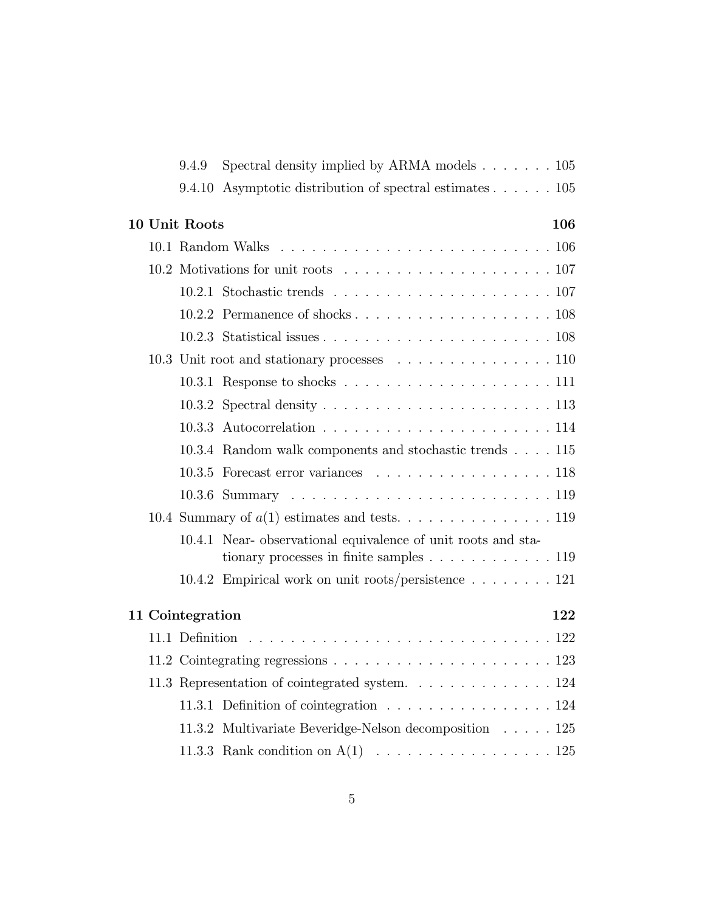9.4.9 Spectral density implied by ARMA models . . . . . . . 105

9.4.10 Asymptotic distribution of spectral estimates . . . . . . 105

**10 Unit Roots** **106**

10.1 Random Walks . . . . . . . . . . . . . . . . . . . . . . . . . . 106

10.2 Motivations for unit roots . . . . . . . . . . . . . . . . . . . . 107

10.2.1 Stochastic trends . . . . . . . . . . . . . . . . . . . . . 107

10.2.2 Permanence of shocks . . . . . . . . . . . . . . . . . . . 108

10.2.3 Statistical issues . . . . . . . . . . . . . . . . . . . . . . 108

10.3 Unit root and stationary processes . . . . . . . . . . . . . . . 110

10.3.1 Response to shocks . . . . . . . . . . . . . . . . . . . . 111

10.3.2 Spectral density . . . . . . . . . . . . . . . . . . . . . . 113

10.3.3 Autocorrelation . . . . . . . . . . . . . . . . . . . . . . 114

10.3.4 Random walk components and stochastic trends . . . . 115

10.3.5 Forecast error variances . . . . . . . . . . . . . . . . . 118

10.3.6 Summary . . . . . . . . . . . . . . . . . . . . . . . . . 119

10.4 Summary of $a(1)$ estimates and tests. . . . . . . . . . . . . . . 119

10.4.1 Near- observational equivalence of unit roots and stationary processes in finite samples . . . . . . . . . . . . 119

10.4.2 Empirical work on unit roots/persistence . . . . . . . . 121

**11 Cointegration** **122**

11.1 Definition . . . . . . . . . . . . . . . . . . . . . . . . . . . . . 122

11.2 Cointegrating regressions . . . . . . . . . . . . . . . . . . . . . 123

11.3 Representation of cointegrated system. . . . . . . . . . . . . . 124

11.3.1 Definition of cointegration . . . . . . . . . . . . . . . . 124

11.3.2 Multivariate Beveridge-Nelson decomposition . . . . . 125

11.3.3 Rank condition on A(1) . . . . . . . . . . . . . . . . . 125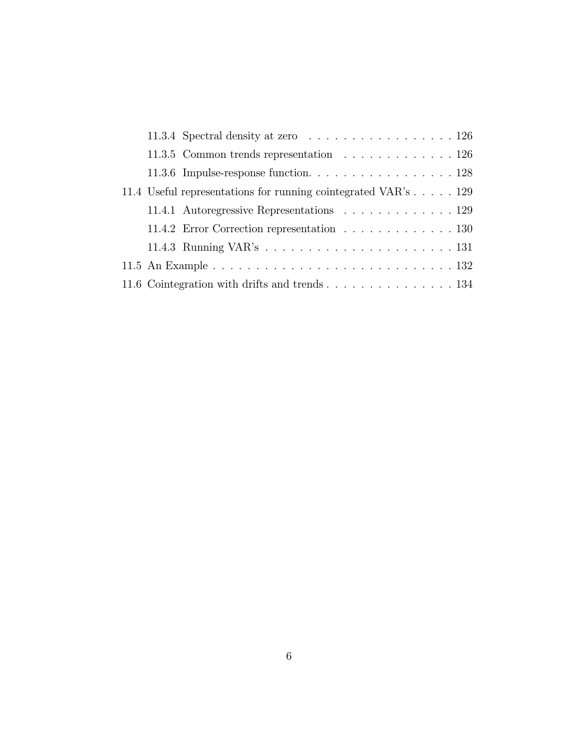11.3.4 Spectral density at zero . . . . . . . . . . . . . . . . . . 126

11.3.5 Common trends representation . . . . . . . . . . . . . 126

11.3.6 Impulse-response function. . . . . . . . . . . . . . . . . . 128

11.4 Useful representations for running cointegrated VAR's . . . . . 129

11.4.1 Autoregressive Representations . . . . . . . . . . . . . 129

11.4.2 Error Correction representation . . . . . . . . . . . . . 130

11.4.3 Running VAR's . . . . . . . . . . . . . . . . . . . . . . 131

11.5 An Example . . . . . . . . . . . . . . . . . . . . . . . . . . . . 132

11.6 Cointegration with drifts and trends . . . . . . . . . . . . . . . . 134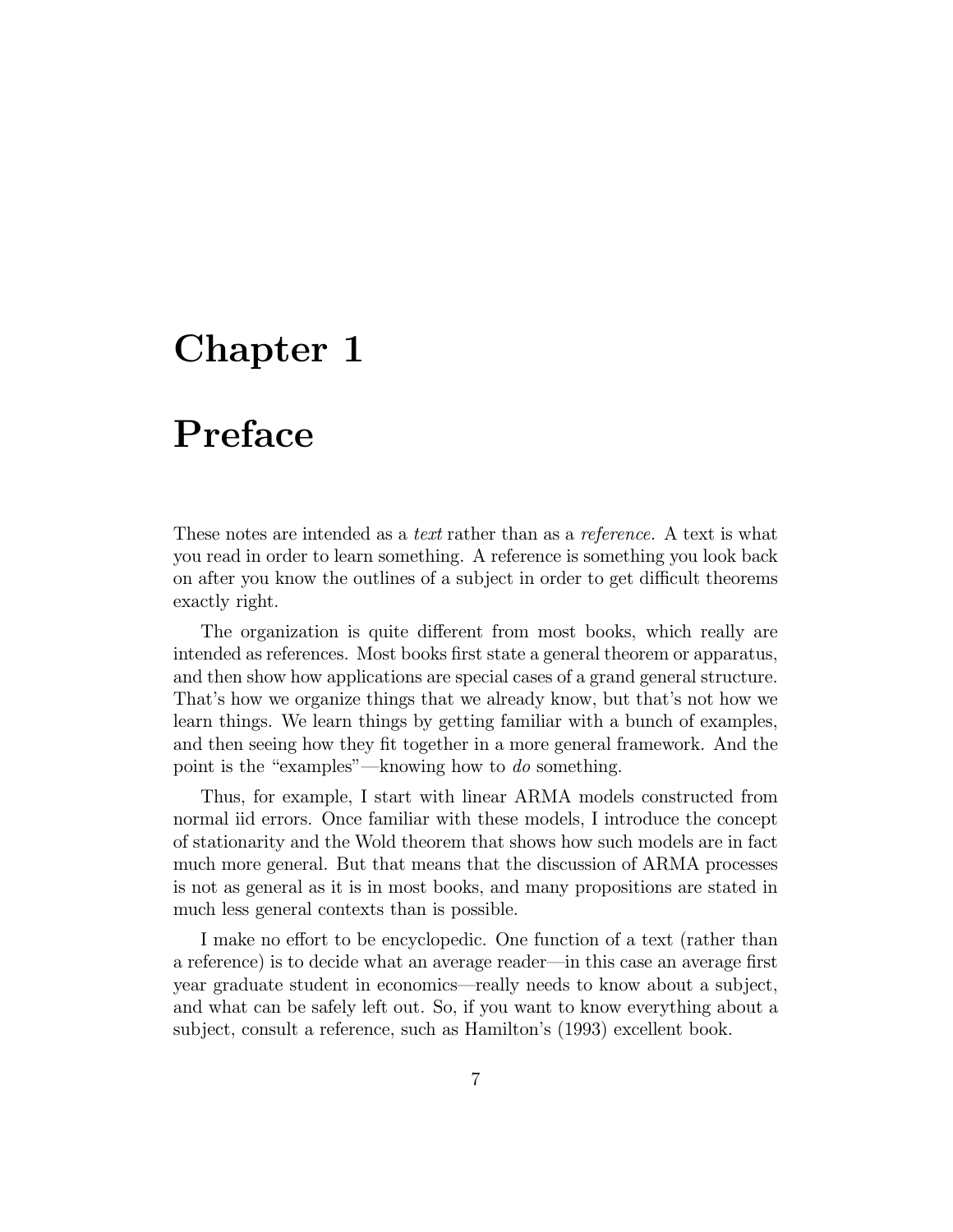# Chapter 1

# Preface

These notes are intended as a *text* rather than as a *reference.* A text is what you read in order to learn something. A reference is something you look back on after you know the outlines of a subject in order to get difficult theorems exactly right.

The organization is quite different from most books, which really are intended as references. Most books first state a general theorem or apparatus, and then show how applications are special cases of a grand general structure. That's how we organize things that we already know, but that's not how we learn things. We learn things by getting familiar with a bunch of examples, and then seeing how they fit together in a more general framework. And the point is the "examples"—knowing how to *do* something.

Thus, for example, I start with linear ARMA models constructed from normal iid errors. Once familiar with these models, I introduce the concept of stationarity and the Wold theorem that shows how such models are in fact much more general. But that means that the discussion of ARMA processes is not as general as it is in most books, and many propositions are stated in much less general contexts than is possible.

I make no effort to be encyclopedic. One function of a text (rather than a reference) is to decide what an average reader—in this case an average first year graduate student in economics—really needs to know about a subject, and what can be safely left out. So, if you want to know everything about a subject, consult a reference, such as Hamilton's (1993) excellent book.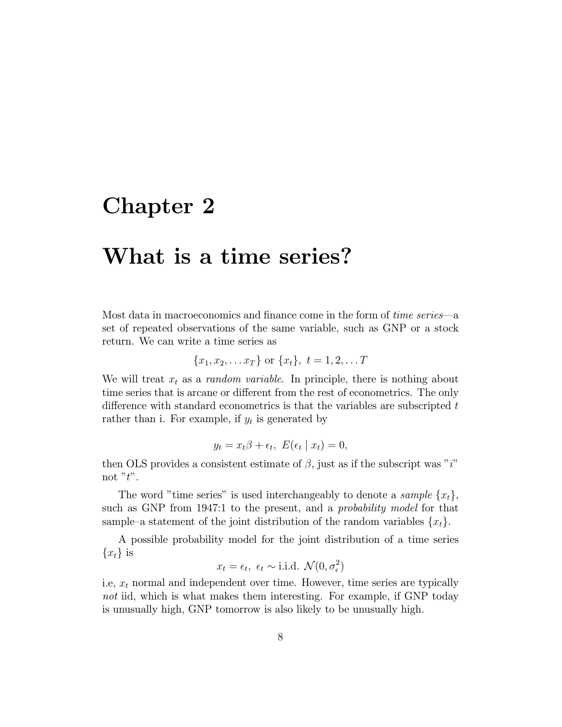# Chapter 2

# What is a time series?

Most data in macroeconomics and finance come in the form of *time series*—a set of repeated observations of the same variable, such as GNP or a stock return. We can write a time series as

$$\{x_1, x_2, \ldots x_T\} \text{ or } \{x_t\},\ t = 1, 2, \ldots T$$

We will treat $x_t$ as a *random variable*. In principle, there is nothing about time series that is arcane or different from the rest of econometrics. The only difference with standard econometrics is that the variables are subscripted $t$ rather than i. For example, if $y_t$ is generated by

$$y_t = x_t\beta + \epsilon_t,\ E(\epsilon_t \mid x_t) = 0,$$

then OLS provides a consistent estimate of $\beta$, just as if the subscript was "$i$" not "$t$".

The word "time series" is used interchangeably to denote a *sample* $\{x_t\}$, such as GNP from 1947:1 to the present, and a *probability model* for that sample–a statement of the joint distribution of the random variables $\{x_t\}$.

A possible probability model for the joint distribution of a time series $\{x_t\}$ is

$$x_t = \epsilon_t,\ \epsilon_t \sim \text{i.i.d. } \mathcal{N}(0, \sigma_\epsilon^2)$$

i.e, $x_t$ normal and independent over time. However, time series are typically *not* iid, which is what makes them interesting. For example, if GNP today is unusually high, GNP tomorrow is also likely to be unusually high.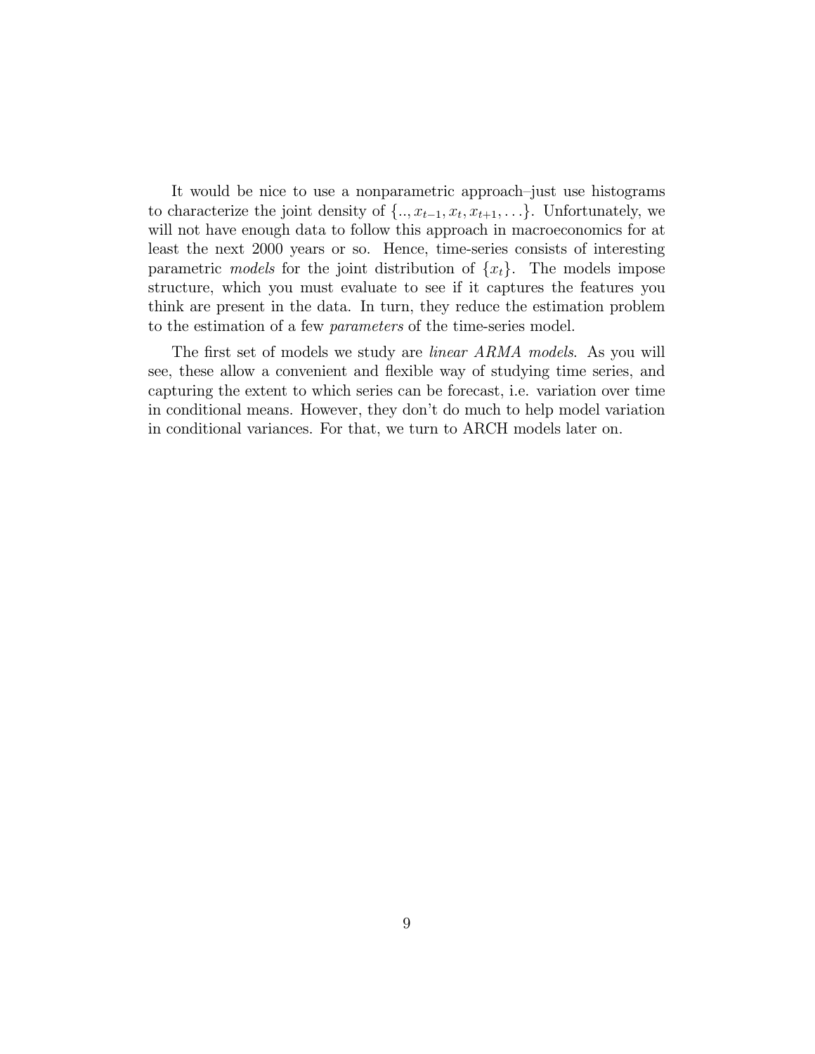It would be nice to use a nonparametric approach–just use histograms to characterize the joint density of $\{.., x_{t-1}, x_t, x_{t+1}, \ldots\}$. Unfortunately, we will not have enough data to follow this approach in macroeconomics for at least the next 2000 years or so. Hence, time-series consists of interesting parametric *models* for the joint distribution of $\{x_t\}$. The models impose structure, which you must evaluate to see if it captures the features you think are present in the data. In turn, they reduce the estimation problem to the estimation of a few *parameters* of the time-series model.

The first set of models we study are *linear ARMA models*. As you will see, these allow a convenient and flexible way of studying time series, and capturing the extent to which series can be forecast, i.e. variation over time in conditional means. However, they don't do much to help model variation in conditional variances. For that, we turn to ARCH models later on.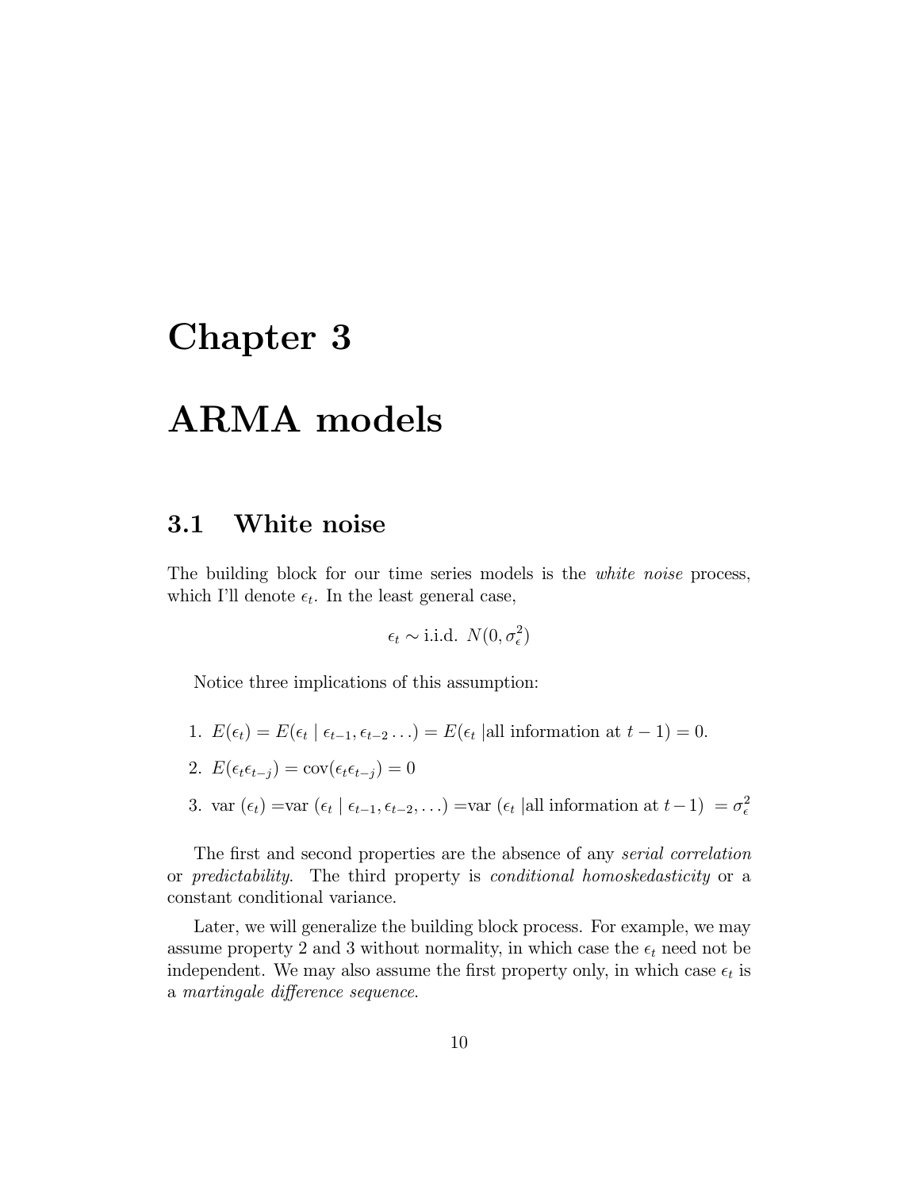# Chapter 3

# ARMA models

## 3.1 White noise

The building block for our time series models is the *white noise* process, which I'll denote $\epsilon_t$. In the least general case,

$$\epsilon_t \sim \text{i.i.d. } N(0, \sigma_\epsilon^2)$$

Notice three implications of this assumption:

1. $E(\epsilon_t) = E(\epsilon_t \mid \epsilon_{t-1}, \epsilon_{t-2} \ldots) = E(\epsilon_t \mid \text{all information at } t-1) = 0.$
2. $E(\epsilon_t \epsilon_{t-j}) = \text{cov}(\epsilon_t \epsilon_{t-j}) = 0$
3. $\text{var}(\epsilon_t) = \text{var}(\epsilon_t \mid \epsilon_{t-1}, \epsilon_{t-2}, \ldots) = \text{var}(\epsilon_t \mid \text{all information at } t-1) = \sigma_\epsilon^2$

The first and second properties are the absence of any *serial correlation* or *predictability*. The third property is *conditional homoskedasticity* or a constant conditional variance.

Later, we will generalize the building block process. For example, we may assume property 2 and 3 without normality, in which case the $\epsilon_t$ need not be independent. We may also assume the first property only, in which case $\epsilon_t$ is a *martingale difference sequence*.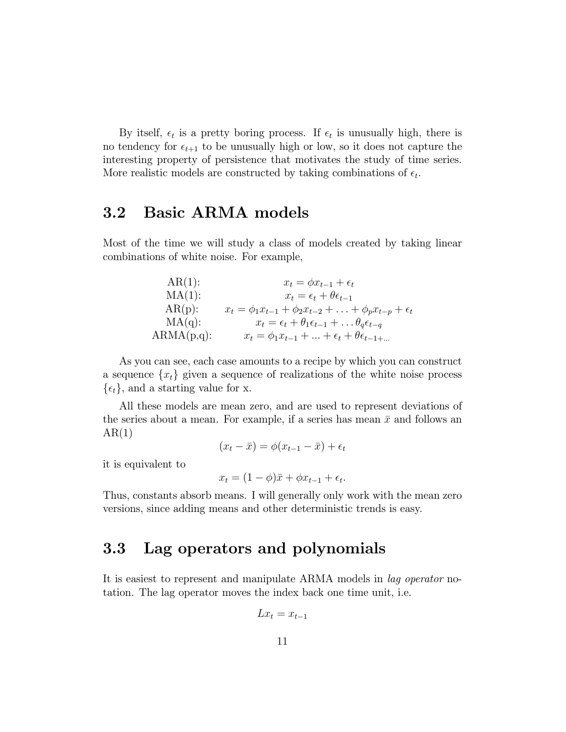By itself, $\epsilon_t$ is a pretty boring process. If $\epsilon_t$ is unusually high, there is no tendency for $\epsilon_{t+1}$ to be unusually high or low, so it does not capture the interesting property of persistence that motivates the study of time series. More realistic models are constructed by taking combinations of $\epsilon_t$.

## 3.2 Basic ARMA models

Most of the time we will study a class of models created by taking linear combinations of white noise. For example,

$$
\begin{array}{cc}
\text{AR(1):} & x_t = \phi x_{t-1} + \epsilon_t \\
\text{MA(1):} & x_t = \epsilon_t + \theta \epsilon_{t-1} \\
\text{AR(p):} & x_t = \phi_1 x_{t-1} + \phi_2 x_{t-2} + \ldots + \phi_p x_{t-p} + \epsilon_t \\
\text{MA(q):} & x_t = \epsilon_t + \theta_1 \epsilon_{t-1} + \ldots \theta_q \epsilon_{t-q} \\
\text{ARMA(p,q):} & x_t = \phi_1 x_{t-1} + \ldots + \epsilon_t + \theta \epsilon_{t-1+\ldots}
\end{array}
$$

As you can see, each case amounts to a recipe by which you can construct a sequence $\{x_t\}$ given a sequence of realizations of the white noise process $\{\epsilon_t\}$, and a starting value for x.

All these models are mean zero, and are used to represent deviations of the series about a mean. For example, if a series has mean $\bar{x}$ and follows an AR(1)

$$(x_t - \bar{x}) = \phi(x_{t-1} - \bar{x}) + \epsilon_t$$

it is equivalent to

$$x_t = (1 - \phi)\bar{x} + \phi x_{t-1} + \epsilon_t.$$

Thus, constants absorb means. I will generally only work with the mean zero versions, since adding means and other deterministic trends is easy.

## 3.3 Lag operators and polynomials

It is easiest to represent and manipulate ARMA models in *lag operator* notation. The lag operator moves the index back one time unit, i.e.

$$Lx_t = x_{t-1}$$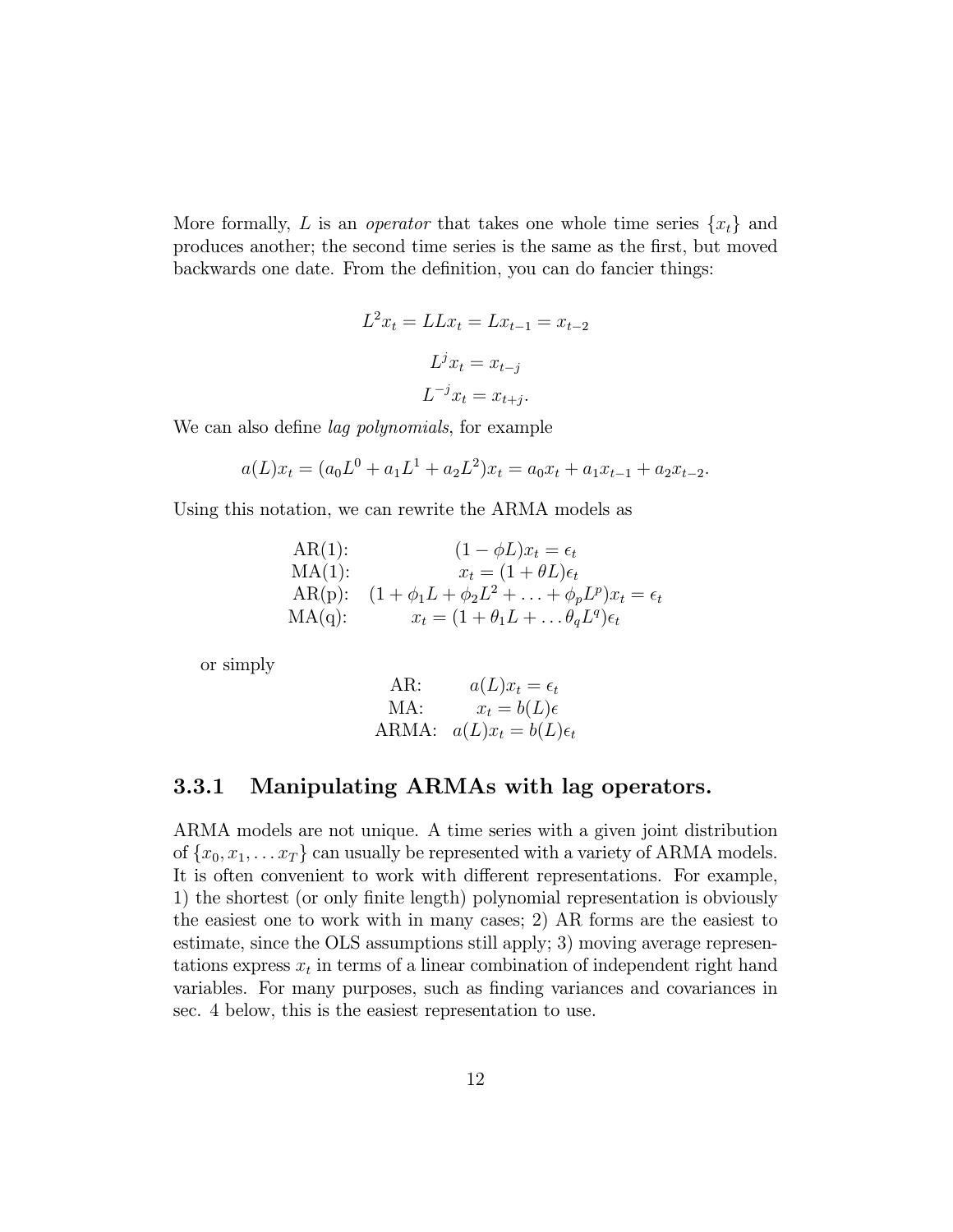More formally, $L$ is an *operator* that takes one whole time series $\{x_t\}$ and produces another; the second time series is the same as the first, but moved backwards one date. From the definition, you can do fancier things:

$$L^2 x_t = LLx_t = Lx_{t-1} = x_{t-2}$$

$$L^j x_t = x_{t-j}$$

$$L^{-j} x_t = x_{t+j}.$$

We can also define *lag polynomials*, for example

$$a(L)x_t = (a_0 L^0 + a_1 L^1 + a_2 L^2)x_t = a_0 x_t + a_1 x_{t-1} + a_2 x_{t-2}.$$

Using this notation, we can rewrite the ARMA models as

$$\begin{array}{rc}
\text{AR(1):} & (1-\phi L)x_t = \epsilon_t \\
\text{MA(1):} & x_t = (1+\theta L)\epsilon_t \\
\text{AR(p):} & (1+\phi_1 L + \phi_2 L^2 + \ldots + \phi_p L^p)x_t = \epsilon_t \\
\text{MA(q):} & x_t = (1+\theta_1 L + \ldots \theta_q L^q)\epsilon_t
\end{array}$$

or simply

$$\begin{array}{rc}
\text{AR:} & a(L)x_t = \epsilon_t \\
\text{MA:} & x_t = b(L)\epsilon \\
\text{ARMA:} & a(L)x_t = b(L)\epsilon_t
\end{array}$$

### 3.3.1 Manipulating ARMAs with lag operators.

ARMA models are not unique. A time series with a given joint distribution of $\{x_0, x_1, \ldots x_T\}$ can usually be represented with a variety of ARMA models. It is often convenient to work with different representations. For example, 1) the shortest (or only finite length) polynomial representation is obviously the easiest one to work with in many cases; 2) AR forms are the easiest to estimate, since the OLS assumptions still apply; 3) moving average representations express $x_t$ in terms of a linear combination of independent right hand variables. For many purposes, such as finding variances and covariances in sec. 4 below, this is the easiest representation to use.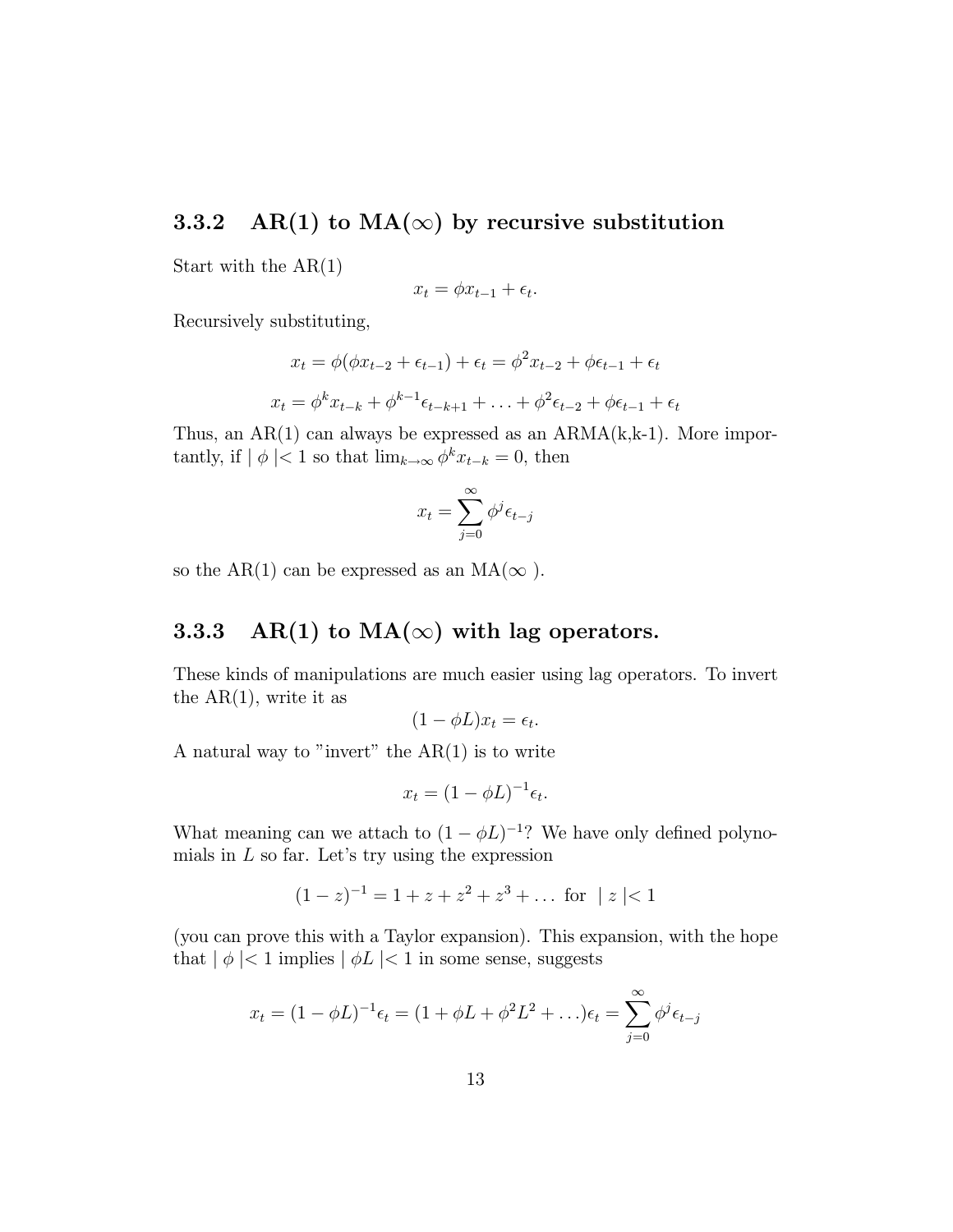### 3.3.2 AR(1) to MA($\infty$) by recursive substitution

Start with the AR(1)

$$x_t = \phi x_{t-1} + \epsilon_t.$$

Recursively substituting,

$$x_t = \phi(\phi x_{t-2} + \epsilon_{t-1}) + \epsilon_t = \phi^2 x_{t-2} + \phi \epsilon_{t-1} + \epsilon_t$$

$$x_t = \phi^k x_{t-k} + \phi^{k-1}\epsilon_{t-k+1} + \ldots + \phi^2 \epsilon_{t-2} + \phi \epsilon_{t-1} + \epsilon_t$$

Thus, an AR(1) can always be expressed as an ARMA(k,k-1). More importantly, if $| \phi |< 1$ so that $\lim_{k\to\infty} \phi^k x_{t-k} = 0$, then

$$x_t = \sum_{j=0}^{\infty} \phi^j \epsilon_{t-j}$$

so the AR(1) can be expressed as an MA($\infty$ ).

### 3.3.3 AR(1) to MA($\infty$) with lag operators.

These kinds of manipulations are much easier using lag operators. To invert the AR(1), write it as

$$(1 - \phi L)x_t = \epsilon_t.$$

A natural way to "invert" the AR(1) is to write

$$x_t = (1 - \phi L)^{-1} \epsilon_t.$$

What meaning can we attach to $(1 - \phi L)^{-1}$? We have only defined polynomials in $L$ so far. Let's try using the expression

$$(1 - z)^{-1} = 1 + z + z^2 + z^3 + \ldots \text{ for } | z |< 1$$

(you can prove this with a Taylor expansion). This expansion, with the hope that $| \phi |< 1$ implies $| \phi L |< 1$ in some sense, suggests

$$x_t = (1 - \phi L)^{-1}\epsilon_t = (1 + \phi L + \phi^2 L^2 + \ldots)\epsilon_t = \sum_{j=0}^{\infty} \phi^j \epsilon_{t-j}$$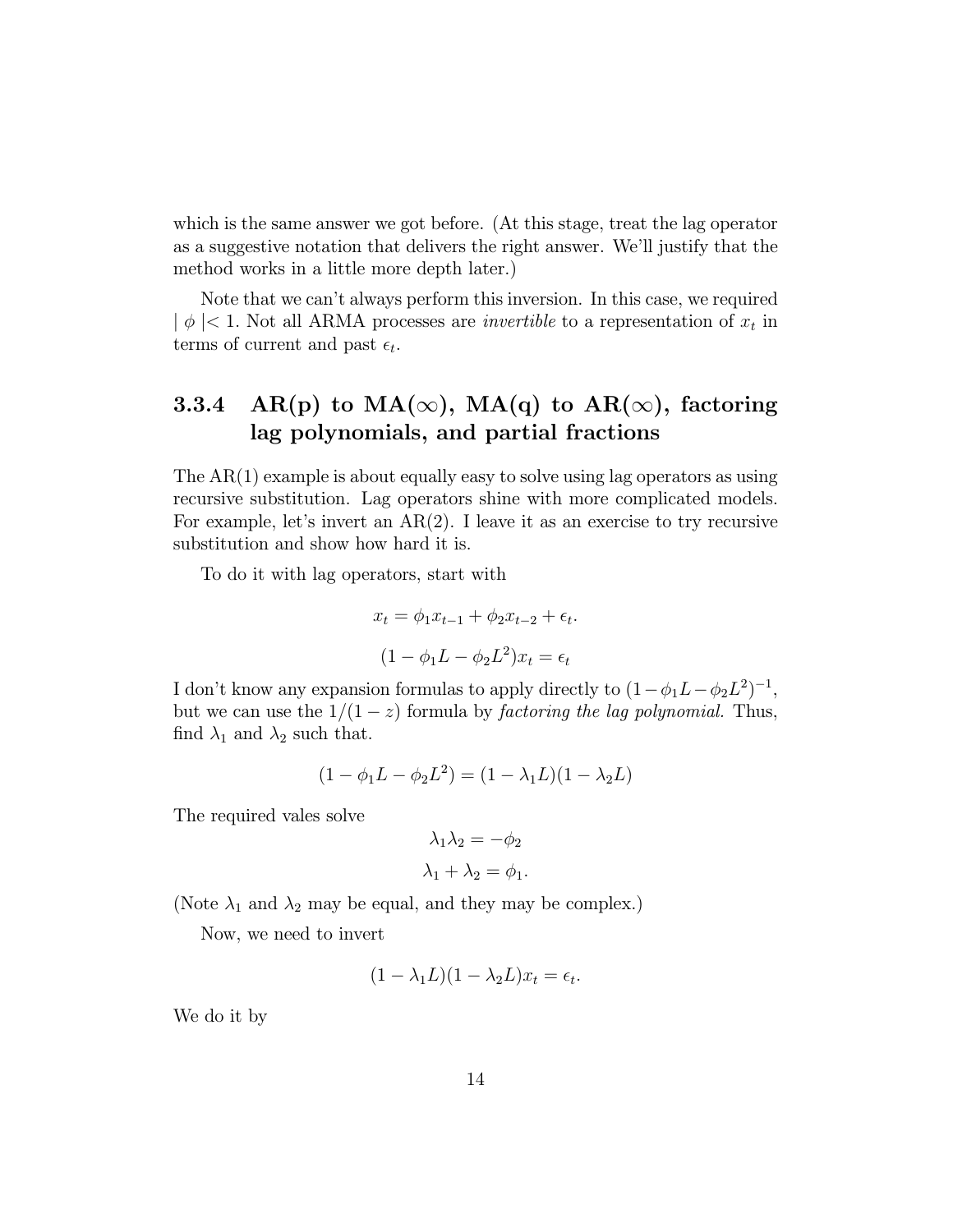which is the same answer we got before. (At this stage, treat the lag operator as a suggestive notation that delivers the right answer. We'll justify that the method works in a little more depth later.)

Note that we can't always perform this inversion. In this case, we required $|\phi| < 1$. Not all ARMA processes are *invertible* to a representation of $x_t$ in terms of current and past $\epsilon_t$.

### 3.3.4 AR(p) to MA($\infty$), MA(q) to AR($\infty$), factoring lag polynomials, and partial fractions

The AR(1) example is about equally easy to solve using lag operators as using recursive substitution. Lag operators shine with more complicated models. For example, let's invert an AR(2). I leave it as an exercise to try recursive substitution and show how hard it is.

To do it with lag operators, start with

$$x_t = \phi_1 x_{t-1} + \phi_2 x_{t-2} + \epsilon_t.$$

$$(1 - \phi_1 L - \phi_2 L^2)x_t = \epsilon_t$$

I don't know any expansion formulas to apply directly to $(1 - \phi_1 L - \phi_2 L^2)^{-1}$, but we can use the $1/(1-z)$ formula by *factoring the lag polynomial.* Thus, find $\lambda_1$ and $\lambda_2$ such that.

$$(1 - \phi_1 L - \phi_2 L^2) = (1 - \lambda_1 L)(1 - \lambda_2 L)$$

The required vales solve

$$\lambda_1 \lambda_2 = -\phi_2$$

$$\lambda_1 + \lambda_2 = \phi_1.$$

(Note $\lambda_1$ and $\lambda_2$ may be equal, and they may be complex.)

Now, we need to invert

$$(1 - \lambda_1 L)(1 - \lambda_2 L)x_t = \epsilon_t.$$

We do it by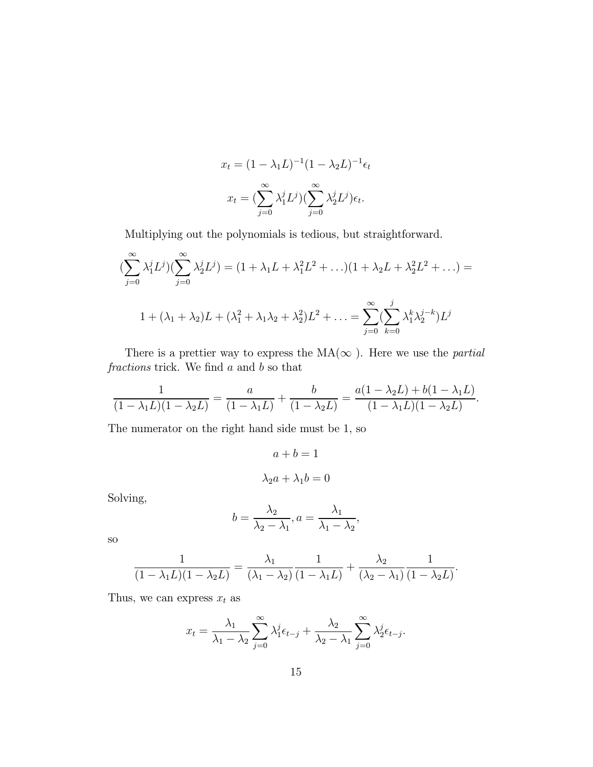$$x_t = (1 - \lambda_1 L)^{-1}(1 - \lambda_2 L)^{-1}\epsilon_t$$

$$x_t = (\sum_{j=0}^{\infty} \lambda_1^j L^j)(\sum_{j=0}^{\infty} \lambda_2^j L^j)\epsilon_t.$$

Multiplying out the polynomials is tedious, but straightforward.

$$(\sum_{j=0}^{\infty} \lambda_1^j L^j)(\sum_{j=0}^{\infty} \lambda_2^j L^j) = (1 + \lambda_1 L + \lambda_1^2 L^2 + \ldots)(1 + \lambda_2 L + \lambda_2^2 L^2 + \ldots) =$$

$$1 + (\lambda_1 + \lambda_2)L + (\lambda_1^2 + \lambda_1\lambda_2 + \lambda_2^2)L^2 + \ldots = \sum_{j=0}^{\infty}(\sum_{k=0}^{j} \lambda_1^k \lambda_2^{j-k})L^j$$

There is a prettier way to express the MA($\infty$ ). Here we use the *partial fractions* trick. We find $a$ and $b$ so that

$$\frac{1}{(1 - \lambda_1 L)(1 - \lambda_2 L)} = \frac{a}{(1 - \lambda_1 L)} + \frac{b}{(1 - \lambda_2 L)} = \frac{a(1 - \lambda_2 L) + b(1 - \lambda_1 L)}{(1 - \lambda_1 L)(1 - \lambda_2 L)}.$$

The numerator on the right hand side must be 1, so

$$a + b = 1$$

$$\lambda_2 a + \lambda_1 b = 0$$

Solving,

$$b = \frac{\lambda_2}{\lambda_2 - \lambda_1}, a = \frac{\lambda_1}{\lambda_1 - \lambda_2},$$

so

$$\frac{1}{(1 - \lambda_1 L)(1 - \lambda_2 L)} = \frac{\lambda_1}{(\lambda_1 - \lambda_2)}\frac{1}{(1 - \lambda_1 L)} + \frac{\lambda_2}{(\lambda_2 - \lambda_1)}\frac{1}{(1 - \lambda_2 L)}.$$

Thus, we can express $x_t$ as

$$x_t = \frac{\lambda_1}{\lambda_1 - \lambda_2}\sum_{j=0}^{\infty} \lambda_1^j \epsilon_{t-j} + \frac{\lambda_2}{\lambda_2 - \lambda_1}\sum_{j=0}^{\infty} \lambda_2^j \epsilon_{t-j}.$$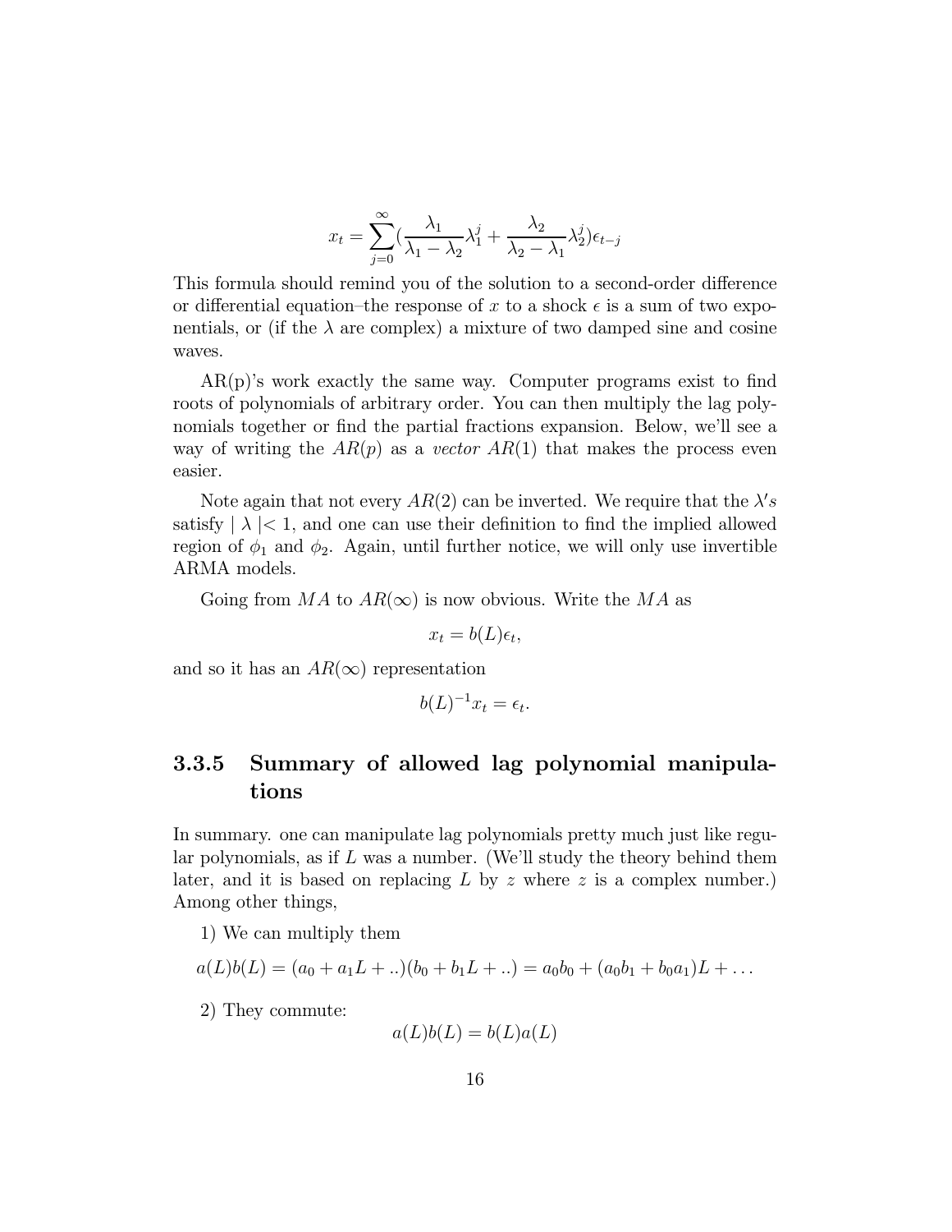$$x_t = \sum_{j=0}^{\infty} (\frac{\lambda_1}{\lambda_1 - \lambda_2}\lambda_1^j + \frac{\lambda_2}{\lambda_2 - \lambda_1}\lambda_2^j)\epsilon_{t-j}$$

This formula should remind you of the solution to a second-order difference or differential equation–the response of $x$ to a shock $\epsilon$ is a sum of two exponentials, or (if the $\lambda$ are complex) a mixture of two damped sine and cosine waves.

AR(p)'s work exactly the same way. Computer programs exist to find roots of polynomials of arbitrary order. You can then multiply the lag polynomials together or find the partial fractions expansion. Below, we'll see a way of writing the $AR(p)$ as a *vector* $AR(1)$ that makes the process even easier.

Note again that not every $AR(2)$ can be inverted. We require that the $\lambda's$ satisfy $|\lambda| < 1$, and one can use their definition to find the implied allowed region of $\phi_1$ and $\phi_2$. Again, until further notice, we will only use invertible ARMA models.

Going from $MA$ to $AR(\infty)$ is now obvious. Write the $MA$ as

$$x_t = b(L)\epsilon_t,$$

and so it has an $AR(\infty)$ representation

$$b(L)^{-1}x_t = \epsilon_t.$$

### 3.3.5 Summary of allowed lag polynomial manipulations

In summary. one can manipulate lag polynomials pretty much just like regular polynomials, as if $L$ was a number. (We'll study the theory behind them later, and it is based on replacing $L$ by $z$ where $z$ is a complex number.) Among other things,

1) We can multiply them

$$a(L)b(L) = (a_0 + a_1L + ..)(b_0 + b_1L + ..) = a_0b_0 + (a_0b_1 + b_0a_1)L + \ldots$$

2) They commute:

$$a(L)b(L) = b(L)a(L)$$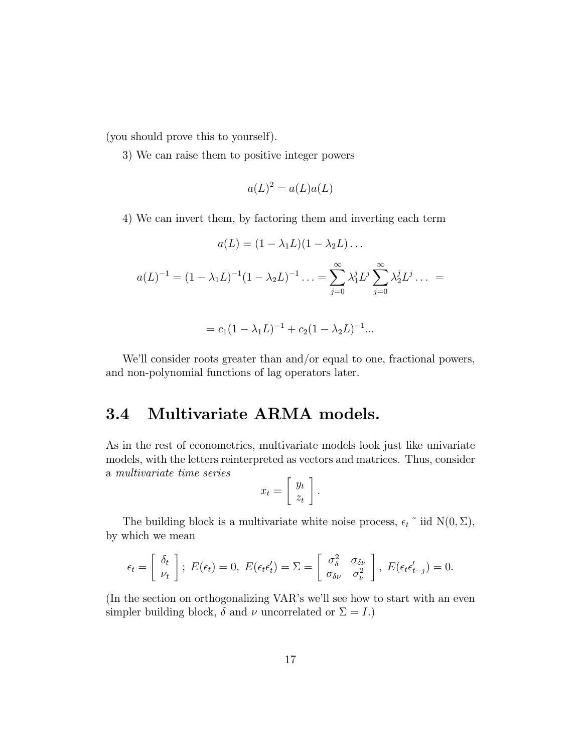(you should prove this to yourself).

3) We can raise them to positive integer powers

$$a(L)^2 = a(L)a(L)$$

4) We can invert them, by factoring them and inverting each term

$$a(L) = (1 - \lambda_1 L)(1 - \lambda_2 L) \dots$$

$$a(L)^{-1} = (1 - \lambda_1 L)^{-1}(1 - \lambda_2 L)^{-1} \dots = \sum_{j=0}^{\infty} \lambda_1^j L^j \sum_{j=0}^{\infty} \lambda_2^j L^j \dots =$$

$$= c_1(1 - \lambda_1 L)^{-1} + c_2(1 - \lambda_2 L)^{-1} \dots$$

We'll consider roots greater than and/or equal to one, fractional powers, and non-polynomial functions of lag operators later.

## 3.4 Multivariate ARMA models.

As in the rest of econometrics, multivariate models look just like univariate models, with the letters reinterpreted as vectors and matrices. Thus, consider a *multivariate time series*

$$x_t = \begin{bmatrix} y_t \\ z_t \end{bmatrix}.$$

The building block is a multivariate white noise process, $\epsilon_t \sim$ iid $\mathrm{N}(0, \Sigma)$, by which we mean

$$\epsilon_t = \begin{bmatrix} \delta_t \\ \nu_t \end{bmatrix};\ E(\epsilon_t) = 0,\ E(\epsilon_t \epsilon_t') = \Sigma = \begin{bmatrix} \sigma_\delta^2 & \sigma_{\delta\nu} \\ \sigma_{\delta\nu} & \sigma_\nu^2 \end{bmatrix},\ E(\epsilon_t \epsilon_{t-j}') = 0.$$

(In the section on orthogonalizing VAR's we'll see how to start with an even simpler building block, $\delta$ and $\nu$ uncorrelated or $\Sigma = I$.)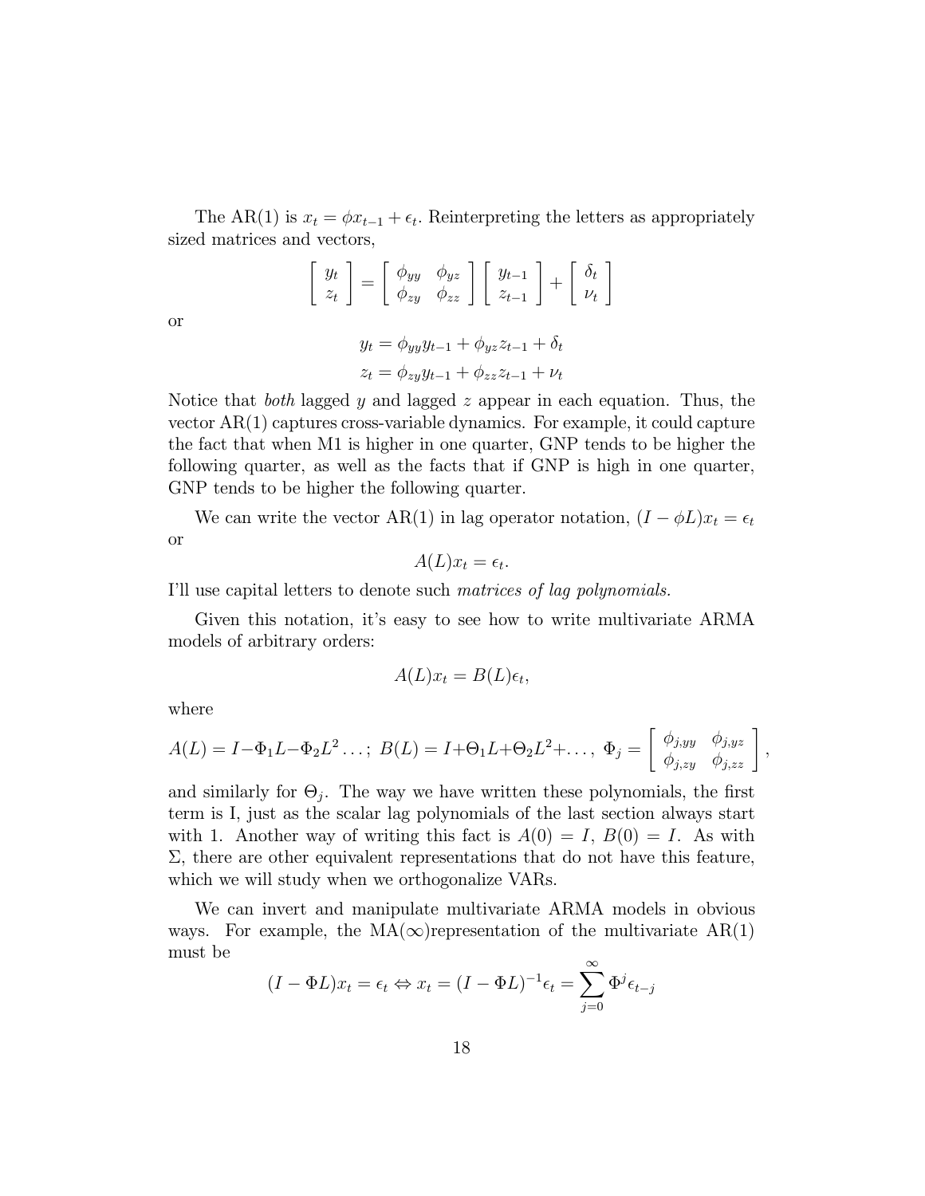The AR(1) is $x_t = \phi x_{t-1} + \epsilon_t$. Reinterpreting the letters as appropriately sized matrices and vectors,

$$\begin{bmatrix} y_t \\ z_t \end{bmatrix} = \begin{bmatrix} \phi_{yy} & \phi_{yz} \\ \phi_{zy} & \phi_{zz} \end{bmatrix} \begin{bmatrix} y_{t-1} \\ z_{t-1} \end{bmatrix} + \begin{bmatrix} \delta_t \\ \nu_t \end{bmatrix}$$

or

$$y_t = \phi_{yy} y_{t-1} + \phi_{yz} z_{t-1} + \delta_t$$
$$z_t = \phi_{zy} y_{t-1} + \phi_{zz} z_{t-1} + \nu_t$$

Notice that *both* lagged $y$ and lagged $z$ appear in each equation. Thus, the vector AR(1) captures cross-variable dynamics. For example, it could capture the fact that when M1 is higher in one quarter, GNP tends to be higher the following quarter, as well as the facts that if GNP is high in one quarter, GNP tends to be higher the following quarter.

We can write the vector AR(1) in lag operator notation, $(I - \phi L)x_t = \epsilon_t$ or

$$A(L)x_t = \epsilon_t.$$

I'll use capital letters to denote such *matrices of lag polynomials.*

Given this notation, it's easy to see how to write multivariate ARMA models of arbitrary orders:

$$A(L)x_t = B(L)\epsilon_t,$$

where

$$A(L) = I - \Phi_1 L - \Phi_2 L^2 \ldots; \; B(L) = I + \Theta_1 L + \Theta_2 L^2 + \ldots, \; \Phi_j = \begin{bmatrix} \phi_{j,yy} & \phi_{j,yz} \\ \phi_{j,zy} & \phi_{j,zz} \end{bmatrix},$$

and similarly for $\Theta_j$. The way we have written these polynomials, the first term is I, just as the scalar lag polynomials of the last section always start with 1. Another way of writing this fact is $A(0) = I$, $B(0) = I$. As with $\Sigma$, there are other equivalent representations that do not have this feature, which we will study when we orthogonalize VARs.

We can invert and manipulate multivariate ARMA models in obvious ways. For example, the MA($\infty$)representation of the multivariate AR(1) must be

$$(I - \Phi L)x_t = \epsilon_t \Leftrightarrow x_t = (I - \Phi L)^{-1}\epsilon_t = \sum_{j=0}^{\infty} \Phi^j \epsilon_{t-j}$$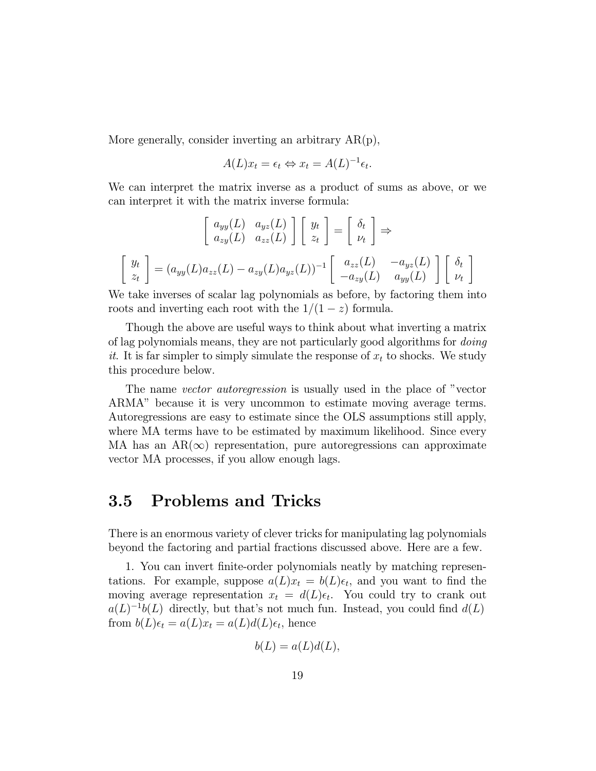More generally, consider inverting an arbitrary AR(p),

$$A(L)x_t = \epsilon_t \Leftrightarrow x_t = A(L)^{-1}\epsilon_t.$$

We can interpret the matrix inverse as a product of sums as above, or we can interpret it with the matrix inverse formula:

$$\left[\begin{array}{cc} a_{yy}(L) & a_{yz}(L) \\ a_{zy}(L) & a_{zz}(L) \end{array}\right]\left[\begin{array}{c} y_t \\ z_t \end{array}\right] = \left[\begin{array}{c} \delta_t \\ \nu_t \end{array}\right] \Rightarrow$$

$$\left[\begin{array}{c} y_t \\ z_t \end{array}\right] = (a_{yy}(L)a_{zz}(L) - a_{zy}(L)a_{yz}(L))^{-1}\left[\begin{array}{cc} a_{zz}(L) & -a_{yz}(L) \\ -a_{zy}(L) & a_{yy}(L) \end{array}\right]\left[\begin{array}{c} \delta_t \\ \nu_t \end{array}\right]$$

We take inverses of scalar lag polynomials as before, by factoring them into roots and inverting each root with the $1/(1-z)$ formula.

Though the above are useful ways to think about what inverting a matrix of lag polynomials means, they are not particularly good algorithms for *doing it*. It is far simpler to simply simulate the response of $x_t$ to shocks. We study this procedure below.

The name *vector autoregression* is usually used in the place of "vector ARMA" because it is very uncommon to estimate moving average terms. Autoregressions are easy to estimate since the OLS assumptions still apply, where MA terms have to be estimated by maximum likelihood. Since every MA has an AR($\infty$) representation, pure autoregressions can approximate vector MA processes, if you allow enough lags.

## 3.5 Problems and Tricks

There is an enormous variety of clever tricks for manipulating lag polynomials beyond the factoring and partial fractions discussed above. Here are a few.

1. You can invert finite-order polynomials neatly by matching representations. For example, suppose $a(L)x_t = b(L)\epsilon_t$, and you want to find the moving average representation $x_t = d(L)\epsilon_t$. You could try to crank out $a(L)^{-1}b(L)$ directly, but that's not much fun. Instead, you could find $d(L)$ from $b(L)\epsilon_t = a(L)x_t = a(L)d(L)\epsilon_t$, hence

$$b(L) = a(L)d(L),$$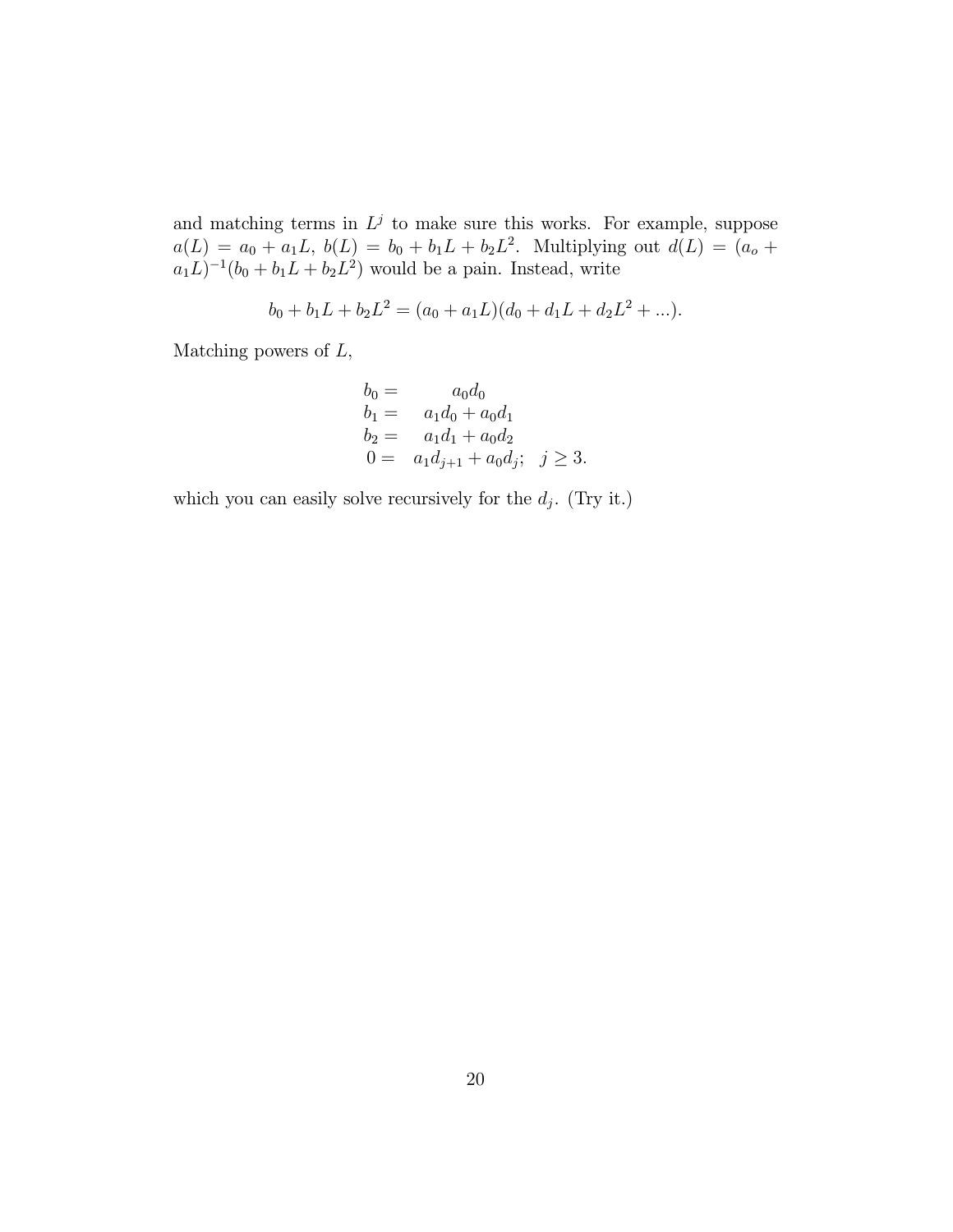and matching terms in $L^j$ to make sure this works. For example, suppose $a(L) = a_0 + a_1 L$, $b(L) = b_0 + b_1 L + b_2 L^2$. Multiplying out $d(L) = (a_o + a_1 L)^{-1}(b_0 + b_1 L + b_2 L^2)$ would be a pain. Instead, write

$$b_0 + b_1 L + b_2 L^2 = (a_0 + a_1 L)(d_0 + d_1 L + d_2 L^2 + ...).$$

Matching powers of $L$,

$$\begin{aligned}
b_0 &= \quad a_0 d_0 \\
b_1 &= \quad a_1 d_0 + a_0 d_1 \\
b_2 &= \quad a_1 d_1 + a_0 d_2 \\
0 &= \quad a_1 d_{j+1} + a_0 d_j; \quad j \geq 3.
\end{aligned}$$

which you can easily solve recursively for the $d_j$. (Try it.)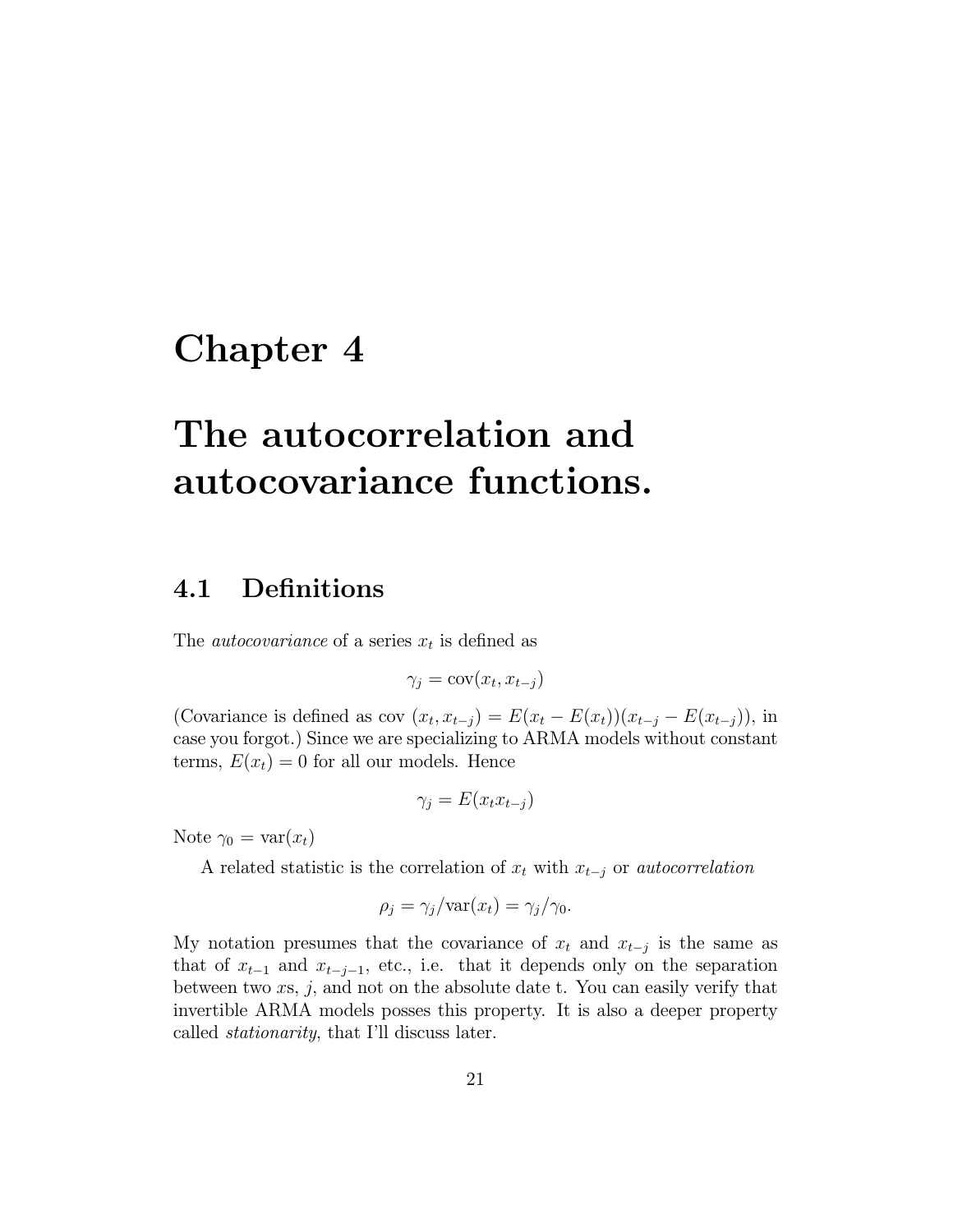# Chapter 4

# The autocorrelation and autocovariance functions.

## 4.1 Definitions

The *autocovariance* of a series $x_t$ is defined as

$$\gamma_j = \text{cov}(x_t, x_{t-j})$$

(Covariance is defined as cov $(x_t, x_{t-j}) = E(x_t - E(x_t))(x_{t-j} - E(x_{t-j}))$, in case you forgot.) Since we are specializing to ARMA models without constant terms, $E(x_t) = 0$ for all our models. Hence

$$\gamma_j = E(x_t x_{t-j})$$

Note $\gamma_0 = \text{var}(x_t)$

A related statistic is the correlation of $x_t$ with $x_{t-j}$ or *autocorrelation*

$$\rho_j = \gamma_j / \text{var}(x_t) = \gamma_j / \gamma_0.$$

My notation presumes that the covariance of $x_t$ and $x_{t-j}$ is the same as that of $x_{t-1}$ and $x_{t-j-1}$, etc., i.e. that it depends only on the separation between two $x$s, $j$, and not on the absolute date t. You can easily verify that invertible ARMA models posses this property. It is also a deeper property called *stationarity*, that I'll discuss later.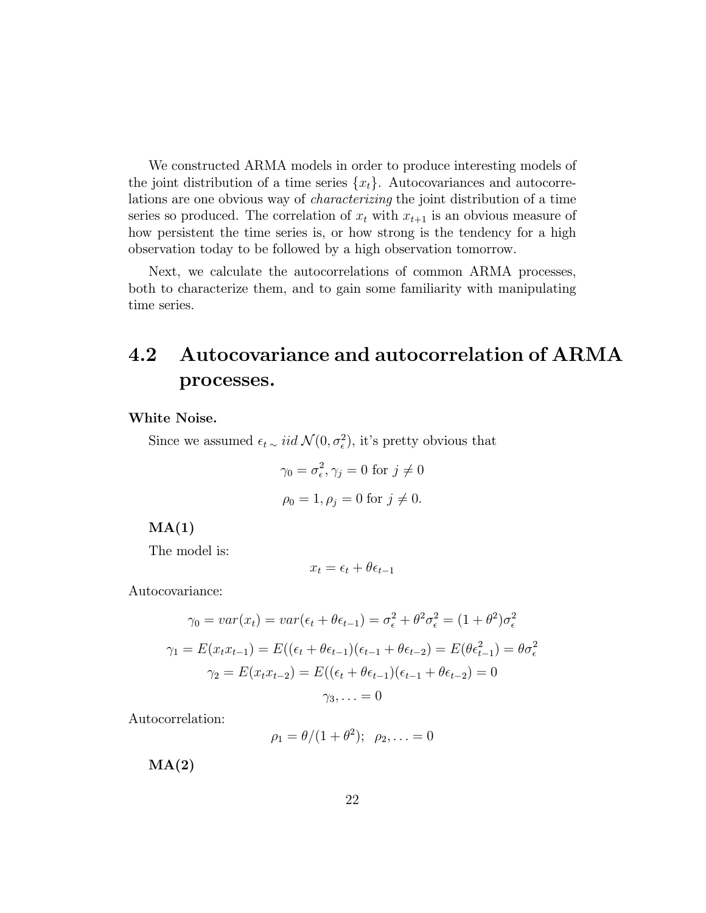We constructed ARMA models in order to produce interesting models of the joint distribution of a time series $\{x_t\}$. Autocovariances and autocorrelations are one obvious way of *characterizing* the joint distribution of a time series so produced. The correlation of $x_t$ with $x_{t+1}$ is an obvious measure of how persistent the time series is, or how strong is the tendency for a high observation today to be followed by a high observation tomorrow.

Next, we calculate the autocorrelations of common ARMA processes, both to characterize them, and to gain some familiarity with manipulating time series.

## 4.2 Autocovariance and autocorrelation of ARMA processes.

**White Noise.**

Since we assumed $\epsilon_t \sim iid\, \mathcal{N}(0, \sigma_\epsilon^2)$, it's pretty obvious that

$$\gamma_0 = \sigma_\epsilon^2, \gamma_j = 0 \text{ for } j \neq 0$$

$$\rho_0 = 1, \rho_j = 0 \text{ for } j \neq 0.$$

**MA(1)**

The model is:

$$x_t = \epsilon_t + \theta\epsilon_{t-1}$$

Autocovariance:

$$\gamma_0 = var(x_t) = var(\epsilon_t + \theta\epsilon_{t-1}) = \sigma_\epsilon^2 + \theta^2\sigma_\epsilon^2 = (1 + \theta^2)\sigma_\epsilon^2$$

$$\gamma_1 = E(x_t x_{t-1}) = E((\epsilon_t + \theta\epsilon_{t-1})(\epsilon_{t-1} + \theta\epsilon_{t-2}) = E(\theta\epsilon_{t-1}^2) = \theta\sigma_\epsilon^2$$

$$\gamma_2 = E(x_t x_{t-2}) = E((\epsilon_t + \theta\epsilon_{t-1})(\epsilon_{t-1} + \theta\epsilon_{t-2}) = 0$$

$$\gamma_3, \ldots = 0$$

Autocorrelation:

$$\rho_1 = \theta/(1 + \theta^2); \;\; \rho_2, \ldots = 0$$

**MA(2)**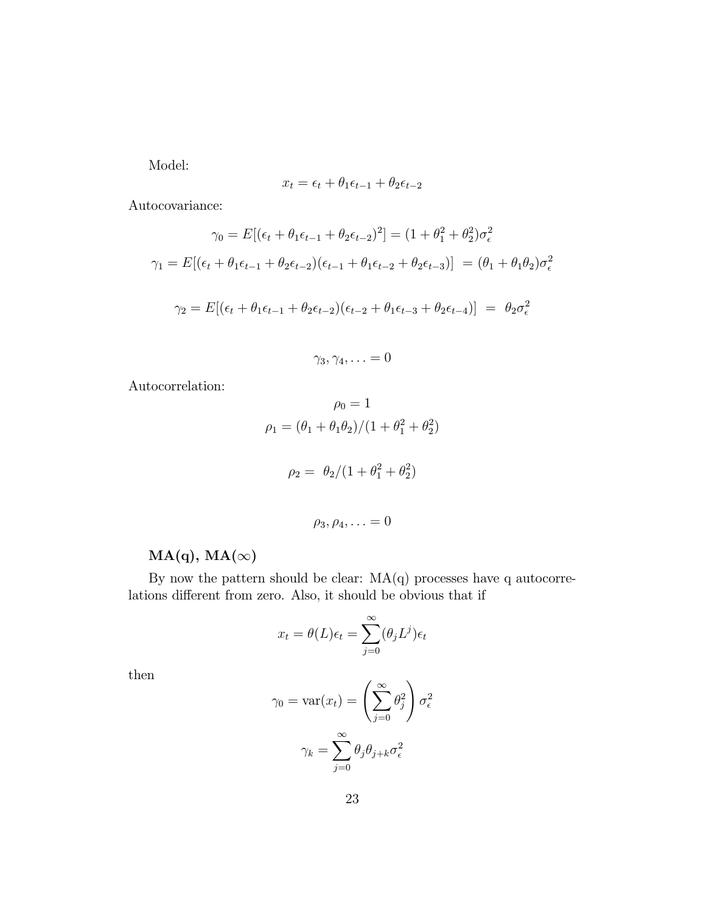Model:

$$x_t = \epsilon_t + \theta_1 \epsilon_{t-1} + \theta_2 \epsilon_{t-2}$$

Autocovariance:

$$\gamma_0 = E[(\epsilon_t + \theta_1 \epsilon_{t-1} + \theta_2 \epsilon_{t-2})^2] = (1 + \theta_1^2 + \theta_2^2)\sigma_\epsilon^2$$

$$\gamma_1 = E[(\epsilon_t + \theta_1 \epsilon_{t-1} + \theta_2 \epsilon_{t-2})(\epsilon_{t-1} + \theta_1 \epsilon_{t-2} + \theta_2 \epsilon_{t-3})] = (\theta_1 + \theta_1 \theta_2)\sigma_\epsilon^2$$

$$\gamma_2 = E[(\epsilon_t + \theta_1 \epsilon_{t-1} + \theta_2 \epsilon_{t-2})(\epsilon_{t-2} + \theta_1 \epsilon_{t-3} + \theta_2 \epsilon_{t-4})] = \theta_2 \sigma_\epsilon^2$$

$$\gamma_3, \gamma_4, \ldots = 0$$

Autocorrelation:

$$\rho_0 = 1$$

$$\rho_1 = (\theta_1 + \theta_1 \theta_2)/(1 + \theta_1^2 + \theta_2^2)$$

$$\rho_2 = \theta_2/(1 + \theta_1^2 + \theta_2^2)$$

$$\rho_3, \rho_4, \ldots = 0$$

**MA(q), MA($\infty$)**

By now the pattern should be clear: MA(q) processes have q autocorrelations different from zero. Also, it should be obvious that if

$$x_t = \theta(L)\epsilon_t = \sum_{j=0}^{\infty} (\theta_j L^j)\epsilon_t$$

then

$$\gamma_0 = \text{var}(x_t) = \left( \sum_{j=0}^{\infty} \theta_j^2 \right) \sigma_\epsilon^2$$

$$\gamma_k = \sum_{j=0}^{\infty} \theta_j \theta_{j+k} \sigma_\epsilon^2$$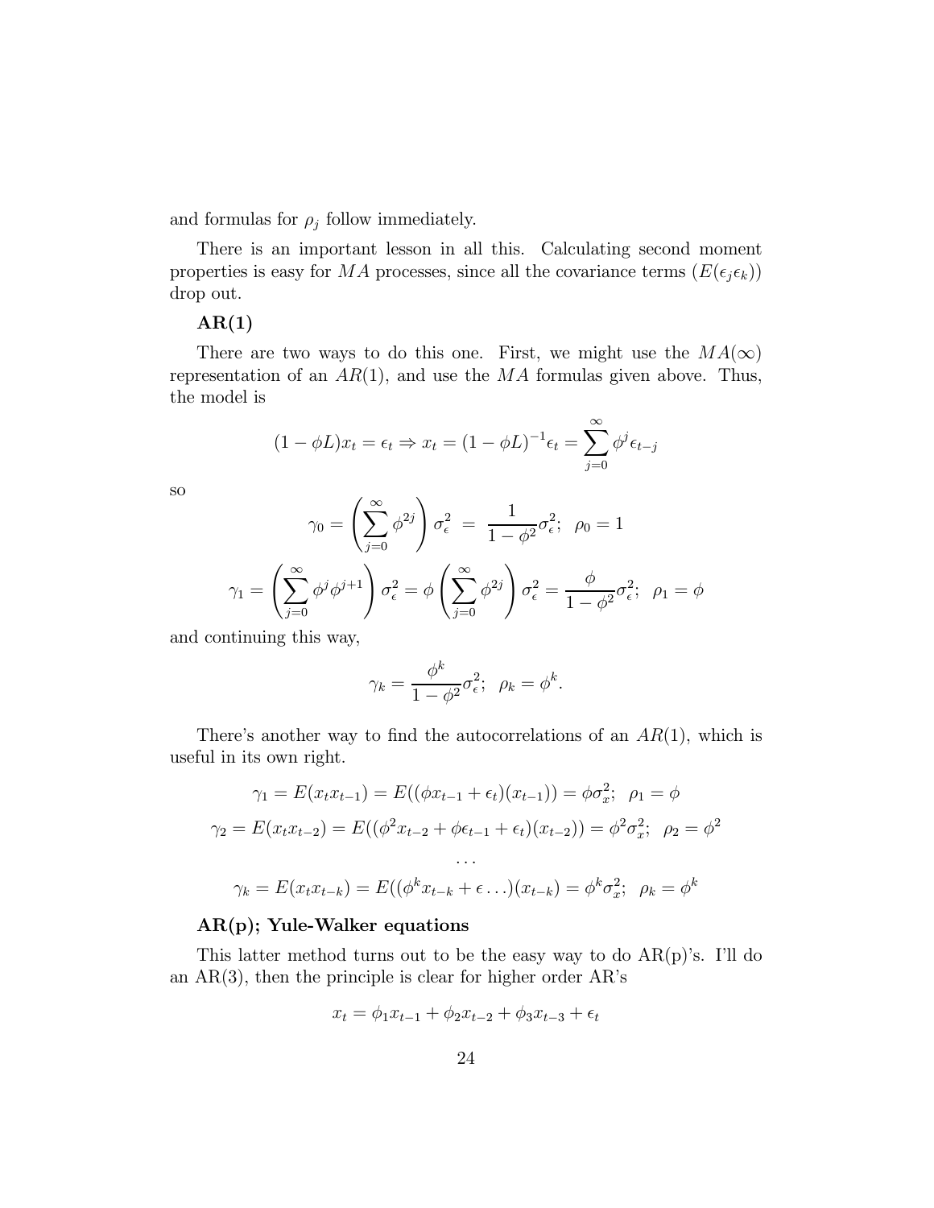and formulas for $\rho_j$ follow immediately.

There is an important lesson in all this. Calculating second moment properties is easy for $MA$ processes, since all the covariance terms ($E(\epsilon_j \epsilon_k)$) drop out.

**AR(1)**

There are two ways to do this one. First, we might use the $MA(\infty)$ representation of an $AR(1)$, and use the $MA$ formulas given above. Thus, the model is

$$(1 - \phi L)x_t = \epsilon_t \Rightarrow x_t = (1 - \phi L)^{-1}\epsilon_t = \sum_{j=0}^{\infty} \phi^j \epsilon_{t-j}$$

so

$$\gamma_0 = \left( \sum_{j=0}^{\infty} \phi^{2j} \right) \sigma_\epsilon^2 \;=\; \frac{1}{1-\phi^2}\sigma_\epsilon^2; \;\; \rho_0 = 1$$

$$\gamma_1 = \left( \sum_{j=0}^{\infty} \phi^j \phi^{j+1} \right) \sigma_\epsilon^2 = \phi \left( \sum_{j=0}^{\infty} \phi^{2j} \right) \sigma_\epsilon^2 = \frac{\phi}{1-\phi^2}\sigma_\epsilon^2; \;\; \rho_1 = \phi$$

and continuing this way,

$$\gamma_k = \frac{\phi^k}{1-\phi^2}\sigma_\epsilon^2; \;\; \rho_k = \phi^k.$$

There's another way to find the autocorrelations of an $AR(1)$, which is useful in its own right.

$$\gamma_1 = E(x_t x_{t-1}) = E((\phi x_{t-1} + \epsilon_t)(x_{t-1})) = \phi \sigma_x^2; \;\; \rho_1 = \phi$$

$$\gamma_2 = E(x_t x_{t-2}) = E((\phi^2 x_{t-2} + \phi \epsilon_{t-1} + \epsilon_t)(x_{t-2})) = \phi^2 \sigma_x^2; \;\; \rho_2 = \phi^2$$

$$\ldots$$

$$\gamma_k = E(x_t x_{t-k}) = E((\phi^k x_{t-k} + \epsilon \ldots)(x_{t-k}) = \phi^k \sigma_x^2; \;\; \rho_k = \phi^k$$

**AR(p); Yule-Walker equations**

This latter method turns out to be the easy way to do AR(p)'s. I'll do an AR(3), then the principle is clear for higher order AR's

$$x_t = \phi_1 x_{t-1} + \phi_2 x_{t-2} + \phi_3 x_{t-3} + \epsilon_t$$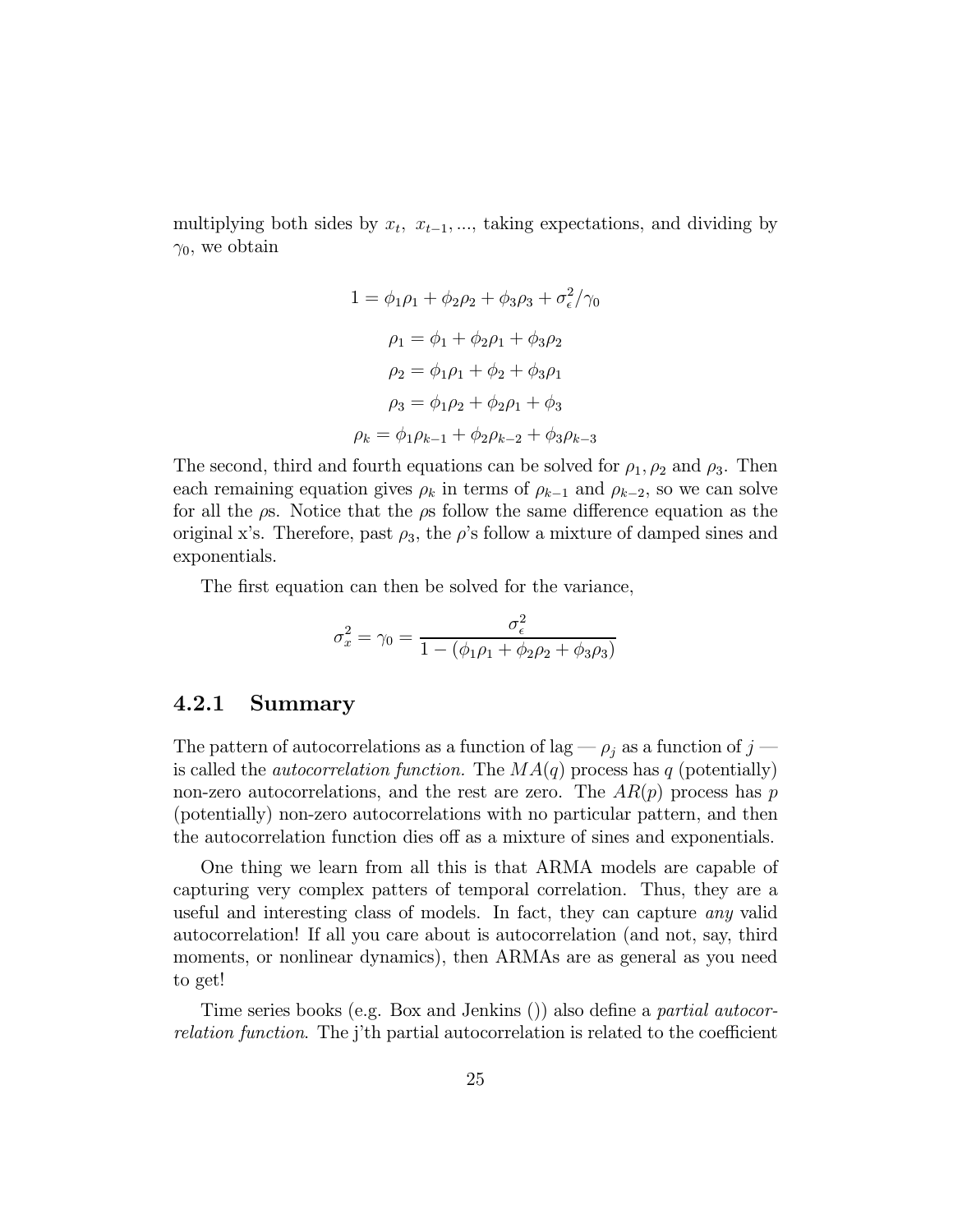multiplying both sides by $x_t,\ x_{t-1}, ...$, taking expectations, and dividing by $\gamma_0$, we obtain

$$1 = \phi_1\rho_1 + \phi_2\rho_2 + \phi_3\rho_3 + \sigma_\epsilon^2/\gamma_0$$

$$\rho_1 = \phi_1 + \phi_2\rho_1 + \phi_3\rho_2$$

$$\rho_2 = \phi_1\rho_1 + \phi_2 + \phi_3\rho_1$$

$$\rho_3 = \phi_1\rho_2 + \phi_2\rho_1 + \phi_3$$

$$\rho_k = \phi_1\rho_{k-1} + \phi_2\rho_{k-2} + \phi_3\rho_{k-3}$$

The second, third and fourth equations can be solved for $\rho_1, \rho_2$ and $\rho_3$. Then each remaining equation gives $\rho_k$ in terms of $\rho_{k-1}$ and $\rho_{k-2}$, so we can solve for all the $\rho$s. Notice that the $\rho$s follow the same difference equation as the original x's. Therefore, past $\rho_3$, the $\rho$'s follow a mixture of damped sines and exponentials.

The first equation can then be solved for the variance,

$$\sigma_x^2 = \gamma_0 = \frac{\sigma_\epsilon^2}{1 - (\phi_1\rho_1 + \phi_2\rho_2 + \phi_3\rho_3)}$$

### 4.2.1 Summary

The pattern of autocorrelations as a function of lag — $\rho_j$ as a function of $j$ — is called the *autocorrelation function.* The $MA(q)$ process has $q$ (potentially) non-zero autocorrelations, and the rest are zero. The $AR(p)$ process has $p$ (potentially) non-zero autocorrelations with no particular pattern, and then the autocorrelation function dies off as a mixture of sines and exponentials.

One thing we learn from all this is that ARMA models are capable of capturing very complex patters of temporal correlation. Thus, they are a useful and interesting class of models. In fact, they can capture *any* valid autocorrelation! If all you care about is autocorrelation (and not, say, third moments, or nonlinear dynamics), then ARMAs are as general as you need to get!

Time series books (e.g. Box and Jenkins ()) also define a *partial autocorrelation function*. The j'th partial autocorrelation is related to the coefficient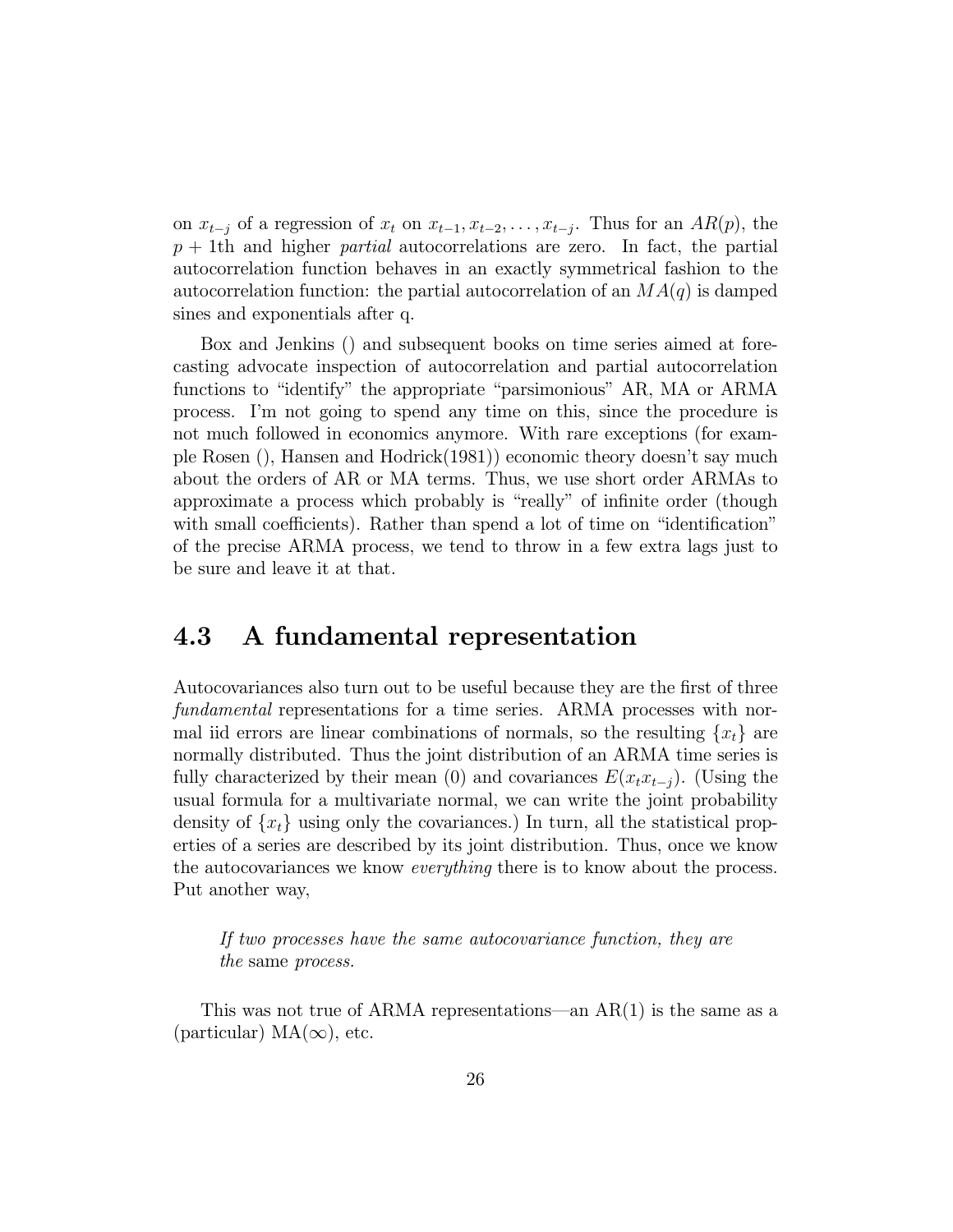on $x_{t-j}$ of a regression of $x_t$ on $x_{t-1}, x_{t-2}, \ldots, x_{t-j}$. Thus for an $AR(p)$, the $p+1$th and higher *partial* autocorrelations are zero. In fact, the partial autocorrelation function behaves in an exactly symmetrical fashion to the autocorrelation function: the partial autocorrelation of an $MA(q)$ is damped sines and exponentials after q.

Box and Jenkins () and subsequent books on time series aimed at forecasting advocate inspection of autocorrelation and partial autocorrelation functions to "identify" the appropriate "parsimonious" AR, MA or ARMA process. I'm not going to spend any time on this, since the procedure is not much followed in economics anymore. With rare exceptions (for example Rosen (), Hansen and Hodrick(1981)) economic theory doesn't say much about the orders of AR or MA terms. Thus, we use short order ARMAs to approximate a process which probably is "really" of infinite order (though with small coefficients). Rather than spend a lot of time on "identification" of the precise ARMA process, we tend to throw in a few extra lags just to be sure and leave it at that.

## 4.3 A fundamental representation

Autocovariances also turn out to be useful because they are the first of three *fundamental* representations for a time series. ARMA processes with normal iid errors are linear combinations of normals, so the resulting $\{x_t\}$ are normally distributed. Thus the joint distribution of an ARMA time series is fully characterized by their mean (0) and covariances $E(x_t x_{t-j})$. (Using the usual formula for a multivariate normal, we can write the joint probability density of $\{x_t\}$ using only the covariances.) In turn, all the statistical properties of a series are described by its joint distribution. Thus, once we know the autocovariances we know *everything* there is to know about the process. Put another way,

> *If two processes have the same autocovariance function, they are the* same *process.*

This was not true of ARMA representations—an AR(1) is the same as a (particular) MA($\infty$), etc.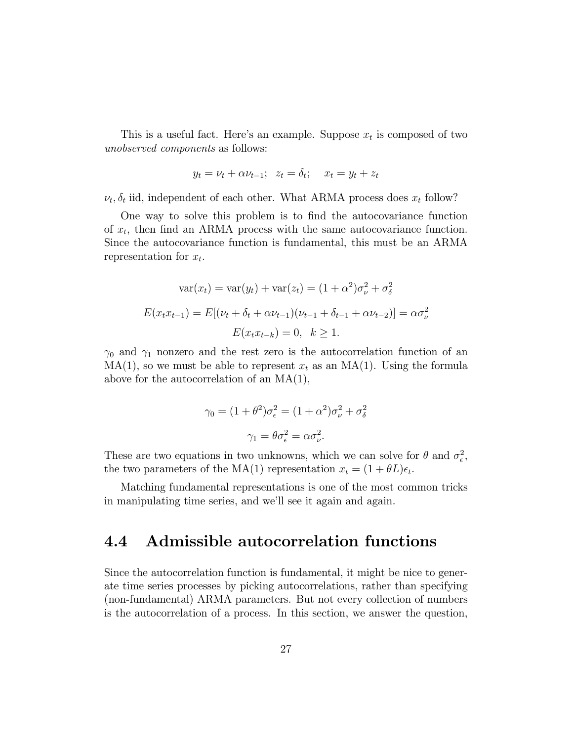This is a useful fact. Here's an example. Suppose $x_t$ is composed of two *unobserved components* as follows:

$$y_t = \nu_t + \alpha\nu_{t-1}; \quad z_t = \delta_t; \quad x_t = y_t + z_t$$

$\nu_t, \delta_t$ iid, independent of each other. What ARMA process does $x_t$ follow?

One way to solve this problem is to find the autocovariance function of $x_t$, then find an ARMA process with the same autocovariance function. Since the autocovariance function is fundamental, this must be an ARMA representation for $x_t$.

$$\text{var}(x_t) = \text{var}(y_t) + \text{var}(z_t) = (1+\alpha^2)\sigma_\nu^2 + \sigma_\delta^2$$

$$E(x_t x_{t-1}) = E[(\nu_t + \delta_t + \alpha\nu_{t-1})(\nu_{t-1} + \delta_{t-1} + \alpha\nu_{t-2})] = \alpha\sigma_\nu^2$$

$$E(x_t x_{t-k}) = 0, \quad k \geq 1.$$

$\gamma_0$ and $\gamma_1$ nonzero and the rest zero is the autocorrelation function of an MA(1), so we must be able to represent $x_t$ as an MA(1). Using the formula above for the autocorrelation of an MA(1),

$$\gamma_0 = (1+\theta^2)\sigma_\epsilon^2 = (1+\alpha^2)\sigma_\nu^2 + \sigma_\delta^2$$

$$\gamma_1 = \theta\sigma_\epsilon^2 = \alpha\sigma_\nu^2.$$

These are two equations in two unknowns, which we can solve for $\theta$ and $\sigma_\epsilon^2$, the two parameters of the MA(1) representation $x_t = (1+\theta L)\epsilon_t$.

Matching fundamental representations is one of the most common tricks in manipulating time series, and we'll see it again and again.

## 4.4 Admissible autocorrelation functions

Since the autocorrelation function is fundamental, it might be nice to generate time series processes by picking autocorrelations, rather than specifying (non-fundamental) ARMA parameters. But not every collection of numbers is the autocorrelation of a process. In this section, we answer the question,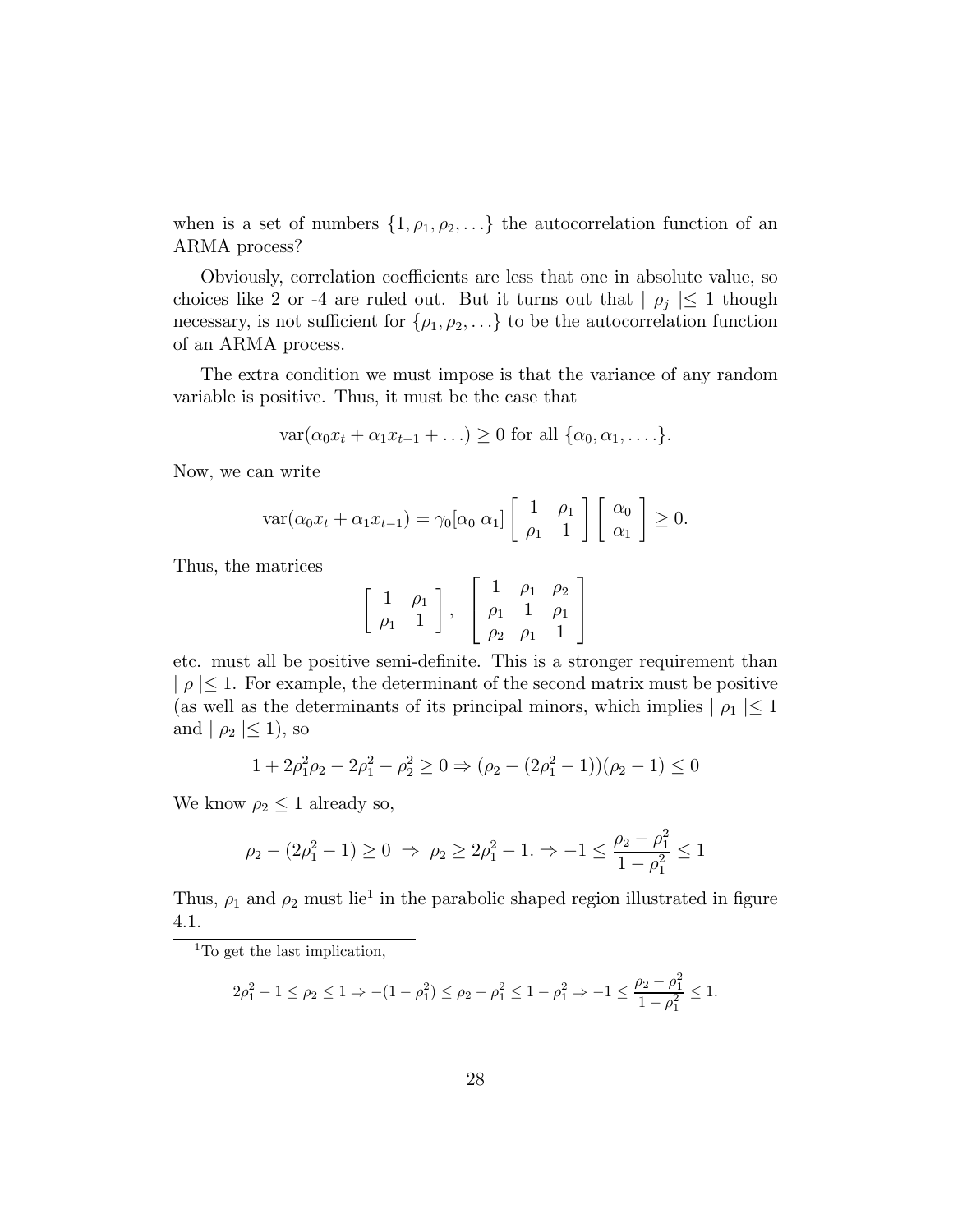when is a set of numbers $\{1, \rho_1, \rho_2, \ldots\}$ the autocorrelation function of an ARMA process?

Obviously, correlation coefficients are less that one in absolute value, so choices like 2 or -4 are ruled out. But it turns out that $|\rho_j| \leq 1$ though necessary, is not sufficient for $\{\rho_1, \rho_2, \ldots\}$ to be the autocorrelation function of an ARMA process.

The extra condition we must impose is that the variance of any random variable is positive. Thus, it must be the case that

$$\text{var}(\alpha_0 x_t + \alpha_1 x_{t-1} + \ldots) \geq 0 \text{ for all } \{\alpha_0, \alpha_1, \ldots.\}.$$

Now, we can write

$$\text{var}(\alpha_0 x_t + \alpha_1 x_{t-1}) = \gamma_0 [\alpha_0 \ \alpha_1] \begin{bmatrix} 1 & \rho_1 \\ \rho_1 & 1 \end{bmatrix} \begin{bmatrix} \alpha_0 \\ \alpha_1 \end{bmatrix} \geq 0.$$

Thus, the matrices

$$\begin{bmatrix} 1 & \rho_1 \\ \rho_1 & 1 \end{bmatrix}, \quad \begin{bmatrix} 1 & \rho_1 & \rho_2 \\ \rho_1 & 1 & \rho_1 \\ \rho_2 & \rho_1 & 1 \end{bmatrix}$$

etc. must all be positive semi-definite. This is a stronger requirement than $|\rho| \leq 1$. For example, the determinant of the second matrix must be positive (as well as the determinants of its principal minors, which implies $|\rho_1| \leq 1$ and $|\rho_2| \leq 1$), so

$$1 + 2\rho_1^2\rho_2 - 2\rho_1^2 - \rho_2^2 \geq 0 \Rightarrow (\rho_2 - (2\rho_1^2 - 1))(\rho_2 - 1) \leq 0$$

We know $\rho_2 \leq 1$ already so,

$$\rho_2 - (2\rho_1^2 - 1) \geq 0 \ \Rightarrow \ \rho_2 \geq 2\rho_1^2 - 1. \Rightarrow -1 \leq \frac{\rho_2 - \rho_1^2}{1 - \rho_1^2} \leq 1$$

Thus, $\rho_1$ and $\rho_2$ must lie[1] in the parabolic shaped region illustrated in figure 4.1.

---

[1] To get the last implication,

$$2\rho_1^2 - 1 \leq \rho_2 \leq 1 \Rightarrow -(1 - \rho_1^2) \leq \rho_2 - \rho_1^2 \leq 1 - \rho_1^2 \Rightarrow -1 \leq \frac{\rho_2 - \rho_1^2}{1 - \rho_1^2} \leq 1.$$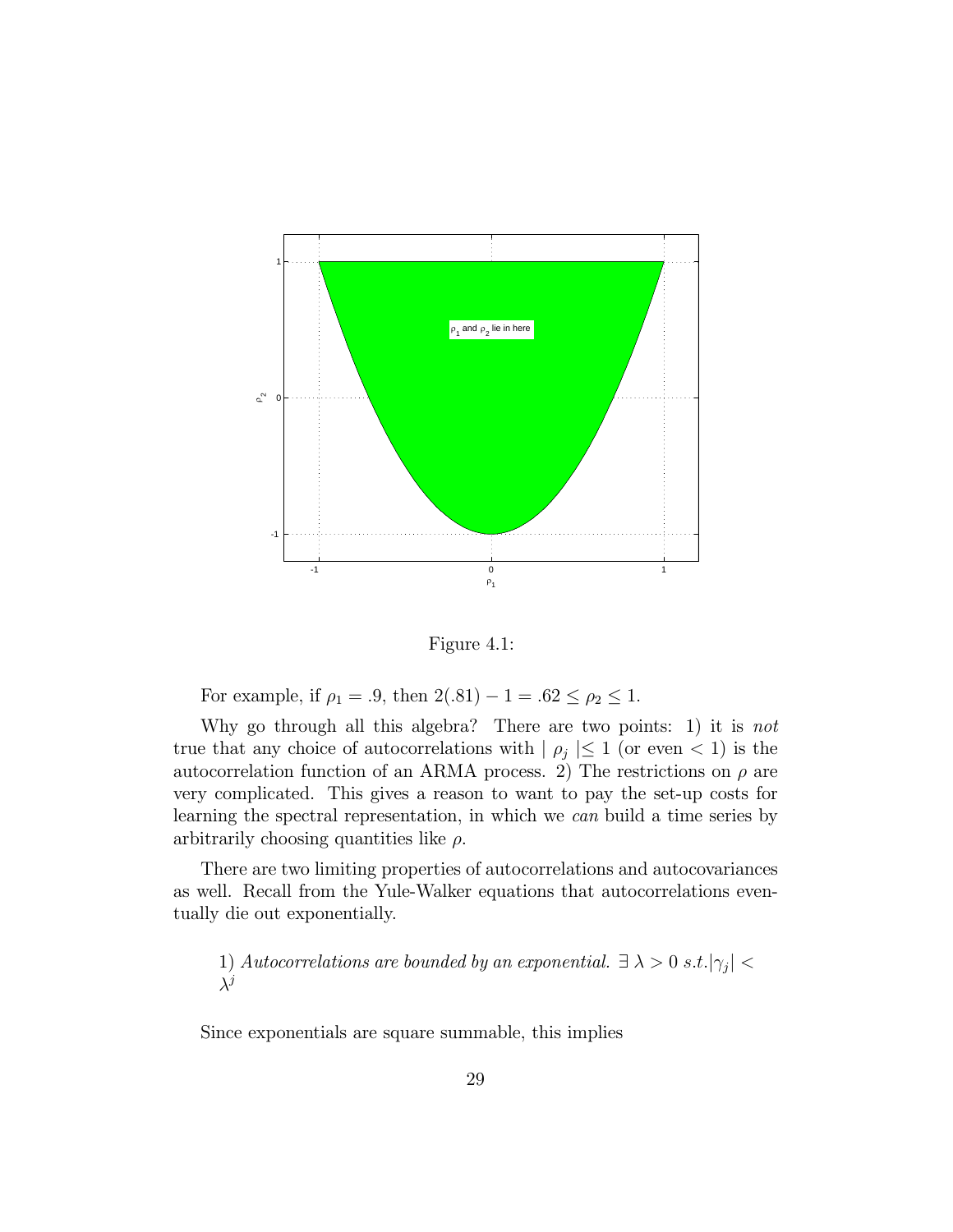Figure 4.1:

For example, if $\rho_1 = .9$, then $2(.81) - 1 = .62 \leq \rho_2 \leq 1$.

Why go through all this algebra? There are two points: 1) it is *not* true that any choice of autocorrelations with $|\ \rho_j\ | \leq 1$ (or even $< 1$) is the autocorrelation function of an ARMA process. 2) The restrictions on $\rho$ are very complicated. This gives a reason to want to pay the set-up costs for learning the spectral representation, in which we *can* build a time series by arbitrarily choosing quantities like $\rho$.

There are two limiting properties of autocorrelations and autocovariances as well. Recall from the Yule-Walker equations that autocorrelations eventually die out exponentially.

> 1) *Autocorrelations are bounded by an exponential.* $\exists\ \lambda > 0\ s.t. |\gamma_j| < \lambda^j$

Since exponentials are square summable, this implies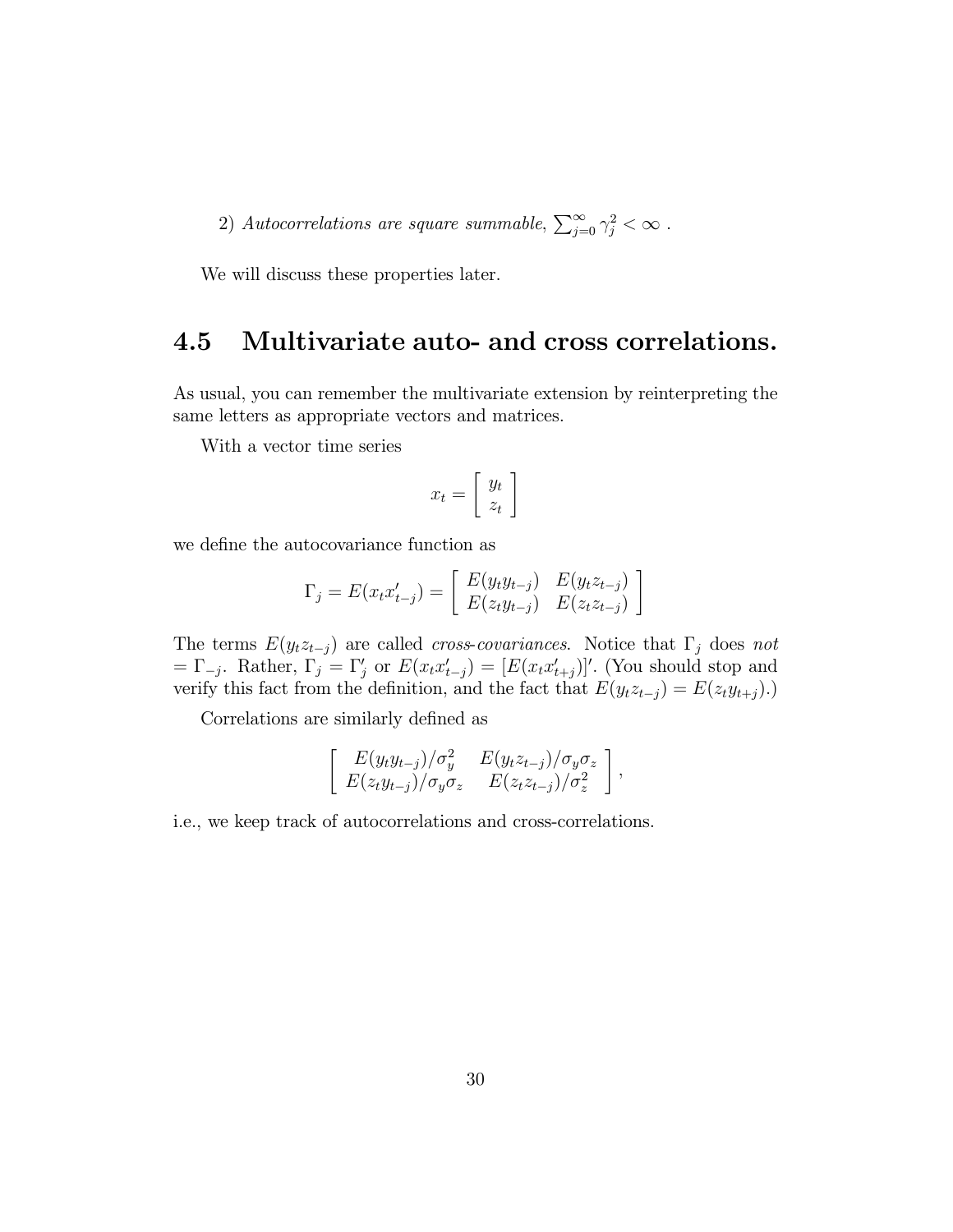2) *Autocorrelations are square summable,* $\sum_{j=0}^{\infty} \gamma_j^2 < \infty$ .

We will discuss these properties later.

## 4.5 Multivariate auto- and cross correlations.

As usual, you can remember the multivariate extension by reinterpreting the same letters as appropriate vectors and matrices.

With a vector time series

$$x_t = \begin{bmatrix} y_t \\ z_t \end{bmatrix}$$

we define the autocovariance function as

$$\Gamma_j = E(x_t x'_{t-j}) = \begin{bmatrix} E(y_t y_{t-j}) & E(y_t z_{t-j}) \\ E(z_t y_{t-j}) & E(z_t z_{t-j}) \end{bmatrix}$$

The terms $E(y_t z_{t-j})$ are called *cross-covariances*. Notice that $\Gamma_j$ does *not* $= \Gamma_{-j}$. Rather, $\Gamma_j = \Gamma'_j$ or $E(x_t x'_{t-j}) = [E(x_t x'_{t+j})]'$. (You should stop and verify this fact from the definition, and the fact that $E(y_t z_{t-j}) = E(z_t y_{t+j})$.)

Correlations are similarly defined as

$$\begin{bmatrix} E(y_t y_{t-j})/\sigma_y^2 & E(y_t z_{t-j})/\sigma_y \sigma_z \\ E(z_t y_{t-j})/\sigma_y \sigma_z & E(z_t z_{t-j})/\sigma_z^2 \end{bmatrix},$$

i.e., we keep track of autocorrelations and cross-correlations.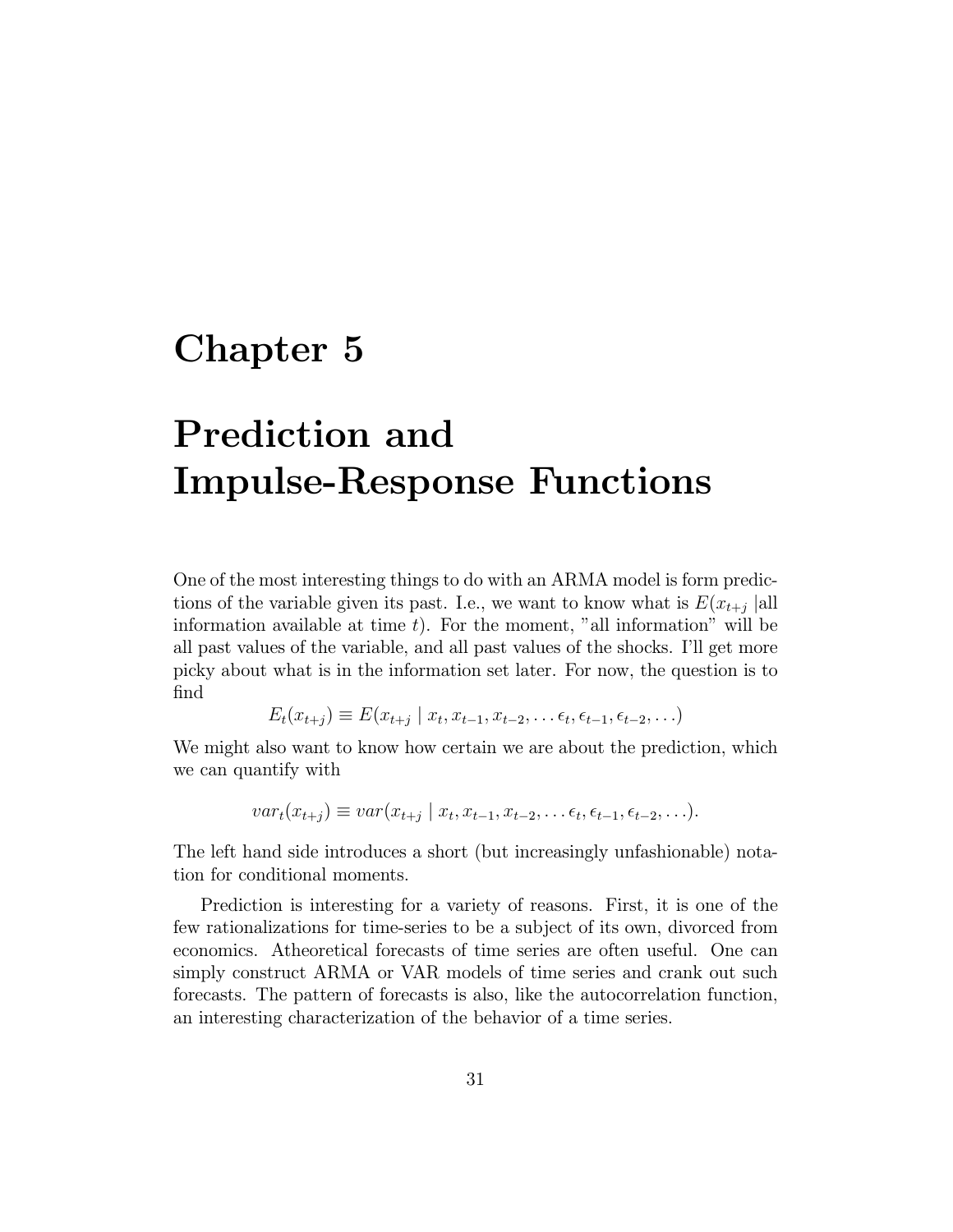# Chapter 5

# Prediction and Impulse-Response Functions

One of the most interesting things to do with an ARMA model is form predictions of the variable given its past. I.e., we want to know what is $E(x_{t+j}$ |all information available at time $t$). For the moment, "all information" will be all past values of the variable, and all past values of the shocks. I'll get more picky about what is in the information set later. For now, the question is to find

$$E_t(x_{t+j}) \equiv E(x_{t+j} \mid x_t, x_{t-1}, x_{t-2}, \ldots \epsilon_t, \epsilon_{t-1}, \epsilon_{t-2}, \ldots)$$

We might also want to know how certain we are about the prediction, which we can quantify with

$$var_t(x_{t+j}) \equiv var(x_{t+j} \mid x_t, x_{t-1}, x_{t-2}, \ldots \epsilon_t, \epsilon_{t-1}, \epsilon_{t-2}, \ldots).$$

The left hand side introduces a short (but increasingly unfashionable) notation for conditional moments.

Prediction is interesting for a variety of reasons. First, it is one of the few rationalizations for time-series to be a subject of its own, divorced from economics. Atheoretical forecasts of time series are often useful. One can simply construct ARMA or VAR models of time series and crank out such forecasts. The pattern of forecasts is also, like the autocorrelation function, an interesting characterization of the behavior of a time series.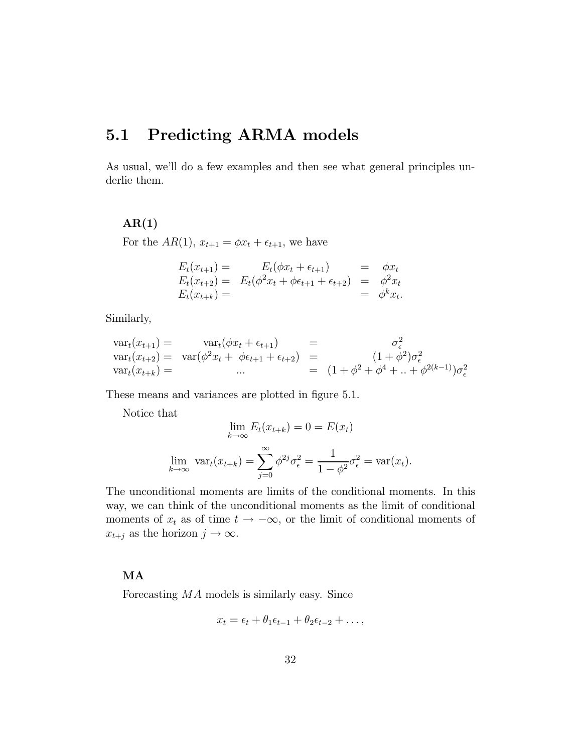## 5.1 Predicting ARMA models

As usual, we'll do a few examples and then see what general principles underlie them.

### AR(1)

For the $AR(1)$, $x_{t+1} = \phi x_t + \epsilon_{t+1}$, we have

$$
\begin{aligned}
E_t(x_{t+1}) = & \quad E_t(\phi x_t + \epsilon_{t+1}) & = & \quad \phi x_t \\
E_t(x_{t+2}) = & \quad E_t(\phi^2 x_t + \phi \epsilon_{t+1} + \epsilon_{t+2}) & = & \quad \phi^2 x_t \\
E_t(x_{t+k}) = & & = & \quad \phi^k x_t.
\end{aligned}
$$

Similarly,

$$
\begin{aligned}
\text{var}_t(x_{t+1}) = & \quad \text{var}_t(\phi x_t + \epsilon_{t+1}) & = & \quad \sigma_\epsilon^2 \\
\text{var}_t(x_{t+2}) = & \quad \text{var}(\phi^2 x_t + \phi \epsilon_{t+1} + \epsilon_{t+2}) & = & \quad (1 + \phi^2)\sigma_\epsilon^2 \\
\text{var}_t(x_{t+k}) = & \quad ... & = & \quad (1 + \phi^2 + \phi^4 + .. + \phi^{2(k-1)})\sigma_\epsilon^2
\end{aligned}
$$

These means and variances are plotted in figure 5.1.

Notice that

$$
\lim_{k \to \infty} E_t(x_{t+k}) = 0 = E(x_t)
$$

$$
\lim_{k \to \infty} \text{var}_t(x_{t+k}) = \sum_{j=0}^{\infty} \phi^{2j} \sigma_\epsilon^2 = \frac{1}{1 - \phi^2} \sigma_\epsilon^2 = \text{var}(x_t).
$$

The unconditional moments are limits of the conditional moments. In this way, we can think of the unconditional moments as the limit of conditional moments of $x_t$ as of time $t \to -\infty$, or the limit of conditional moments of $x_{t+j}$ as the horizon $j \to \infty$.

### MA

Forecasting $MA$ models is similarly easy. Since

$$
x_t = \epsilon_t + \theta_1 \epsilon_{t-1} + \theta_2 \epsilon_{t-2} + \ldots,
$$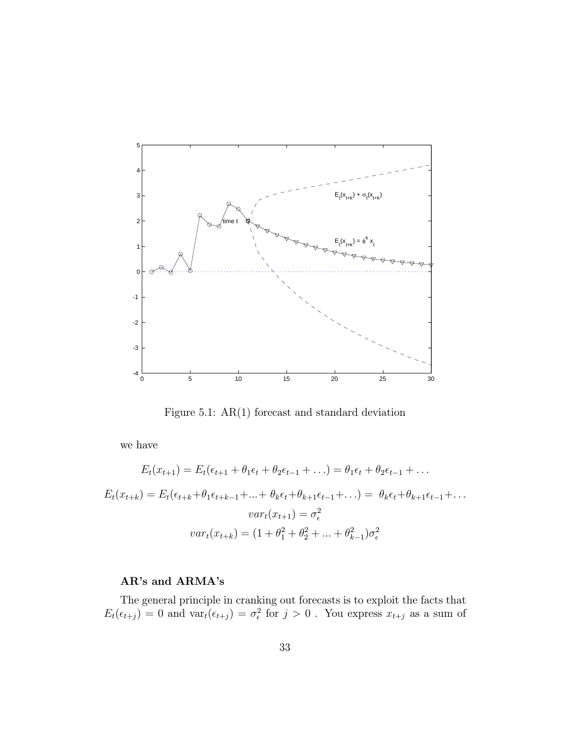Figure 5.1: AR(1) forecast and standard deviation

we have

$$E_t(x_{t+1}) = E_t(\epsilon_{t+1} + \theta_1\epsilon_t + \theta_2\epsilon_{t-1} + \ldots) = \theta_1\epsilon_t + \theta_2\epsilon_{t-1} + \ldots$$

$$E_t(x_{t+k}) = E_t(\epsilon_{t+k} + \theta_1\epsilon_{t+k-1} + \ldots + \theta_k\epsilon_t + \theta_{k+1}\epsilon_{t-1} + \ldots) = \theta_k\epsilon_t + \theta_{k+1}\epsilon_{t-1} + \ldots$$

$$var_t(x_{t+1}) = \sigma_\epsilon^2$$

$$var_t(x_{t+k}) = (1 + \theta_1^2 + \theta_2^2 + \ldots + \theta_{k-1}^2)\sigma_\epsilon^2$$

**AR's and ARMA's**

The general principle in cranking out forecasts is to exploit the facts that $E_t(\epsilon_{t+j}) = 0$ and $\text{var}_t(\epsilon_{t+j}) = \sigma_\epsilon^2$ for $j > 0$ . You express $x_{t+j}$ as a sum of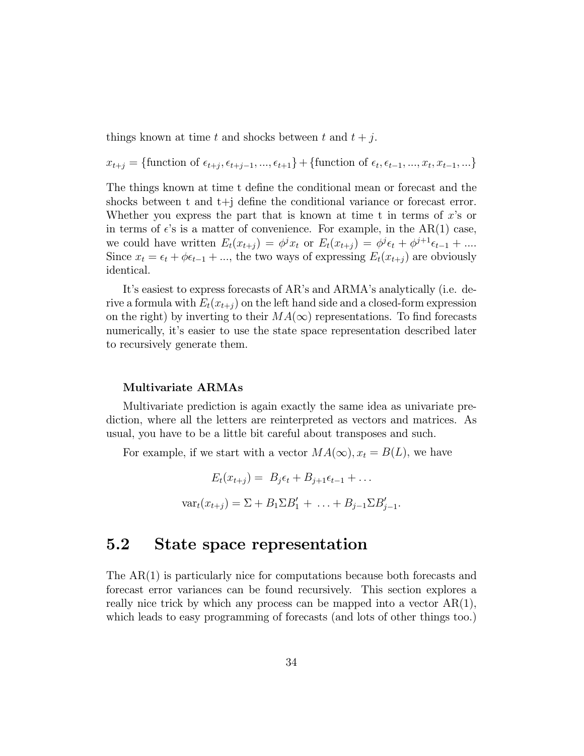things known at time $t$ and shocks between $t$ and $t+j$.

$$x_{t+j} = \{\text{function of } \epsilon_{t+j}, \epsilon_{t+j-1}, ..., \epsilon_{t+1}\} + \{\text{function of } \epsilon_t, \epsilon_{t-1}, ..., x_t, x_{t-1}, ...\}$$

The things known at time t define the conditional mean or forecast and the shocks between t and t+j define the conditional variance or forecast error. Whether you express the part that is known at time t in terms of $x$'s or in terms of $\epsilon$'s is a matter of convenience. For example, in the AR(1) case, we could have written $E_t(x_{t+j}) = \phi^j x_t$ or $E_t(x_{t+j}) = \phi^j \epsilon_t + \phi^{j+1}\epsilon_{t-1} + ....$ Since $x_t = \epsilon_t + \phi\epsilon_{t-1} + ...$, the two ways of expressing $E_t(x_{t+j})$ are obviously identical.

It's easiest to express forecasts of AR's and ARMA's analytically (i.e. derive a formula with $E_t(x_{t+j})$ on the left hand side and a closed-form expression on the right) by inverting to their $MA(\infty)$ representations. To find forecasts numerically, it's easier to use the state space representation described later to recursively generate them.

#### Multivariate ARMAs

Multivariate prediction is again exactly the same idea as univariate prediction, where all the letters are reinterpreted as vectors and matrices. As usual, you have to be a little bit careful about transposes and such.

For example, if we start with a vector $MA(\infty), x_t = B(L)$, we have

$$E_t(x_{t+j}) = B_j\epsilon_t + B_{j+1}\epsilon_{t-1} + \ldots$$

$$\text{var}_t(x_{t+j}) = \Sigma + B_1\Sigma B_1' + \ldots + B_{j-1}\Sigma B_{j-1}'.$$

## 5.2 State space representation

The AR(1) is particularly nice for computations because both forecasts and forecast error variances can be found recursively. This section explores a really nice trick by which any process can be mapped into a vector AR(1), which leads to easy programming of forecasts (and lots of other things too.)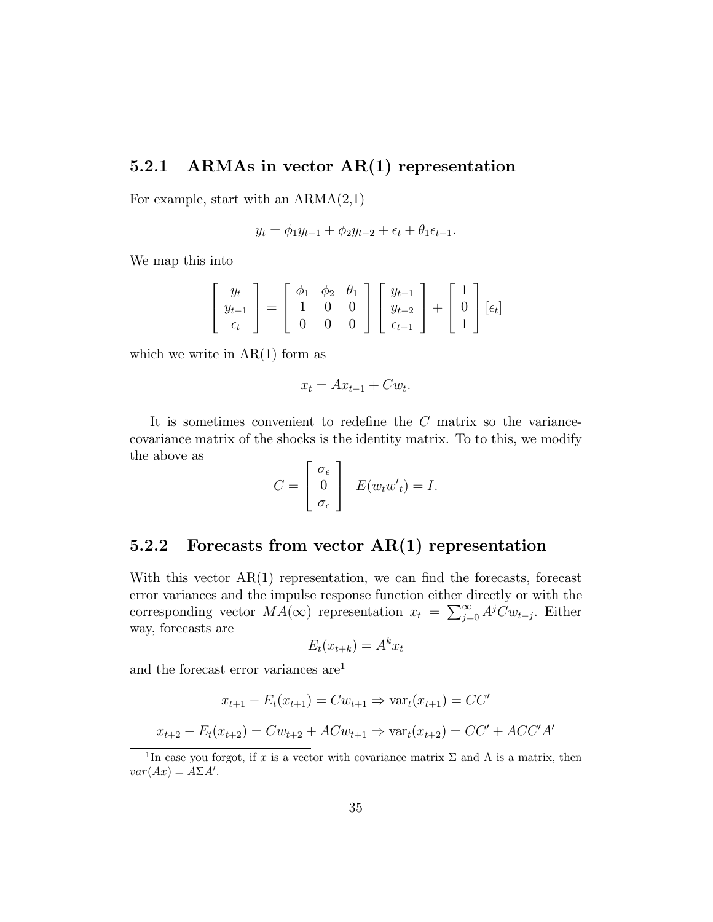### 5.2.1 ARMAs in vector AR(1) representation

For example, start with an ARMA(2,1)

$$y_t = \phi_1 y_{t-1} + \phi_2 y_{t-2} + \epsilon_t + \theta_1 \epsilon_{t-1}.$$

We map this into

$$\begin{bmatrix} y_t \\ y_{t-1} \\ \epsilon_t \end{bmatrix} = \begin{bmatrix} \phi_1 & \phi_2 & \theta_1 \\ 1 & 0 & 0 \\ 0 & 0 & 0 \end{bmatrix} \begin{bmatrix} y_{t-1} \\ y_{t-2} \\ \epsilon_{t-1} \end{bmatrix} + \begin{bmatrix} 1 \\ 0 \\ 1 \end{bmatrix} [\epsilon_t]$$

which we write in AR(1) form as

$$x_t = Ax_{t-1} + Cw_t.$$

It is sometimes convenient to redefine the $C$ matrix so the variance-covariance matrix of the shocks is the identity matrix. To to this, we modify the above as

$$C = \begin{bmatrix} \sigma_\epsilon \\ 0 \\ \sigma_\epsilon \end{bmatrix} \quad E(w_t w'_t) = I.$$

### 5.2.2 Forecasts from vector AR(1) representation

With this vector AR(1) representation, we can find the forecasts, forecast error variances and the impulse response function either directly or with the corresponding vector $MA(\infty)$ representation $x_t = \sum_{j=0}^{\infty} A^j C w_{t-j}$. Either way, forecasts are

$$E_t(x_{t+k}) = A^k x_t$$

and the forecast error variances are[1]

$$x_{t+1} - E_t(x_{t+1}) = Cw_{t+1} \Rightarrow \text{var}_t(x_{t+1}) = CC'$$

$$x_{t+2} - E_t(x_{t+2}) = Cw_{t+2} + ACw_{t+1} \Rightarrow \text{var}_t(x_{t+2}) = CC' + ACC'A'$$

---

[1] In case you forgot, if $x$ is a vector with covariance matrix $\Sigma$ and A is a matrix, then $var(Ax) = A\Sigma A'$.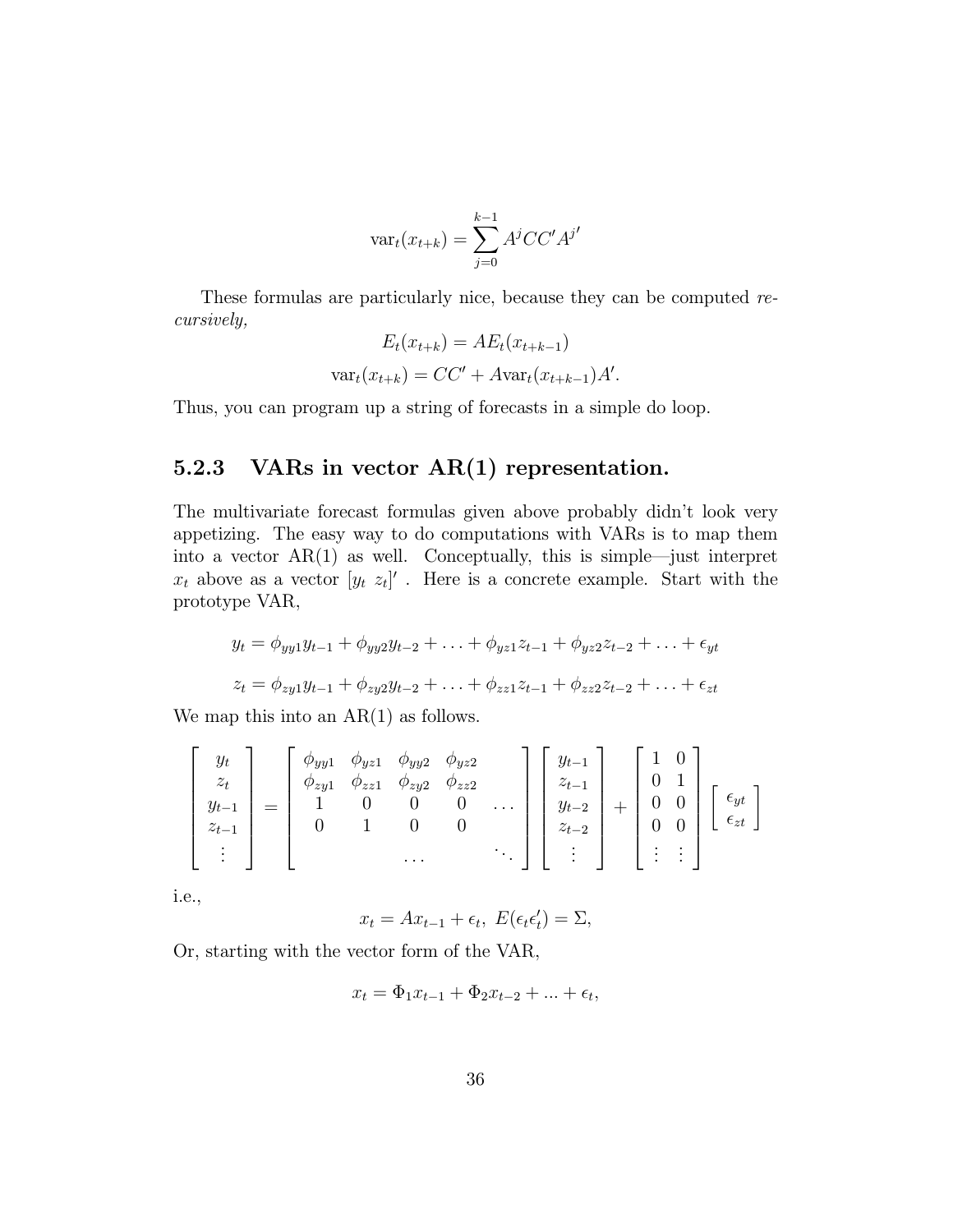$$\text{var}_t(x_{t+k}) = \sum_{j=0}^{k-1} A^j CC' A^{j\prime}$$

These formulas are particularly nice, because they can be computed *recursively,*

$$E_t(x_{t+k}) = AE_t(x_{t+k-1})$$

$$\text{var}_t(x_{t+k}) = CC' + A\text{var}_t(x_{t+k-1})A'.$$

Thus, you can program up a string of forecasts in a simple do loop.

### 5.2.3 VARs in vector AR(1) representation.

The multivariate forecast formulas given above probably didn't look very appetizing. The easy way to do computations with VARs is to map them into a vector AR(1) as well. Conceptually, this is simple—just interpret $x_t$ above as a vector $[y_t \ z_t]'$ . Here is a concrete example. Start with the prototype VAR,

$$y_t = \phi_{yy1} y_{t-1} + \phi_{yy2} y_{t-2} + \ldots + \phi_{yz1} z_{t-1} + \phi_{yz2} z_{t-2} + \ldots + \epsilon_{yt}$$

$$z_t = \phi_{zy1} y_{t-1} + \phi_{zy2} y_{t-2} + \ldots + \phi_{zz1} z_{t-1} + \phi_{zz2} z_{t-2} + \ldots + \epsilon_{zt}$$

We map this into an AR(1) as follows.

$$\begin{bmatrix} y_t \\ z_t \\ y_{t-1} \\ z_{t-1} \\ \vdots \end{bmatrix} = \begin{bmatrix} \phi_{yy1} & \phi_{yz1} & \phi_{yy2} & \phi_{yz2} & \\ \phi_{zy1} & \phi_{zz1} & \phi_{zy2} & \phi_{zz2} & \\ 1 & 0 & 0 & 0 & \ldots \\ 0 & 1 & 0 & 0 & \\ & & \ldots & & \ddots \end{bmatrix} \begin{bmatrix} y_{t-1} \\ z_{t-1} \\ y_{t-2} \\ z_{t-2} \\ \vdots \end{bmatrix} + \begin{bmatrix} 1 & 0 \\ 0 & 1 \\ 0 & 0 \\ 0 & 0 \\ \vdots & \vdots \end{bmatrix} \begin{bmatrix} \epsilon_{yt} \\ \epsilon_{zt} \end{bmatrix}$$

i.e.,

$$x_t = Ax_{t-1} + \epsilon_t, \ E(\epsilon_t \epsilon_t') = \Sigma,$$

Or, starting with the vector form of the VAR,

$$x_t = \Phi_1 x_{t-1} + \Phi_2 x_{t-2} + ... + \epsilon_t,$$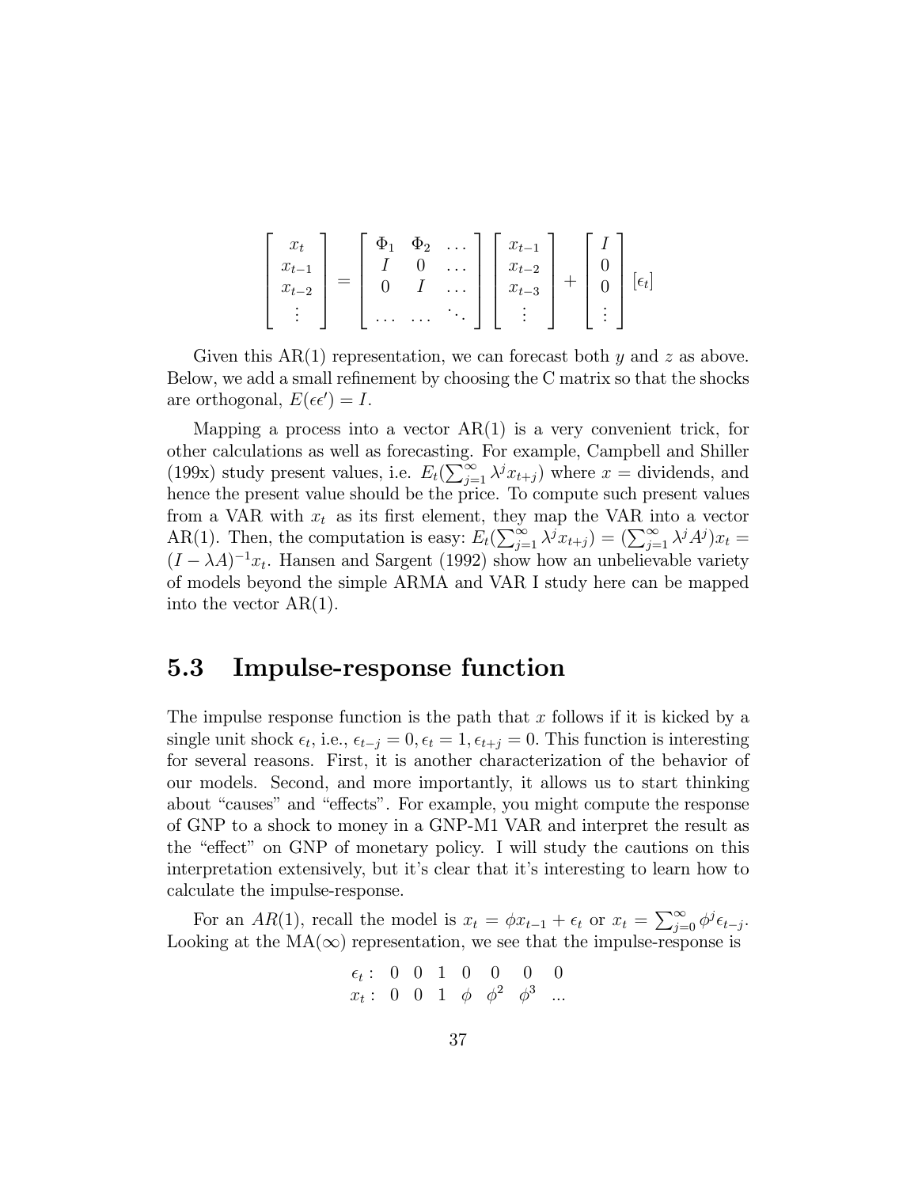$$
\begin{bmatrix} x_t \\ x_{t-1} \\ x_{t-2} \\ \vdots \end{bmatrix} = \begin{bmatrix} \Phi_1 & \Phi_2 & \dots \\ I & 0 & \dots \\ 0 & I & \dots \\ \dots & \dots & \ddots \end{bmatrix} \begin{bmatrix} x_{t-1} \\ x_{t-2} \\ x_{t-3} \\ \vdots \end{bmatrix} + \begin{bmatrix} I \\ 0 \\ 0 \\ \vdots \end{bmatrix} [\epsilon_t]
$$

Given this AR(1) representation, we can forecast both $y$ and $z$ as above. Below, we add a small refinement by choosing the C matrix so that the shocks are orthogonal, $E(\epsilon\epsilon') = I$.

Mapping a process into a vector AR(1) is a very convenient trick, for other calculations as well as forecasting. For example, Campbell and Shiller (199x) study present values, i.e. $E_t(\sum_{j=1}^{\infty} \lambda^j x_{t+j})$ where $x$ = dividends, and hence the present value should be the price. To compute such present values from a VAR with $x_t$ as its first element, they map the VAR into a vector AR(1). Then, the computation is easy: $E_t(\sum_{j=1}^{\infty} \lambda^j x_{t+j}) = (\sum_{j=1}^{\infty} \lambda^j A^j) x_t = (I - \lambda A)^{-1} x_t$. Hansen and Sargent (1992) show how an unbelievable variety of models beyond the simple ARMA and VAR I study here can be mapped into the vector AR(1).

## 5.3 Impulse-response function

The impulse response function is the path that $x$ follows if it is kicked by a single unit shock $\epsilon_t$, i.e., $\epsilon_{t-j} = 0, \epsilon_t = 1, \epsilon_{t+j} = 0$. This function is interesting for several reasons. First, it is another characterization of the behavior of our models. Second, and more importantly, it allows us to start thinking about "causes" and "effects". For example, you might compute the response of GNP to a shock to money in a GNP-M1 VAR and interpret the result as the "effect" on GNP of monetary policy. I will study the cautions on this interpretation extensively, but it's clear that it's interesting to learn how to calculate the impulse-response.

For an $AR(1)$, recall the model is $x_t = \phi x_{t-1} + \epsilon_t$ or $x_t = \sum_{j=0}^{\infty} \phi^j \epsilon_{t-j}$. Looking at the MA($\infty$) representation, we see that the impulse-response is

$$
\begin{array}{lccccccc}
\epsilon_t : & 0 & 0 & 1 & 0 & 0 & 0 & 0 \\
x_t : & 0 & 0 & 1 & \phi & \phi^2 & \phi^3 & \dots
\end{array}
$$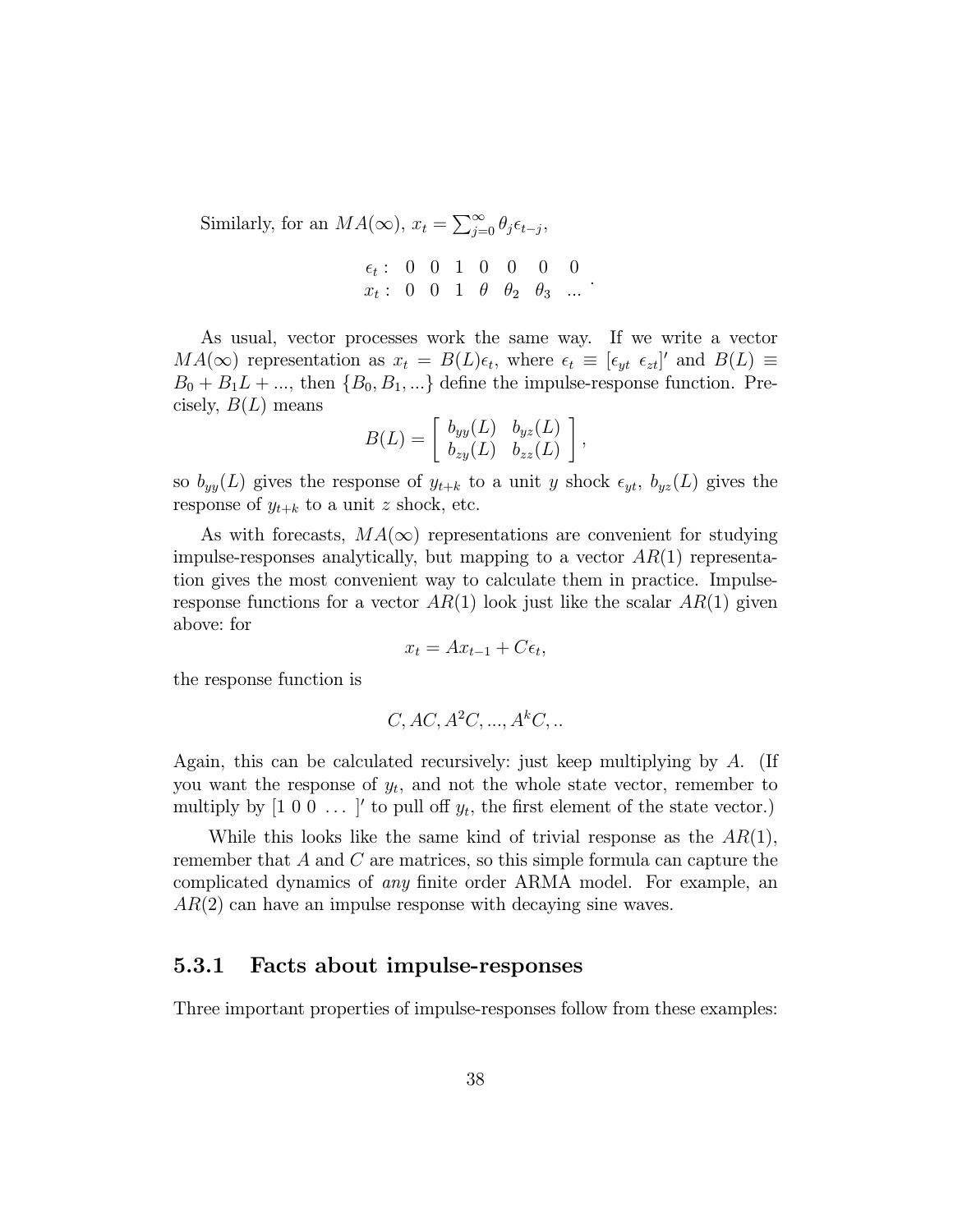Similarly, for an $MA(\infty)$, $x_t = \sum_{j=0}^{\infty} \theta_j \epsilon_{t-j}$,

$$
\begin{array}{lccccccc}
\epsilon_t : & 0 & 0 & 1 & 0 & 0 & 0 & 0 \\
x_t : & 0 & 0 & 1 & \theta & \theta_2 & \theta_3 & ...
\end{array}.
$$

As usual, vector processes work the same way. If we write a vector $MA(\infty)$ representation as $x_t = B(L)\epsilon_t$, where $\epsilon_t \equiv [\epsilon_{yt}\ \epsilon_{zt}]'$ and $B(L) \equiv B_0 + B_1 L + ...$, then $\{B_0, B_1, ...\}$ define the impulse-response function. Precisely, $B(L)$ means

$$
B(L) = \begin{bmatrix} b_{yy}(L) & b_{yz}(L) \\ b_{zy}(L) & b_{zz}(L) \end{bmatrix},
$$

so $b_{yy}(L)$ gives the response of $y_{t+k}$ to a unit $y$ shock $\epsilon_{yt}$, $b_{yz}(L)$ gives the response of $y_{t+k}$ to a unit $z$ shock, etc.

As with forecasts, $MA(\infty)$ representations are convenient for studying impulse-responses analytically, but mapping to a vector $AR(1)$ representation gives the most convenient way to calculate them in practice. Impulse-response functions for a vector $AR(1)$ look just like the scalar $AR(1)$ given above: for

$$
x_t = Ax_{t-1} + C\epsilon_t,
$$

the response function is

$$
C, AC, A^2C, ..., A^kC, ..
$$

Again, this can be calculated recursively: just keep multiplying by $A$. (If you want the response of $y_t$, and not the whole state vector, remember to multiply by $[1\ 0\ 0\ \dots\ ]'$ to pull off $y_t$, the first element of the state vector.)

While this looks like the same kind of trivial response as the $AR(1)$, remember that $A$ and $C$ are matrices, so this simple formula can capture the complicated dynamics of *any* finite order ARMA model. For example, an $AR(2)$ can have an impulse response with decaying sine waves.

### 5.3.1 Facts about impulse-responses

Three important properties of impulse-responses follow from these examples: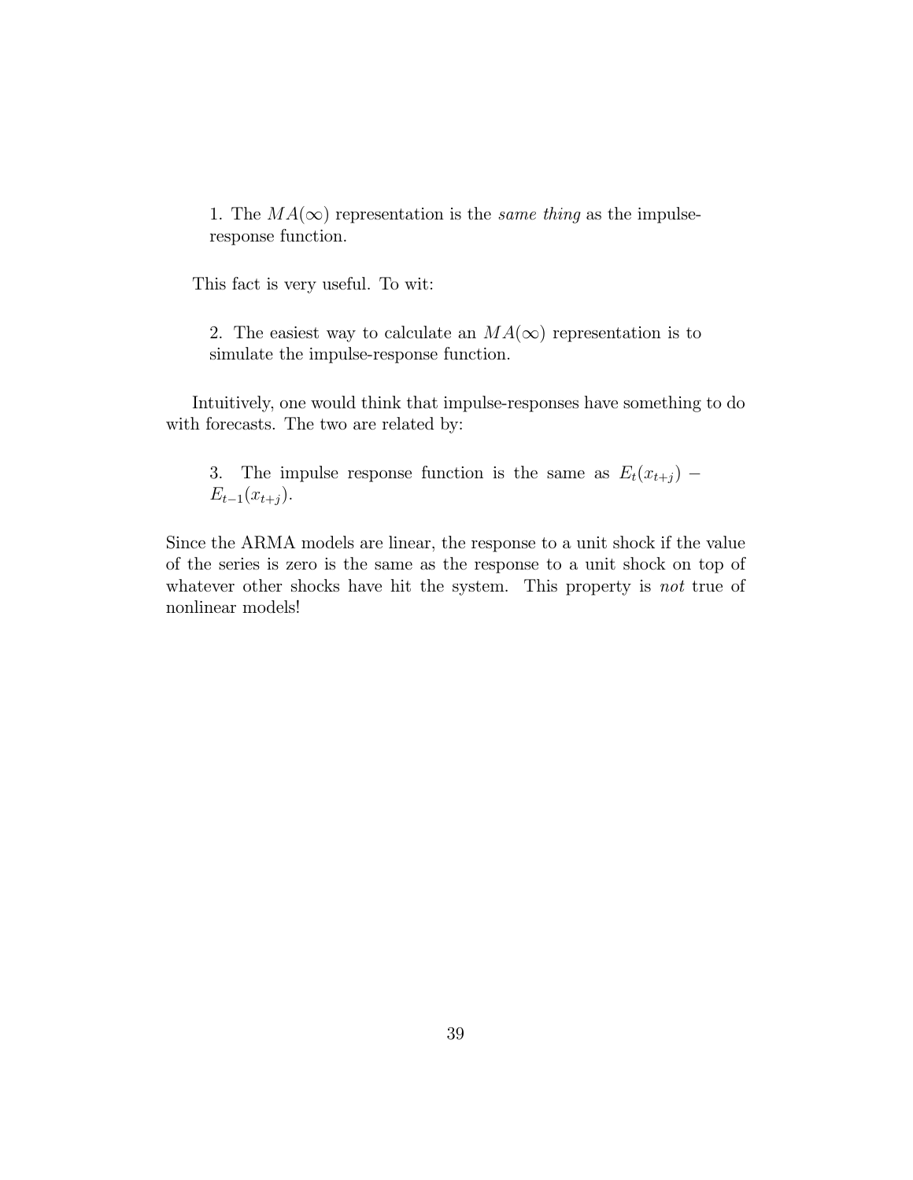1. The $MA(\infty)$ representation is the *same thing* as the impulse-response function.

This fact is very useful. To wit:

2. The easiest way to calculate an $MA(\infty)$ representation is to simulate the impulse-response function.

Intuitively, one would think that impulse-responses have something to do with forecasts. The two are related by:

3. The impulse response function is the same as $E_t(x_{t+j}) - E_{t-1}(x_{t+j})$.

Since the ARMA models are linear, the response to a unit shock if the value of the series is zero is the same as the response to a unit shock on top of whatever other shocks have hit the system. This property is *not* true of nonlinear models!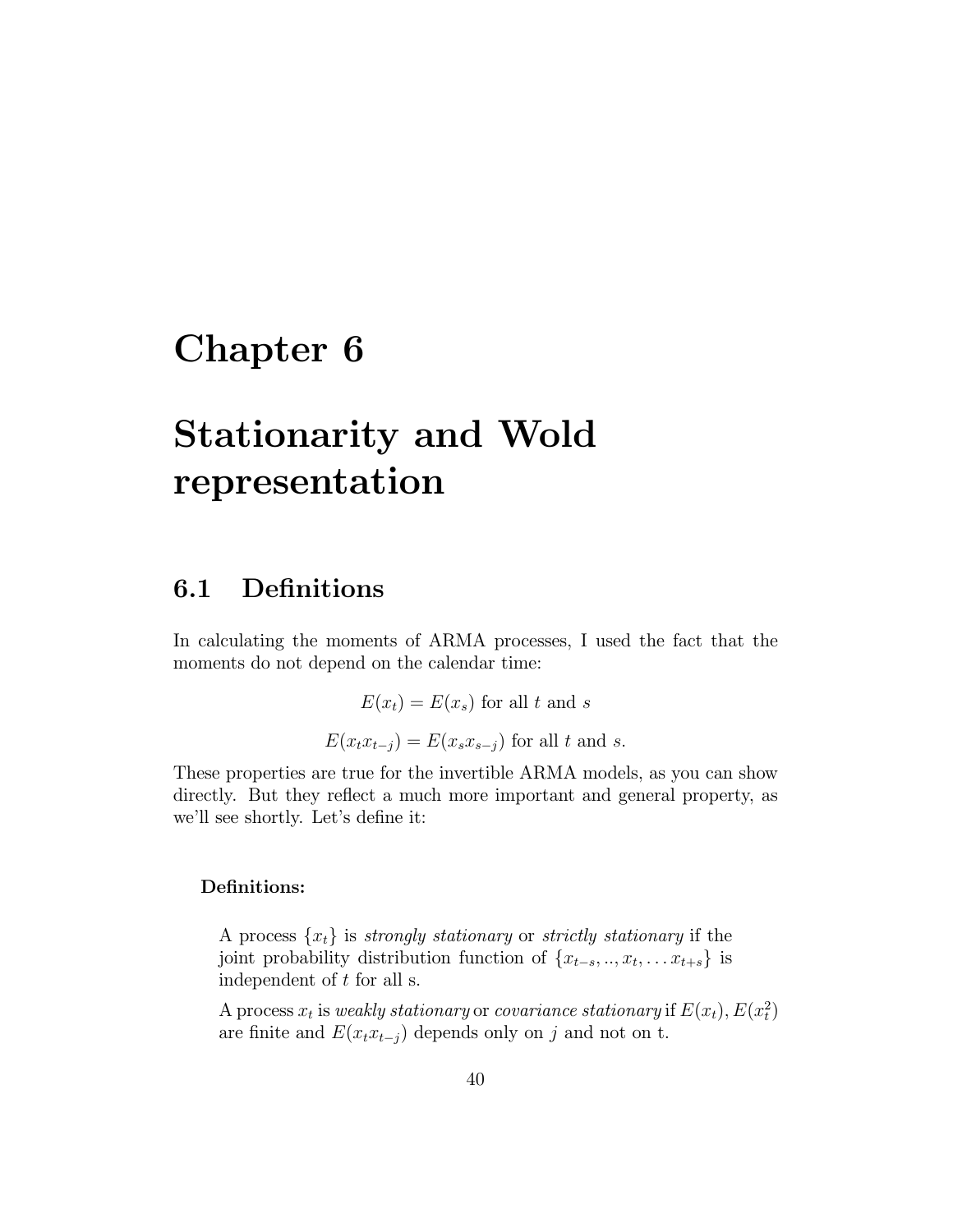# Chapter 6

# Stationarity and Wold representation

## 6.1 Definitions

In calculating the moments of ARMA processes, I used the fact that the moments do not depend on the calendar time:

$$E(x_t) = E(x_s) \text{ for all } t \text{ and } s$$

$$E(x_t x_{t-j}) = E(x_s x_{s-j}) \text{ for all } t \text{ and } s.$$

These properties are true for the invertible ARMA models, as you can show directly. But they reflect a much more important and general property, as we'll see shortly. Let's define it:

**Definitions:**

A process $\{x_t\}$ is *strongly stationary* or *strictly stationary* if the joint probability distribution function of $\{x_{t-s}, .., x_t, \ldots x_{t+s}\}$ is independent of $t$ for all s.

A process $x_t$ is *weakly stationary* or *covariance stationary* if $E(x_t), E(x_t^2)$ are finite and $E(x_t x_{t-j})$ depends only on $j$ and not on t.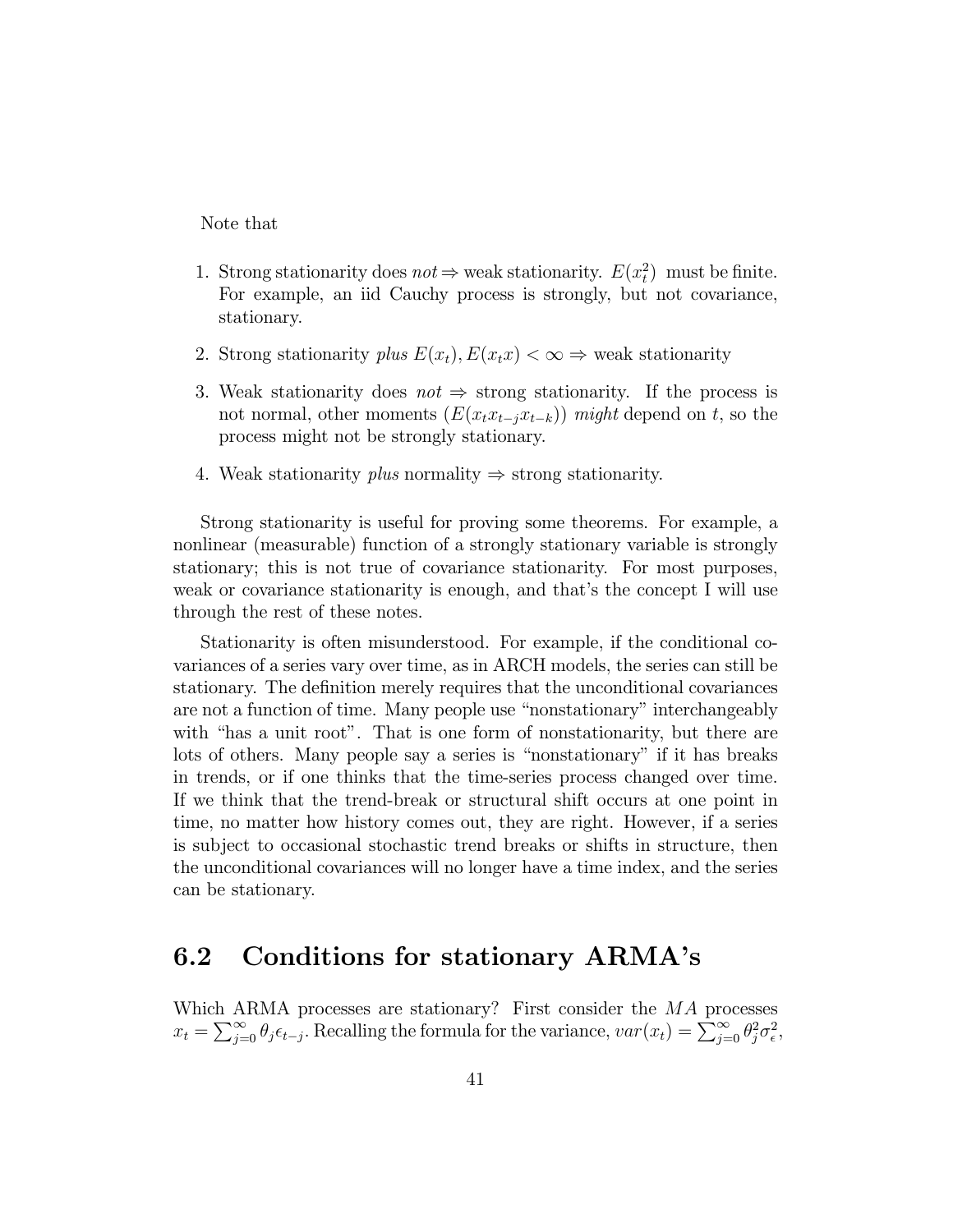Note that

1. Strong stationarity does $not \Rightarrow$ weak stationarity. $E(x_t^2)$ must be finite. For example, an iid Cauchy process is strongly, but not covariance, stationary.

2. Strong stationarity *plus* $E(x_t), E(x_t x) < \infty \Rightarrow$ weak stationarity

3. Weak stationarity does *not* $\Rightarrow$ strong stationarity. If the process is not normal, other moments $(E(x_t x_{t-j} x_{t-k}))$ *might* depend on $t$, so the process might not be strongly stationary.

4. Weak stationarity *plus* normality $\Rightarrow$ strong stationarity.

Strong stationarity is useful for proving some theorems. For example, a nonlinear (measurable) function of a strongly stationary variable is strongly stationary; this is not true of covariance stationarity. For most purposes, weak or covariance stationarity is enough, and that's the concept I will use through the rest of these notes.

Stationarity is often misunderstood. For example, if the conditional covariances of a series vary over time, as in ARCH models, the series can still be stationary. The definition merely requires that the unconditional covariances are not a function of time. Many people use "nonstationary" interchangeably with "has a unit root". That is one form of nonstationarity, but there are lots of others. Many people say a series is "nonstationary" if it has breaks in trends, or if one thinks that the time-series process changed over time. If we think that the trend-break or structural shift occurs at one point in time, no matter how history comes out, they are right. However, if a series is subject to occasional stochastic trend breaks or shifts in structure, then the unconditional covariances will no longer have a time index, and the series can be stationary.

## 6.2 Conditions for stationary ARMA's

Which ARMA processes are stationary? First consider the $MA$ processes $x_t = \sum_{j=0}^{\infty} \theta_j \epsilon_{t-j}$. Recalling the formula for the variance, $var(x_t) = \sum_{j=0}^{\infty} \theta_j^2 \sigma_\epsilon^2$,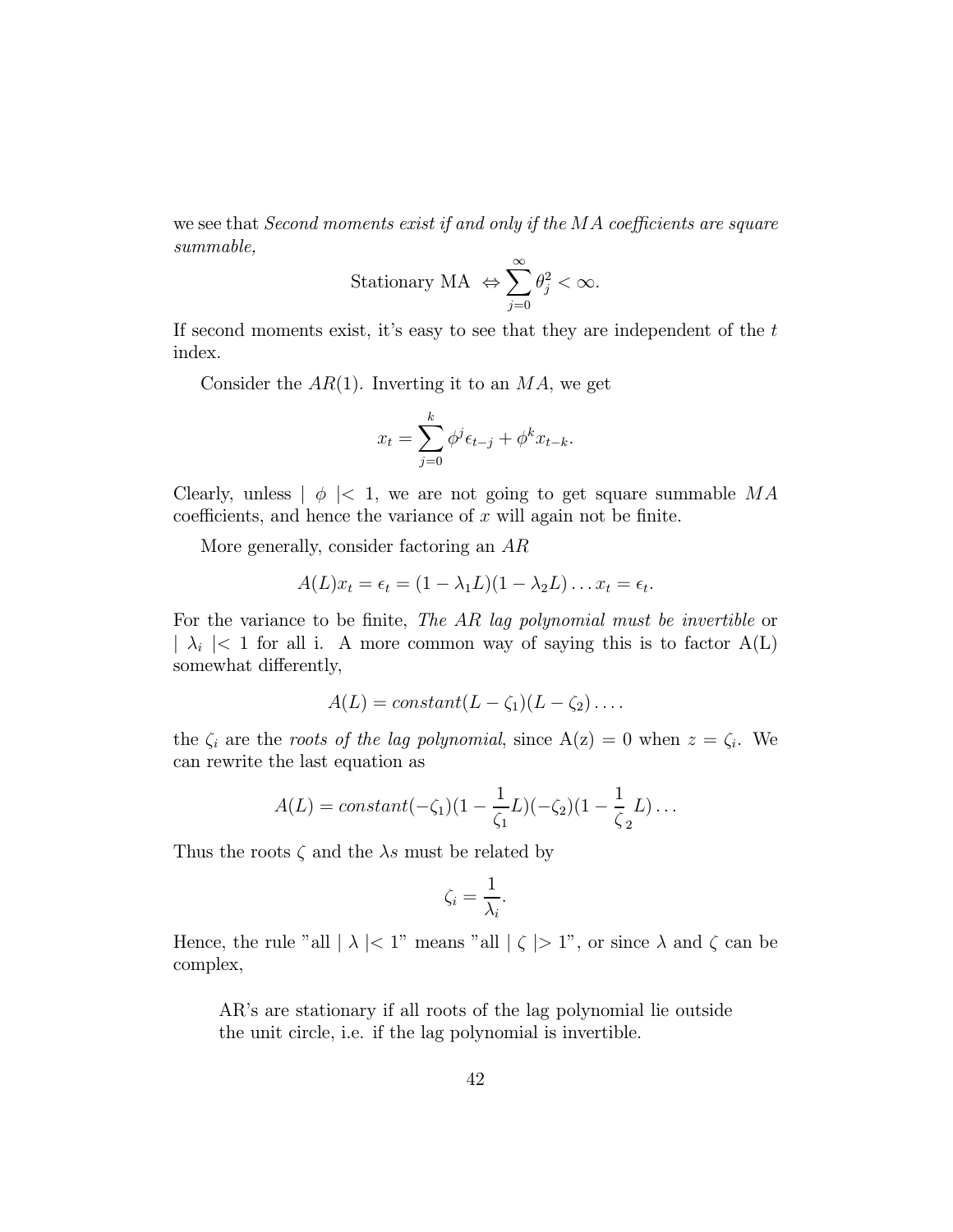we see that *Second moments exist if and only if the MA coefficients are square summable,*

$$\text{Stationary MA} \Leftrightarrow \sum_{j=0}^{\infty} \theta_j^2 < \infty.$$

If second moments exist, it's easy to see that they are independent of the $t$ index.

Consider the $AR(1)$. Inverting it to an $MA$, we get

$$x_t = \sum_{j=0}^{k} \phi^j \epsilon_{t-j} + \phi^k x_{t-k}.$$

Clearly, unless $\mid \phi \mid < 1$, we are not going to get square summable $MA$ coefficients, and hence the variance of $x$ will again not be finite.

More generally, consider factoring an $AR$

$$A(L)x_t = \epsilon_t = (1 - \lambda_1 L)(1 - \lambda_2 L) \ldots x_t = \epsilon_t.$$

For the variance to be finite, *The AR lag polynomial must be invertible* or $\mid \lambda_i \mid < 1$ for all i. A more common way of saying this is to factor A(L) somewhat differently,

$$A(L) = constant(L - \zeta_1)(L - \zeta_2) \ldots.$$

the $\zeta_i$ are the *roots of the lag polynomial*, since A(z) = 0 when $z = \zeta_i$. We can rewrite the last equation as

$$A(L) = constant(-\zeta_1)(1 - \frac{1}{\zeta_1} L)(-\zeta_2)(1 - \frac{1}{\zeta_2} L) \ldots$$

Thus the roots $\zeta$ and the $\lambda s$ must be related by

$$\zeta_i = \frac{1}{\lambda_i}.$$

Hence, the rule "all $\mid \lambda \mid < 1$" means "all $\mid \zeta \mid > 1$", or since $\lambda$ and $\zeta$ can be complex,

> AR's are stationary if all roots of the lag polynomial lie outside the unit circle, i.e. if the lag polynomial is invertible.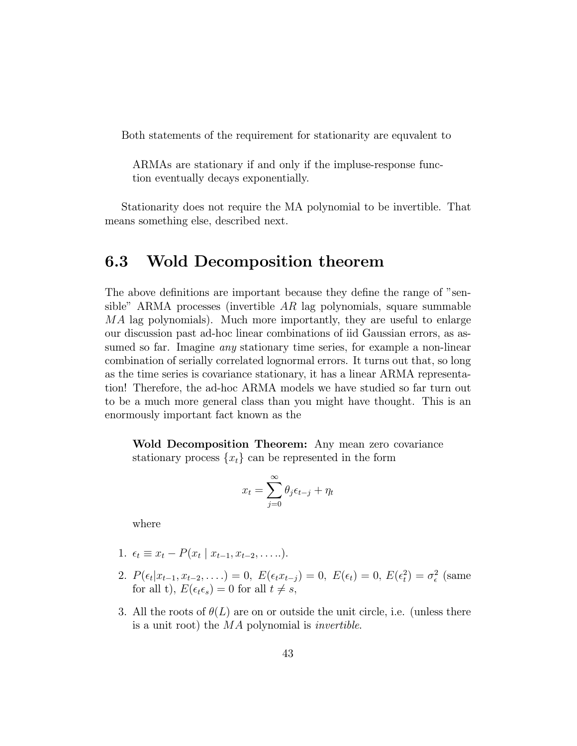Both statements of the requirement for stationarity are equvalent to

> ARMAs are stationary if and only if the impluse-response function eventually decays exponentially.

Stationarity does not require the MA polynomial to be invertible. That means something else, described next.

## 6.3 Wold Decomposition theorem

The above definitions are important because they define the range of "sensible" ARMA processes (invertible $AR$ lag polynomials, square summable $MA$ lag polynomials). Much more importantly, they are useful to enlarge our discussion past ad-hoc linear combinations of iid Gaussian errors, as assumed so far. Imagine *any* stationary time series, for example a non-linear combination of serially correlated lognormal errors. It turns out that, so long as the time series is covariance stationary, it has a linear ARMA representation! Therefore, the ad-hoc ARMA models we have studied so far turn out to be a much more general class than you might have thought. This is an enormously important fact known as the

> **Wold Decomposition Theorem:** Any mean zero covariance stationary process $\{x_t\}$ can be represented in the form
>
> $$x_t = \sum_{j=0}^{\infty} \theta_j \epsilon_{t-j} + \eta_t$$
>
> where

1. $\epsilon_t \equiv x_t - P(x_t \mid x_{t-1}, x_{t-2}, \ldots ..)$.
2. $P(\epsilon_t | x_{t-1}, x_{t-2}, \ldots .) = 0,\ E(\epsilon_t x_{t-j}) = 0,\ E(\epsilon_t) = 0,\ E(\epsilon_t^2) = \sigma_\epsilon^2$ (same for all t), $E(\epsilon_t \epsilon_s) = 0$ for all $t \neq s$,
3. All the roots of $\theta(L)$ are on or outside the unit circle, i.e. (unless there is a unit root) the $MA$ polynomial is *invertible*.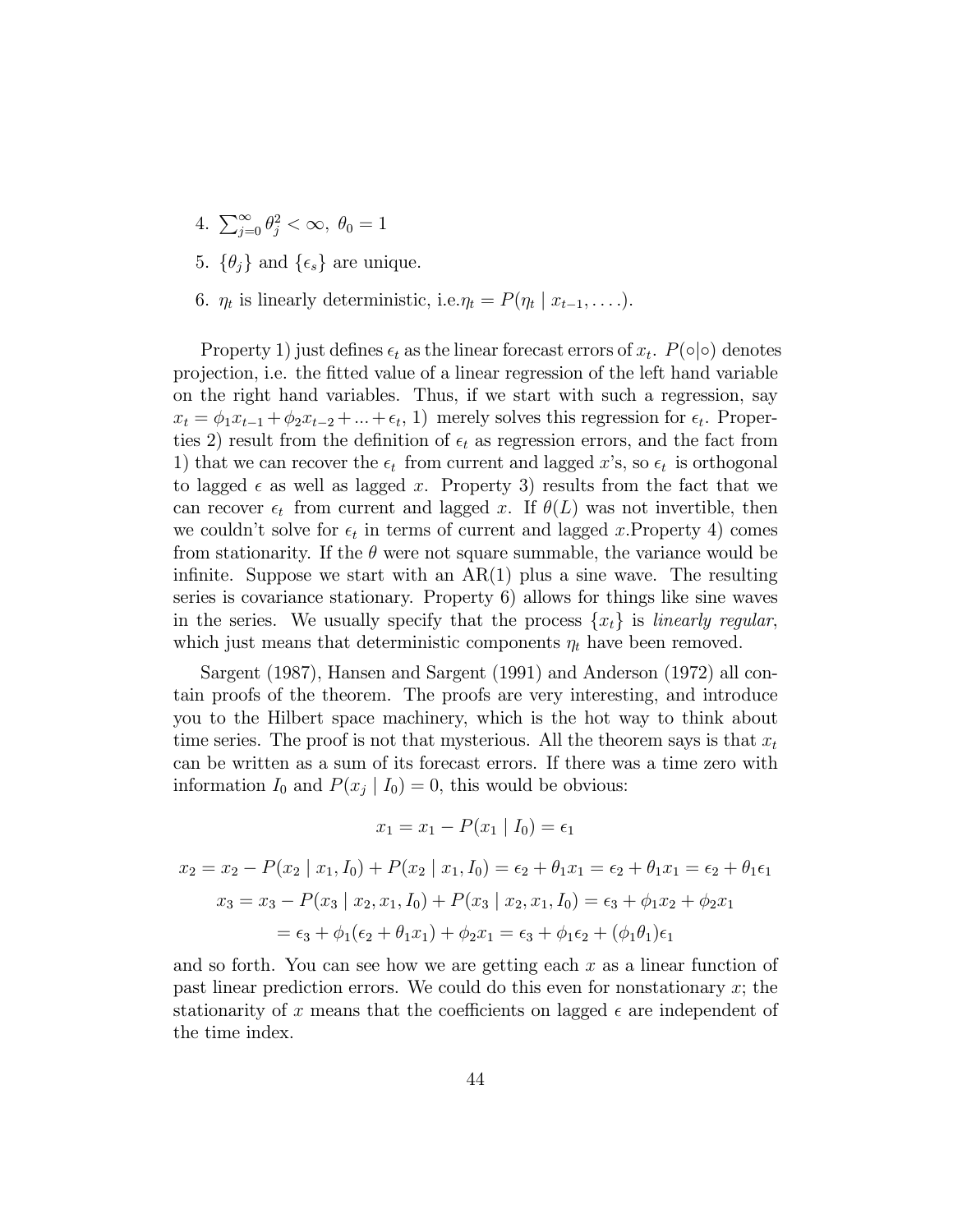4. $\sum_{j=0}^{\infty} \theta_j^2 < \infty,\ \theta_0 = 1$

5. $\{\theta_j\}$ and $\{\epsilon_s\}$ are unique.

6. $\eta_t$ is linearly deterministic, i.e.$\eta_t = P(\eta_t \mid x_{t-1}, \ldots.)$.

Property 1) just defines $\epsilon_t$ as the linear forecast errors of $x_t$. $P(\circ|\circ)$ denotes projection, i.e. the fitted value of a linear regression of the left hand variable on the right hand variables. Thus, if we start with such a regression, say $x_t = \phi_1 x_{t-1} + \phi_2 x_{t-2} + ... + \epsilon_t$, 1) merely solves this regression for $\epsilon_t$. Properties 2) result from the definition of $\epsilon_t$ as regression errors, and the fact from 1) that we can recover the $\epsilon_t$ from current and lagged $x$'s, so $\epsilon_t$ is orthogonal to lagged $\epsilon$ as well as lagged $x$. Property 3) results from the fact that we can recover $\epsilon_t$ from current and lagged $x$. If $\theta(L)$ was not invertible, then we couldn't solve for $\epsilon_t$ in terms of current and lagged $x$.Property 4) comes from stationarity. If the $\theta$ were not square summable, the variance would be infinite. Suppose we start with an AR(1) plus a sine wave. The resulting series is covariance stationary. Property 6) allows for things like sine waves in the series. We usually specify that the process $\{x_t\}$ is *linearly regular*, which just means that deterministic components $\eta_t$ have been removed.

Sargent (1987), Hansen and Sargent (1991) and Anderson (1972) all contain proofs of the theorem. The proofs are very interesting, and introduce you to the Hilbert space machinery, which is the hot way to think about time series. The proof is not that mysterious. All the theorem says is that $x_t$ can be written as a sum of its forecast errors. If there was a time zero with information $I_0$ and $P(x_j \mid I_0) = 0$, this would be obvious:

$$x_1 = x_1 - P(x_1 \mid I_0) = \epsilon_1$$

$$x_2 = x_2 - P(x_2 \mid x_1, I_0) + P(x_2 \mid x_1, I_0) = \epsilon_2 + \theta_1 x_1 = \epsilon_2 + \theta_1 x_1 = \epsilon_2 + \theta_1 \epsilon_1$$

$$x_3 = x_3 - P(x_3 \mid x_2, x_1, I_0) + P(x_3 \mid x_2, x_1, I_0) = \epsilon_3 + \phi_1 x_2 + \phi_2 x_1$$

$$= \epsilon_3 + \phi_1(\epsilon_2 + \theta_1 x_1) + \phi_2 x_1 = \epsilon_3 + \phi_1 \epsilon_2 + (\phi_1 \theta_1)\epsilon_1$$

and so forth. You can see how we are getting each $x$ as a linear function of past linear prediction errors. We could do this even for nonstationary $x$; the stationarity of $x$ means that the coefficients on lagged $\epsilon$ are independent of the time index.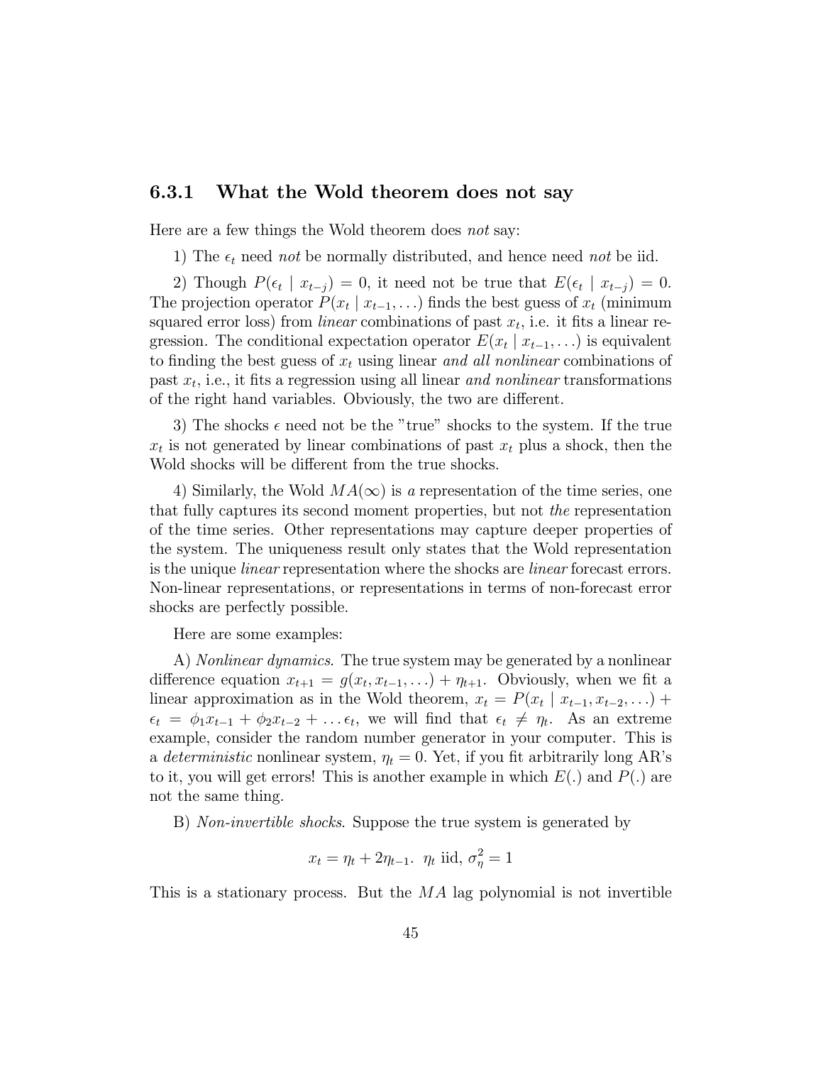### 6.3.1 What the Wold theorem does not say

Here are a few things the Wold theorem does *not* say:

1) The $\epsilon_t$ need *not* be normally distributed, and hence need *not* be iid.

2) Though $P(\epsilon_t \mid x_{t-j}) = 0$, it need not be true that $E(\epsilon_t \mid x_{t-j}) = 0$. The projection operator $P(x_t \mid x_{t-1}, \ldots)$ finds the best guess of $x_t$ (minimum squared error loss) from *linear* combinations of past $x_t$, i.e. it fits a linear regression. The conditional expectation operator $E(x_t \mid x_{t-1}, \ldots)$ is equivalent to finding the best guess of $x_t$ using linear *and all nonlinear* combinations of past $x_t$, i.e., it fits a regression using all linear *and nonlinear* transformations of the right hand variables. Obviously, the two are different.

3) The shocks $\epsilon$ need not be the "true" shocks to the system. If the true $x_t$ is not generated by linear combinations of past $x_t$ plus a shock, then the Wold shocks will be different from the true shocks.

4) Similarly, the Wold $MA(\infty)$ is *a* representation of the time series, one that fully captures its second moment properties, but not *the* representation of the time series. Other representations may capture deeper properties of the system. The uniqueness result only states that the Wold representation is the unique *linear* representation where the shocks are *linear* forecast errors. Non-linear representations, or representations in terms of non-forecast error shocks are perfectly possible.

Here are some examples:

A) *Nonlinear dynamics*. The true system may be generated by a nonlinear difference equation $x_{t+1} = g(x_t, x_{t-1}, \ldots) + \eta_{t+1}$. Obviously, when we fit a linear approximation as in the Wold theorem, $x_t = P(x_t \mid x_{t-1}, x_{t-2}, \ldots) + \epsilon_t = \phi_1 x_{t-1} + \phi_2 x_{t-2} + \ldots \epsilon_t$, we will find that $\epsilon_t \neq \eta_t$. As an extreme example, consider the random number generator in your computer. This is a *deterministic* nonlinear system, $\eta_t = 0$. Yet, if you fit arbitrarily long AR's to it, you will get errors! This is another example in which $E(.)$ and $P(.)$ are not the same thing.

B) *Non-invertible shocks*. Suppose the true system is generated by

$$x_t = \eta_t + 2\eta_{t-1}. \;\; \eta_t \text{ iid}, \; \sigma_\eta^2 = 1$$

This is a stationary process. But the $MA$ lag polynomial is not invertible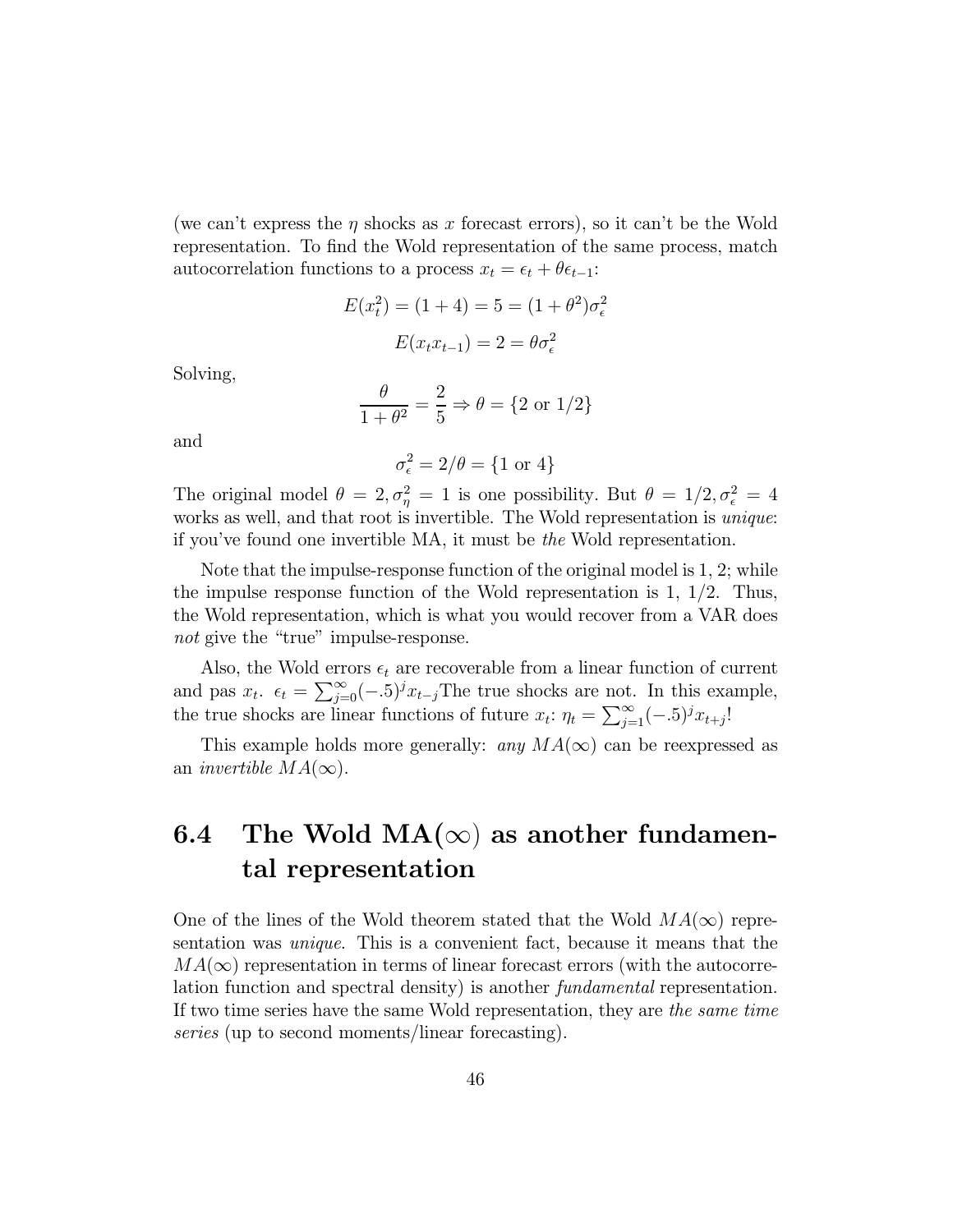(we can't express the $\eta$ shocks as $x$ forecast errors), so it can't be the Wold representation. To find the Wold representation of the same process, match autocorrelation functions to a process $x_t = \epsilon_t + \theta\epsilon_{t-1}$:

$$E(x_t^2) = (1+4) = 5 = (1+\theta^2)\sigma_\epsilon^2$$

$$E(x_t x_{t-1}) = 2 = \theta\sigma_\epsilon^2$$

Solving,

$$\frac{\theta}{1+\theta^2} = \frac{2}{5} \Rightarrow \theta = \{2 \text{ or } 1/2\}$$

and

$$\sigma_\epsilon^2 = 2/\theta = \{1 \text{ or } 4\}$$

The original model $\theta = 2, \sigma_\eta^2 = 1$ is one possibility. But $\theta = 1/2, \sigma_\epsilon^2 = 4$ works as well, and that root is invertible. The Wold representation is *unique*: if you've found one invertible MA, it must be *the* Wold representation.

Note that the impulse-response function of the original model is 1, 2; while the impulse response function of the Wold representation is 1, 1/2. Thus, the Wold representation, which is what you would recover from a VAR does *not* give the "true" impulse-response.

Also, the Wold errors $\epsilon_t$ are recoverable from a linear function of current and pas $x_t$. $\epsilon_t = \sum_{j=0}^{\infty}(-.5)^j x_{t-j}$The true shocks are not. In this example, the true shocks are linear functions of future $x_t$: $\eta_t = \sum_{j=1}^{\infty}(-.5)^j x_{t+j}$!

This example holds more generally: *any* $MA(\infty)$ can be reexpressed as an *invertible* $MA(\infty)$.

## 6.4 The Wold MA($\infty$) as another fundamental representation

One of the lines of the Wold theorem stated that the Wold $MA(\infty)$ representation was *unique*. This is a convenient fact, because it means that the $MA(\infty)$ representation in terms of linear forecast errors (with the autocorrelation function and spectral density) is another *fundamental* representation. If two time series have the same Wold representation, they are *the same time series* (up to second moments/linear forecasting).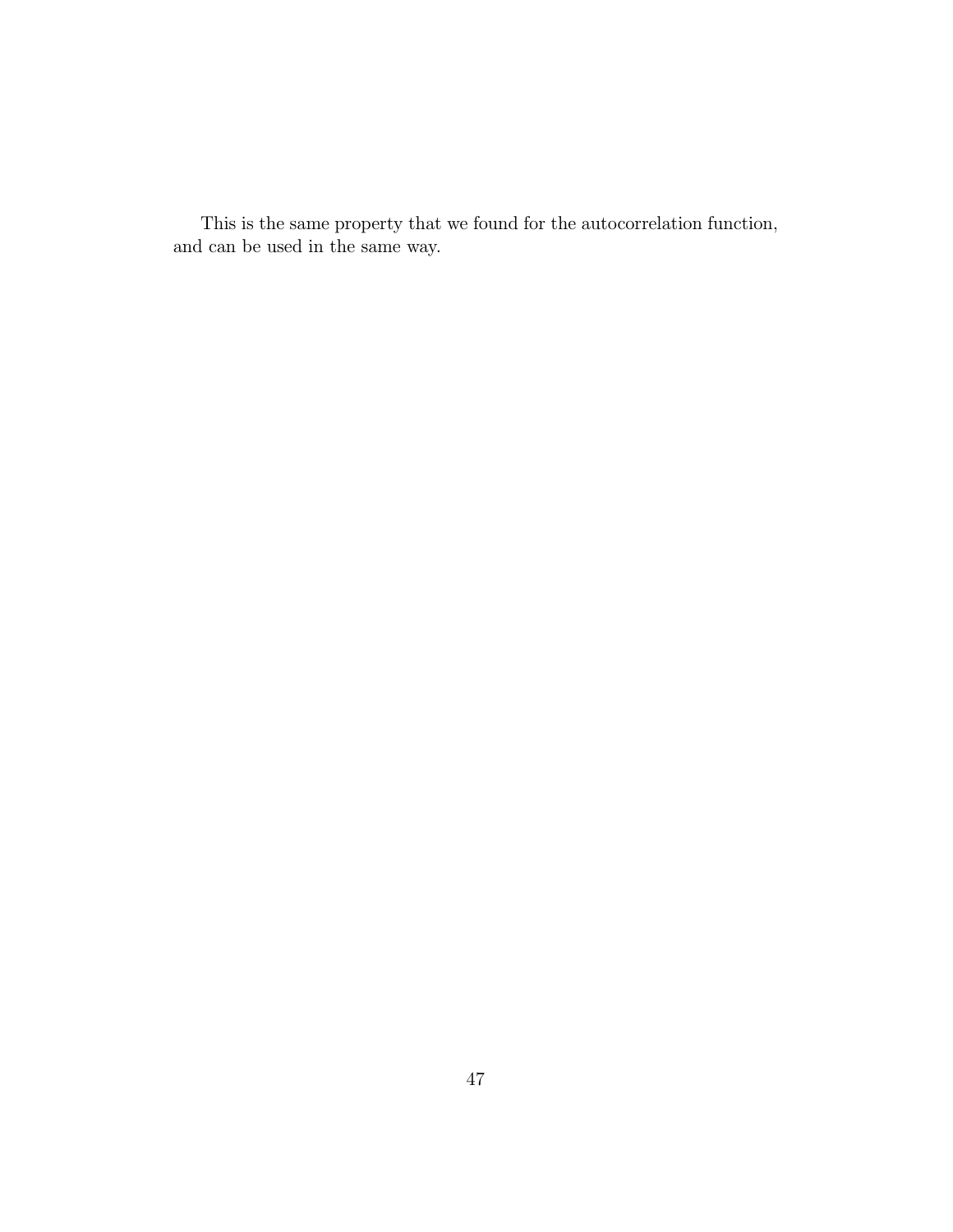This is the same property that we found for the autocorrelation function, and can be used in the same way.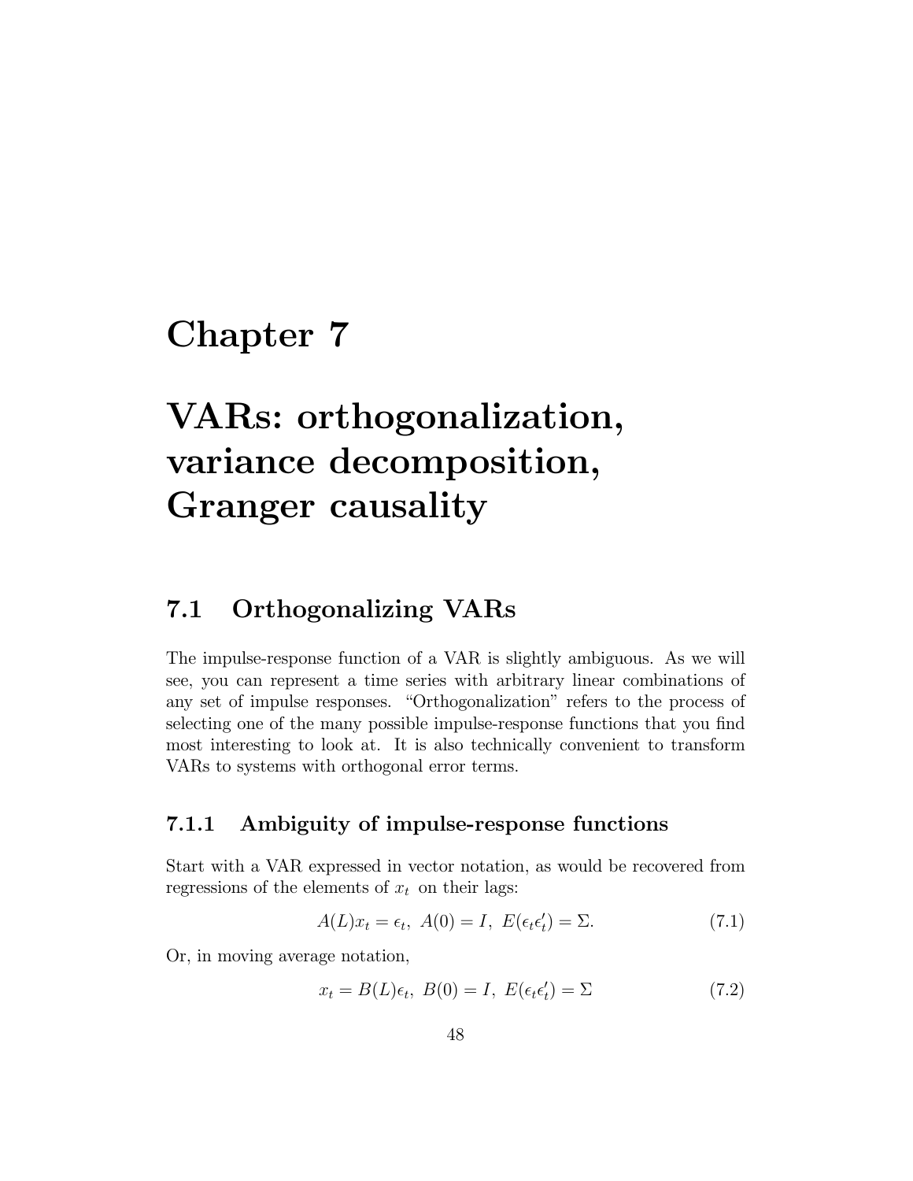# Chapter 7

# VARs: orthogonalization, variance decomposition, Granger causality

## 7.1 Orthogonalizing VARs

The impulse-response function of a VAR is slightly ambiguous. As we will see, you can represent a time series with arbitrary linear combinations of any set of impulse responses. "Orthogonalization" refers to the process of selecting one of the many possible impulse-response functions that you find most interesting to look at. It is also technically convenient to transform VARs to systems with orthogonal error terms.

### 7.1.1 Ambiguity of impulse-response functions

Start with a VAR expressed in vector notation, as would be recovered from regressions of the elements of $x_t$ on their lags:

$$A(L)x_t = \epsilon_t,\ A(0) = I,\ E(\epsilon_t \epsilon_t') = \Sigma. \tag{7.1}$$

Or, in moving average notation,

$$x_t = B(L)\epsilon_t,\ B(0) = I,\ E(\epsilon_t \epsilon_t') = \Sigma \tag{7.2}$$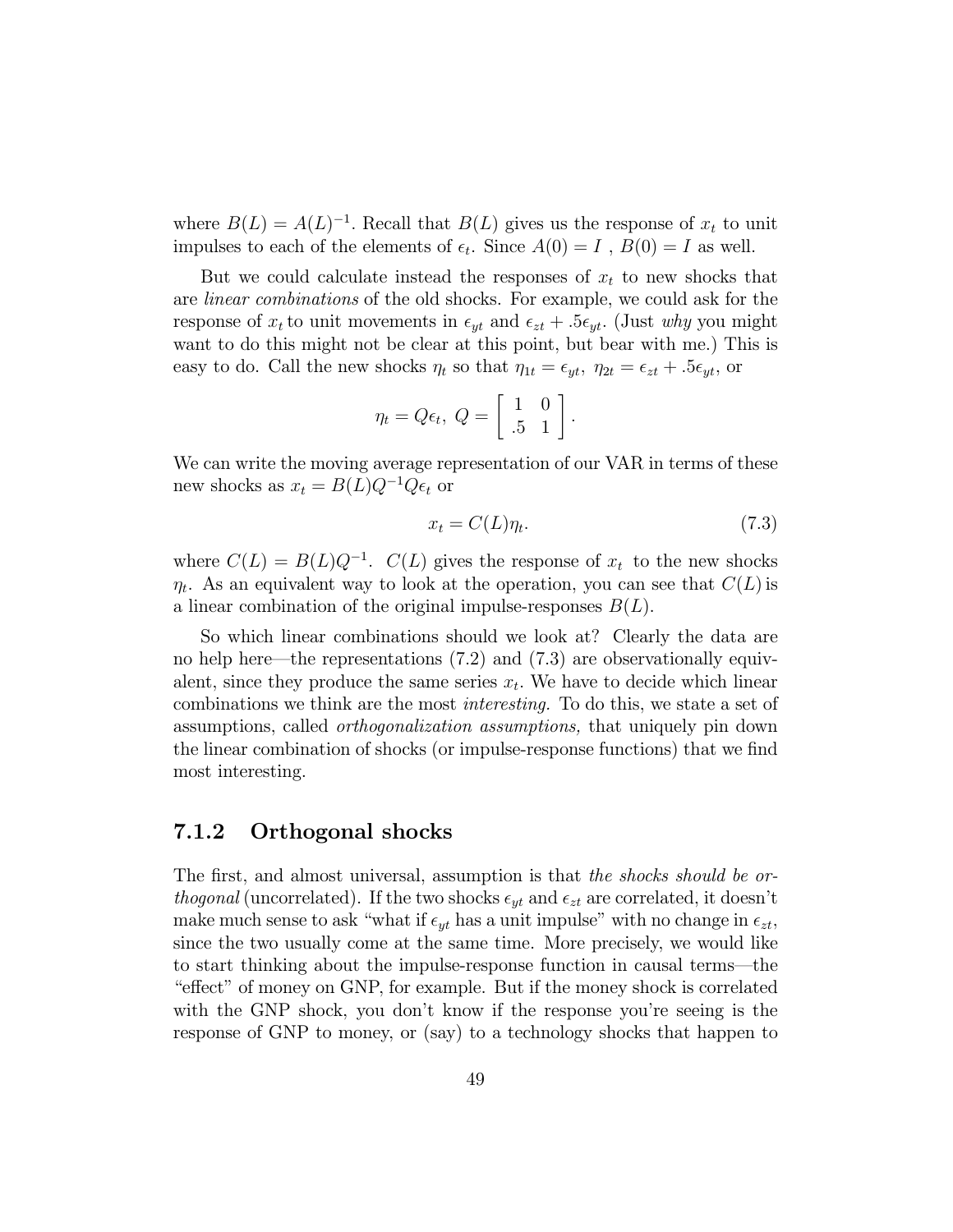where $B(L) = A(L)^{-1}$. Recall that $B(L)$ gives us the response of $x_t$ to unit impulses to each of the elements of $\epsilon_t$. Since $A(0) = I$ , $B(0) = I$ as well.

But we could calculate instead the responses of $x_t$ to new shocks that are *linear combinations* of the old shocks. For example, we could ask for the response of $x_t$ to unit movements in $\epsilon_{yt}$ and $\epsilon_{zt} + .5\epsilon_{yt}$. (Just *why* you might want to do this might not be clear at this point, but bear with me.) This is easy to do. Call the new shocks $\eta_t$ so that $\eta_{1t} = \epsilon_{yt}$, $\eta_{2t} = \epsilon_{zt} + .5\epsilon_{yt}$, or

$$\eta_t = Q\epsilon_t, \; Q = \begin{bmatrix} 1 & 0 \\ .5 & 1 \end{bmatrix}.$$

We can write the moving average representation of our VAR in terms of these new shocks as $x_t = B(L)Q^{-1}Q\epsilon_t$ or

$$x_t = C(L)\eta_t. \tag{7.3}$$

where $C(L) = B(L)Q^{-1}$. $C(L)$ gives the response of $x_t$ to the new shocks $\eta_t$. As an equivalent way to look at the operation, you can see that $C(L)$ is a linear combination of the original impulse-responses $B(L)$.

So which linear combinations should we look at? Clearly the data are no help here—the representations (7.2) and (7.3) are observationally equivalent, since they produce the same series $x_t$. We have to decide which linear combinations we think are the most *interesting.* To do this, we state a set of assumptions, called *orthogonalization assumptions,* that uniquely pin down the linear combination of shocks (or impulse-response functions) that we find most interesting.

### 7.1.2 Orthogonal shocks

The first, and almost universal, assumption is that *the shocks should be orthogonal* (uncorrelated). If the two shocks $\epsilon_{yt}$ and $\epsilon_{zt}$ are correlated, it doesn't make much sense to ask "what if $\epsilon_{yt}$ has a unit impulse" with no change in $\epsilon_{zt}$, since the two usually come at the same time. More precisely, we would like to start thinking about the impulse-response function in causal terms—the "effect" of money on GNP, for example. But if the money shock is correlated with the GNP shock, you don't know if the response you're seeing is the response of GNP to money, or (say) to a technology shocks that happen to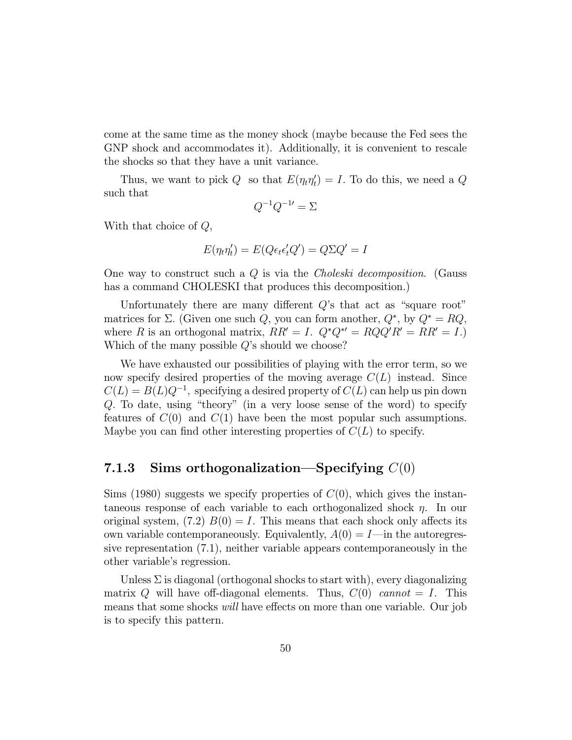come at the same time as the money shock (maybe because the Fed sees the GNP shock and accommodates it). Additionally, it is convenient to rescale the shocks so that they have a unit variance.

Thus, we want to pick $Q$ so that $E(\eta_t \eta_t') = I$. To do this, we need a $Q$ such that

$$Q^{-1} Q^{-1\prime} = \Sigma$$

With that choice of $Q$,

$$E(\eta_t \eta_t') = E(Q \epsilon_t \epsilon_t' Q') = Q \Sigma Q' = I$$

One way to construct such a $Q$ is via the *Choleski decomposition*. (Gauss has a command CHOLESKI that produces this decomposition.)

Unfortunately there are many different $Q$'s that act as "square root" matrices for $\Sigma$. (Given one such $Q$, you can form another, $Q^*$, by $Q^* = RQ$, where $R$ is an orthogonal matrix, $RR' = I$. $Q^* Q^{*\prime} = RQQ'R' = RR' = I$.) Which of the many possible $Q$'s should we choose?

We have exhausted our possibilities of playing with the error term, so we now specify desired properties of the moving average $C(L)$ instead. Since $C(L) = B(L)Q^{-1}$, specifying a desired property of $C(L)$ can help us pin down $Q$. To date, using "theory" (in a very loose sense of the word) to specify features of $C(0)$ and $C(1)$ have been the most popular such assumptions. Maybe you can find other interesting properties of $C(L)$ to specify.

### 7.1.3 Sims orthogonalization—Specifying $C(0)$

Sims (1980) suggests we specify properties of $C(0)$, which gives the instantaneous response of each variable to each orthogonalized shock $\eta$. In our original system, (7.2) $B(0) = I$. This means that each shock only affects its own variable contemporaneously. Equivalently, $A(0) = I$—in the autoregressive representation (7.1), neither variable appears contemporaneously in the other variable's regression.

Unless $\Sigma$ is diagonal (orthogonal shocks to start with), every diagonalizing matrix $Q$ will have off-diagonal elements. Thus, $C(0)$ *cannot* $= I$. This means that some shocks *will* have effects on more than one variable. Our job is to specify this pattern.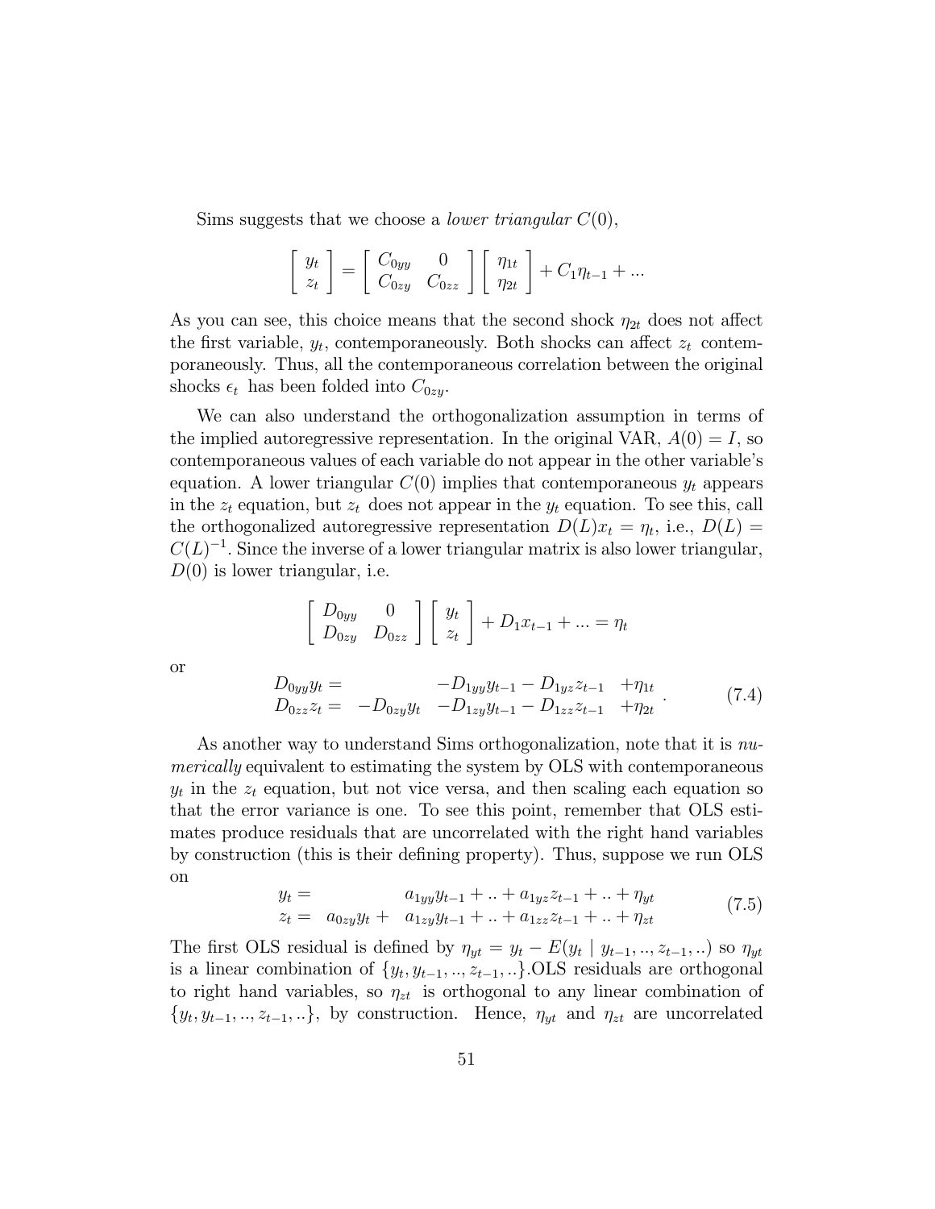Sims suggests that we choose a *lower triangular* $C(0)$,

$$\left[\begin{array}{c} y_t \\ z_t \end{array}\right] = \left[\begin{array}{cc} C_{0yy} & 0 \\ C_{0zy} & C_{0zz} \end{array}\right] \left[\begin{array}{c} \eta_{1t} \\ \eta_{2t} \end{array}\right] + C_1 \eta_{t-1} + ...$$

As you can see, this choice means that the second shock $\eta_{2t}$ does not affect the first variable, $y_t$, contemporaneously. Both shocks can affect $z_t$ contemporaneously. Thus, all the contemporaneous correlation between the original shocks $\epsilon_t$ has been folded into $C_{0zy}$.

We can also understand the orthogonalization assumption in terms of the implied autoregressive representation. In the original VAR, $A(0) = I$, so contemporaneous values of each variable do not appear in the other variable's equation. A lower triangular $C(0)$ implies that contemporaneous $y_t$ appears in the $z_t$ equation, but $z_t$ does not appear in the $y_t$ equation. To see this, call the orthogonalized autoregressive representation $D(L)x_t = \eta_t$, i.e., $D(L) = C(L)^{-1}$. Since the inverse of a lower triangular matrix is also lower triangular, $D(0)$ is lower triangular, i.e.

$$\left[\begin{array}{cc} D_{0yy} & 0 \\ D_{0zy} & D_{0zz} \end{array}\right] \left[\begin{array}{c} y_t \\ z_t \end{array}\right] + D_1 x_{t-1} + ... = \eta_t$$

or

$$\begin{array}{lllll} D_{0yy} y_t = & & -D_{1yy} y_{t-1} - D_{1yz} z_{t-1} & +\eta_{1t} \\ D_{0zz} z_t = & -D_{0zy} y_t & -D_{1zy} y_{t-1} - D_{1zz} z_{t-1} & +\eta_{2t} \end{array}. \tag{7.4}$$

As another way to understand Sims orthogonalization, note that it is *numerically* equivalent to estimating the system by OLS with contemporaneous $y_t$ in the $z_t$ equation, but not vice versa, and then scaling each equation so that the error variance is one. To see this point, remember that OLS estimates produce residuals that are uncorrelated with the right hand variables by construction (this is their defining property). Thus, suppose we run OLS on

$$\begin{array}{llll} y_t = & & a_{1yy} y_{t-1} + .. + a_{1yz} z_{t-1} + .. + \eta_{yt} \\ z_t = & a_{0zy} y_t + & a_{1zy} y_{t-1} + .. + a_{1zz} z_{t-1} + .. + \eta_{zt} \end{array} \tag{7.5}$$

The first OLS residual is defined by $\eta_{yt} = y_t - E(y_t \mid y_{t-1}, .., z_{t-1}, ..)$ so $\eta_{yt}$ is a linear combination of $\{y_t, y_{t-1}, .., z_{t-1}, ..\}$.OLS residuals are orthogonal to right hand variables, so $\eta_{zt}$ is orthogonal to any linear combination of $\{y_t, y_{t-1}, .., z_{t-1}, ..\}$, by construction. Hence, $\eta_{yt}$ and $\eta_{zt}$ are uncorrelated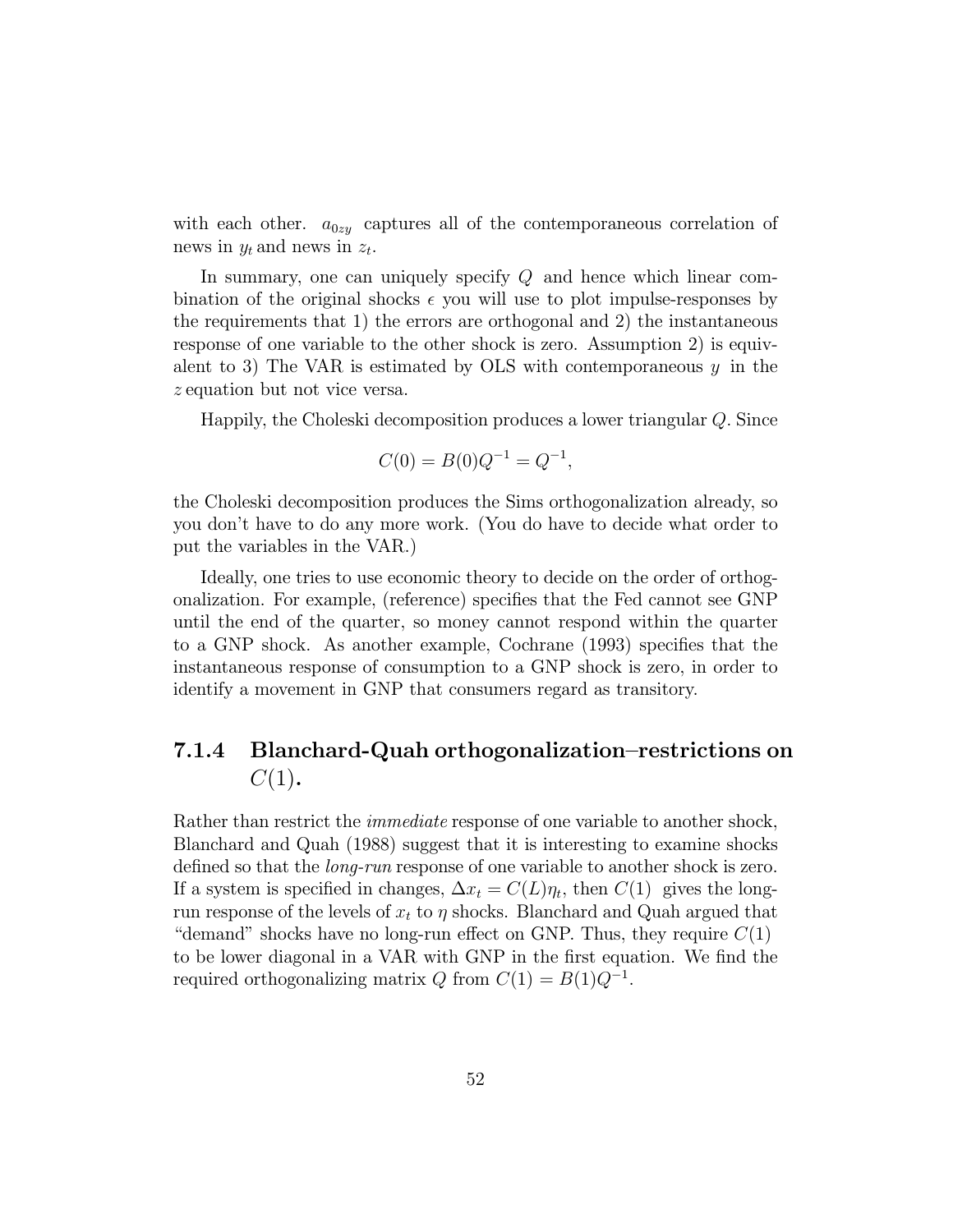with each other. $a_{0zy}$ captures all of the contemporaneous correlation of news in $y_t$ and news in $z_t$.

In summary, one can uniquely specify $Q$ and hence which linear combination of the original shocks $\epsilon$ you will use to plot impulse-responses by the requirements that 1) the errors are orthogonal and 2) the instantaneous response of one variable to the other shock is zero. Assumption 2) is equivalent to 3) The VAR is estimated by OLS with contemporaneous $y$ in the $z$ equation but not vice versa.

Happily, the Choleski decomposition produces a lower triangular $Q$. Since

$$C(0) = B(0)Q^{-1} = Q^{-1},$$

the Choleski decomposition produces the Sims orthogonalization already, so you don't have to do any more work. (You do have to decide what order to put the variables in the VAR.)

Ideally, one tries to use economic theory to decide on the order of orthogonalization. For example, (reference) specifies that the Fed cannot see GNP until the end of the quarter, so money cannot respond within the quarter to a GNP shock. As another example, Cochrane (1993) specifies that the instantaneous response of consumption to a GNP shock is zero, in order to identify a movement in GNP that consumers regard as transitory.

### 7.1.4 Blanchard-Quah orthogonalization–restrictions on $C(1)$.

Rather than restrict the *immediate* response of one variable to another shock, Blanchard and Quah (1988) suggest that it is interesting to examine shocks defined so that the *long-run* response of one variable to another shock is zero. If a system is specified in changes, $\Delta x_t = C(L)\eta_t$, then $C(1)$ gives the long-run response of the levels of $x_t$ to $\eta$ shocks. Blanchard and Quah argued that "demand" shocks have no long-run effect on GNP. Thus, they require $C(1)$ to be lower diagonal in a VAR with GNP in the first equation. We find the required orthogonalizing matrix $Q$ from $C(1) = B(1)Q^{-1}$.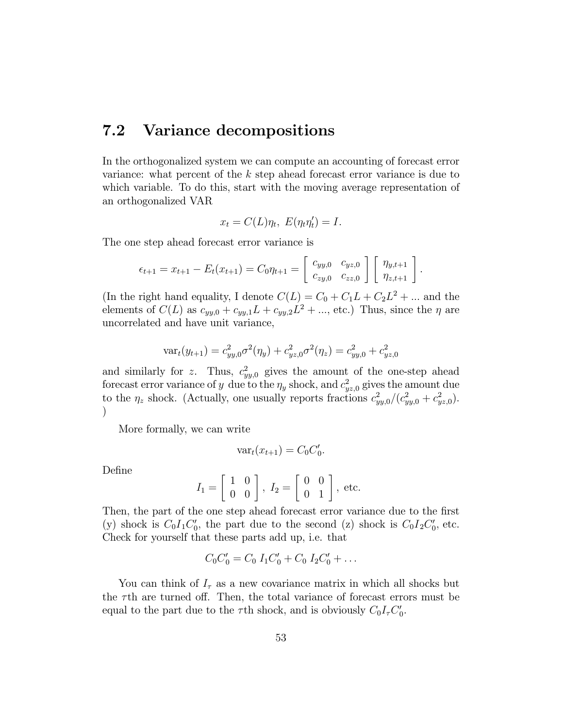## 7.2 Variance decompositions

In the orthogonalized system we can compute an accounting of forecast error variance: what percent of the $k$ step ahead forecast error variance is due to which variable. To do this, start with the moving average representation of an orthogonalized VAR

$$x_t = C(L)\eta_t, \; E(\eta_t\eta_t') = I.$$

The one step ahead forecast error variance is

$$\epsilon_{t+1} = x_{t+1} - E_t(x_{t+1}) = C_0\eta_{t+1} = \begin{bmatrix} c_{yy,0} & c_{yz,0} \\ c_{zy,0} & c_{zz,0} \end{bmatrix} \begin{bmatrix} \eta_{y,t+1} \\ \eta_{z,t+1} \end{bmatrix}.$$

(In the right hand equality, I denote $C(L) = C_0 + C_1L + C_2L^2 + ...$ and the elements of $C(L)$ as $c_{yy,0} + c_{yy,1}L + c_{yy,2}L^2 + ...$, etc.) Thus, since the $\eta$ are uncorrelated and have unit variance,

$$\text{var}_t(y_{t+1}) = c_{yy,0}^2\sigma^2(\eta_y) + c_{yz,0}^2\sigma^2(\eta_z) = c_{yy,0}^2 + c_{yz,0}^2$$

and similarly for $z$. Thus, $c_{yy,0}^2$ gives the amount of the one-step ahead forecast error variance of $y$ due to the $\eta_y$ shock, and $c_{yz,0}^2$ gives the amount due to the $\eta_z$ shock. (Actually, one usually reports fractions $c_{yy,0}^2/(c_{yy,0}^2 + c_{yz,0}^2)$.)

More formally, we can write

$$\text{var}_t(x_{t+1}) = C_0C_0'.$$

Define

$$I_1 = \begin{bmatrix} 1 & 0 \\ 0 & 0 \end{bmatrix}, \; I_2 = \begin{bmatrix} 0 & 0 \\ 0 & 1 \end{bmatrix}, \text{ etc.}$$

Then, the part of the one step ahead forecast error variance due to the first (y) shock is $C_0I_1C_0'$, the part due to the second (z) shock is $C_0I_2C_0'$, etc. Check for yourself that these parts add up, i.e. that

$$C_0C_0' = C_0 \; I_1C_0' + C_0 \; I_2C_0' + \ldots$$

You can think of $I_\tau$ as a new covariance matrix in which all shocks but the $\tau$th are turned off. Then, the total variance of forecast errors must be equal to the part due to the $\tau$th shock, and is obviously $C_0I_\tau C_0'$.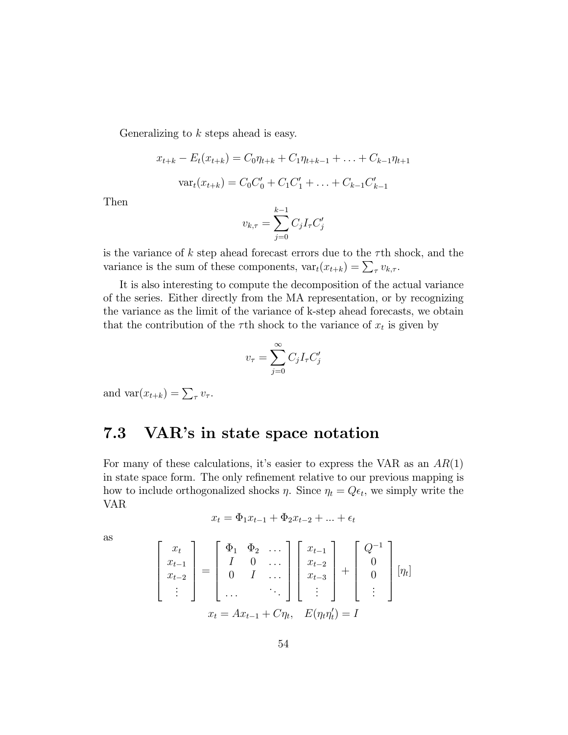Generalizing to $k$ steps ahead is easy.

$$x_{t+k} - E_t(x_{t+k}) = C_0\eta_{t+k} + C_1\eta_{t+k-1} + \ldots + C_{k-1}\eta_{t+1}$$

$$\text{var}_t(x_{t+k}) = C_0C_0' + C_1C_1' + \ldots + C_{k-1}C_{k-1}'$$

Then

$$v_{k,\tau} = \sum_{j=0}^{k-1} C_j I_\tau C_j'$$

is the variance of $k$ step ahead forecast errors due to the $\tau$th shock, and the variance is the sum of these components, $\text{var}_t(x_{t+k}) = \sum_\tau v_{k,\tau}$.

It is also interesting to compute the decomposition of the actual variance of the series. Either directly from the MA representation, or by recognizing the variance as the limit of the variance of k-step ahead forecasts, we obtain that the contribution of the $\tau$th shock to the variance of $x_t$ is given by

$$v_\tau = \sum_{j=0}^{\infty} C_j I_\tau C_j'$$

and $\text{var}(x_{t+k}) = \sum_\tau v_\tau$.

## 7.3 VAR's in state space notation

For many of these calculations, it's easier to express the VAR as an $AR(1)$ in state space form. The only refinement relative to our previous mapping is how to include orthogonalized shocks $\eta$. Since $\eta_t = Q\epsilon_t$, we simply write the VAR

$$x_t = \Phi_1 x_{t-1} + \Phi_2 x_{t-2} + ... + \epsilon_t$$

as

$$\begin{bmatrix} x_t \\ x_{t-1} \\ x_{t-2} \\ \vdots \end{bmatrix} = \begin{bmatrix} \Phi_1 & \Phi_2 & \ldots \\ I & 0 & \ldots \\ 0 & I & \ldots \\ \ldots & & \ddots \end{bmatrix} \begin{bmatrix} x_{t-1} \\ x_{t-2} \\ x_{t-3} \\ \vdots \end{bmatrix} + \begin{bmatrix} Q^{-1} \\ 0 \\ 0 \\ \vdots \end{bmatrix} [\eta_t]$$

$$x_t = Ax_{t-1} + C\eta_t, \quad E(\eta_t\eta_t') = I$$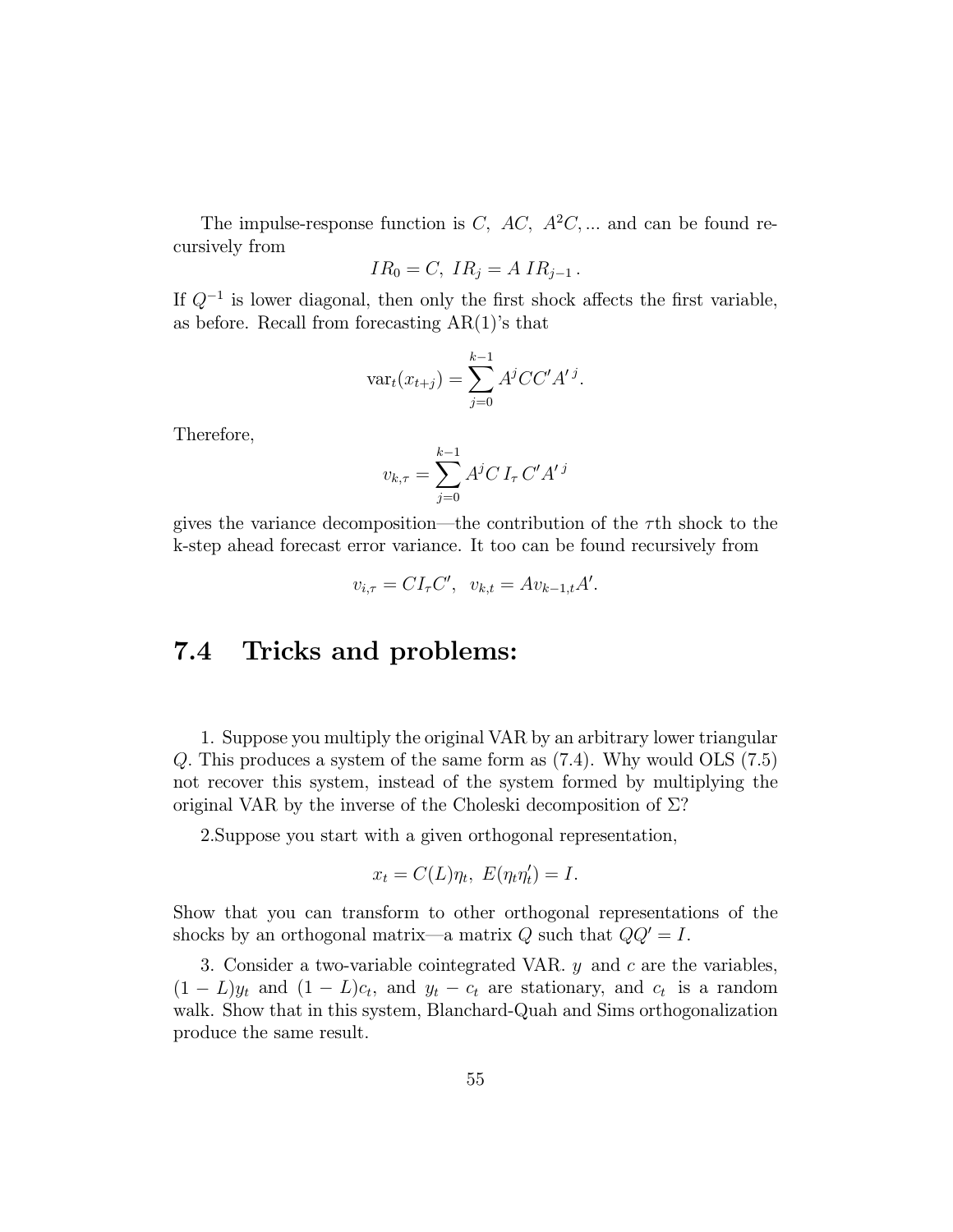The impulse-response function is $C,\ AC,\ A^2C, ...$ and can be found recursively from

$$IR_0 = C,\ IR_j = A\ IR_{j-1}\,.$$

If $Q^{-1}$ is lower diagonal, then only the first shock affects the first variable, as before. Recall from forecasting AR(1)'s that

$$\text{var}_t(x_{t+j}) = \sum_{j=0}^{k-1} A^j CC'A'^{\,j}.$$

Therefore,

$$v_{k,\tau} = \sum_{j=0}^{k-1} A^j C\, I_\tau\, C'A'^{\,j}$$

gives the variance decomposition—the contribution of the $\tau$th shock to the k-step ahead forecast error variance. It too can be found recursively from

$$v_{i,\tau} = CI_\tau C', \ \ v_{k,t} = Av_{k-1,t}A'.$$

## 7.4 Tricks and problems:

1. Suppose you multiply the original VAR by an arbitrary lower triangular $Q$. This produces a system of the same form as (7.4). Why would OLS (7.5) not recover this system, instead of the system formed by multiplying the original VAR by the inverse of the Choleski decomposition of $\Sigma$?

2.Suppose you start with a given orthogonal representation,

$$x_t = C(L)\eta_t,\ E(\eta_t\eta_t') = I.$$

Show that you can transform to other orthogonal representations of the shocks by an orthogonal matrix—a matrix $Q$ such that $QQ' = I$.

3. Consider a two-variable cointegrated VAR. $y$ and $c$ are the variables, $(1-L)y_t$ and $(1-L)c_t$, and $y_t - c_t$ are stationary, and $c_t$ is a random walk. Show that in this system, Blanchard-Quah and Sims orthogonalization produce the same result.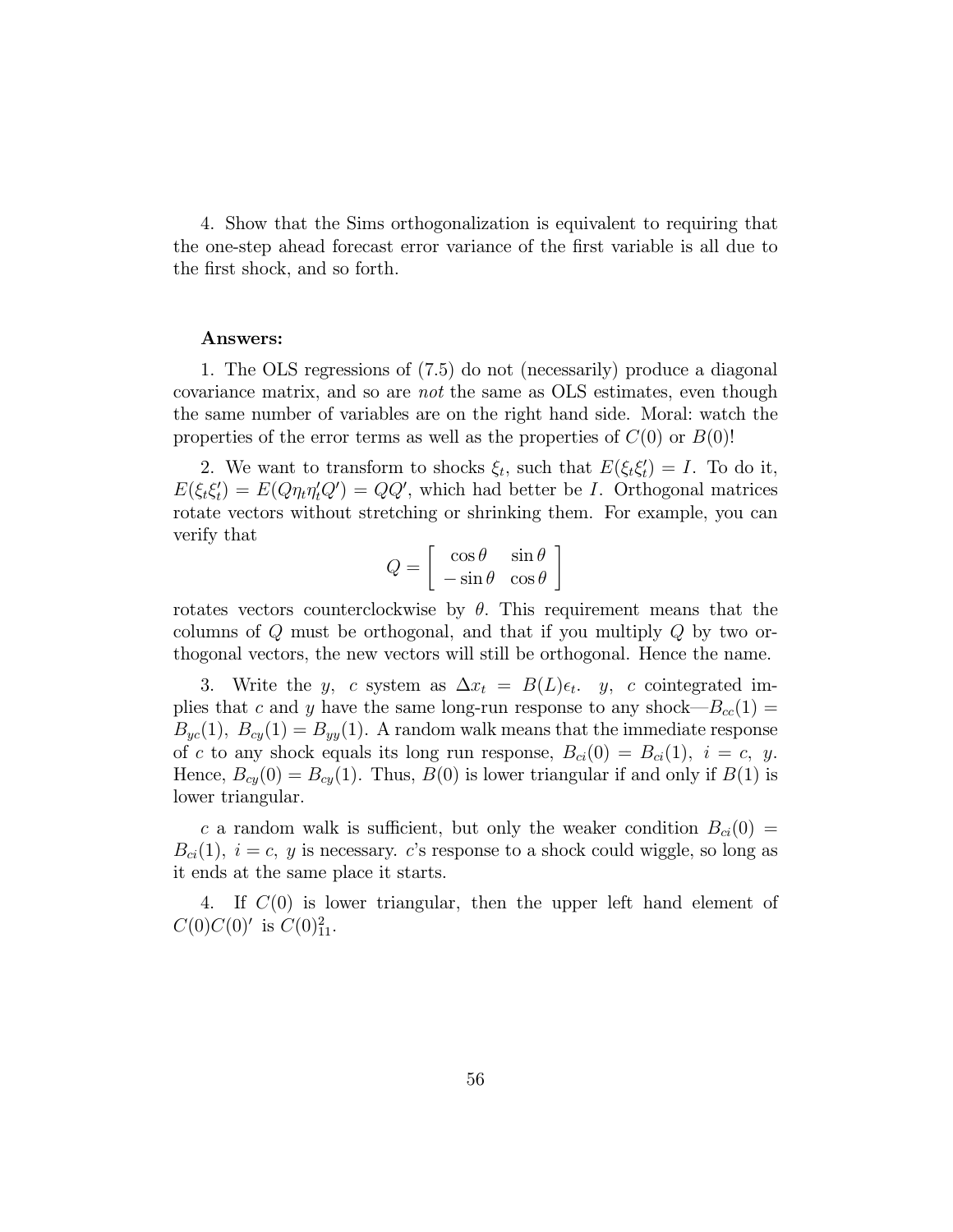4. Show that the Sims orthogonalization is equivalent to requiring that the one-step ahead forecast error variance of the first variable is all due to the first shock, and so forth.

**Answers:**

1. The OLS regressions of (7.5) do not (necessarily) produce a diagonal covariance matrix, and so are *not* the same as OLS estimates, even though the same number of variables are on the right hand side. Moral: watch the properties of the error terms as well as the properties of $C(0)$ or $B(0)$!

2. We want to transform to shocks $\xi_t$, such that $E(\xi_t \xi_t') = I$. To do it, $E(\xi_t \xi_t') = E(Q\eta_t \eta_t' Q') = QQ'$, which had better be $I$. Orthogonal matrices rotate vectors without stretching or shrinking them. For example, you can verify that

$$Q = \begin{bmatrix} \cos\theta & \sin\theta \\ -\sin\theta & \cos\theta \end{bmatrix}$$

rotates vectors counterclockwise by $\theta$. This requirement means that the columns of $Q$ must be orthogonal, and that if you multiply $Q$ by two orthogonal vectors, the new vectors will still be orthogonal. Hence the name.

3. Write the $y$, $c$ system as $\Delta x_t = B(L)\epsilon_t$. $y$, $c$ cointegrated implies that $c$ and $y$ have the same long-run response to any shock—$B_{cc}(1) = B_{yc}(1)$, $B_{cy}(1) = B_{yy}(1)$. A random walk means that the immediate response of $c$ to any shock equals its long run response, $B_{ci}(0) = B_{ci}(1)$, $i = c, \ y$. Hence, $B_{cy}(0) = B_{cy}(1)$. Thus, $B(0)$ is lower triangular if and only if $B(1)$ is lower triangular.

$c$ a random walk is sufficient, but only the weaker condition $B_{ci}(0) = B_{ci}(1)$, $i = c, \ y$ is necessary. $c$'s response to a shock could wiggle, so long as it ends at the same place it starts.

4. If $C(0)$ is lower triangular, then the upper left hand element of $C(0)C(0)'$ is $C(0)_{11}^2$.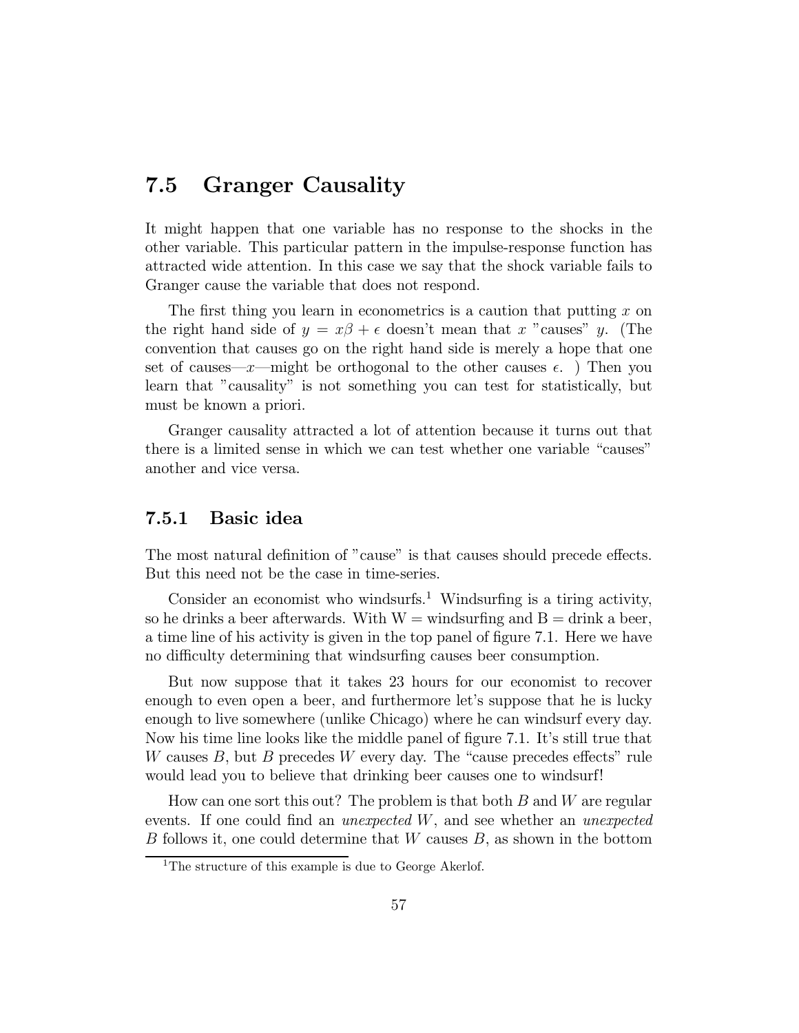## 7.5 Granger Causality

It might happen that one variable has no response to the shocks in the other variable. This particular pattern in the impulse-response function has attracted wide attention. In this case we say that the shock variable fails to Granger cause the variable that does not respond.

The first thing you learn in econometrics is a caution that putting $x$ on the right hand side of $y = x\beta + \epsilon$ doesn't mean that $x$ "causes" $y$. (The convention that causes go on the right hand side is merely a hope that one set of causes—$x$—might be orthogonal to the other causes $\epsilon$. ) Then you learn that "causality" is not something you can test for statistically, but must be known a priori.

Granger causality attracted a lot of attention because it turns out that there is a limited sense in which we can test whether one variable "causes" another and vice versa.

### 7.5.1 Basic idea

The most natural definition of "cause" is that causes should precede effects. But this need not be the case in time-series.

Consider an economist who windsurfs.[1] Windsurfing is a tiring activity, so he drinks a beer afterwards. With W = windsurfing and B = drink a beer, a time line of his activity is given in the top panel of figure 7.1. Here we have no difficulty determining that windsurfing causes beer consumption.

But now suppose that it takes 23 hours for our economist to recover enough to even open a beer, and furthermore let's suppose that he is lucky enough to live somewhere (unlike Chicago) where he can windsurf every day. Now his time line looks like the middle panel of figure 7.1. It's still true that $W$ causes $B$, but $B$ precedes $W$ every day. The "cause precedes effects" rule would lead you to believe that drinking beer causes one to windsurf!

How can one sort this out? The problem is that both $B$ and $W$ are regular events. If one could find an *unexpected* $W$, and see whether an *unexpected* $B$ follows it, one could determine that $W$ causes $B$, as shown in the bottom

[1] The structure of this example is due to George Akerlof.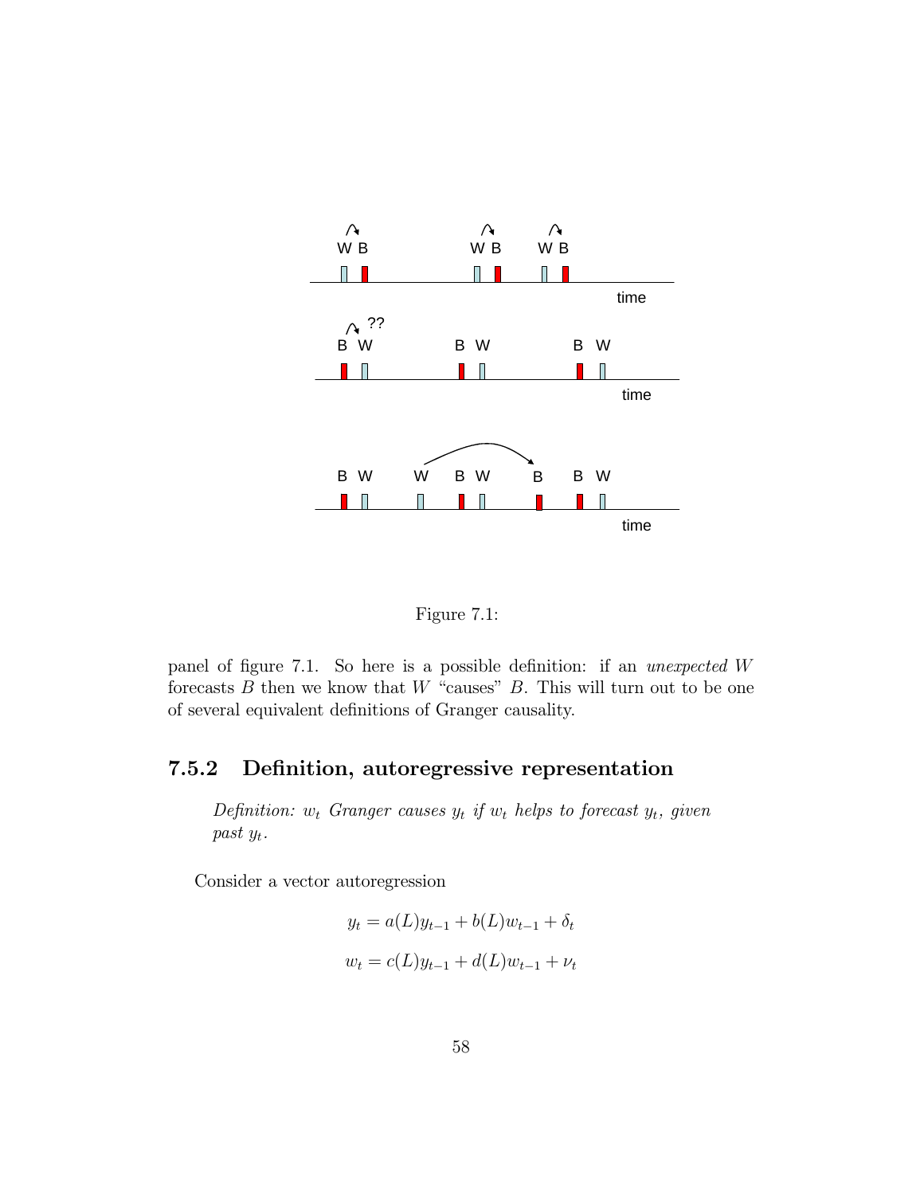Figure 7.1:

panel of figure 7.1. So here is a possible definition: if an *unexpected* $W$ forecasts $B$ then we know that $W$ "causes" $B$. This will turn out to be one of several equivalent definitions of Granger causality.

### 7.5.2 Definition, autoregressive representation

> *Definition: $w_t$ Granger causes $y_t$ if $w_t$ helps to forecast $y_t$, given past $y_t$.*

Consider a vector autoregression

$$y_t = a(L)y_{t-1} + b(L)w_{t-1} + \delta_t$$

$$w_t = c(L)y_{t-1} + d(L)w_{t-1} + \nu_t$$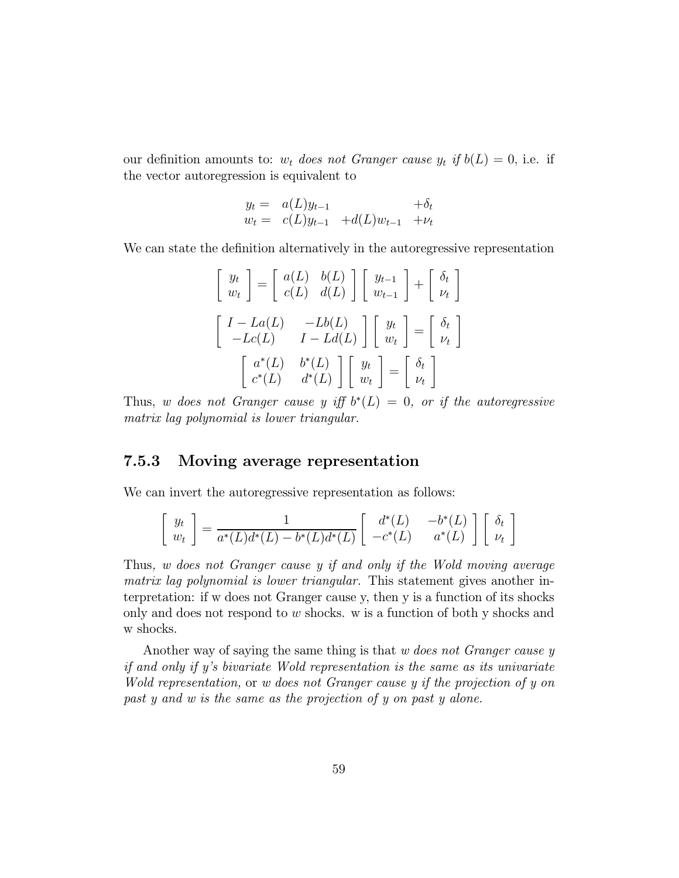our definition amounts to: $w_t$ *does not Granger cause* $y_t$ *if* $b(L) = 0$, i.e. if the vector autoregression is equivalent to

$$
\begin{array}{lll}
y_t = & a(L)y_{t-1} & & +\delta_t \\
w_t = & c(L)y_{t-1} & +d(L)w_{t-1} & +\nu_t
\end{array}
$$

We can state the definition alternatively in the autoregressive representation

$$
\left[ \begin{array}{c} y_t \\ w_t \end{array} \right] = \left[ \begin{array}{cc} a(L) & b(L) \\ c(L) & d(L) \end{array} \right] \left[ \begin{array}{c} y_{t-1} \\ w_{t-1} \end{array} \right] + \left[ \begin{array}{c} \delta_t \\ \nu_t \end{array} \right]
$$

$$
\left[ \begin{array}{cc} I - La(L) & -Lb(L) \\ -Lc(L) & I - Ld(L) \end{array} \right] \left[ \begin{array}{c} y_t \\ w_t \end{array} \right] = \left[ \begin{array}{c} \delta_t \\ \nu_t \end{array} \right]
$$

$$
\left[ \begin{array}{cc} a^*(L) & b^*(L) \\ c^*(L) & d^*(L) \end{array} \right] \left[ \begin{array}{c} y_t \\ w_t \end{array} \right] = \left[ \begin{array}{c} \delta_t \\ \nu_t \end{array} \right]
$$

Thus, *w does not Granger cause y iff* $b^*(L) = 0$*, or if the autoregressive matrix lag polynomial is lower triangular.*

### 7.5.3 Moving average representation

We can invert the autoregressive representation as follows:

$$
\left[ \begin{array}{c} y_t \\ w_t \end{array} \right] = \frac{1}{a^*(L)d^*(L) - b^*(L)d^*(L)} \left[ \begin{array}{cc} d^*(L) & -b^*(L) \\ -c^*(L) & a^*(L) \end{array} \right] \left[ \begin{array}{c} \delta_t \\ \nu_t \end{array} \right]
$$

Thus*, w does not Granger cause y if and only if the Wold moving average matrix lag polynomial is lower triangular.* This statement gives another interpretation: if w does not Granger cause y, then y is a function of its shocks only and does not respond to $w$ shocks. w is a function of both y shocks and w shocks.

Another way of saying the same thing is that *w does not Granger cause y if and only if y's bivariate Wold representation is the same as its univariate Wold representation,* or *w does not Granger cause y if the projection of y on past y and w is the same as the projection of y on past y alone.*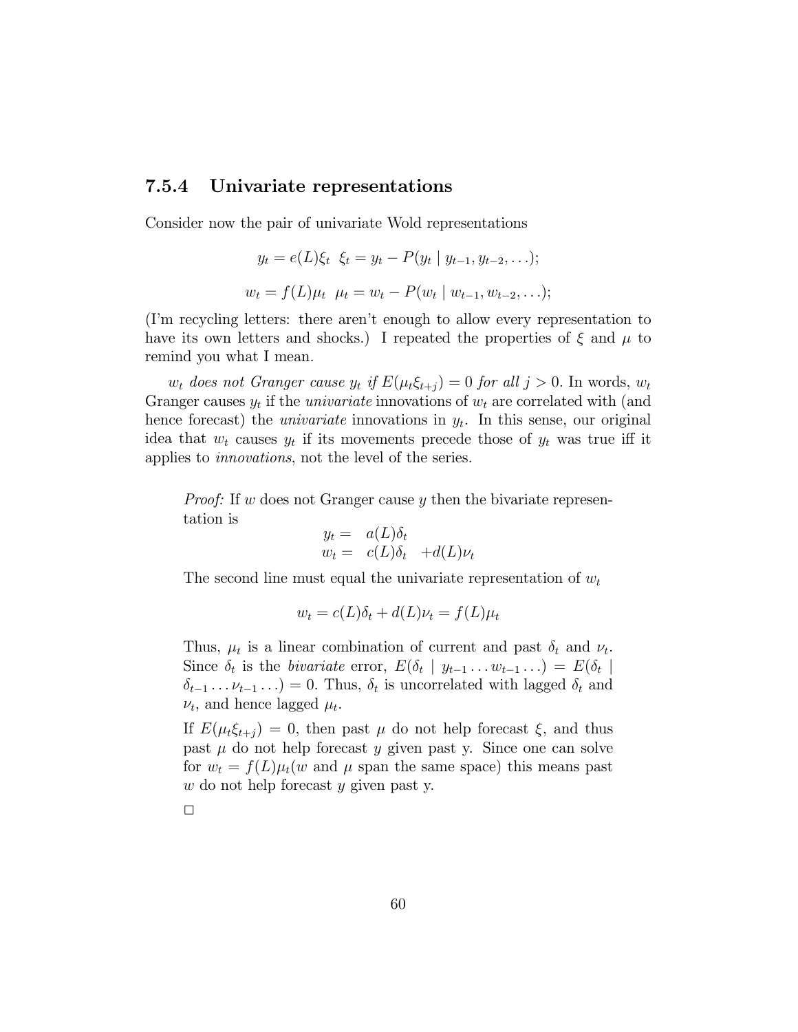### 7.5.4 Univariate representations

Consider now the pair of univariate Wold representations

$$y_t = e(L)\xi_t \;\; \xi_t = y_t - P(y_t \mid y_{t-1}, y_{t-2}, \ldots);$$

$$w_t = f(L)\mu_t \;\; \mu_t = w_t - P(w_t \mid w_{t-1}, w_{t-2}, \ldots);$$

(I'm recycling letters: there aren't enough to allow every representation to have its own letters and shocks.) I repeated the properties of $\xi$ and $\mu$ to remind you what I mean.

*$w_t$ does not Granger cause $y_t$ if $E(\mu_t \xi_{t+j}) = 0$ for all $j > 0$.* In words, $w_t$ Granger causes $y_t$ if the *univariate* innovations of $w_t$ are correlated with (and hence forecast) the *univariate* innovations in $y_t$. In this sense, our original idea that $w_t$ causes $y_t$ if its movements precede those of $y_t$ was true iff it applies to *innovations*, not the level of the series.

> *Proof:* If $w$ does not Granger cause $y$ then the bivariate representation is
>
> $$\begin{aligned} y_t &= a(L)\delta_t \\ w_t &= c(L)\delta_t + d(L)\nu_t \end{aligned}$$
>
> The second line must equal the univariate representation of $w_t$
>
> $$w_t = c(L)\delta_t + d(L)\nu_t = f(L)\mu_t$$
>
> Thus, $\mu_t$ is a linear combination of current and past $\delta_t$ and $\nu_t$. Since $\delta_t$ is the *bivariate* error, $E(\delta_t \mid y_{t-1} \ldots w_{t-1} \ldots) = E(\delta_t \mid \delta_{t-1} \ldots \nu_{t-1} \ldots) = 0$. Thus, $\delta_t$ is uncorrelated with lagged $\delta_t$ and $\nu_t$, and hence lagged $\mu_t$.
>
> If $E(\mu_t \xi_{t+j}) = 0$, then past $\mu$ do not help forecast $\xi$, and thus past $\mu$ do not help forecast $y$ given past y. Since one can solve for $w_t = f(L)\mu_t$($w$ and $\mu$ span the same space) this means past $w$ do not help forecast $y$ given past y.
>
> □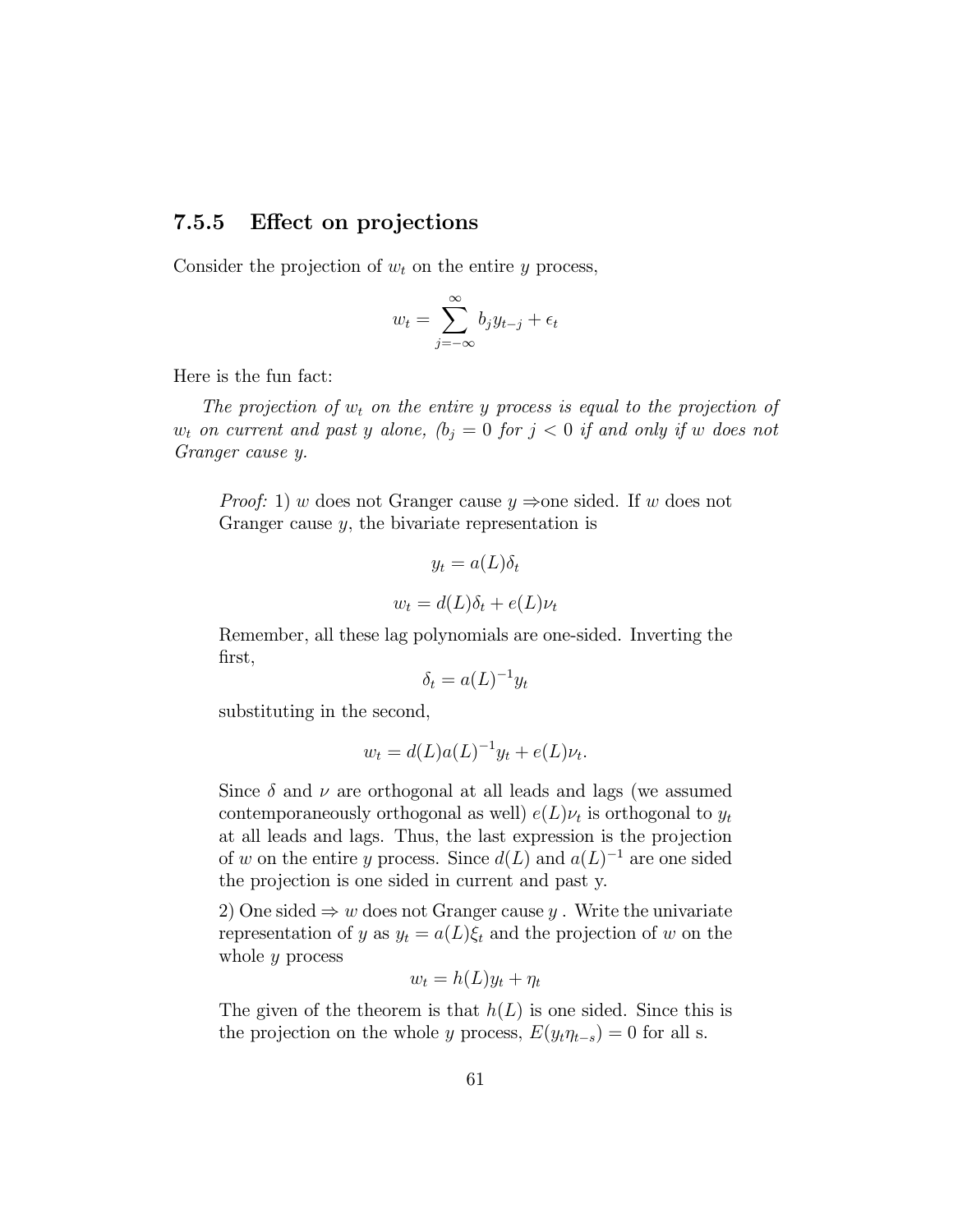### 7.5.5 Effect on projections

Consider the projection of $w_t$ on the entire $y$ process,

$$w_t = \sum_{j=-\infty}^{\infty} b_j y_{t-j} + \epsilon_t$$

Here is the fun fact:

*The projection of $w_t$ on the entire $y$ process is equal to the projection of $w_t$ on current and past $y$ alone, ($b_j = 0$ for $j < 0$ if and only if $w$ does not Granger cause $y$.*

> *Proof:* 1) $w$ does not Granger cause $y \Rightarrow$one sided. If $w$ does not Granger cause $y$, the bivariate representation is
>
> $$y_t = a(L)\delta_t$$
>
> $$w_t = d(L)\delta_t + e(L)\nu_t$$
>
> Remember, all these lag polynomials are one-sided. Inverting the first,
>
> $$\delta_t = a(L)^{-1} y_t$$
>
> substituting in the second,
>
> $$w_t = d(L)a(L)^{-1} y_t + e(L)\nu_t.$$
>
> Since $\delta$ and $\nu$ are orthogonal at all leads and lags (we assumed contemporaneously orthogonal as well) $e(L)\nu_t$ is orthogonal to $y_t$ at all leads and lags. Thus, the last expression is the projection of $w$ on the entire $y$ process. Since $d(L)$ and $a(L)^{-1}$ are one sided the projection is one sided in current and past y.
>
> 2) One sided $\Rightarrow$ $w$ does not Granger cause $y$ . Write the univariate representation of $y$ as $y_t = a(L)\xi_t$ and the projection of $w$ on the whole $y$ process
>
> $$w_t = h(L) y_t + \eta_t$$
>
> The given of the theorem is that $h(L)$ is one sided. Since this is the projection on the whole $y$ process, $E(y_t \eta_{t-s}) = 0$ for all s.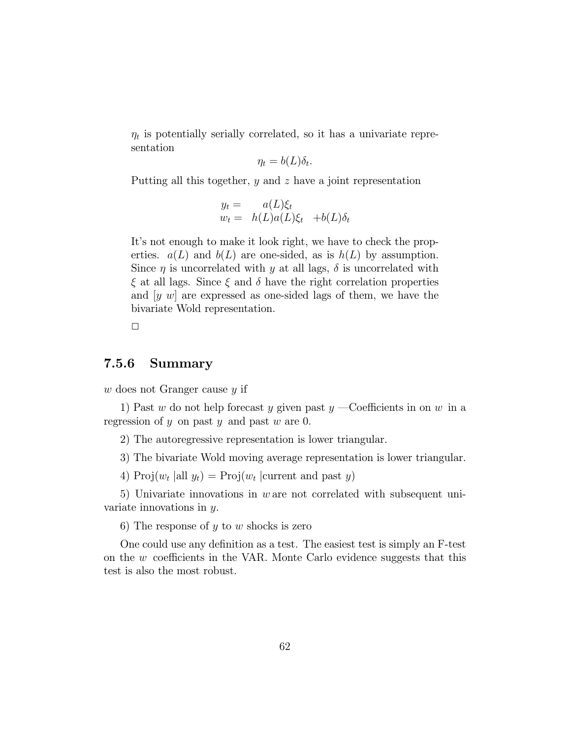$\eta_t$ is potentially serially correlated, so it has a univariate representation

$$\eta_t = b(L)\delta_t.$$

Putting all this together, $y$ and $z$ have a joint representation

$$\begin{aligned} y_t &= \quad a(L)\xi_t \\ w_t &= \; h(L)a(L)\xi_t \;\; + b(L)\delta_t \end{aligned}$$

It's not enough to make it look right, we have to check the properties. $a(L)$ and $b(L)$ are one-sided, as is $h(L)$ by assumption. Since $\eta$ is uncorrelated with $y$ at all lags, $\delta$ is uncorrelated with $\xi$ at all lags. Since $\xi$ and $\delta$ have the right correlation properties and $[y \; w]$ are expressed as one-sided lags of them, we have the bivariate Wold representation.

□

### 7.5.6 Summary

$w$ does not Granger cause $y$ if

1) Past $w$ do not help forecast $y$ given past $y$ —Coefficients in on $w$ in a regression of $y$ on past $y$ and past $w$ are 0.

2) The autoregressive representation is lower triangular.

3) The bivariate Wold moving average representation is lower triangular.

4) Proj($w_t$ |all $y_t$) = Proj($w_t$ |current and past $y$)

5) Univariate innovations in $w$ are not correlated with subsequent univariate innovations in $y$.

6) The response of $y$ to $w$ shocks is zero

One could use any definition as a test. The easiest test is simply an F-test on the $w$ coefficients in the VAR. Monte Carlo evidence suggests that this test is also the most robust.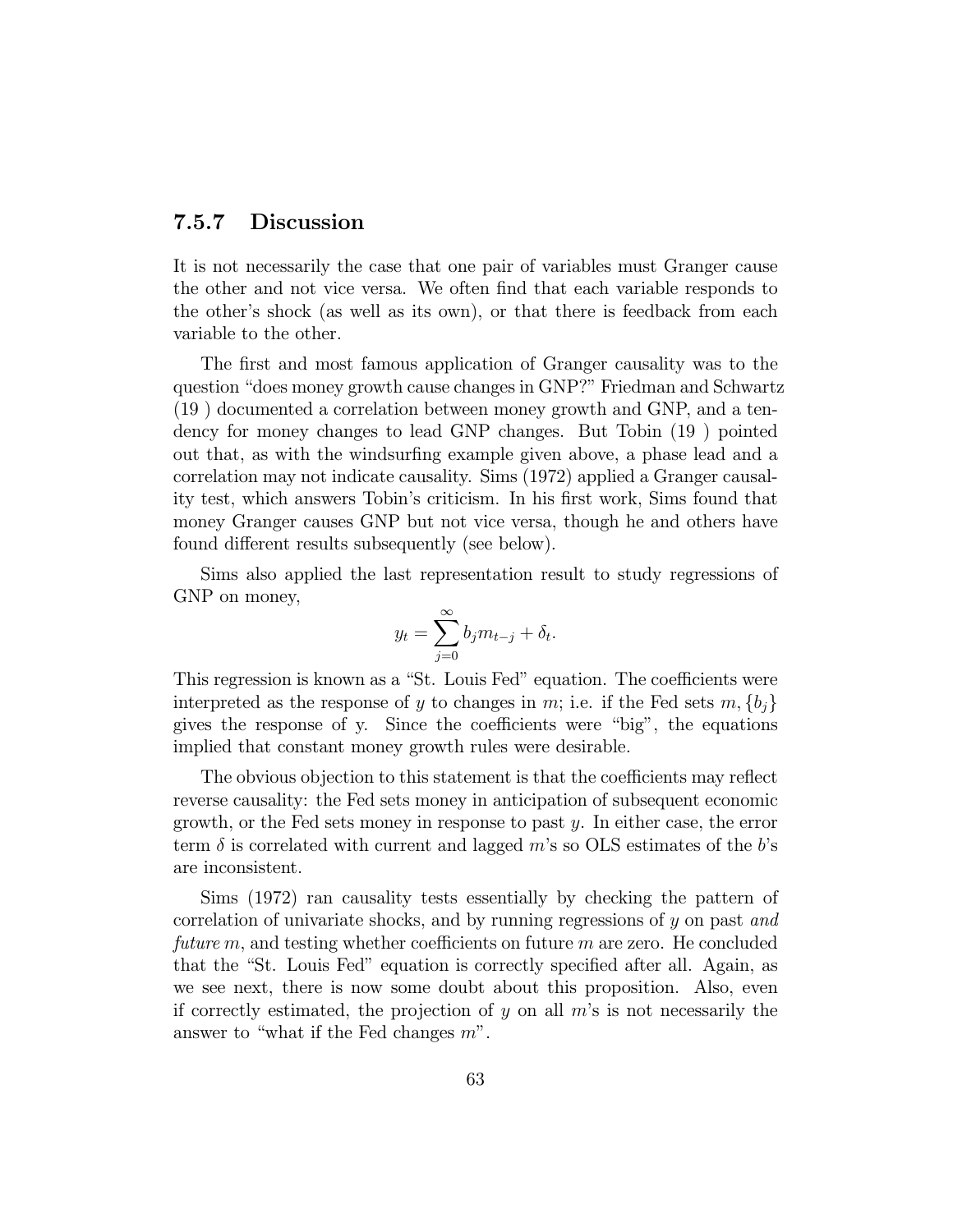### 7.5.7 Discussion

It is not necessarily the case that one pair of variables must Granger cause the other and not vice versa. We often find that each variable responds to the other's shock (as well as its own), or that there is feedback from each variable to the other.

The first and most famous application of Granger causality was to the question "does money growth cause changes in GNP?" Friedman and Schwartz (19 ) documented a correlation between money growth and GNP, and a tendency for money changes to lead GNP changes. But Tobin (19 ) pointed out that, as with the windsurfing example given above, a phase lead and a correlation may not indicate causality. Sims (1972) applied a Granger causality test, which answers Tobin's criticism. In his first work, Sims found that money Granger causes GNP but not vice versa, though he and others have found different results subsequently (see below).

Sims also applied the last representation result to study regressions of GNP on money,

$$y_t = \sum_{j=0}^{\infty} b_j m_{t-j} + \delta_t.$$

This regression is known as a "St. Louis Fed" equation. The coefficients were interpreted as the response of $y$ to changes in $m$; i.e. if the Fed sets $m$, $\{b_j\}$ gives the response of y. Since the coefficients were "big", the equations implied that constant money growth rules were desirable.

The obvious objection to this statement is that the coefficients may reflect reverse causality: the Fed sets money in anticipation of subsequent economic growth, or the Fed sets money in response to past $y$. In either case, the error term $\delta$ is correlated with current and lagged $m$'s so OLS estimates of the $b$'s are inconsistent.

Sims (1972) ran causality tests essentially by checking the pattern of correlation of univariate shocks, and by running regressions of $y$ on past *and future* $m$, and testing whether coefficients on future $m$ are zero. He concluded that the "St. Louis Fed" equation is correctly specified after all. Again, as we see next, there is now some doubt about this proposition. Also, even if correctly estimated, the projection of $y$ on all $m$'s is not necessarily the answer to "what if the Fed changes $m$".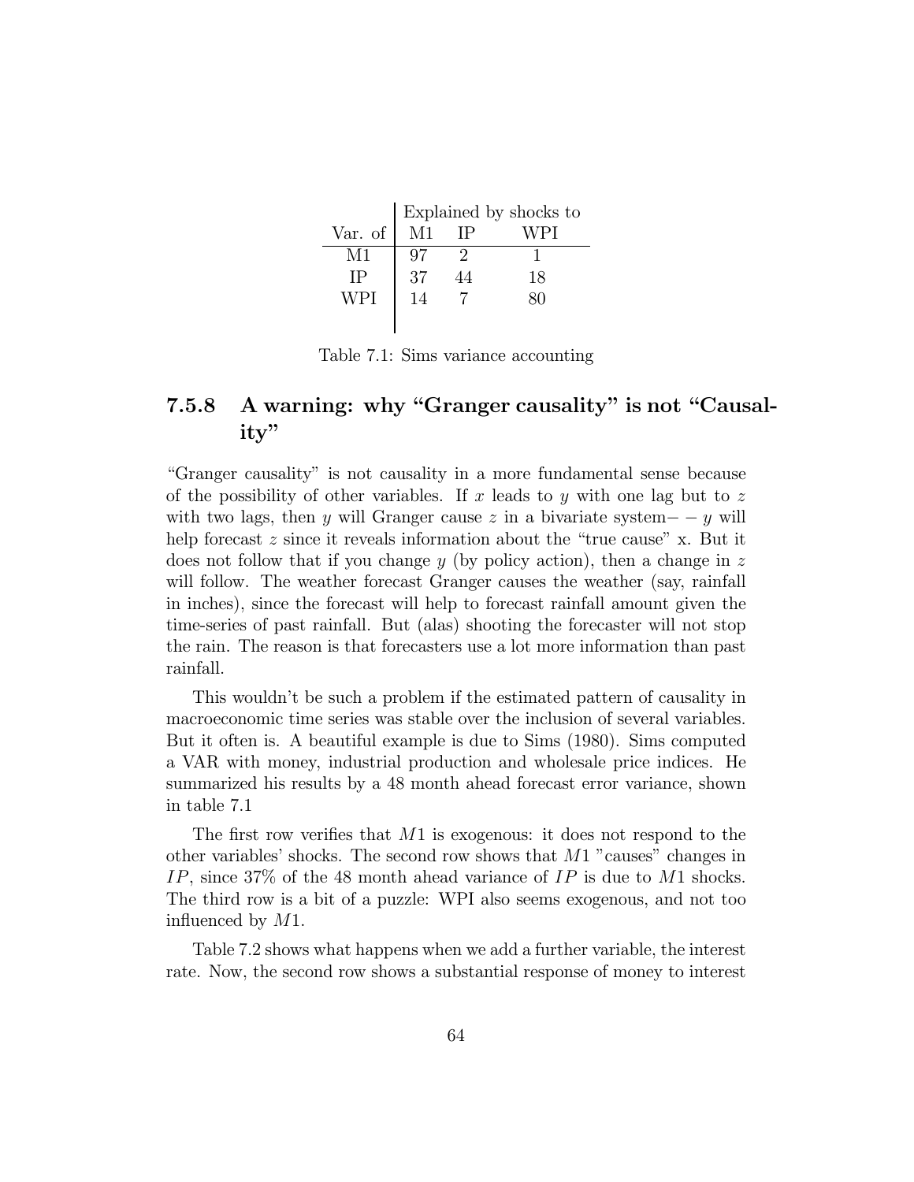| | Explained by shocks to | | |
|---|---|---|---|
| Var. of | M1 | IP | WPI |
| M1 | 97 | 2 | 1 |
| IP | 37 | 44 | 18 |
| WPI | 14 | 7 | 80 |

Table 7.1: Sims variance accounting

### 7.5.8 A warning: why "Granger causality" is not "Causality"

"Granger causality" is not causality in a more fundamental sense because of the possibility of other variables. If $x$ leads to $y$ with one lag but to $z$ with two lags, then $y$ will Granger cause $z$ in a bivariate system$--$ $y$ will help forecast $z$ since it reveals information about the "true cause" x. But it does not follow that if you change $y$ (by policy action), then a change in $z$ will follow. The weather forecast Granger causes the weather (say, rainfall in inches), since the forecast will help to forecast rainfall amount given the time-series of past rainfall. But (alas) shooting the forecaster will not stop the rain. The reason is that forecasters use a lot more information than past rainfall.

This wouldn't be such a problem if the estimated pattern of causality in macroeconomic time series was stable over the inclusion of several variables. But it often is. A beautiful example is due to Sims (1980). Sims computed a VAR with money, industrial production and wholesale price indices. He summarized his results by a 48 month ahead forecast error variance, shown in table 7.1

The first row verifies that $M1$ is exogenous: it does not respond to the other variables' shocks. The second row shows that $M1$ "causes" changes in $IP$, since 37% of the 48 month ahead variance of $IP$ is due to $M1$ shocks. The third row is a bit of a puzzle: WPI also seems exogenous, and not too influenced by $M1$.

Table 7.2 shows what happens when we add a further variable, the interest rate. Now, the second row shows a substantial response of money to interest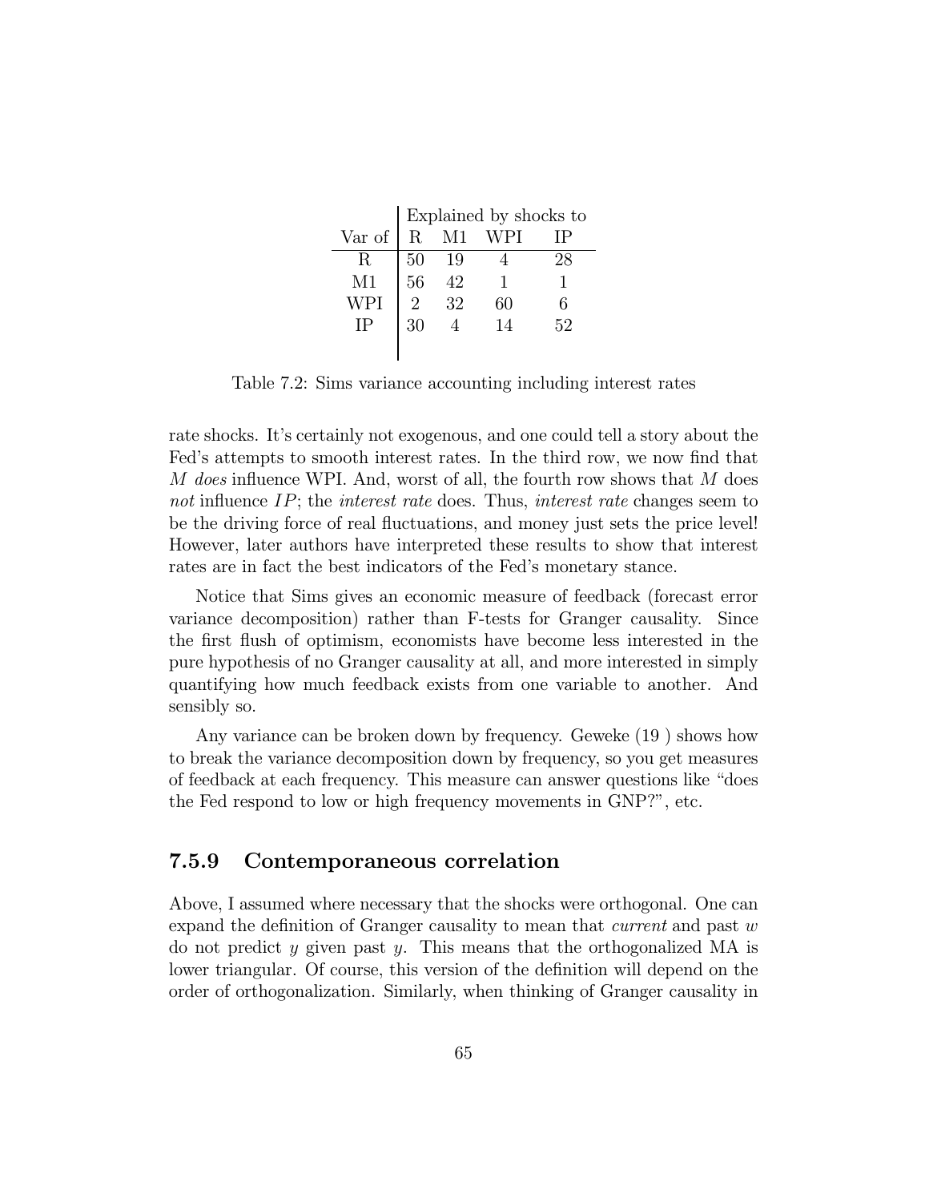| | Explained by shocks to | | | |
|---|---|---|---|---|
| Var of | R | M1 | WPI | IP |
| R | 50 | 19 | 4 | 28 |
| M1 | 56 | 42 | 1 | 1 |
| WPI | 2 | 32 | 60 | 6 |
| IP | 30 | 4 | 14 | 52 |

Table 7.2: Sims variance accounting including interest rates

rate shocks. It's certainly not exogenous, and one could tell a story about the Fed's attempts to smooth interest rates. In the third row, we now find that $M$ *does* influence WPI. And, worst of all, the fourth row shows that $M$ does *not* influence $IP$; the *interest rate* does. Thus, *interest rate* changes seem to be the driving force of real fluctuations, and money just sets the price level! However, later authors have interpreted these results to show that interest rates are in fact the best indicators of the Fed's monetary stance.

Notice that Sims gives an economic measure of feedback (forecast error variance decomposition) rather than F-tests for Granger causality. Since the first flush of optimism, economists have become less interested in the pure hypothesis of no Granger causality at all, and more interested in simply quantifying how much feedback exists from one variable to another. And sensibly so.

Any variance can be broken down by frequency. Geweke (19 ) shows how to break the variance decomposition down by frequency, so you get measures of feedback at each frequency. This measure can answer questions like "does the Fed respond to low or high frequency movements in GNP?", etc.

### 7.5.9 Contemporaneous correlation

Above, I assumed where necessary that the shocks were orthogonal. One can expand the definition of Granger causality to mean that *current* and past $w$ do not predict $y$ given past $y$. This means that the orthogonalized MA is lower triangular. Of course, this version of the definition will depend on the order of orthogonalization. Similarly, when thinking of Granger causality in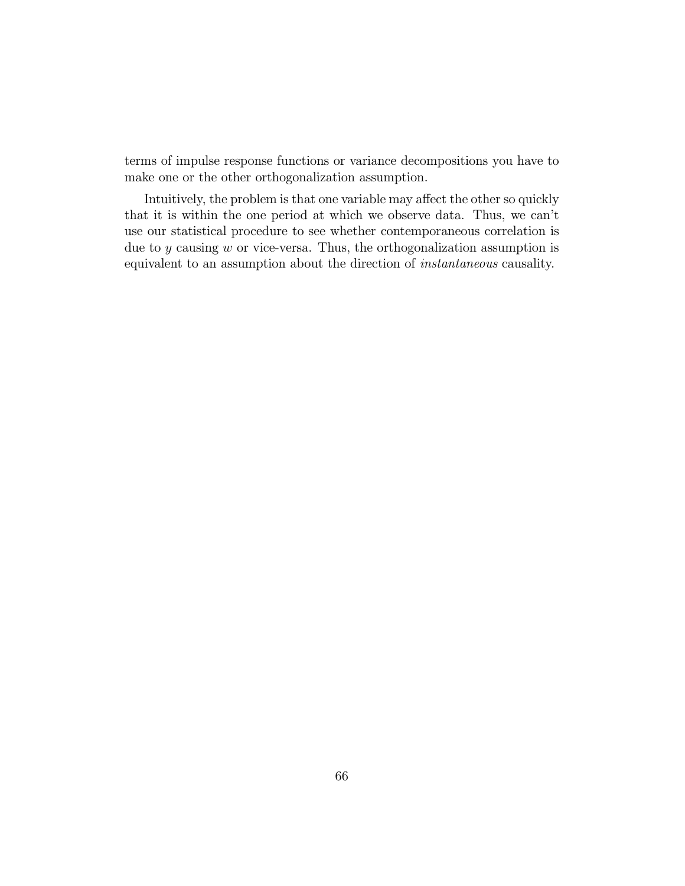terms of impulse response functions or variance decompositions you have to make one or the other orthogonalization assumption.

Intuitively, the problem is that one variable may affect the other so quickly that it is within the one period at which we observe data. Thus, we can't use our statistical procedure to see whether contemporaneous correlation is due to $y$ causing $w$ or vice-versa. Thus, the orthogonalization assumption is equivalent to an assumption about the direction of *instantaneous* causality.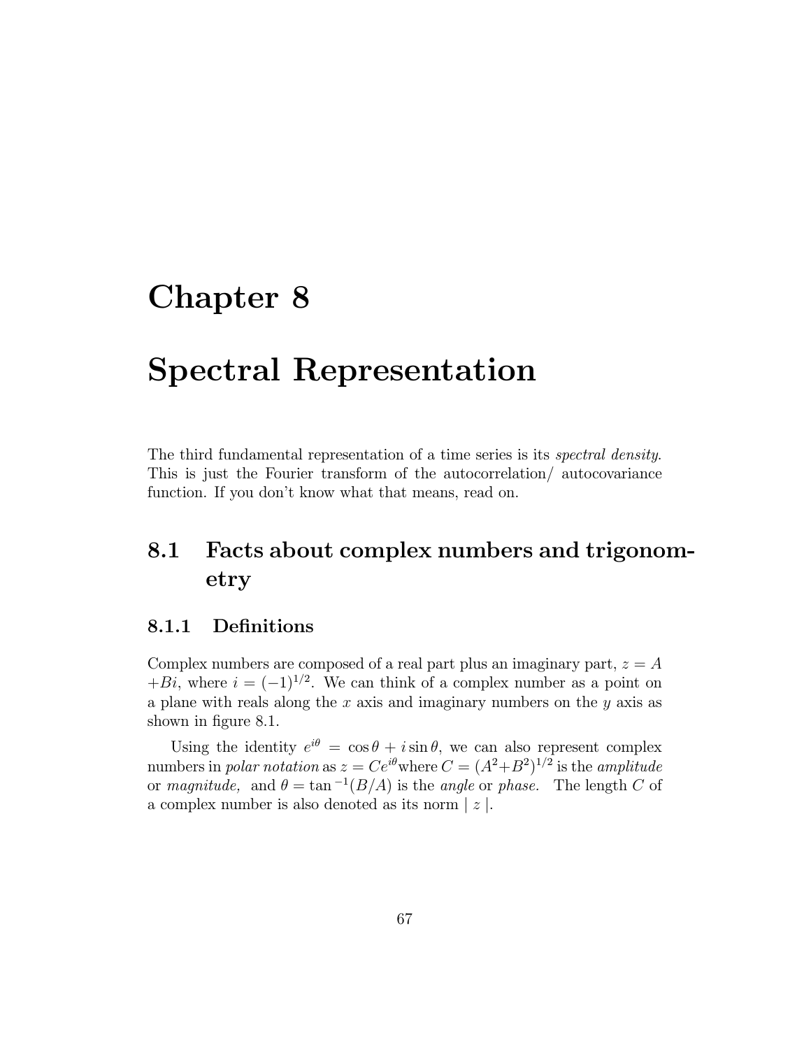# Chapter 8

# Spectral Representation

The third fundamental representation of a time series is its *spectral density*. This is just the Fourier transform of the autocorrelation/ autocovariance function. If you don't know what that means, read on.

## 8.1 Facts about complex numbers and trigonometry

### 8.1.1 Definitions

Complex numbers are composed of a real part plus an imaginary part, $z = A + Bi$, where $i = (-1)^{1/2}$. We can think of a complex number as a point on a plane with reals along the $x$ axis and imaginary numbers on the $y$ axis as shown in figure 8.1.

Using the identity $e^{i\theta} = \cos\theta + i\sin\theta$, we can also represent complex numbers in *polar notation* as $z = Ce^{i\theta}$where $C = (A^2+B^2)^{1/2}$ is the *amplitude* or *magnitude,* and $\theta = \tan^{-1}(B/A)$ is the *angle* or *phase*. The length $C$ of a complex number is also denoted as its norm $\mid z \mid$.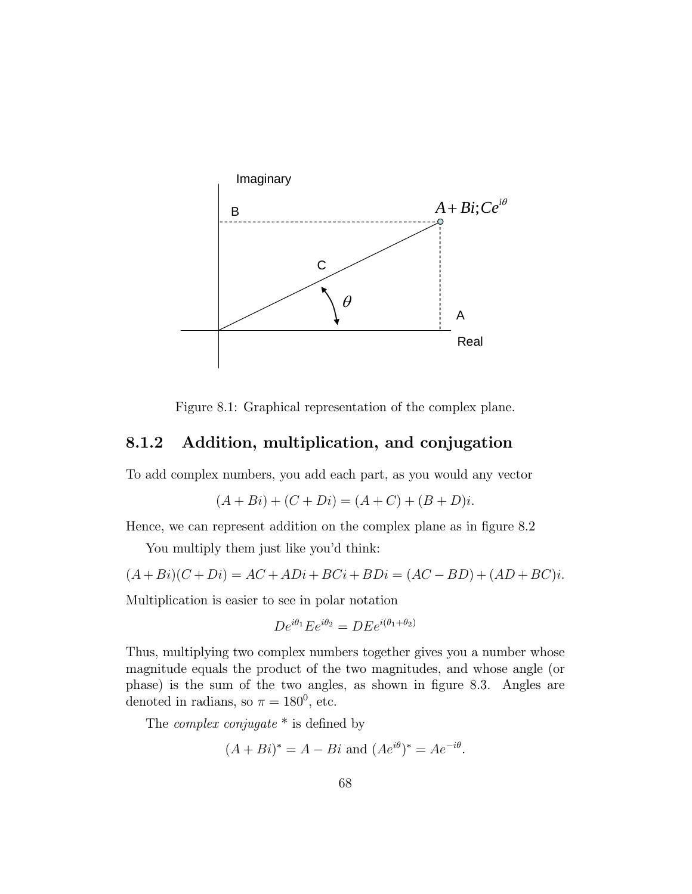Figure 8.1: Graphical representation of the complex plane.

### 8.1.2 Addition, multiplication, and conjugation

To add complex numbers, you add each part, as you would any vector

$$(A + Bi) + (C + Di) = (A + C) + (B + D)i.$$

Hence, we can represent addition on the complex plane as in figure 8.2

You multiply them just like you'd think:

$$(A+Bi)(C+Di) = AC + ADi + BCi + BDi = (AC - BD) + (AD + BC)i.$$

Multiplication is easier to see in polar notation

$$De^{i\theta_1} Ee^{i\theta_2} = DEe^{i(\theta_1+\theta_2)}$$

Thus, multiplying two complex numbers together gives you a number whose magnitude equals the product of the two magnitudes, and whose angle (or phase) is the sum of the two angles, as shown in figure 8.3. Angles are denoted in radians, so $\pi = 180^0$, etc.

The *complex conjugate* * is defined by

$$(A + Bi)^* = A - Bi \text{ and } (Ae^{i\theta})^* = Ae^{-i\theta}.$$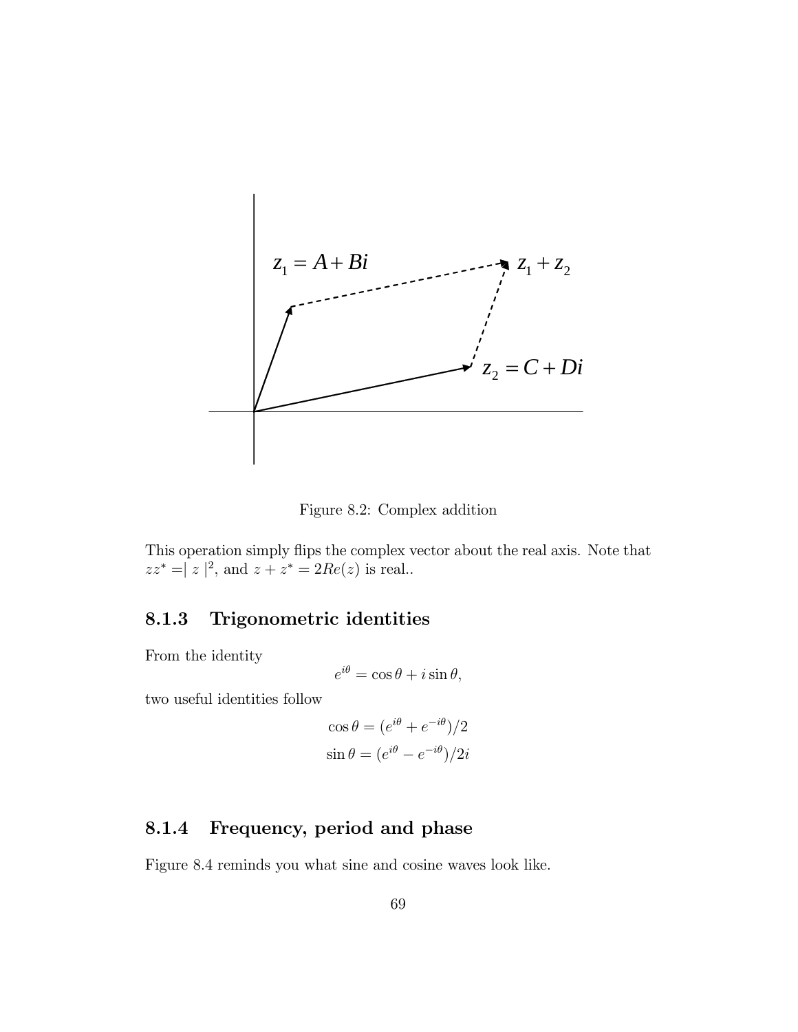Figure 8.2: Complex addition

This operation simply flips the complex vector about the real axis. Note that $zz^* = |z|^2$, and $z + z^* = 2Re(z)$ is real..

### 8.1.3 Trigonometric identities

From the identity

$$e^{i\theta} = \cos\theta + i\sin\theta,$$

two useful identities follow

$$\cos\theta = (e^{i\theta} + e^{-i\theta})/2$$
$$\sin\theta = (e^{i\theta} - e^{-i\theta})/2i$$

### 8.1.4 Frequency, period and phase

Figure 8.4 reminds you what sine and cosine waves look like.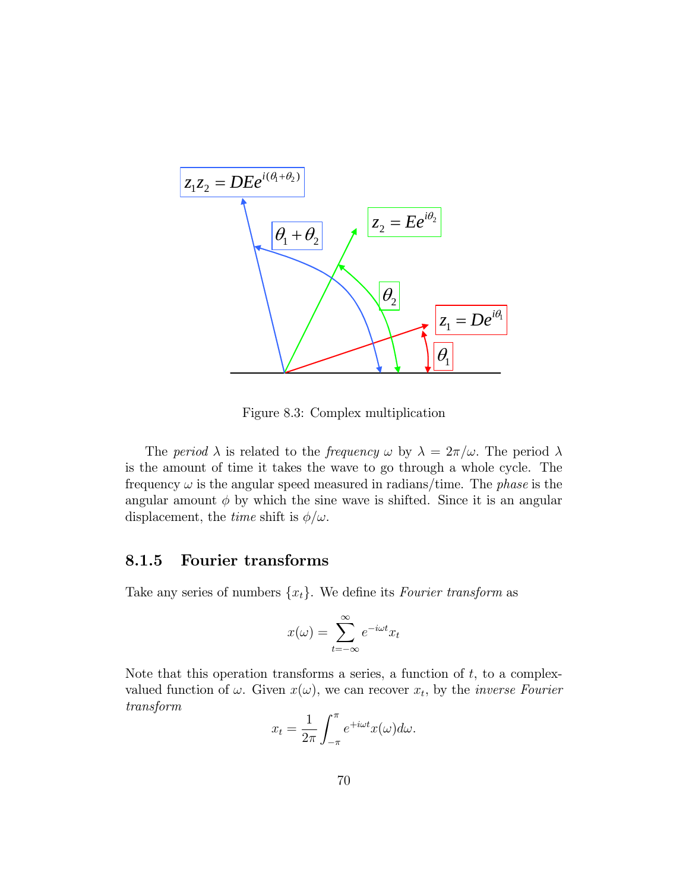Figure 8.3: Complex multiplication

The *period* $\lambda$ is related to the *frequency* $\omega$ by $\lambda = 2\pi/\omega$. The period $\lambda$ is the amount of time it takes the wave to go through a whole cycle. The frequency $\omega$ is the angular speed measured in radians/time. The *phase* is the angular amount $\phi$ by which the sine wave is shifted. Since it is an angular displacement, the *time* shift is $\phi/\omega$.

### 8.1.5 Fourier transforms

Take any series of numbers $\{x_t\}$. We define its *Fourier transform* as

$$x(\omega) = \sum_{t=-\infty}^{\infty} e^{-i\omega t} x_t$$

Note that this operation transforms a series, a function of $t$, to a complex-valued function of $\omega$. Given $x(\omega)$, we can recover $x_t$, by the *inverse Fourier transform*

$$x_t = \frac{1}{2\pi} \int_{-\pi}^{\pi} e^{+i\omega t} x(\omega) d\omega.$$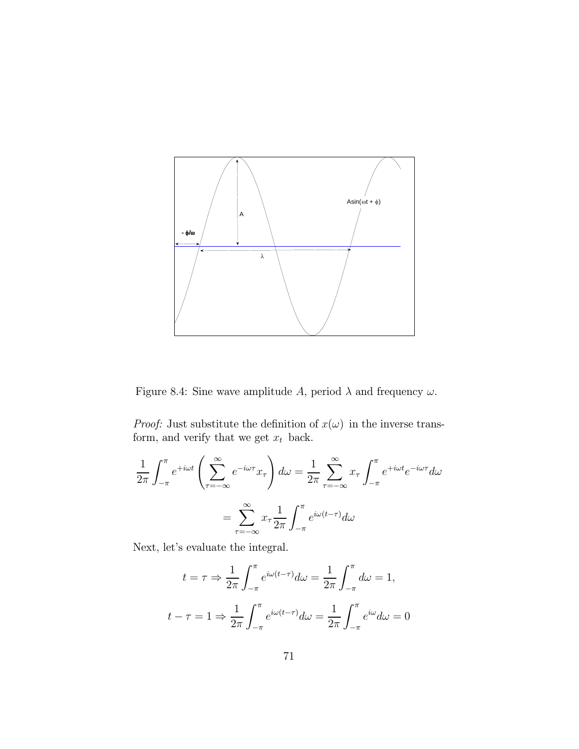Figure 8.4: Sine wave amplitude $A$, period $\lambda$ and frequency $\omega$.

*Proof:* Just substitute the definition of $x(\omega)$ in the inverse transform, and verify that we get $x_t$ back.

$$\frac{1}{2\pi}\int_{-\pi}^{\pi} e^{+i\omega t}\left(\sum_{\tau=-\infty}^{\infty} e^{-i\omega\tau}x_\tau\right)d\omega = \frac{1}{2\pi}\sum_{\tau=-\infty}^{\infty} x_\tau \int_{-\pi}^{\pi} e^{+i\omega t}e^{-i\omega\tau}d\omega$$

$$= \sum_{\tau=-\infty}^{\infty} x_\tau \frac{1}{2\pi}\int_{-\pi}^{\pi} e^{i\omega(t-\tau)}d\omega$$

Next, let's evaluate the integral.

$$t = \tau \Rightarrow \frac{1}{2\pi}\int_{-\pi}^{\pi} e^{i\omega(t-\tau)}d\omega = \frac{1}{2\pi}\int_{-\pi}^{\pi} d\omega = 1,$$

$$t - \tau = 1 \Rightarrow \frac{1}{2\pi}\int_{-\pi}^{\pi} e^{i\omega(t-\tau)}d\omega = \frac{1}{2\pi}\int_{-\pi}^{\pi} e^{i\omega}d\omega = 0$$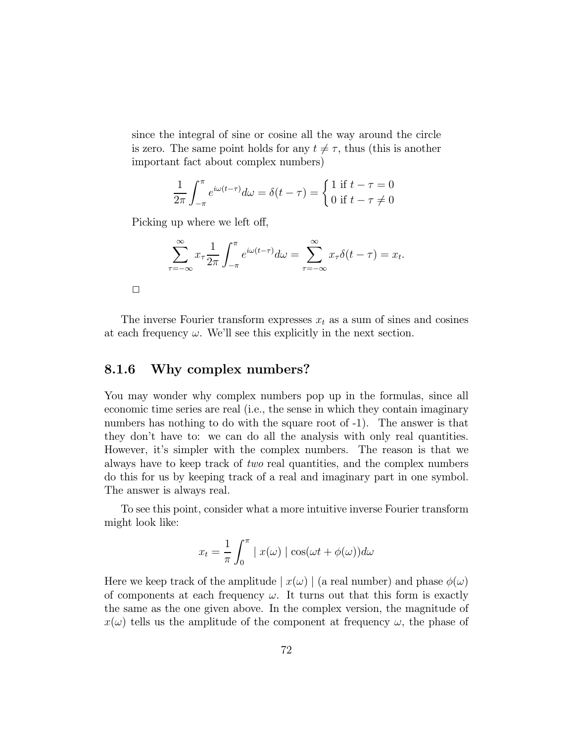since the integral of sine or cosine all the way around the circle is zero. The same point holds for any $t \neq \tau$, thus (this is another important fact about complex numbers)

$$\frac{1}{2\pi}\int_{-\pi}^{\pi} e^{i\omega(t-\tau)}d\omega = \delta(t-\tau) = \begin{cases} 1 \text{ if } t-\tau = 0 \\ 0 \text{ if } t-\tau \neq 0 \end{cases}$$

Picking up where we left off,

$$\sum_{\tau=-\infty}^{\infty} x_\tau \frac{1}{2\pi}\int_{-\pi}^{\pi} e^{i\omega(t-\tau)}d\omega = \sum_{\tau=-\infty}^{\infty} x_\tau \delta(t-\tau) = x_t.$$

□

The inverse Fourier transform expresses $x_t$ as a sum of sines and cosines at each frequency $\omega$. We'll see this explicitly in the next section.

### 8.1.6 Why complex numbers?

You may wonder why complex numbers pop up in the formulas, since all economic time series are real (i.e., the sense in which they contain imaginary numbers has nothing to do with the square root of -1). The answer is that they don't have to: we can do all the analysis with only real quantities. However, it's simpler with the complex numbers. The reason is that we always have to keep track of *two* real quantities, and the complex numbers do this for us by keeping track of a real and imaginary part in one symbol. The answer is always real.

To see this point, consider what a more intuitive inverse Fourier transform might look like:

$$x_t = \frac{1}{\pi}\int_{0}^{\pi} \mid x(\omega) \mid \cos(\omega t + \phi(\omega))d\omega$$

Here we keep track of the amplitude $\mid x(\omega) \mid$ (a real number) and phase $\phi(\omega)$ of components at each frequency $\omega$. It turns out that this form is exactly the same as the one given above. In the complex version, the magnitude of $x(\omega)$ tells us the amplitude of the component at frequency $\omega$, the phase of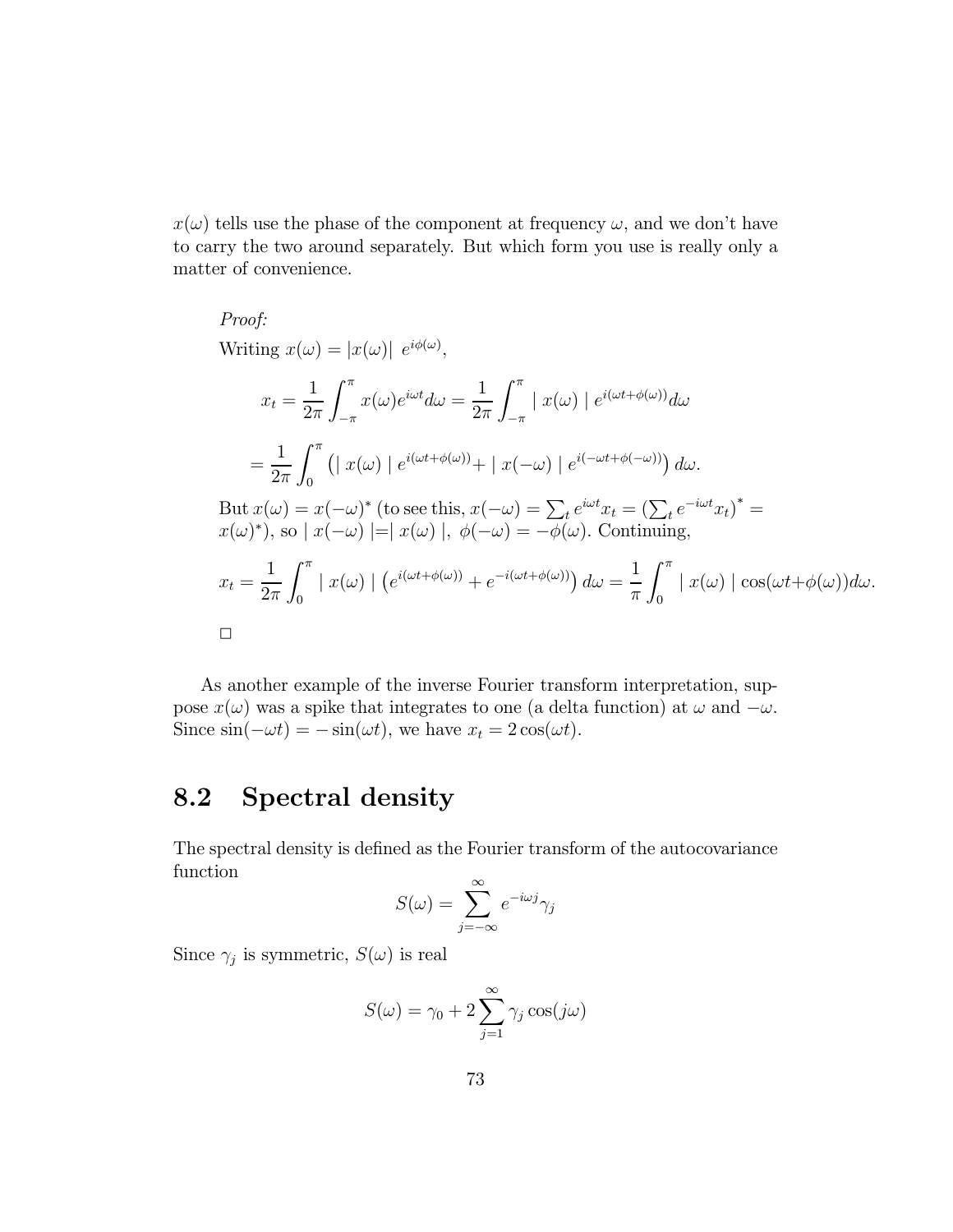$x(\omega)$ tells use the phase of the component at frequency $\omega$, and we don't have to carry the two around separately. But which form you use is really only a matter of convenience.

*Proof:*

Writing $x(\omega) = |x(\omega)| \ e^{i\phi(\omega)}$,

$$x_t = \frac{1}{2\pi}\int_{-\pi}^{\pi} x(\omega)e^{i\omega t}d\omega = \frac{1}{2\pi}\int_{-\pi}^{\pi} \mid x(\omega) \mid e^{i(\omega t+\phi(\omega))}d\omega$$

$$= \frac{1}{2\pi}\int_{0}^{\pi} \left(\mid x(\omega) \mid e^{i(\omega t+\phi(\omega))} + \mid x(-\omega) \mid e^{i(-\omega t+\phi(-\omega))}\right)d\omega.$$

But $x(\omega) = x(-\omega)^*$ (to see this, $x(-\omega) = \sum_t e^{i\omega t}x_t = \left(\sum_t e^{-i\omega t}x_t\right)^* = x(\omega)^*$), so $\mid x(-\omega) \mid = \mid x(\omega) \mid, \ \phi(-\omega) = -\phi(\omega)$. Continuing,

$$x_t = \frac{1}{2\pi}\int_{0}^{\pi} \mid x(\omega) \mid \left(e^{i(\omega t+\phi(\omega))} + e^{-i(\omega t+\phi(\omega))}\right)d\omega = \frac{1}{\pi}\int_{0}^{\pi} \mid x(\omega) \mid \cos(\omega t+\phi(\omega))d\omega.$$

□

As another example of the inverse Fourier transform interpretation, suppose $x(\omega)$ was a spike that integrates to one (a delta function) at $\omega$ and $-\omega$. Since $\sin(-\omega t) = -\sin(\omega t)$, we have $x_t = 2\cos(\omega t)$.

## 8.2 Spectral density

The spectral density is defined as the Fourier transform of the autocovariance function

$$S(\omega) = \sum_{j=-\infty}^{\infty} e^{-i\omega j}\gamma_j$$

Since $\gamma_j$ is symmetric, $S(\omega)$ is real

$$S(\omega) = \gamma_0 + 2\sum_{j=1}^{\infty}\gamma_j\cos(j\omega)$$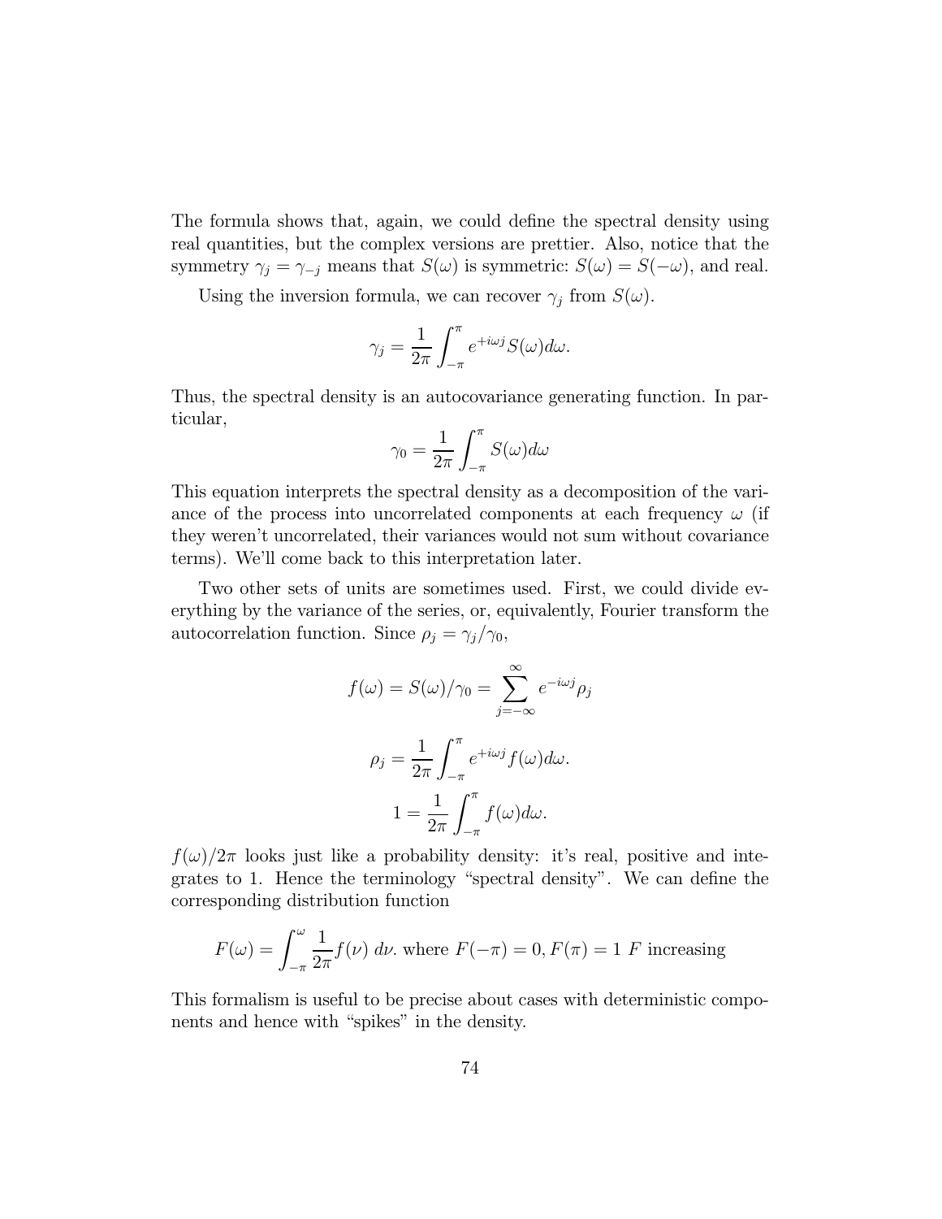The formula shows that, again, we could define the spectral density using real quantities, but the complex versions are prettier. Also, notice that the symmetry $\gamma_j = \gamma_{-j}$ means that $S(\omega)$ is symmetric: $S(\omega) = S(-\omega)$, and real.

Using the inversion formula, we can recover $\gamma_j$ from $S(\omega)$.

$$\gamma_j = \frac{1}{2\pi} \int_{-\pi}^{\pi} e^{+i\omega j} S(\omega) d\omega.$$

Thus, the spectral density is an autocovariance generating function. In particular,

$$\gamma_0 = \frac{1}{2\pi} \int_{-\pi}^{\pi} S(\omega) d\omega$$

This equation interprets the spectral density as a decomposition of the variance of the process into uncorrelated components at each frequency $\omega$ (if they weren't uncorrelated, their variances would not sum without covariance terms). We'll come back to this interpretation later.

Two other sets of units are sometimes used. First, we could divide everything by the variance of the series, or, equivalently, Fourier transform the autocorrelation function. Since $\rho_j = \gamma_j / \gamma_0$,

$$f(\omega) = S(\omega)/\gamma_0 = \sum_{j=-\infty}^{\infty} e^{-i\omega j} \rho_j$$

$$\rho_j = \frac{1}{2\pi} \int_{-\pi}^{\pi} e^{+i\omega j} f(\omega) d\omega.$$

$$1 = \frac{1}{2\pi} \int_{-\pi}^{\pi} f(\omega) d\omega.$$

$f(\omega)/2\pi$ looks just like a probability density: it's real, positive and integrates to 1. Hence the terminology "spectral density". We can define the corresponding distribution function

$$F(\omega) = \int_{-\pi}^{\omega} \frac{1}{2\pi} f(\nu) \, d\nu. \text{ where } F(-\pi) = 0, F(\pi) = 1 \ F \text{ increasing}$$

This formalism is useful to be precise about cases with deterministic components and hence with "spikes" in the density.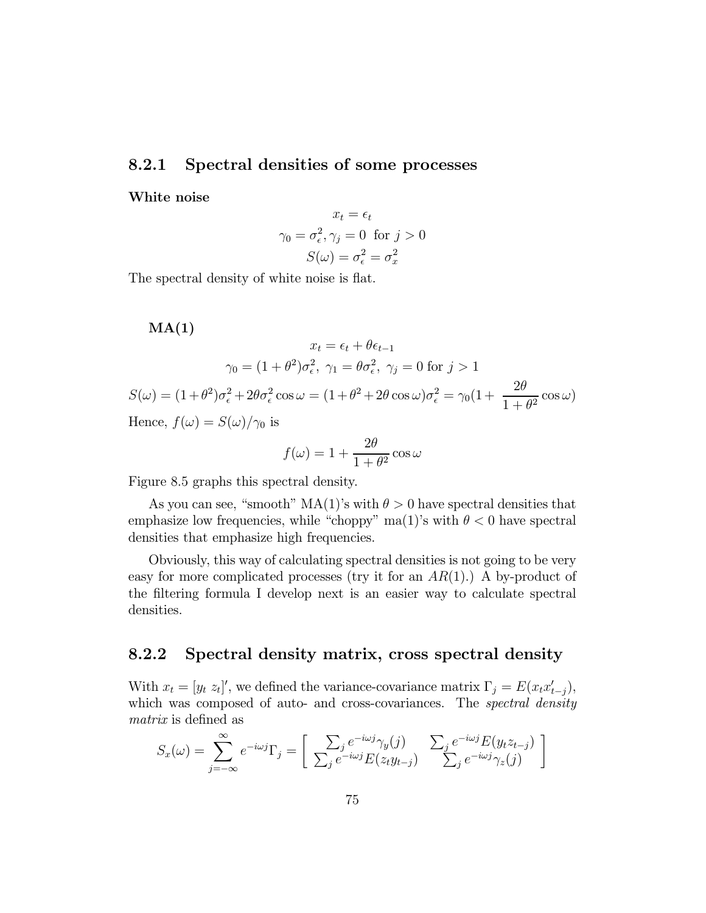### 8.2.1 Spectral densities of some processes

**White noise**

$$x_t = \epsilon_t$$
$$\gamma_0 = \sigma_\epsilon^2, \gamma_j = 0 \text{ for } j > 0$$
$$S(\omega) = \sigma_\epsilon^2 = \sigma_x^2$$

The spectral density of white noise is flat.

**MA(1)**

$$x_t = \epsilon_t + \theta\epsilon_{t-1}$$
$$\gamma_0 = (1+\theta^2)\sigma_\epsilon^2,\ \gamma_1 = \theta\sigma_\epsilon^2,\ \gamma_j = 0 \text{ for } j > 1$$
$$S(\omega) = (1+\theta^2)\sigma_\epsilon^2 + 2\theta\sigma_\epsilon^2 \cos\omega = (1+\theta^2+2\theta\cos\omega)\sigma_\epsilon^2 = \gamma_0(1+\ \frac{2\theta}{1+\theta^2}\cos\omega)$$

Hence, $f(\omega) = S(\omega)/\gamma_0$ is

$$f(\omega) = 1 + \frac{2\theta}{1+\theta^2}\cos\omega$$

Figure 8.5 graphs this spectral density.

As you can see, "smooth" MA(1)'s with $\theta > 0$ have spectral densities that emphasize low frequencies, while "choppy" ma(1)'s with $\theta < 0$ have spectral densities that emphasize high frequencies.

Obviously, this way of calculating spectral densities is not going to be very easy for more complicated processes (try it for an $AR(1)$.) A by-product of the filtering formula I develop next is an easier way to calculate spectral densities.

### 8.2.2 Spectral density matrix, cross spectral density

With $x_t = [y_t\ z_t]'$, we defined the variance-covariance matrix $\Gamma_j = E(x_t x'_{t-j})$, which was composed of auto- and cross-covariances. The *spectral density matrix* is defined as

$$S_x(\omega) = \sum_{j=-\infty}^{\infty} e^{-i\omega j}\Gamma_j = \left[\begin{array}{cc} \sum_j e^{-i\omega j}\gamma_y(j) & \sum_j e^{-i\omega j}E(y_t z_{t-j}) \\ \sum_j e^{-i\omega j}E(z_t y_{t-j}) & \sum_j e^{-i\omega j}\gamma_z(j) \end{array}\right]$$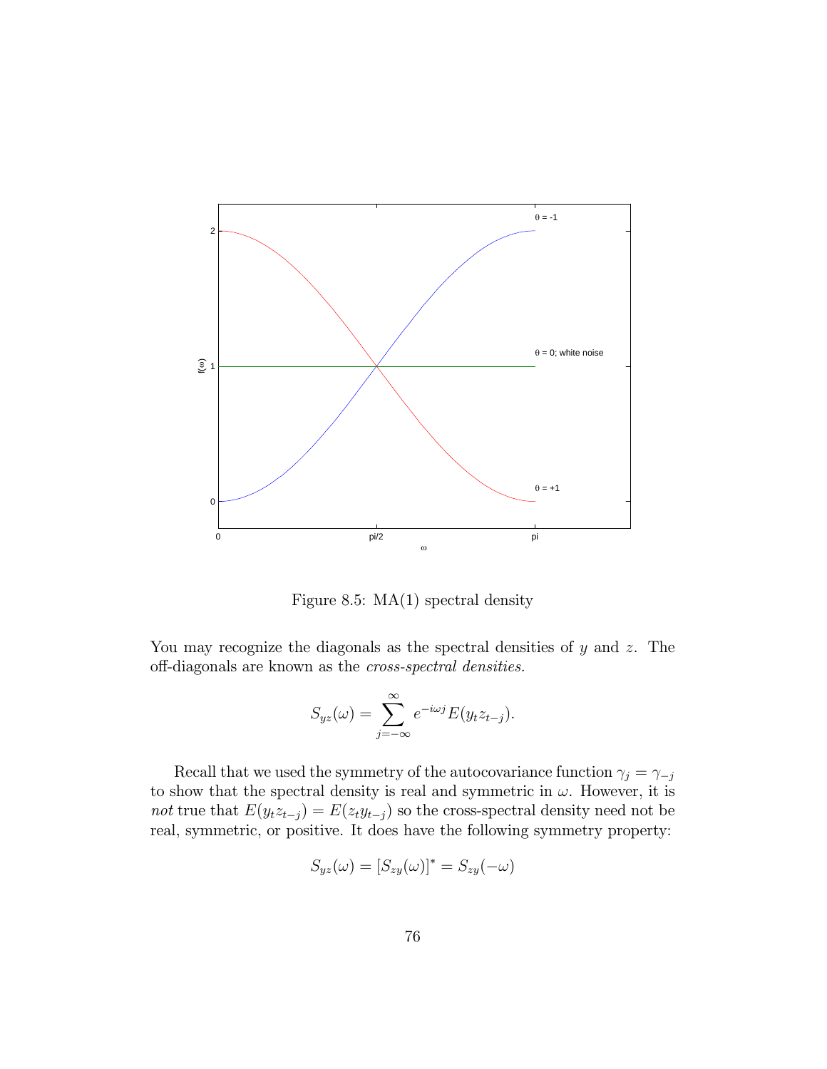Figure 8.5: MA(1) spectral density

You may recognize the diagonals as the spectral densities of $y$ and $z$. The off-diagonals are known as the *cross-spectral densities*.

$$S_{yz}(\omega) = \sum_{j=-\infty}^{\infty} e^{-i\omega j} E(y_t z_{t-j}).$$

Recall that we used the symmetry of the autocovariance function $\gamma_j = \gamma_{-j}$ to show that the spectral density is real and symmetric in $\omega$. However, it is *not* true that $E(y_t z_{t-j}) = E(z_t y_{t-j})$ so the cross-spectral density need not be real, symmetric, or positive. It does have the following symmetry property:

$$S_{yz}(\omega) = [S_{zy}(\omega)]^* = S_{zy}(-\omega)$$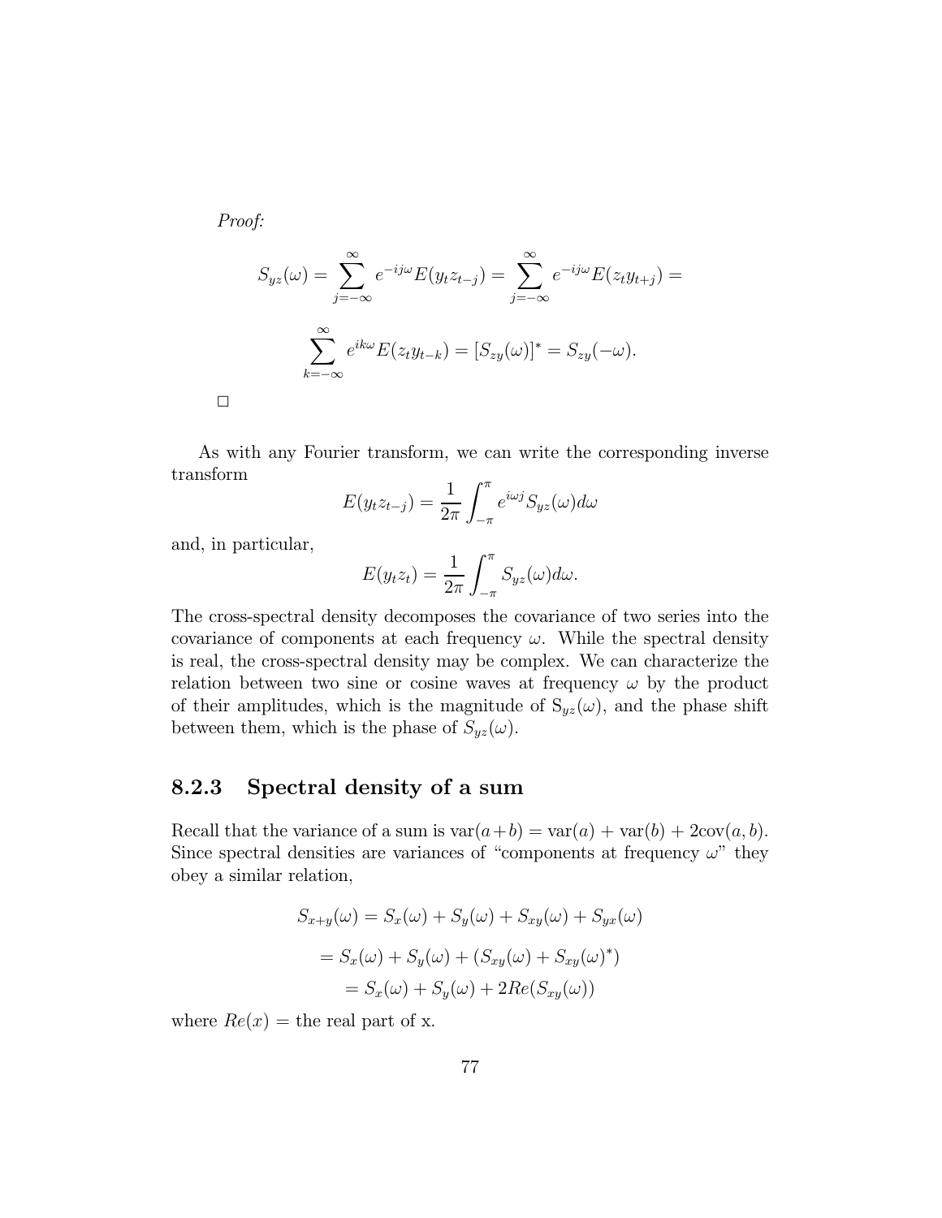*Proof:*

$$S_{yz}(\omega) = \sum_{j=-\infty}^{\infty} e^{-ij\omega} E(y_t z_{t-j}) = \sum_{j=-\infty}^{\infty} e^{-ij\omega} E(z_t y_{t+j}) =$$

$$\sum_{k=-\infty}^{\infty} e^{ik\omega} E(z_t y_{t-k}) = [S_{zy}(\omega)]^* = S_{zy}(-\omega).$$

□

As with any Fourier transform, we can write the corresponding inverse transform

$$E(y_t z_{t-j}) = \frac{1}{2\pi} \int_{-\pi}^{\pi} e^{i\omega j} S_{yz}(\omega) d\omega$$

and, in particular,

$$E(y_t z_t) = \frac{1}{2\pi} \int_{-\pi}^{\pi} S_{yz}(\omega) d\omega.$$

The cross-spectral density decomposes the covariance of two series into the covariance of components at each frequency $\omega$. While the spectral density is real, the cross-spectral density may be complex. We can characterize the relation between two sine or cosine waves at frequency $\omega$ by the product of their amplitudes, which is the magnitude of $S_{yz}(\omega)$, and the phase shift between them, which is the phase of $S_{yz}(\omega)$.

### 8.2.3 Spectral density of a sum

Recall that the variance of a sum is $\text{var}(a+b) = \text{var}(a) + \text{var}(b) + 2\text{cov}(a, b)$. Since spectral densities are variances of "components at frequency $\omega$" they obey a similar relation,

$$S_{x+y}(\omega) = S_x(\omega) + S_y(\omega) + S_{xy}(\omega) + S_{yx}(\omega)$$

$$= S_x(\omega) + S_y(\omega) + (S_{xy}(\omega) + S_{xy}(\omega)^*)$$

$$= S_x(\omega) + S_y(\omega) + 2Re(S_{xy}(\omega))$$

where $Re(x)$ = the real part of x.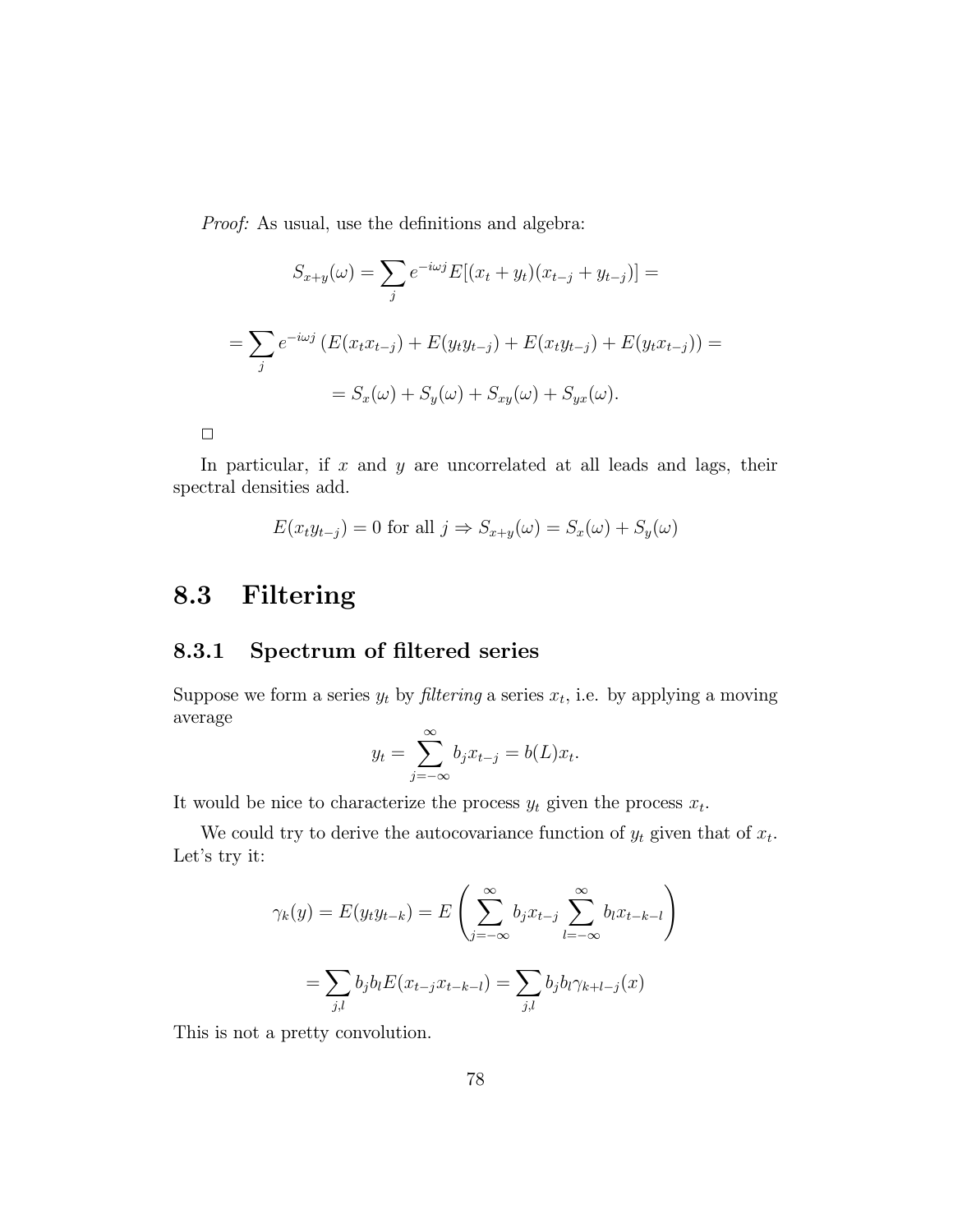*Proof:* As usual, use the definitions and algebra:

$$S_{x+y}(\omega) = \sum_j e^{-i\omega j} E[(x_t + y_t)(x_{t-j} + y_{t-j})] =$$

$$= \sum_j e^{-i\omega j} \left( E(x_t x_{t-j}) + E(y_t y_{t-j}) + E(x_t y_{t-j}) + E(y_t x_{t-j}) \right) =$$

$$= S_x(\omega) + S_y(\omega) + S_{xy}(\omega) + S_{yx}(\omega).$$

□

In particular, if $x$ and $y$ are uncorrelated at all leads and lags, their spectral densities add.

$$E(x_t y_{t-j}) = 0 \text{ for all } j \Rightarrow S_{x+y}(\omega) = S_x(\omega) + S_y(\omega)$$

## 8.3 Filtering

### 8.3.1 Spectrum of filtered series

Suppose we form a series $y_t$ by *filtering* a series $x_t$, i.e. by applying a moving average

$$y_t = \sum_{j=-\infty}^{\infty} b_j x_{t-j} = b(L) x_t.$$

It would be nice to characterize the process $y_t$ given the process $x_t$.

We could try to derive the autocovariance function of $y_t$ given that of $x_t$. Let's try it:

$$\gamma_k(y) = E(y_t y_{t-k}) = E\left( \sum_{j=-\infty}^{\infty} b_j x_{t-j} \sum_{l=-\infty}^{\infty} b_l x_{t-k-l} \right)$$

$$= \sum_{j,l} b_j b_l E(x_{t-j} x_{t-k-l}) = \sum_{j,l} b_j b_l \gamma_{k+l-j}(x)$$

This is not a pretty convolution.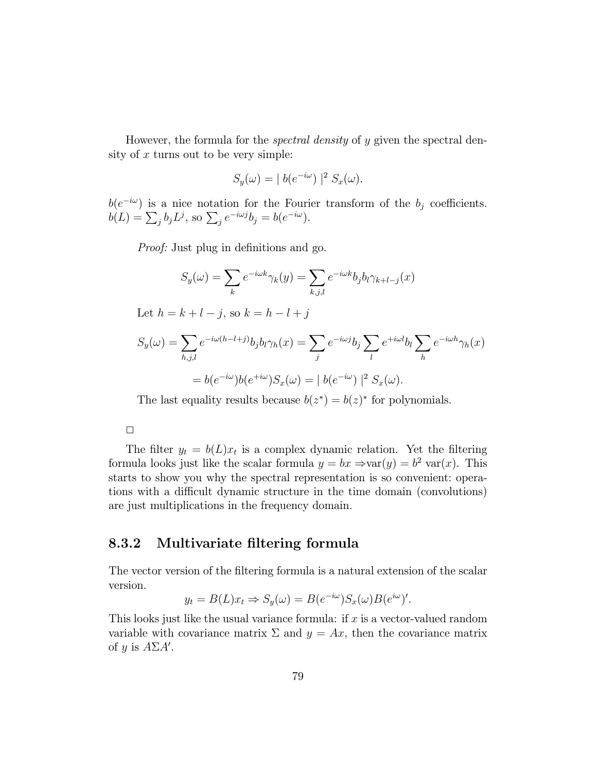However, the formula for the *spectral density* of $y$ given the spectral density of $x$ turns out to be very simple:

$$S_y(\omega) = \mid b(e^{-i\omega}) \mid^2 S_x(\omega).$$

$b(e^{-i\omega})$ is a nice notation for the Fourier transform of the $b_j$ coefficients. $b(L) = \sum_j b_j L^j$, so $\sum_j e^{-i\omega j} b_j = b(e^{-i\omega})$.

*Proof:* Just plug in definitions and go.

$$S_y(\omega) = \sum_k e^{-i\omega k} \gamma_k(y) = \sum_{k,j,l} e^{-i\omega k} b_j b_l \gamma_{k+l-j}(x)$$

Let $h = k + l - j$, so $k = h - l + j$

$$S_y(\omega) = \sum_{h,j,l} e^{-i\omega(h-l+j)} b_j b_l \gamma_h(x) = \sum_j e^{-i\omega j} b_j \sum_l e^{+i\omega l} b_l \sum_h e^{-i\omega h} \gamma_h(x)$$

$$= b(e^{-i\omega}) b(e^{+i\omega}) S_x(\omega) = \mid b(e^{-i\omega}) \mid^2 S_x(\omega).$$

The last equality results because $b(z^*) = b(z)^*$ for polynomials.

□

The filter $y_t = b(L)x_t$ is a complex dynamic relation. Yet the filtering formula looks just like the scalar formula $y = bx \Rightarrow \text{var}(y) = b^2 \text{ var}(x)$. This starts to show you why the spectral representation is so convenient: operations with a difficult dynamic structure in the time domain (convolutions) are just multiplications in the frequency domain.

### 8.3.2 Multivariate filtering formula

The vector version of the filtering formula is a natural extension of the scalar version.

$$y_t = B(L)x_t \Rightarrow S_y(\omega) = B(e^{-i\omega}) S_x(\omega) B(e^{i\omega})'.$$

This looks just like the usual variance formula: if $x$ is a vector-valued random variable with covariance matrix $\Sigma$ and $y = Ax$, then the covariance matrix of $y$ is $A\Sigma A'$.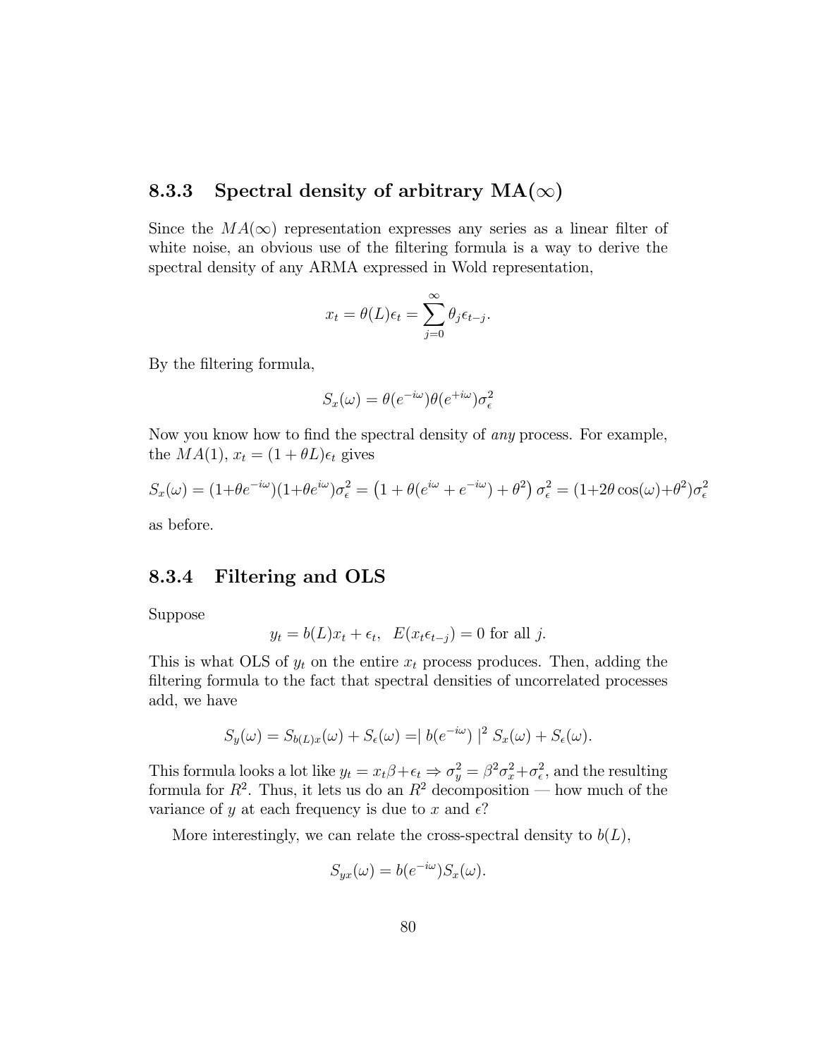### 8.3.3 Spectral density of arbitrary MA($\infty$)

Since the $MA(\infty)$ representation expresses any series as a linear filter of white noise, an obvious use of the filtering formula is a way to derive the spectral density of any ARMA expressed in Wold representation,

$$x_t = \theta(L)\epsilon_t = \sum_{j=0}^{\infty} \theta_j \epsilon_{t-j}.$$

By the filtering formula,

$$S_x(\omega) = \theta(e^{-i\omega})\theta(e^{+i\omega})\sigma_\epsilon^2$$

Now you know how to find the spectral density of *any* process. For example, the $MA(1)$, $x_t = (1 + \theta L)\epsilon_t$ gives

$$S_x(\omega) = (1+\theta e^{-i\omega})(1+\theta e^{i\omega})\sigma_\epsilon^2 = \left(1 + \theta(e^{i\omega} + e^{-i\omega}) + \theta^2\right)\sigma_\epsilon^2 = (1+2\theta\cos(\omega)+\theta^2)\sigma_\epsilon^2$$

as before.

### 8.3.4 Filtering and OLS

Suppose

$$y_t = b(L)x_t + \epsilon_t, \;\; E(x_t\epsilon_{t-j}) = 0 \text{ for all } j.$$

This is what OLS of $y_t$ on the entire $x_t$ process produces. Then, adding the filtering formula to the fact that spectral densities of uncorrelated processes add, we have

$$S_y(\omega) = S_{b(L)x}(\omega) + S_\epsilon(\omega) = \mid b(e^{-i\omega}) \mid^2 S_x(\omega) + S_\epsilon(\omega).$$

This formula looks a lot like $y_t = x_t\beta + \epsilon_t \Rightarrow \sigma_y^2 = \beta^2\sigma_x^2 + \sigma_\epsilon^2$, and the resulting formula for $R^2$. Thus, it lets us do an $R^2$ decomposition — how much of the variance of $y$ at each frequency is due to $x$ and $\epsilon$?

More interestingly, we can relate the cross-spectral density to $b(L)$,

$$S_{yx}(\omega) = b(e^{-i\omega})S_x(\omega).$$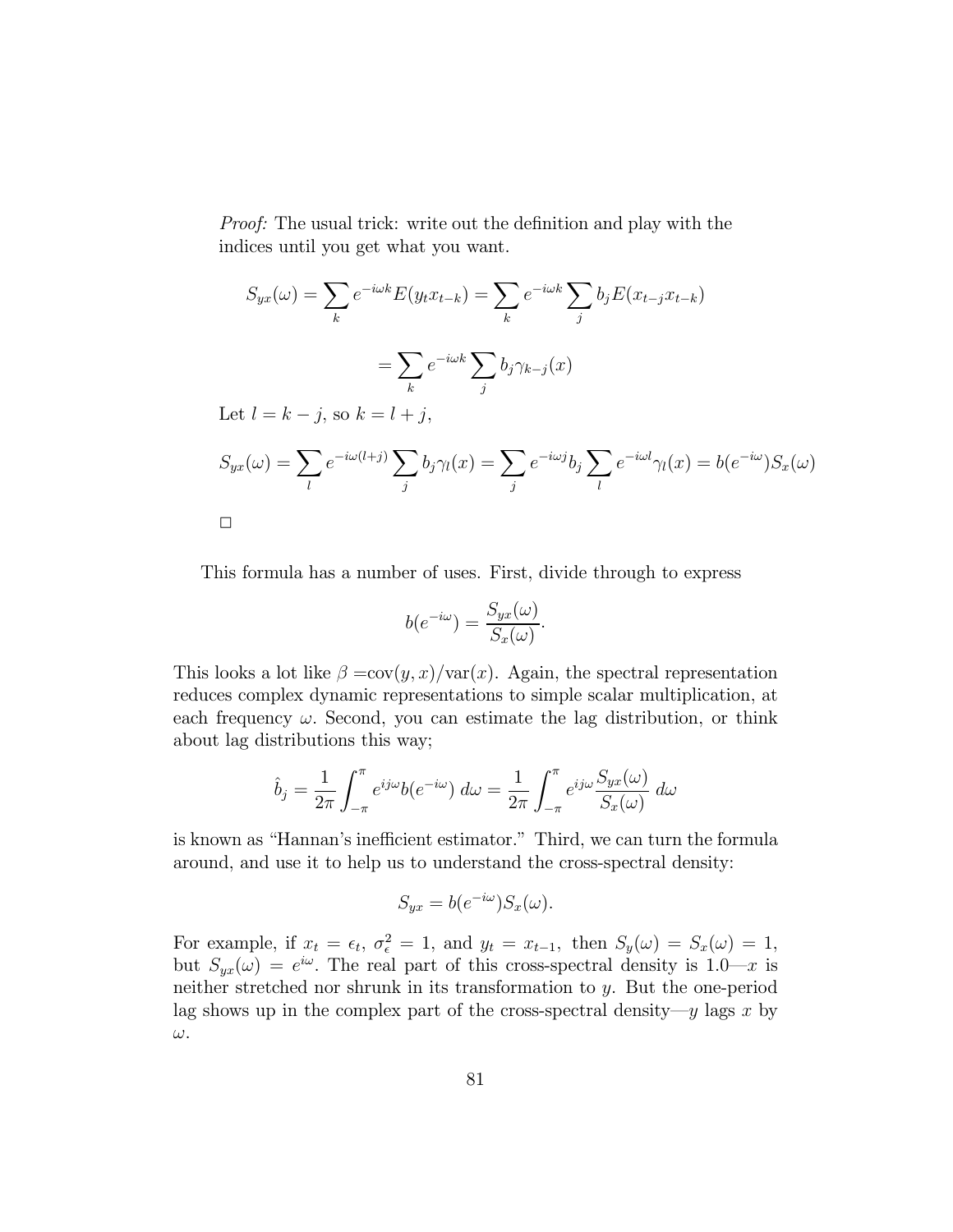*Proof:* The usual trick: write out the definition and play with the indices until you get what you want.

$$S_{yx}(\omega) = \sum_k e^{-i\omega k} E(y_t x_{t-k}) = \sum_k e^{-i\omega k} \sum_j b_j E(x_{t-j} x_{t-k})$$

$$= \sum_k e^{-i\omega k} \sum_j b_j \gamma_{k-j}(x)$$

Let $l = k - j$, so $k = l + j$,

$$S_{yx}(\omega) = \sum_l e^{-i\omega(l+j)} \sum_j b_j \gamma_l(x) = \sum_j e^{-i\omega j} b_j \sum_l e^{-i\omega l} \gamma_l(x) = b(e^{-i\omega}) S_x(\omega)$$

□

This formula has a number of uses. First, divide through to express

$$b(e^{-i\omega}) = \frac{S_{yx}(\omega)}{S_x(\omega)}.$$

This looks a lot like $\beta = \text{cov}(y, x)/\text{var}(x)$. Again, the spectral representation reduces complex dynamic representations to simple scalar multiplication, at each frequency $\omega$. Second, you can estimate the lag distribution, or think about lag distributions this way;

$$\hat{b}_j = \frac{1}{2\pi} \int_{-\pi}^{\pi} e^{ij\omega} b(e^{-i\omega})\, d\omega = \frac{1}{2\pi} \int_{-\pi}^{\pi} e^{ij\omega} \frac{S_{yx}(\omega)}{S_x(\omega)}\, d\omega$$

is known as "Hannan's inefficient estimator." Third, we can turn the formula around, and use it to help us to understand the cross-spectral density:

$$S_{yx} = b(e^{-i\omega}) S_x(\omega).$$

For example, if $x_t = \epsilon_t$, $\sigma_\epsilon^2 = 1$, and $y_t = x_{t-1}$, then $S_y(\omega) = S_x(\omega) = 1$, but $S_{yx}(\omega) = e^{i\omega}$. The real part of this cross-spectral density is 1.0—$x$ is neither stretched nor shrunk in its transformation to $y$. But the one-period lag shows up in the complex part of the cross-spectral density—$y$ lags $x$ by $\omega$.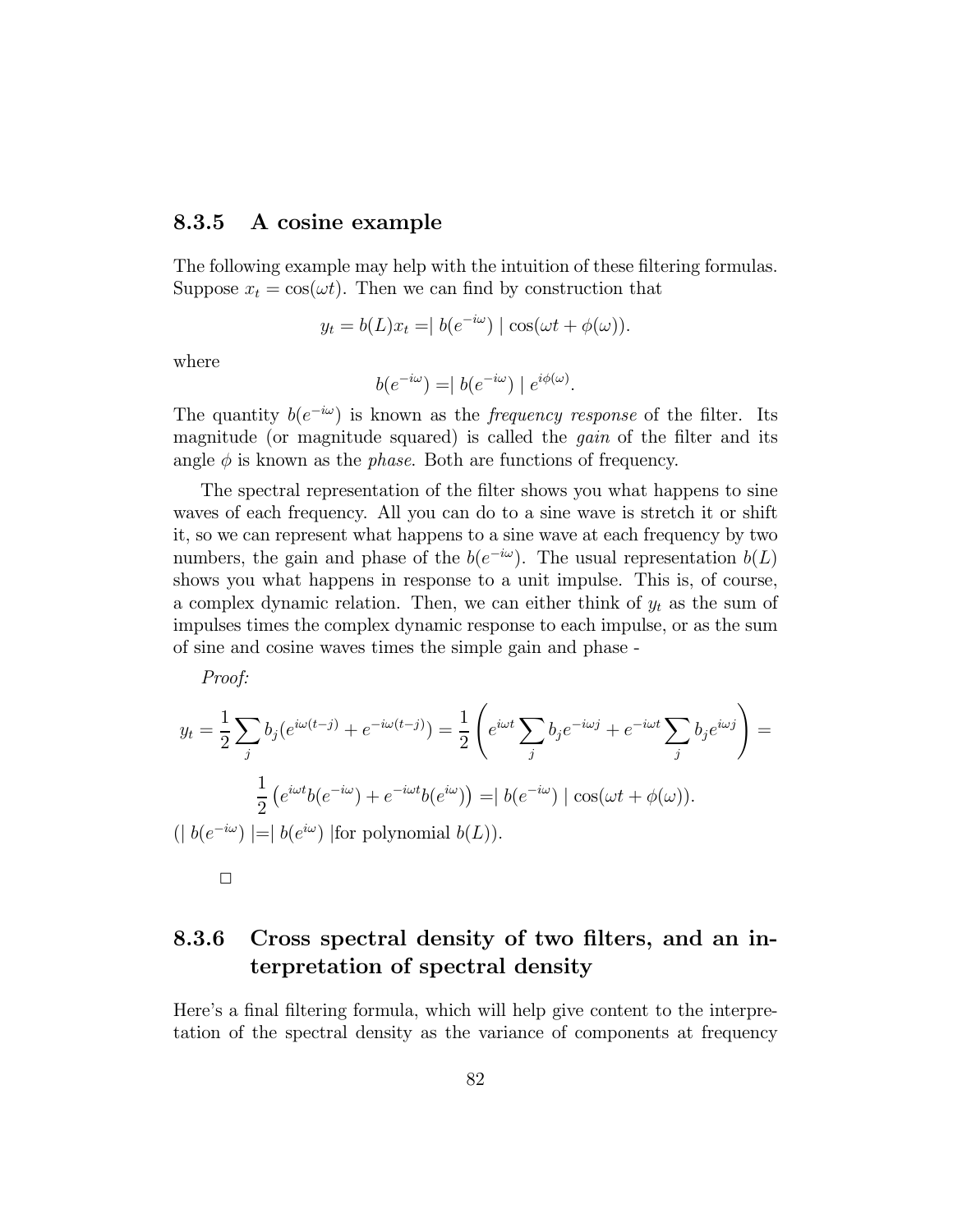### 8.3.5 A cosine example

The following example may help with the intuition of these filtering formulas. Suppose $x_t = \cos(\omega t)$. Then we can find by construction that

$$y_t = b(L)x_t = \mid b(e^{-i\omega}) \mid \cos(\omega t + \phi(\omega)).$$

where

$$b(e^{-i\omega}) = \mid b(e^{-i\omega}) \mid e^{i\phi(\omega)}.$$

The quantity $b(e^{-i\omega})$ is known as the *frequency response* of the filter. Its magnitude (or magnitude squared) is called the *gain* of the filter and its angle $\phi$ is known as the *phase*. Both are functions of frequency.

The spectral representation of the filter shows you what happens to sine waves of each frequency. All you can do to a sine wave is stretch it or shift it, so we can represent what happens to a sine wave at each frequency by two numbers, the gain and phase of the $b(e^{-i\omega})$. The usual representation $b(L)$ shows you what happens in response to a unit impulse. This is, of course, a complex dynamic relation. Then, we can either think of $y_t$ as the sum of impulses times the complex dynamic response to each impulse, or as the sum of sine and cosine waves times the simple gain and phase -

*Proof:*

$$y_t = \frac{1}{2}\sum_j b_j(e^{i\omega(t-j)} + e^{-i\omega(t-j)}) = \frac{1}{2}\left(e^{i\omega t}\sum_j b_j e^{-i\omega j} + e^{-i\omega t}\sum_j b_j e^{i\omega j}\right) =$$

$$\frac{1}{2}\left(e^{i\omega t}b(e^{-i\omega}) + e^{-i\omega t}b(e^{i\omega})\right) = \mid b(e^{-i\omega}) \mid \cos(\omega t + \phi(\omega)).$$

($\mid b(e^{-i\omega}) \mid = \mid b(e^{i\omega}) \mid$for polynomial $b(L)$).

□

### 8.3.6 Cross spectral density of two filters, and an interpretation of spectral density

Here's a final filtering formula, which will help give content to the interpretation of the spectral density as the variance of components at frequency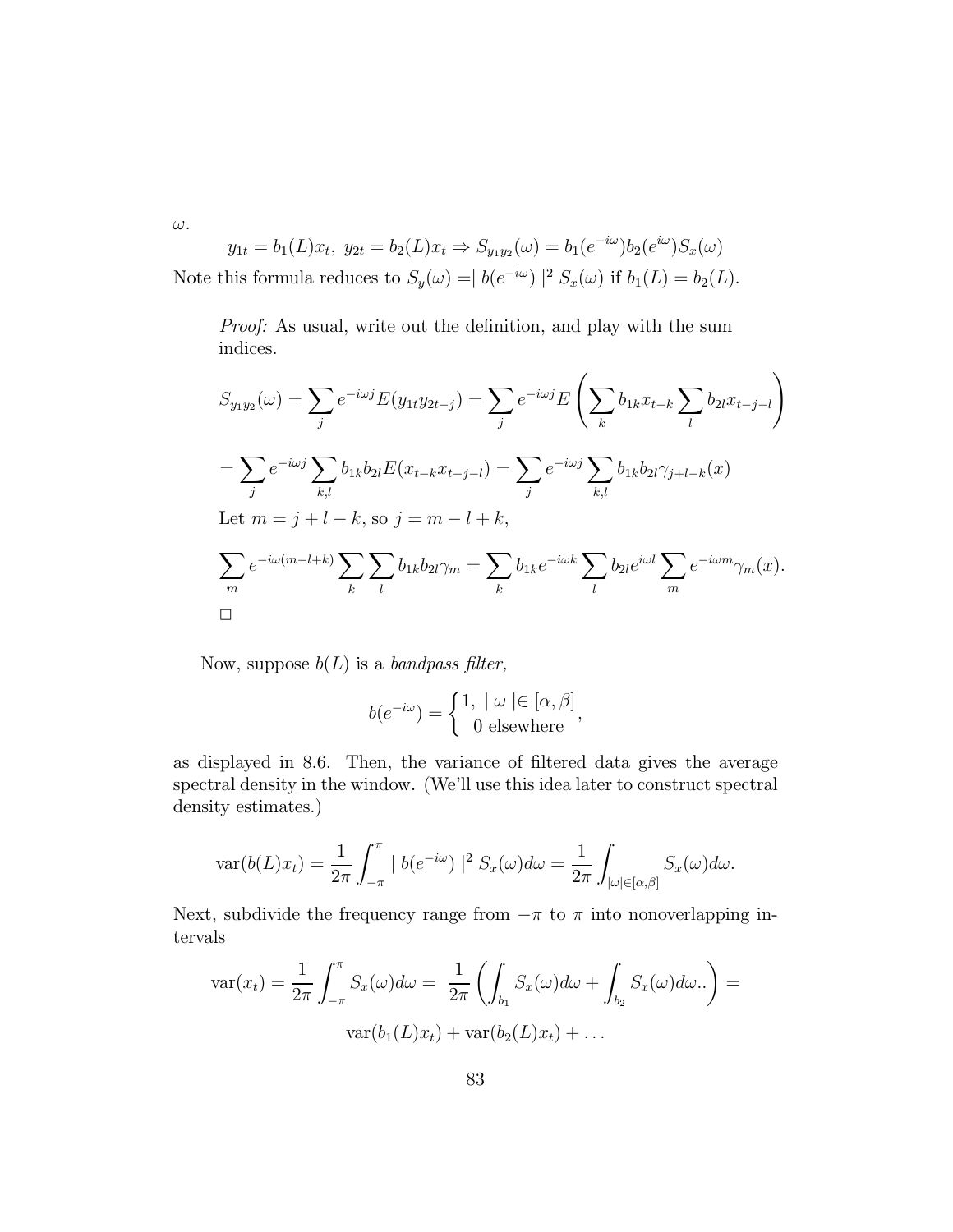$\omega$.

$$y_{1t} = b_1(L)x_t, \; y_{2t} = b_2(L)x_t \Rightarrow S_{y_1y_2}(\omega) = b_1(e^{-i\omega})b_2(e^{i\omega})S_x(\omega)$$

Note this formula reduces to $S_y(\omega) = \mid b(e^{-i\omega}) \mid^2 S_x(\omega)$ if $b_1(L) = b_2(L)$.

> *Proof:* As usual, write out the definition, and play with the sum indices.
>
> $$S_{y_1y_2}(\omega) = \sum_j e^{-i\omega j} E(y_{1t}y_{2t-j}) = \sum_j e^{-i\omega j} E\left(\sum_k b_{1k}x_{t-k} \sum_l b_{2l}x_{t-j-l}\right)$$
>
> $$= \sum_j e^{-i\omega j} \sum_{k,l} b_{1k}b_{2l}E(x_{t-k}x_{t-j-l}) = \sum_j e^{-i\omega j} \sum_{k,l} b_{1k}b_{2l}\gamma_{j+l-k}(x)$$
>
> Let $m = j + l - k$, so $j = m - l + k$,
>
> $$\sum_m e^{-i\omega(m-l+k)} \sum_k \sum_l b_{1k}b_{2l}\gamma_m = \sum_k b_{1k}e^{-i\omega k} \sum_l b_{2l}e^{i\omega l} \sum_m e^{-i\omega m}\gamma_m(x).$$
>
> $\square$

Now, suppose $b(L)$ is a *bandpass filter,*

$$b(e^{-i\omega}) = \begin{cases} 1, \mid \omega \mid \in [\alpha, \beta] \\ 0 \text{ elsewhere} \end{cases},$$

as displayed in 8.6. Then, the variance of filtered data gives the average spectral density in the window. (We'll use this idea later to construct spectral density estimates.)

$$\text{var}(b(L)x_t) = \frac{1}{2\pi}\int_{-\pi}^{\pi} \mid b(e^{-i\omega}) \mid^2 S_x(\omega)d\omega = \frac{1}{2\pi}\int_{|\omega| \in [\alpha,\beta]} S_x(\omega)d\omega.$$

Next, subdivide the frequency range from $-\pi$ to $\pi$ into nonoverlapping intervals

$$\text{var}(x_t) = \frac{1}{2\pi}\int_{-\pi}^{\pi} S_x(\omega)d\omega = \frac{1}{2\pi}\left(\int_{b_1} S_x(\omega)d\omega + \int_{b_2} S_x(\omega)d\omega..\right) =$$

$$\text{var}(b_1(L)x_t) + \text{var}(b_2(L)x_t) + \ldots$$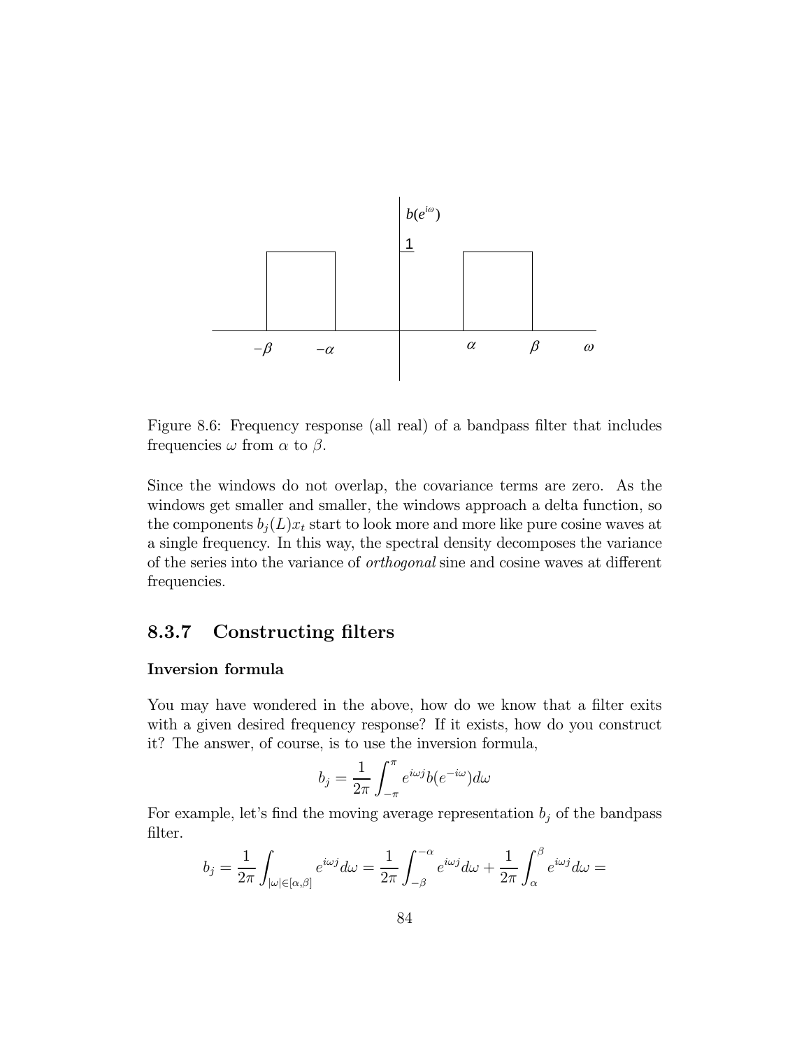Figure 8.6: Frequency response (all real) of a bandpass filter that includes frequencies $\omega$ from $\alpha$ to $\beta$.

Since the windows do not overlap, the covariance terms are zero. As the windows get smaller and smaller, the windows approach a delta function, so the components $b_j(L)x_t$ start to look more and more like pure cosine waves at a single frequency. In this way, the spectral density decomposes the variance of the series into the variance of *orthogonal* sine and cosine waves at different frequencies.

### 8.3.7 Constructing filters

#### Inversion formula

You may have wondered in the above, how do we know that a filter exits with a given desired frequency response? If it exists, how do you construct it? The answer, of course, is to use the inversion formula,

$$b_j = \frac{1}{2\pi} \int_{-\pi}^{\pi} e^{i\omega j} b(e^{-i\omega}) d\omega$$

For example, let's find the moving average representation $b_j$ of the bandpass filter.

$$b_j = \frac{1}{2\pi} \int_{|\omega| \in [\alpha, \beta]} e^{i\omega j} d\omega = \frac{1}{2\pi} \int_{-\beta}^{-\alpha} e^{i\omega j} d\omega + \frac{1}{2\pi} \int_{\alpha}^{\beta} e^{i\omega j} d\omega =$$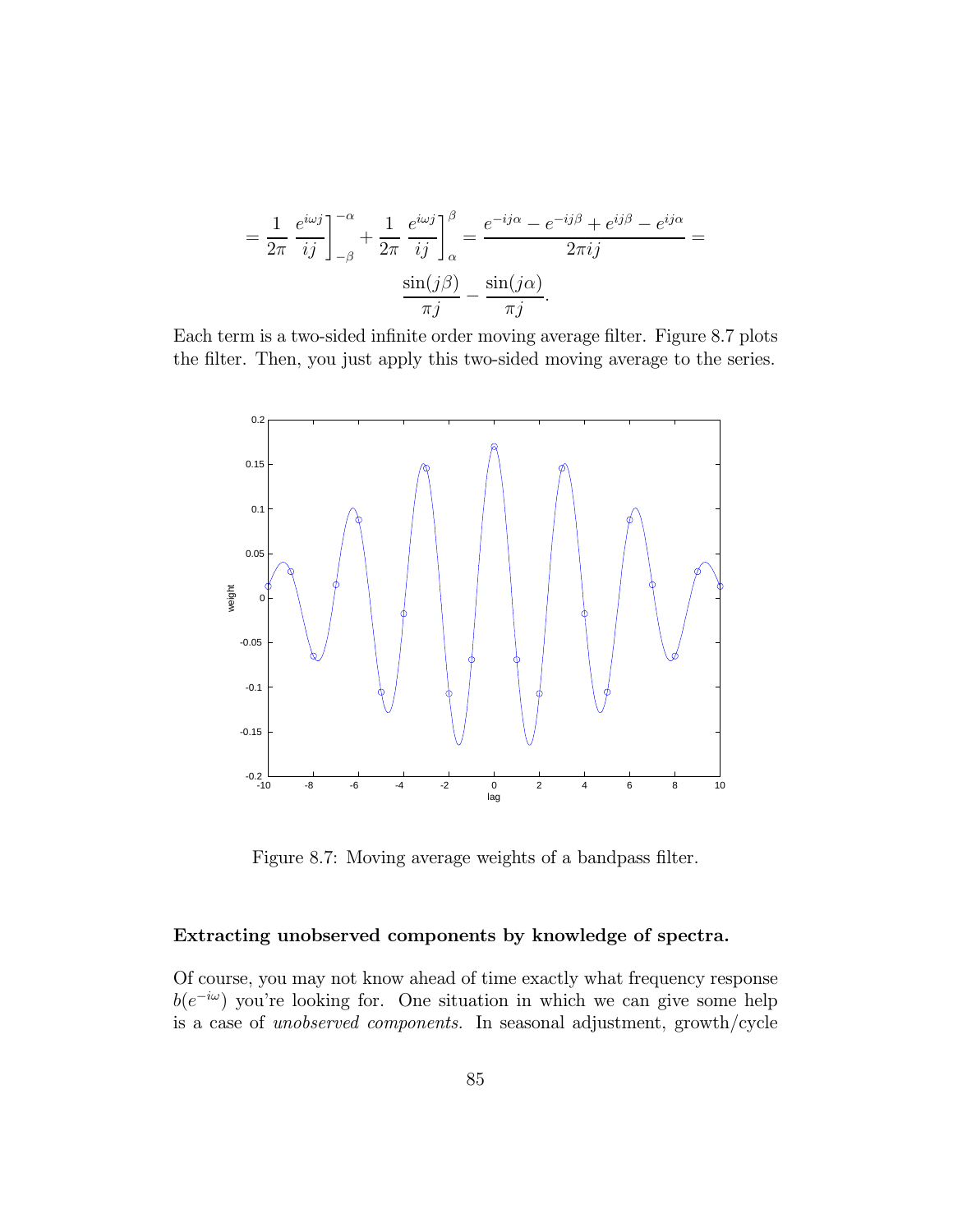$$= \frac{1}{2\pi} \left. \frac{e^{i\omega j}}{ij} \right]_{-\beta}^{-\alpha} + \frac{1}{2\pi} \left. \frac{e^{i\omega j}}{ij} \right]_{\alpha}^{\beta} = \frac{e^{-ij\alpha} - e^{-ij\beta} + e^{ij\beta} - e^{ij\alpha}}{2\pi ij} =$$

$$\frac{\sin(j\beta)}{\pi j} - \frac{\sin(j\alpha)}{\pi j}.$$

Each term is a two-sided infinite order moving average filter. Figure 8.7 plots the filter. Then, you just apply this two-sided moving average to the series.

Figure 8.7: Moving average weights of a bandpass filter.

### Extracting unobserved components by knowledge of spectra.

Of course, you may not know ahead of time exactly what frequency response $b(e^{-i\omega})$ you're looking for. One situation in which we can give some help is a case of *unobserved components*. In seasonal adjustment, growth/cycle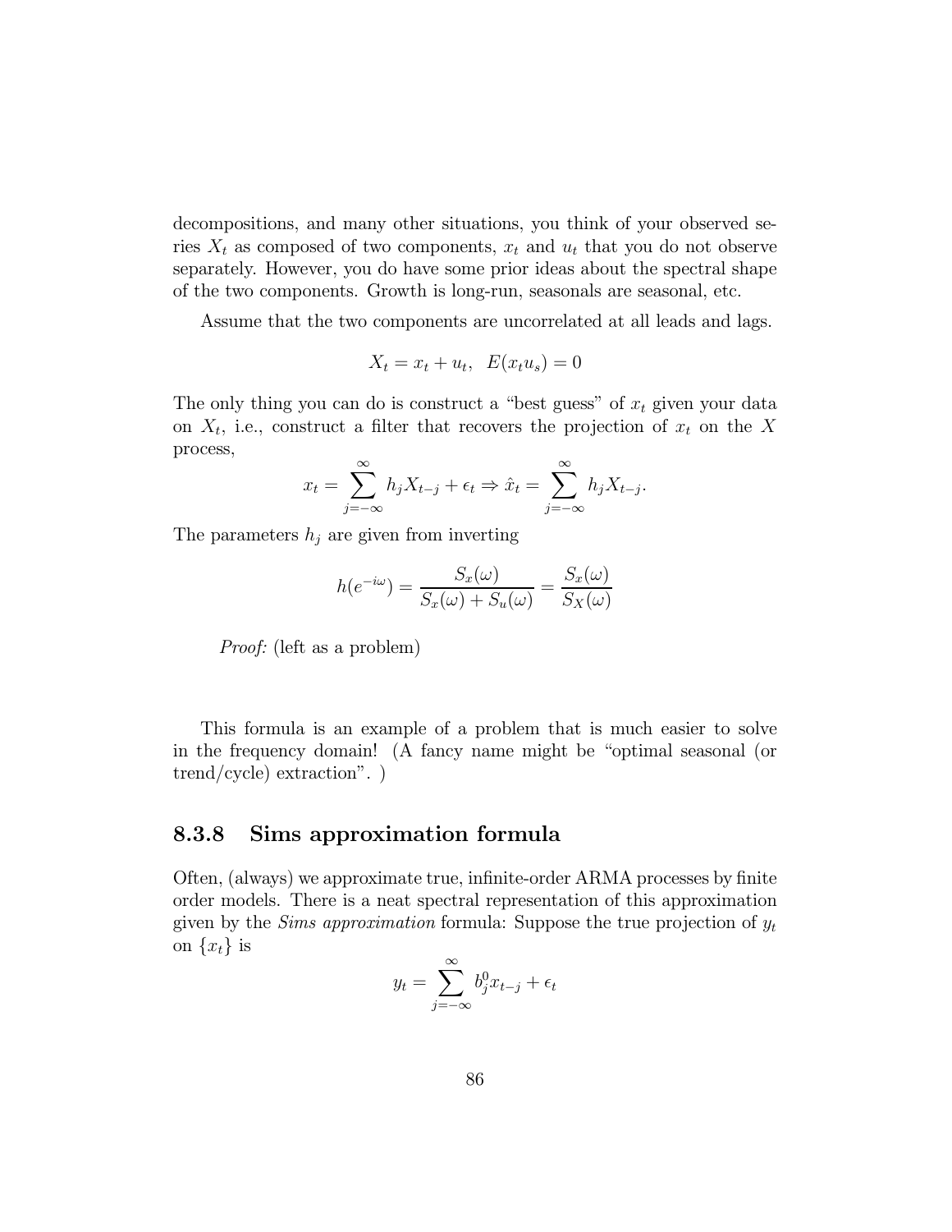decompositions, and many other situations, you think of your observed series $X_t$ as composed of two components, $x_t$ and $u_t$ that you do not observe separately. However, you do have some prior ideas about the spectral shape of the two components. Growth is long-run, seasonals are seasonal, etc.

Assume that the two components are uncorrelated at all leads and lags.

$$X_t = x_t + u_t, \;\; E(x_t u_s) = 0$$

The only thing you can do is construct a "best guess" of $x_t$ given your data on $X_t$, i.e., construct a filter that recovers the projection of $x_t$ on the $X$ process,

$$x_t = \sum_{j=-\infty}^{\infty} h_j X_{t-j} + \epsilon_t \Rightarrow \hat{x}_t = \sum_{j=-\infty}^{\infty} h_j X_{t-j}.$$

The parameters $h_j$ are given from inverting

$$h(e^{-i\omega}) = \frac{S_x(\omega)}{S_x(\omega) + S_u(\omega)} = \frac{S_x(\omega)}{S_X(\omega)}$$

*Proof:* (left as a problem)

This formula is an example of a problem that is much easier to solve in the frequency domain! (A fancy name might be "optimal seasonal (or trend/cycle) extraction". )

### 8.3.8 Sims approximation formula

Often, (always) we approximate true, infinite-order ARMA processes by finite order models. There is a neat spectral representation of this approximation given by the *Sims approximation* formula: Suppose the true projection of $y_t$ on $\{x_t\}$ is

$$y_t = \sum_{j=-\infty}^{\infty} b_j^0 x_{t-j} + \epsilon_t$$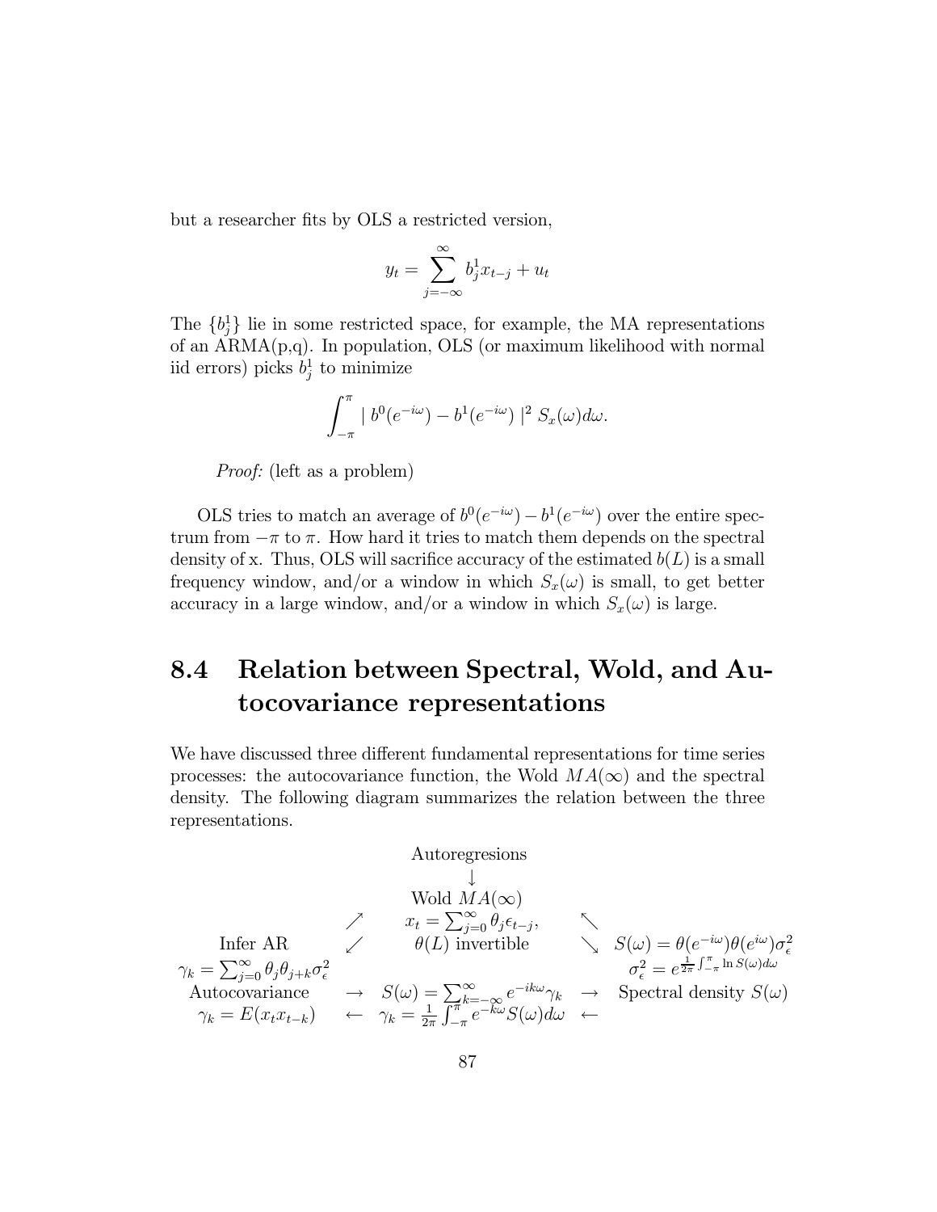but a researcher fits by OLS a restricted version,

$$y_t = \sum_{j=-\infty}^{\infty} b_j^1 x_{t-j} + u_t$$

The $\{b_j^1\}$ lie in some restricted space, for example, the MA representations of an ARMA(p,q). In population, OLS (or maximum likelihood with normal iid errors) picks $b_j^1$ to minimize

$$\int_{-\pi}^{\pi} \mid b^0(e^{-i\omega}) - b^1(e^{-i\omega}) \mid^2 S_x(\omega) d\omega.$$

*Proof:* (left as a problem)

OLS tries to match an average of $b^0(e^{-i\omega}) - b^1(e^{-i\omega})$ over the entire spectrum from $-\pi$ to $\pi$. How hard it tries to match them depends on the spectral density of x. Thus, OLS will sacrifice accuracy of the estimated $b(L)$ is a small frequency window, and/or a window in which $S_x(\omega)$ is small, to get better accuracy in a large window, and/or a window in which $S_x(\omega)$ is large.

## 8.4 Relation between Spectral, Wold, and Autocovariance representations

We have discussed three different fundamental representations for time series processes: the autocovariance function, the Wold $MA(\infty)$ and the spectral density. The following diagram summarizes the relation between the three representations.

$$\begin{array}{ccccc}
 & & \text{Autoregresions} & & \\
 & & \downarrow & & \\
 & & \text{Wold } MA(\infty) & & \\
 & \nearrow & x_t = \sum_{j=0}^{\infty} \theta_j \epsilon_{t-j}, & \nwarrow & \\
\text{Infer AR} & \swarrow & \theta(L) \text{ invertible} & \searrow & S(\omega) = \theta(e^{-i\omega})\theta(e^{i\omega})\sigma_\epsilon^2 \\
\gamma_k = \sum_{j=0}^{\infty} \theta_j \theta_{j+k} \sigma_\epsilon^2 & & & & \sigma_\epsilon^2 = e^{\frac{1}{2\pi}\int_{-\pi}^{\pi} \ln S(\omega) d\omega} \\
\text{Autocovariance} & \rightarrow & S(\omega) = \sum_{k=-\infty}^{\infty} e^{-ik\omega}\gamma_k & \rightarrow & \text{Spectral density } S(\omega) \\
\gamma_k = E(x_t x_{t-k}) & \leftarrow & \gamma_k = \frac{1}{2\pi}\int_{-\pi}^{\pi} e^{-k\omega} S(\omega) d\omega & \leftarrow &
\end{array}$$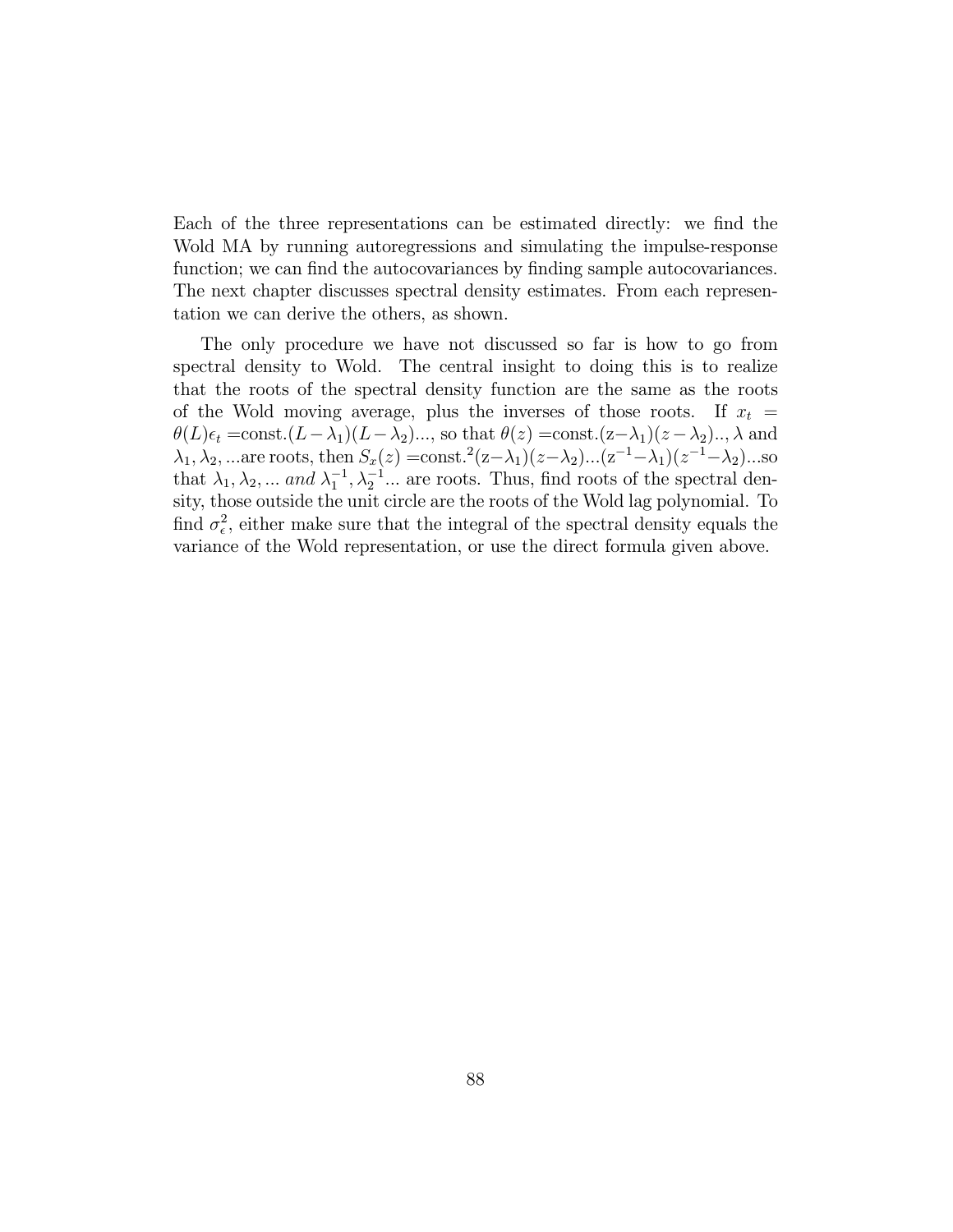Each of the three representations can be estimated directly: we find the Wold MA by running autoregressions and simulating the impulse-response function; we can find the autocovariances by finding sample autocovariances. The next chapter discusses spectral density estimates. From each representation we can derive the others, as shown.

The only procedure we have not discussed so far is how to go from spectral density to Wold. The central insight to doing this is to realize that the roots of the spectral density function are the same as the roots of the Wold moving average, plus the inverses of those roots. If $x_t = \theta(L)\epsilon_t = \text{const.}(L-\lambda_1)(L-\lambda_2)...$, so that $\theta(z) = \text{const.}(z-\lambda_1)(z-\lambda_2)..$, $\lambda$ and $\lambda_1, \lambda_2, ...$are roots, then $S_x(z) = \text{const.}^2(z-\lambda_1)(z-\lambda_2)...(z^{-1}-\lambda_1)(z^{-1}-\lambda_2)...$so that $\lambda_1, \lambda_2, ...$ *and* $\lambda_1^{-1}, \lambda_2^{-1}...$ are roots. Thus, find roots of the spectral density, those outside the unit circle are the roots of the Wold lag polynomial. To find $\sigma_\epsilon^2$, either make sure that the integral of the spectral density equals the variance of the Wold representation, or use the direct formula given above.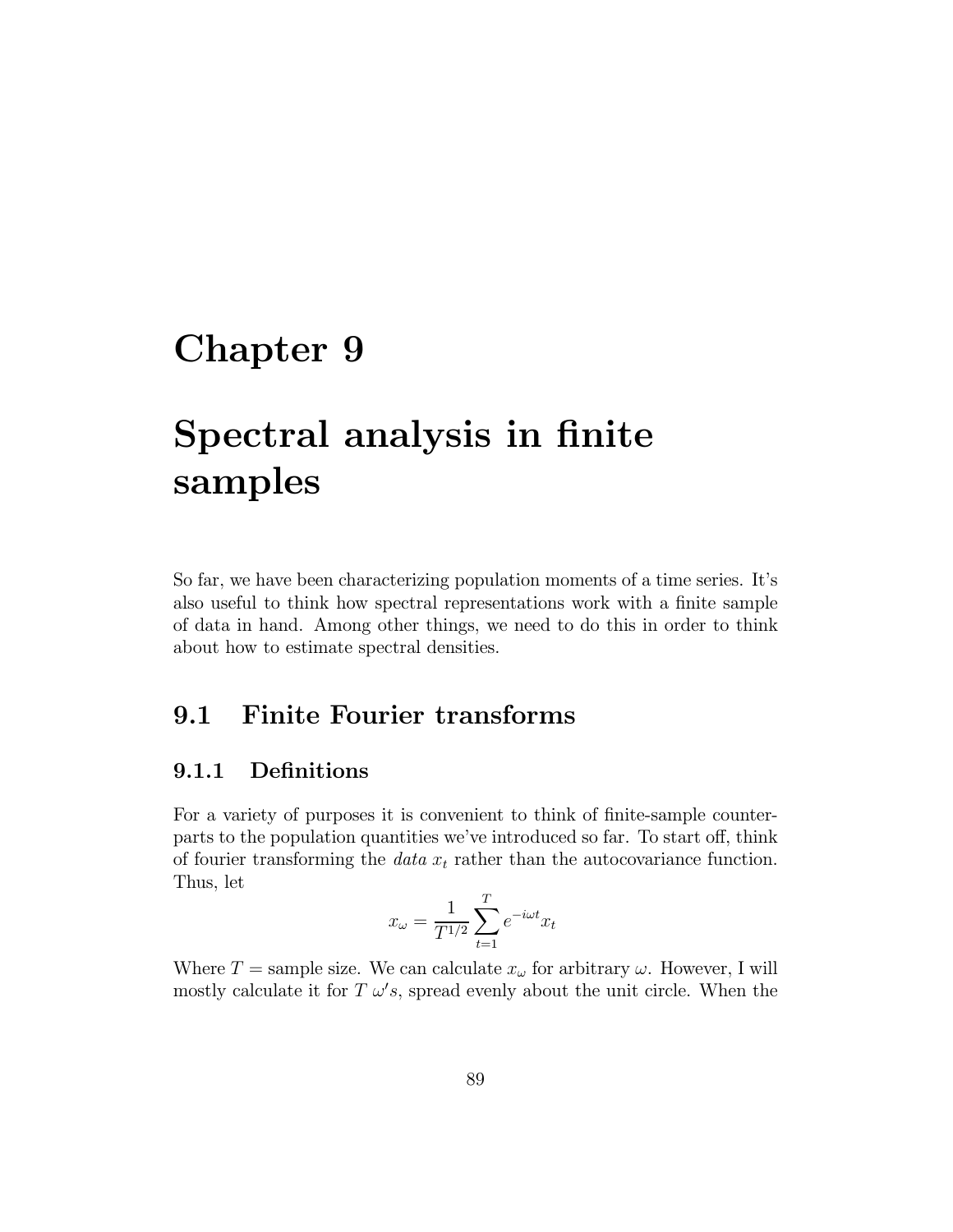# Chapter 9

# Spectral analysis in finite samples

So far, we have been characterizing population moments of a time series. It's also useful to think how spectral representations work with a finite sample of data in hand. Among other things, we need to do this in order to think about how to estimate spectral densities.

## 9.1 Finite Fourier transforms

### 9.1.1 Definitions

For a variety of purposes it is convenient to think of finite-sample counterparts to the population quantities we've introduced so far. To start off, think of fourier transforming the *data* $x_t$ rather than the autocovariance function. Thus, let

$$x_\omega = \frac{1}{T^{1/2}} \sum_{t=1}^{T} e^{-i\omega t} x_t$$

Where $T$ = sample size. We can calculate $x_\omega$ for arbitrary $\omega$. However, I will mostly calculate it for $T$ $\omega's$, spread evenly about the unit circle. When the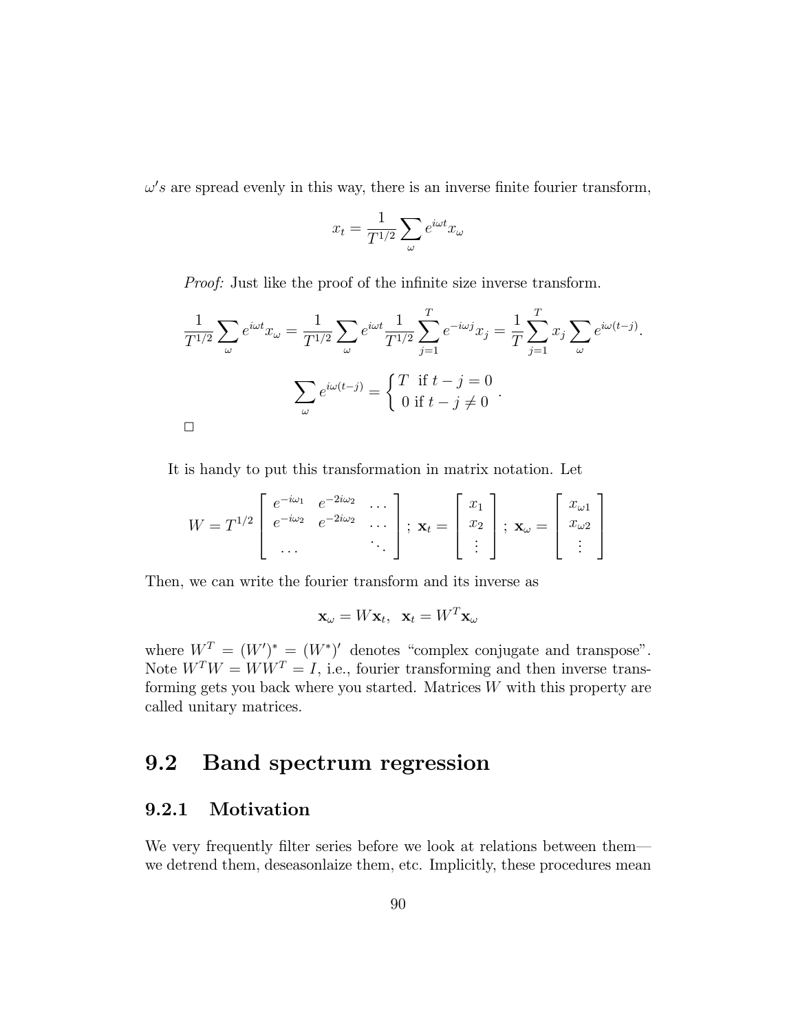$\omega' s$ are spread evenly in this way, there is an inverse finite fourier transform,

$$x_t = \frac{1}{T^{1/2}} \sum_{\omega} e^{i\omega t} x_{\omega}$$

*Proof:* Just like the proof of the infinite size inverse transform.

$$\frac{1}{T^{1/2}} \sum_{\omega} e^{i\omega t} x_{\omega} = \frac{1}{T^{1/2}} \sum_{\omega} e^{i\omega t} \frac{1}{T^{1/2}} \sum_{j=1}^{T} e^{-i\omega j} x_j = \frac{1}{T} \sum_{j=1}^{T} x_j \sum_{\omega} e^{i\omega (t-j)}.$$

$$\sum_{\omega} e^{i\omega(t-j)} = \begin{cases} T & \text{if } t-j=0 \\ 0 & \text{if } t-j \neq 0 \end{cases}.$$

□

It is handy to put this transformation in matrix notation. Let

$$W = T^{1/2} \begin{bmatrix} e^{-i\omega_1} & e^{-2i\omega_2} & \dots \\ e^{-i\omega_2} & e^{-2i\omega_2} & \dots \\ \dots & & \ddots \end{bmatrix};\ \mathbf{x}_t = \begin{bmatrix} x_1 \\ x_2 \\ \vdots \end{bmatrix};\ \mathbf{x}_{\omega} = \begin{bmatrix} x_{\omega 1} \\ x_{\omega 2} \\ \vdots \end{bmatrix}$$

Then, we can write the fourier transform and its inverse as

$$\mathbf{x}_{\omega} = W\mathbf{x}_t, \ \ \mathbf{x}_t = W^T \mathbf{x}_{\omega}$$

where $W^T = (W')^* = (W^*)'$ denotes "complex conjugate and transpose". Note $W^T W = W W^T = I$, i.e., fourier transforming and then inverse transforming gets you back where you started. Matrices $W$ with this property are called unitary matrices.

## 9.2 Band spectrum regression

### 9.2.1 Motivation

We very frequently filter series before we look at relations between them—we detrend them, deseasonlaize them, etc. Implicitly, these procedures mean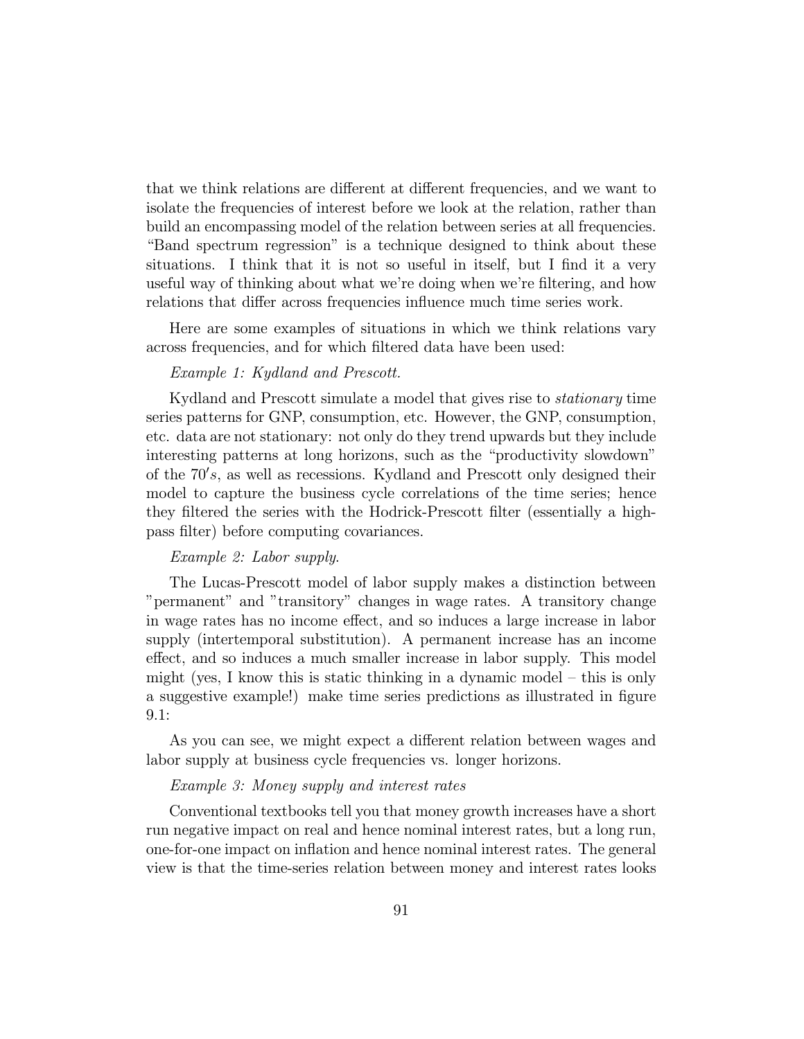that we think relations are different at different frequencies, and we want to isolate the frequencies of interest before we look at the relation, rather than build an encompassing model of the relation between series at all frequencies. "Band spectrum regression" is a technique designed to think about these situations. I think that it is not so useful in itself, but I find it a very useful way of thinking about what we're doing when we're filtering, and how relations that differ across frequencies influence much time series work.

Here are some examples of situations in which we think relations vary across frequencies, and for which filtered data have been used:

*Example 1: Kydland and Prescott.*

Kydland and Prescott simulate a model that gives rise to *stationary* time series patterns for GNP, consumption, etc. However, the GNP, consumption, etc. data are not stationary: not only do they trend upwards but they include interesting patterns at long horizons, such as the "productivity slowdown" of the $70's$, as well as recessions. Kydland and Prescott only designed their model to capture the business cycle correlations of the time series; hence they filtered the series with the Hodrick-Prescott filter (essentially a high-pass filter) before computing covariances.

*Example 2: Labor supply.*

The Lucas-Prescott model of labor supply makes a distinction between "permanent" and "transitory" changes in wage rates. A transitory change in wage rates has no income effect, and so induces a large increase in labor supply (intertemporal substitution). A permanent increase has an income effect, and so induces a much smaller increase in labor supply. This model might (yes, I know this is static thinking in a dynamic model – this is only a suggestive example!) make time series predictions as illustrated in figure 9.1:

As you can see, we might expect a different relation between wages and labor supply at business cycle frequencies vs. longer horizons.

*Example 3: Money supply and interest rates*

Conventional textbooks tell you that money growth increases have a short run negative impact on real and hence nominal interest rates, but a long run, one-for-one impact on inflation and hence nominal interest rates. The general view is that the time-series relation between money and interest rates looks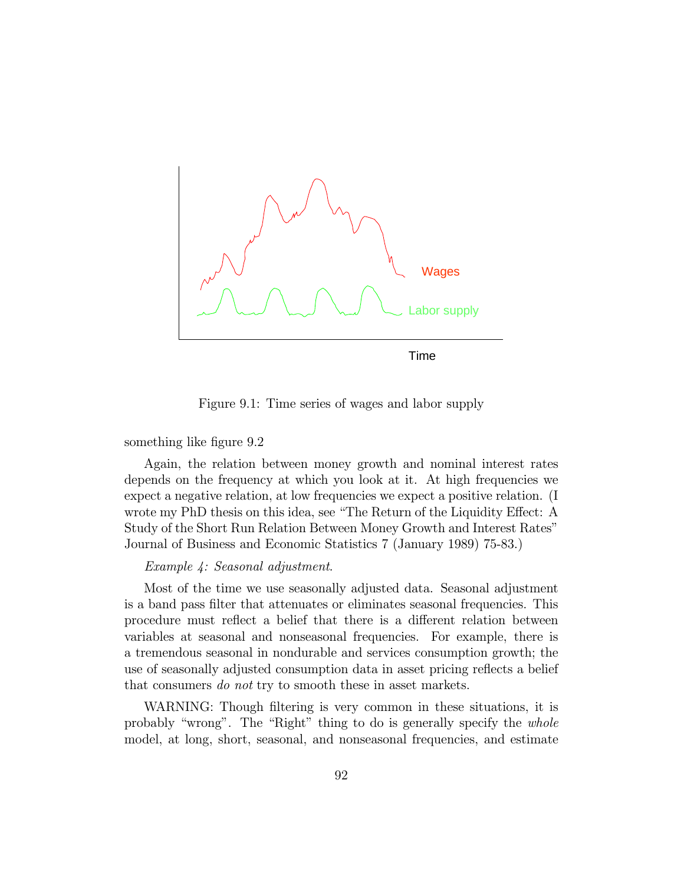Figure 9.1: Time series of wages and labor supply

something like figure 9.2

Again, the relation between money growth and nominal interest rates depends on the frequency at which you look at it. At high frequencies we expect a negative relation, at low frequencies we expect a positive relation. (I wrote my PhD thesis on this idea, see "The Return of the Liquidity Effect: A Study of the Short Run Relation Between Money Growth and Interest Rates" Journal of Business and Economic Statistics 7 (January 1989) 75-83.)

*Example 4: Seasonal adjustment.*

Most of the time we use seasonally adjusted data. Seasonal adjustment is a band pass filter that attenuates or eliminates seasonal frequencies. This procedure must reflect a belief that there is a different relation between variables at seasonal and nonseasonal frequencies. For example, there is a tremendous seasonal in nondurable and services consumption growth; the use of seasonally adjusted consumption data in asset pricing reflects a belief that consumers *do not* try to smooth these in asset markets.

WARNING: Though filtering is very common in these situations, it is probably "wrong". The "Right" thing to do is generally specify the *whole* model, at long, short, seasonal, and nonseasonal frequencies, and estimate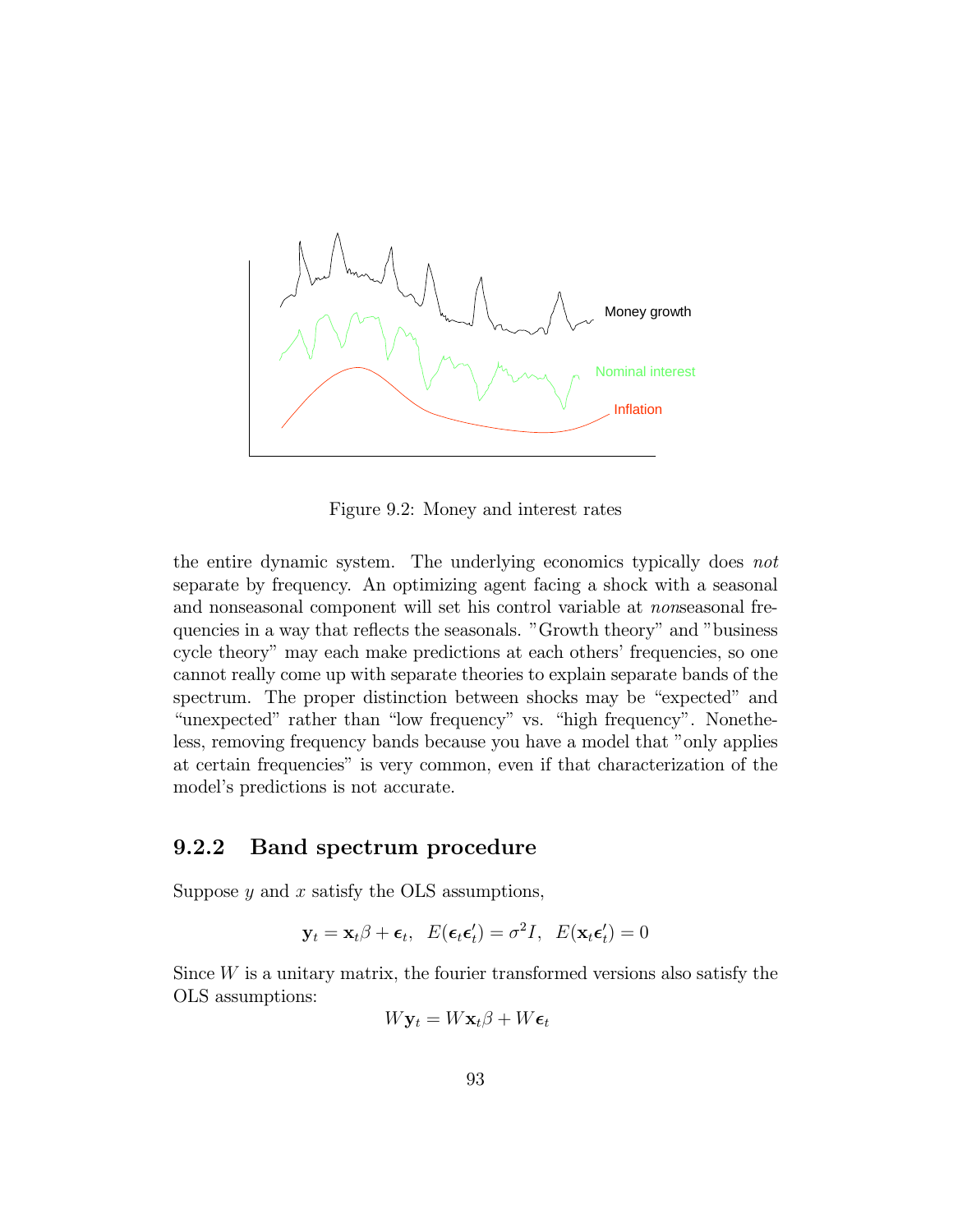Money growth

Nominal interest

Inflation

Figure 9.2: Money and interest rates

the entire dynamic system. The underlying economics typically does *not* separate by frequency. An optimizing agent facing a shock with a seasonal and nonseasonal component will set his control variable at *non*seasonal frequencies in a way that reflects the seasonals. "Growth theory" and "business cycle theory" may each make predictions at each others' frequencies, so one cannot really come up with separate theories to explain separate bands of the spectrum. The proper distinction between shocks may be "expected" and "unexpected" rather than "low frequency" vs. "high frequency". Nonetheless, removing frequency bands because you have a model that "only applies at certain frequencies" is very common, even if that characterization of the model's predictions is not accurate.

### 9.2.2 Band spectrum procedure

Suppose $y$ and $x$ satisfy the OLS assumptions,

$$\mathbf{y}_t = \mathbf{x}_t\beta + \boldsymbol{\epsilon}_t, \;\; E(\boldsymbol{\epsilon}_t\boldsymbol{\epsilon}_t') = \sigma^2 I, \;\; E(\mathbf{x}_t\boldsymbol{\epsilon}_t') = 0$$

Since $W$ is a unitary matrix, the fourier transformed versions also satisfy the OLS assumptions:

$$W\mathbf{y}_t = W\mathbf{x}_t\beta + W\boldsymbol{\epsilon}_t$$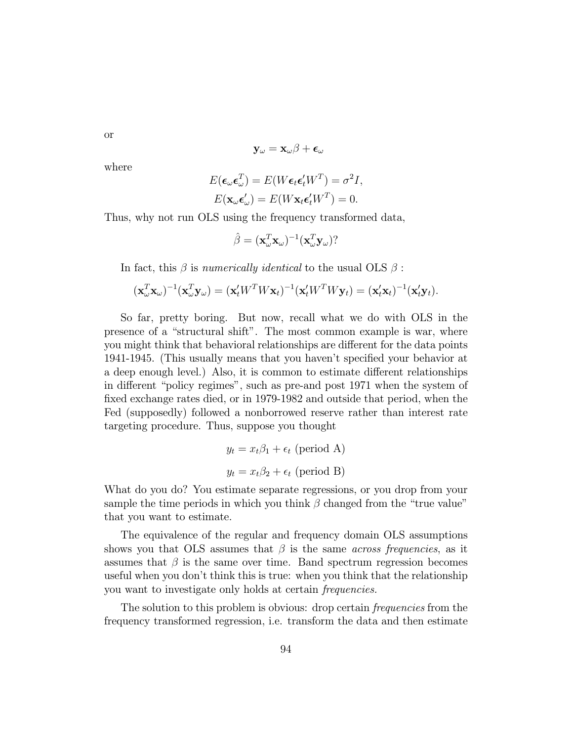or

$$\mathbf{y}_\omega = \mathbf{x}_\omega \beta + \boldsymbol{\epsilon}_\omega$$

where

$$E(\boldsymbol{\epsilon}_\omega \boldsymbol{\epsilon}_\omega^T) = E(W \boldsymbol{\epsilon}_t \boldsymbol{\epsilon}_t' W^T) = \sigma^2 I,$$

$$E(\mathbf{x}_\omega \boldsymbol{\epsilon}_\omega') = E(W \mathbf{x}_t \boldsymbol{\epsilon}_t' W^T) = 0.$$

Thus, why not run OLS using the frequency transformed data,

$$\hat{\beta} = (\mathbf{x}_\omega^T \mathbf{x}_\omega)^{-1} (\mathbf{x}_\omega^T \mathbf{y}_\omega)?$$

In fact, this $\beta$ is *numerically identical* to the usual OLS $\beta$ :

$$(\mathbf{x}_\omega^T \mathbf{x}_\omega)^{-1} (\mathbf{x}_\omega^T \mathbf{y}_\omega) = (\mathbf{x}_t' W^T W \mathbf{x}_t)^{-1} (\mathbf{x}_t' W^T W \mathbf{y}_t) = (\mathbf{x}_t' \mathbf{x}_t)^{-1} (\mathbf{x}_t' \mathbf{y}_t).$$

So far, pretty boring. But now, recall what we do with OLS in the presence of a "structural shift". The most common example is war, where you might think that behavioral relationships are different for the data points 1941-1945. (This usually means that you haven't specified your behavior at a deep enough level.) Also, it is common to estimate different relationships in different "policy regimes", such as pre-and post 1971 when the system of fixed exchange rates died, or in 1979-1982 and outside that period, when the Fed (supposedly) followed a nonborrowed reserve rather than interest rate targeting procedure. Thus, suppose you thought

$$y_t = x_t \beta_1 + \epsilon_t \text{ (period A)}$$

$$y_t = x_t \beta_2 + \epsilon_t \text{ (period B)}$$

What do you do? You estimate separate regressions, or you drop from your sample the time periods in which you think $\beta$ changed from the "true value" that you want to estimate.

The equivalence of the regular and frequency domain OLS assumptions shows you that OLS assumes that $\beta$ is the same *across frequencies*, as it assumes that $\beta$ is the same over time. Band spectrum regression becomes useful when you don't think this is true: when you think that the relationship you want to investigate only holds at certain *frequencies.*

The solution to this problem is obvious: drop certain *frequencies* from the frequency transformed regression, i.e. transform the data and then estimate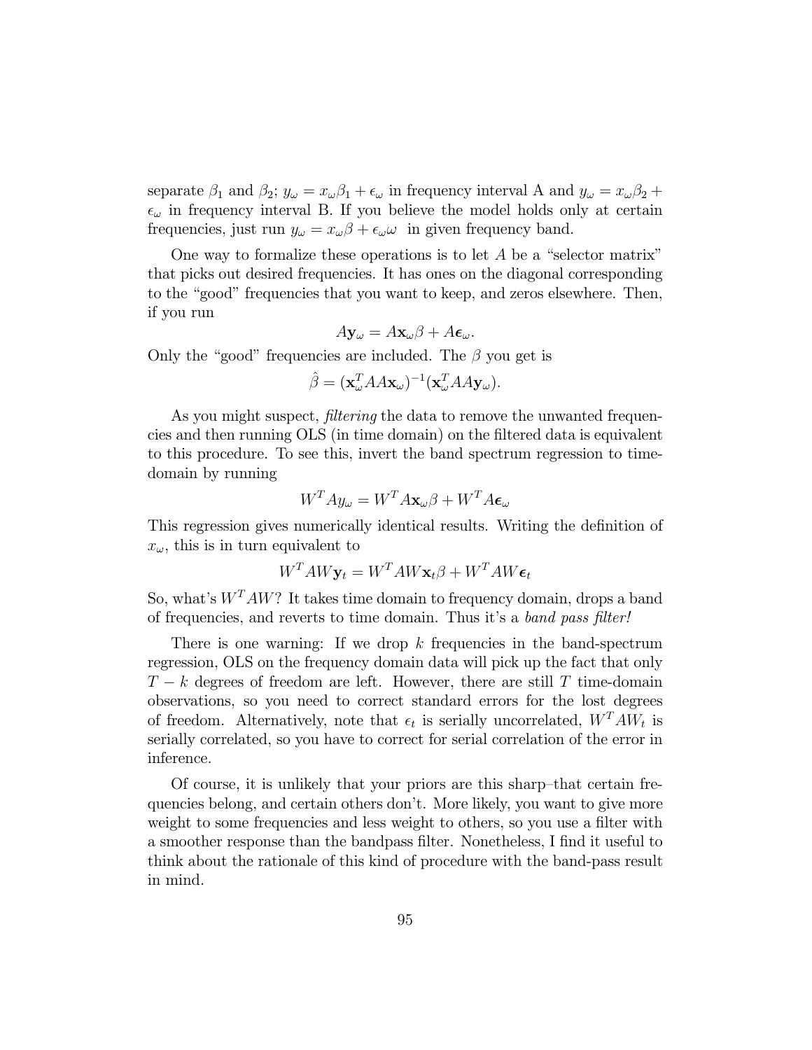separate $\beta_1$ and $\beta_2$; $y_\omega = x_\omega \beta_1 + \epsilon_\omega$ in frequency interval A and $y_\omega = x_\omega \beta_2 + \epsilon_\omega$ in frequency interval B. If you believe the model holds only at certain frequencies, just run $y_\omega = x_\omega \beta + \epsilon_\omega \omega$ in given frequency band.

One way to formalize these operations is to let $A$ be a "selector matrix" that picks out desired frequencies. It has ones on the diagonal corresponding to the "good" frequencies that you want to keep, and zeros elsewhere. Then, if you run

$$A\mathbf{y}_\omega = A\mathbf{x}_\omega \beta + A\boldsymbol{\epsilon}_\omega.$$

Only the "good" frequencies are included. The $\beta$ you get is

$$\hat{\beta} = (\mathbf{x}_\omega^T AA\mathbf{x}_\omega)^{-1}(\mathbf{x}_\omega^T AA\mathbf{y}_\omega).$$

As you might suspect, *filtering* the data to remove the unwanted frequencies and then running OLS (in time domain) on the filtered data is equivalent to this procedure. To see this, invert the band spectrum regression to time-domain by running

$$W^T Ay_\omega = W^T A\mathbf{x}_\omega \beta + W^T A\boldsymbol{\epsilon}_\omega$$

This regression gives numerically identical results. Writing the definition of $x_\omega$, this is in turn equivalent to

$$W^T AW\mathbf{y}_t = W^T AW\mathbf{x}_t \beta + W^T AW\boldsymbol{\epsilon}_t$$

So, what's $W^T AW$? It takes time domain to frequency domain, drops a band of frequencies, and reverts to time domain. Thus it's a *band pass filter!*

There is one warning: If we drop $k$ frequencies in the band-spectrum regression, OLS on the frequency domain data will pick up the fact that only $T - k$ degrees of freedom are left. However, there are still $T$ time-domain observations, so you need to correct standard errors for the lost degrees of freedom. Alternatively, note that $\epsilon_t$ is serially uncorrelated, $W^T AW_t$ is serially correlated, so you have to correct for serial correlation of the error in inference.

Of course, it is unlikely that your priors are this sharp–that certain frequencies belong, and certain others don't. More likely, you want to give more weight to some frequencies and less weight to others, so you use a filter with a smoother response than the bandpass filter. Nonetheless, I find it useful to think about the rationale of this kind of procedure with the band-pass result in mind.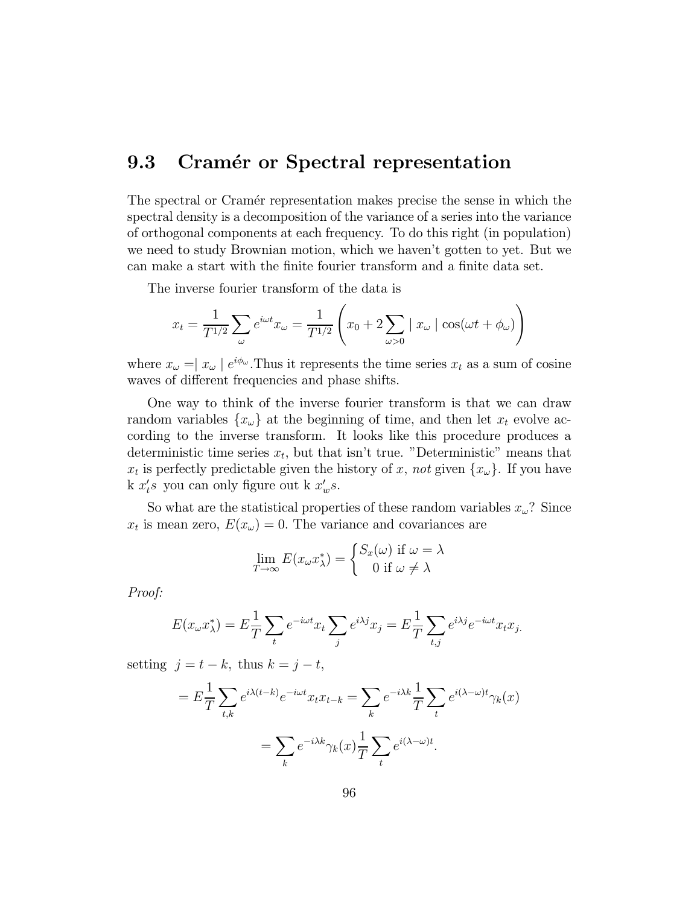## 9.3 Cramér or Spectral representation

The spectral or Cramér representation makes precise the sense in which the spectral density is a decomposition of the variance of a series into the variance of orthogonal components at each frequency. To do this right (in population) we need to study Brownian motion, which we haven't gotten to yet. But we can make a start with the finite fourier transform and a finite data set.

The inverse fourier transform of the data is

$$x_t = \frac{1}{T^{1/2}} \sum_{\omega} e^{i\omega t} x_\omega = \frac{1}{T^{1/2}} \left( x_0 + 2 \sum_{\omega > 0} \mid x_\omega \mid \cos(\omega t + \phi_\omega) \right)$$

where $x_\omega = \mid x_\omega \mid e^{i\phi_\omega}$.Thus it represents the time series $x_t$ as a sum of cosine waves of different frequencies and phase shifts.

One way to think of the inverse fourier transform is that we can draw random variables $\{x_\omega\}$ at the beginning of time, and then let $x_t$ evolve according to the inverse transform. It looks like this procedure produces a deterministic time series $x_t$, but that isn't true. "Deterministic" means that $x_t$ is perfectly predictable given the history of $x$, *not* given $\{x_\omega\}$. If you have k $x_t's$ you can only figure out k $x_w's$.

So what are the statistical properties of these random variables $x_\omega$? Since $x_t$ is mean zero, $E(x_\omega) = 0$. The variance and covariances are

$$\lim_{T \to \infty} E(x_\omega x_\lambda^*) = \begin{cases} S_x(\omega) \text{ if } \omega = \lambda \\ 0 \text{ if } \omega \neq \lambda \end{cases}$$

*Proof:*

$$E(x_\omega x_\lambda^*) = E \frac{1}{T} \sum_t e^{-i\omega t} x_t \sum_j e^{i\lambda j} x_j = E \frac{1}{T} \sum_{t,j} e^{i\lambda j} e^{-i\omega t} x_t x_{j.}$$

setting $j = t - k$, thus $k = j - t$,

$$= E \frac{1}{T} \sum_{t,k} e^{i\lambda(t-k)} e^{-i\omega t} x_t x_{t-k} = \sum_k e^{-i\lambda k} \frac{1}{T} \sum_t e^{i(\lambda - \omega)t} \gamma_k(x)$$

$$= \sum_k e^{-i\lambda k} \gamma_k(x) \frac{1}{T} \sum_t e^{i(\lambda - \omega)t}.$$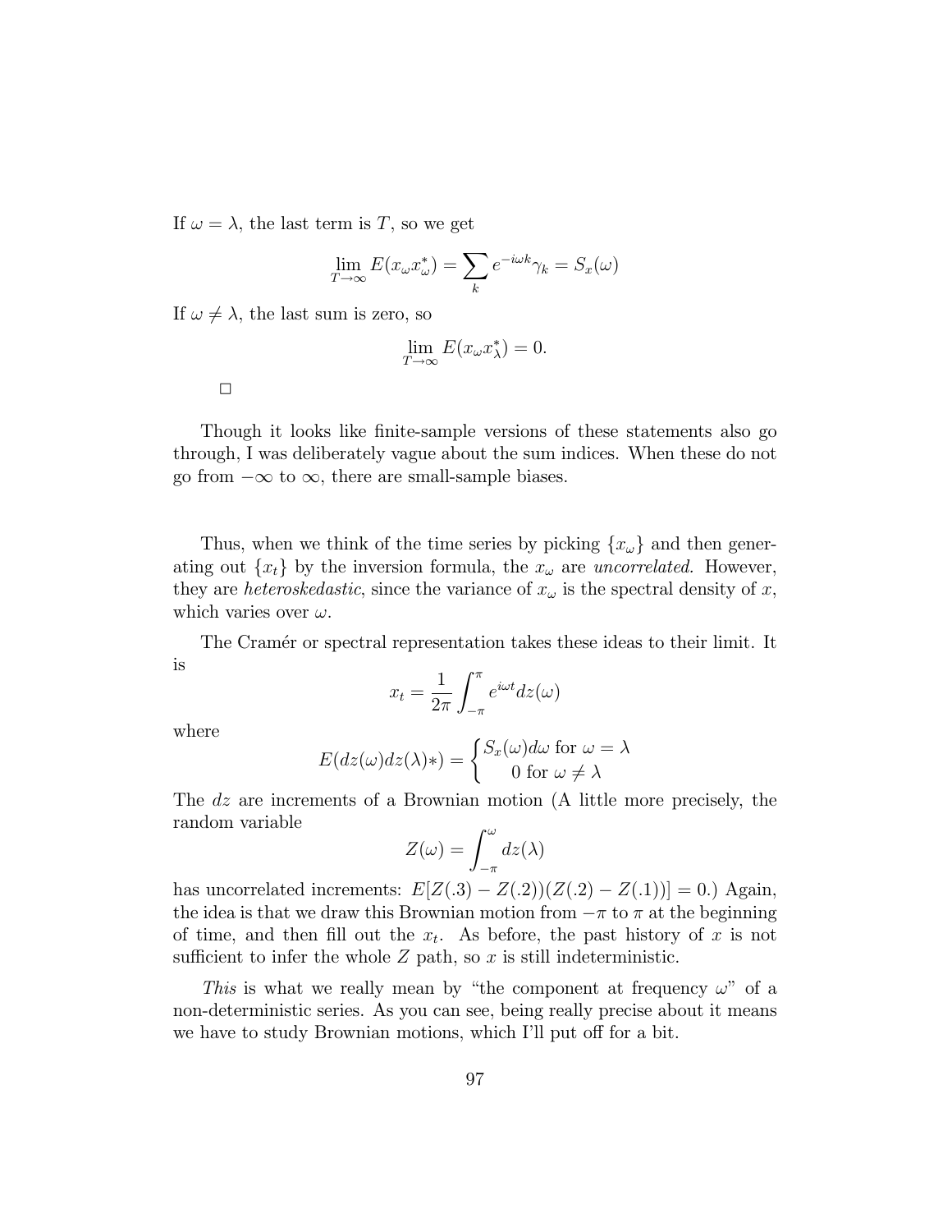If $\omega = \lambda$, the last term is $T$, so we get

$$\lim_{T\to\infty} E(x_\omega x_\omega^*) = \sum_k e^{-i\omega k}\gamma_k = S_x(\omega)$$

If $\omega \neq \lambda$, the last sum is zero, so

$$\lim_{T\to\infty} E(x_\omega x_\lambda^*) = 0.$$

□

Though it looks like finite-sample versions of these statements also go through, I was deliberately vague about the sum indices. When these do not go from $-\infty$ to $\infty$, there are small-sample biases.

Thus, when we think of the time series by picking $\{x_\omega\}$ and then generating out $\{x_t\}$ by the inversion formula, the $x_\omega$ are *uncorrelated.* However, they are *heteroskedastic*, since the variance of $x_\omega$ is the spectral density of $x$, which varies over $\omega$.

The Cramér or spectral representation takes these ideas to their limit. It is

$$x_t = \frac{1}{2\pi}\int_{-\pi}^{\pi} e^{i\omega t} dz(\omega)$$

where

$$E(dz(\omega)dz(\lambda)*) = \begin{cases} S_x(\omega)d\omega \text{ for } \omega = \lambda \\ 0 \text{ for } \omega \neq \lambda \end{cases}$$

The $dz$ are increments of a Brownian motion (A little more precisely, the random variable

$$Z(\omega) = \int_{-\pi}^{\omega} dz(\lambda)$$

has uncorrelated increments: $E[Z(.3) - Z(.2))(Z(.2) - Z(.1))] = 0$.) Again, the idea is that we draw this Brownian motion from $-\pi$ to $\pi$ at the beginning of time, and then fill out the $x_t$. As before, the past history of $x$ is not sufficient to infer the whole $Z$ path, so $x$ is still indeterministic.

*This* is what we really mean by "the component at frequency $\omega$" of a non-deterministic series. As you can see, being really precise about it means we have to study Brownian motions, which I'll put off for a bit.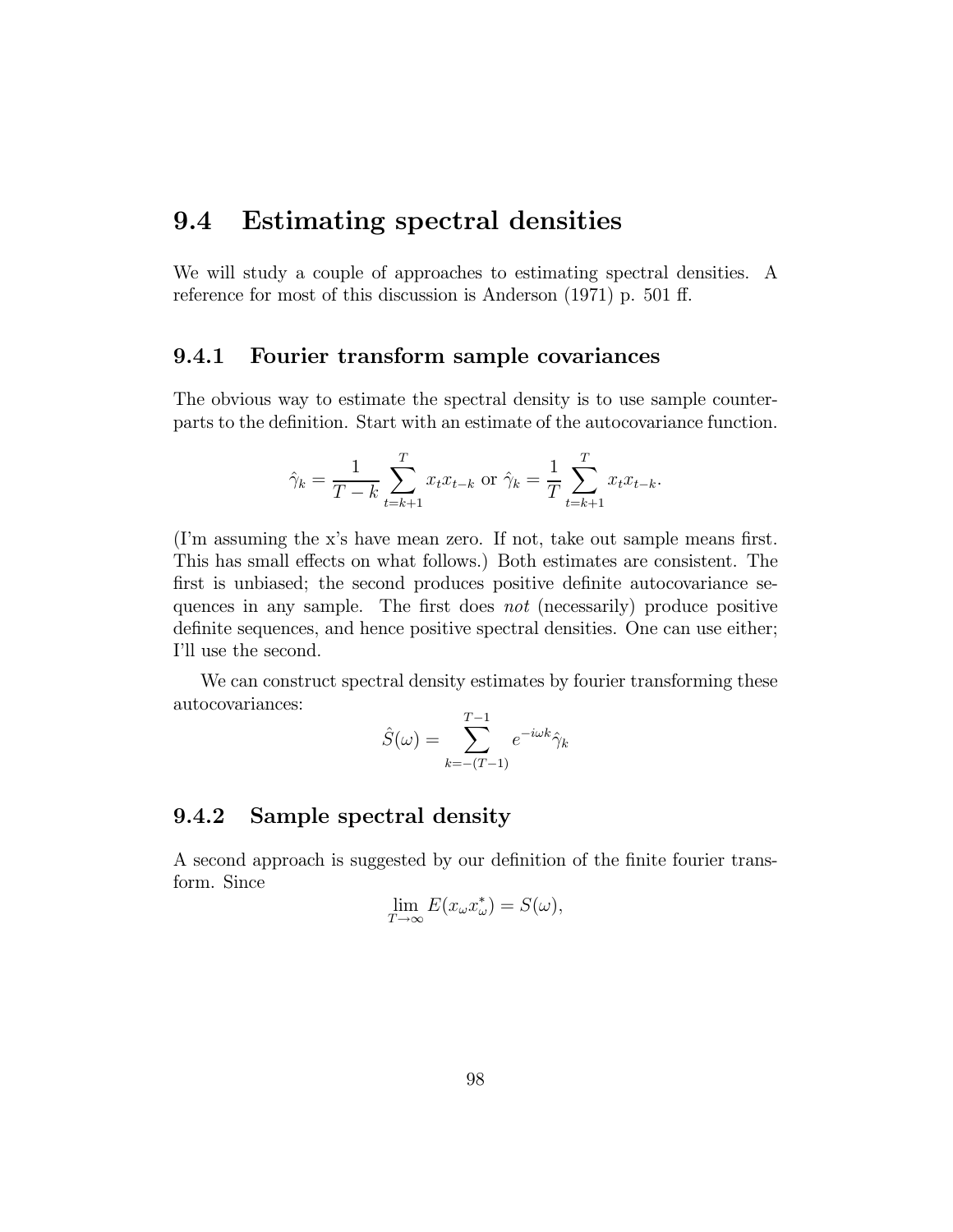## 9.4 Estimating spectral densities

We will study a couple of approaches to estimating spectral densities. A reference for most of this discussion is Anderson (1971) p. 501 ff.

### 9.4.1 Fourier transform sample covariances

The obvious way to estimate the spectral density is to use sample counterparts to the definition. Start with an estimate of the autocovariance function.

$$\hat{\gamma}_k = \frac{1}{T-k}\sum_{t=k+1}^{T} x_t x_{t-k} \text{ or } \hat{\gamma}_k = \frac{1}{T}\sum_{t=k+1}^{T} x_t x_{t-k}.$$

(I'm assuming the x's have mean zero. If not, take out sample means first. This has small effects on what follows.) Both estimates are consistent. The first is unbiased; the second produces positive definite autocovariance sequences in any sample. The first does *not* (necessarily) produce positive definite sequences, and hence positive spectral densities. One can use either; I'll use the second.

We can construct spectral density estimates by fourier transforming these autocovariances:

$$\hat{S}(\omega) = \sum_{k=-(T-1)}^{T-1} e^{-i\omega k}\hat{\gamma}_k$$

### 9.4.2 Sample spectral density

A second approach is suggested by our definition of the finite fourier transform. Since

$$\lim_{T\to\infty} E(x_\omega x_\omega^*) = S(\omega),$$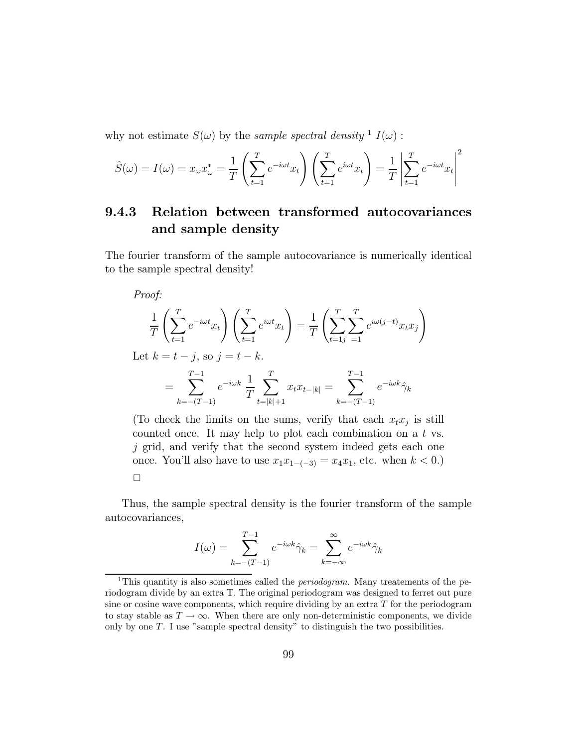why not estimate $S(\omega)$ by the *sample spectral density* [1] $I(\omega)$ :

$$\hat{S}(\omega) = I(\omega) = x_\omega x_\omega^* = \frac{1}{T}\left(\sum_{t=1}^{T} e^{-i\omega t} x_t\right)\left(\sum_{t=1}^{T} e^{i\omega t} x_t\right) = \frac{1}{T}\left|\sum_{t=1}^{T} e^{-i\omega t} x_t\right|^2$$

### 9.4.3 Relation between transformed autocovariances and sample density

The fourier transform of the sample autocovariance is numerically identical to the sample spectral density!

*Proof:*

$$\frac{1}{T}\left(\sum_{t=1}^{T} e^{-i\omega t} x_t\right)\left(\sum_{t=1}^{T} e^{i\omega t} x_t\right) = \frac{1}{T}\left(\sum_{t=1}^{T}\sum_{j=1}^{T} e^{i\omega(j-t)} x_t x_j\right)$$

Let $k = t - j$, so $j = t - k$.

$$= \sum_{k=-(T-1)}^{T-1} e^{-i\omega k}\, \frac{1}{T} \sum_{t=|k|+1}^{T} x_t x_{t-|k|} = \sum_{k=-(T-1)}^{T-1} e^{-i\omega k} \hat{\gamma}_k$$

(To check the limits on the sums, verify that each $x_t x_j$ is still counted once. It may help to plot each combination on a $t$ vs. $j$ grid, and verify that the second system indeed gets each one once. You'll also have to use $x_1 x_{1-(-3)} = x_4 x_1$, etc. when $k < 0$.)

□

Thus, the sample spectral density is the fourier transform of the sample autocovariances,

$$I(\omega) = \sum_{k=-(T-1)}^{T-1} e^{-i\omega k} \hat{\gamma}_k = \sum_{k=-\infty}^{\infty} e^{-i\omega k} \hat{\gamma}_k$$

---

[1] This quantity is also sometimes called the *periodogram*. Many treatements of the periodogram divide by an extra T. The original periodogram was designed to ferret out pure sine or cosine wave components, which require dividing by an extra $T$ for the periodogram to stay stable as $T \to \infty$. When there are only non-deterministic components, we divide only by one $T$. I use "sample spectral density" to distinguish the two possibilities.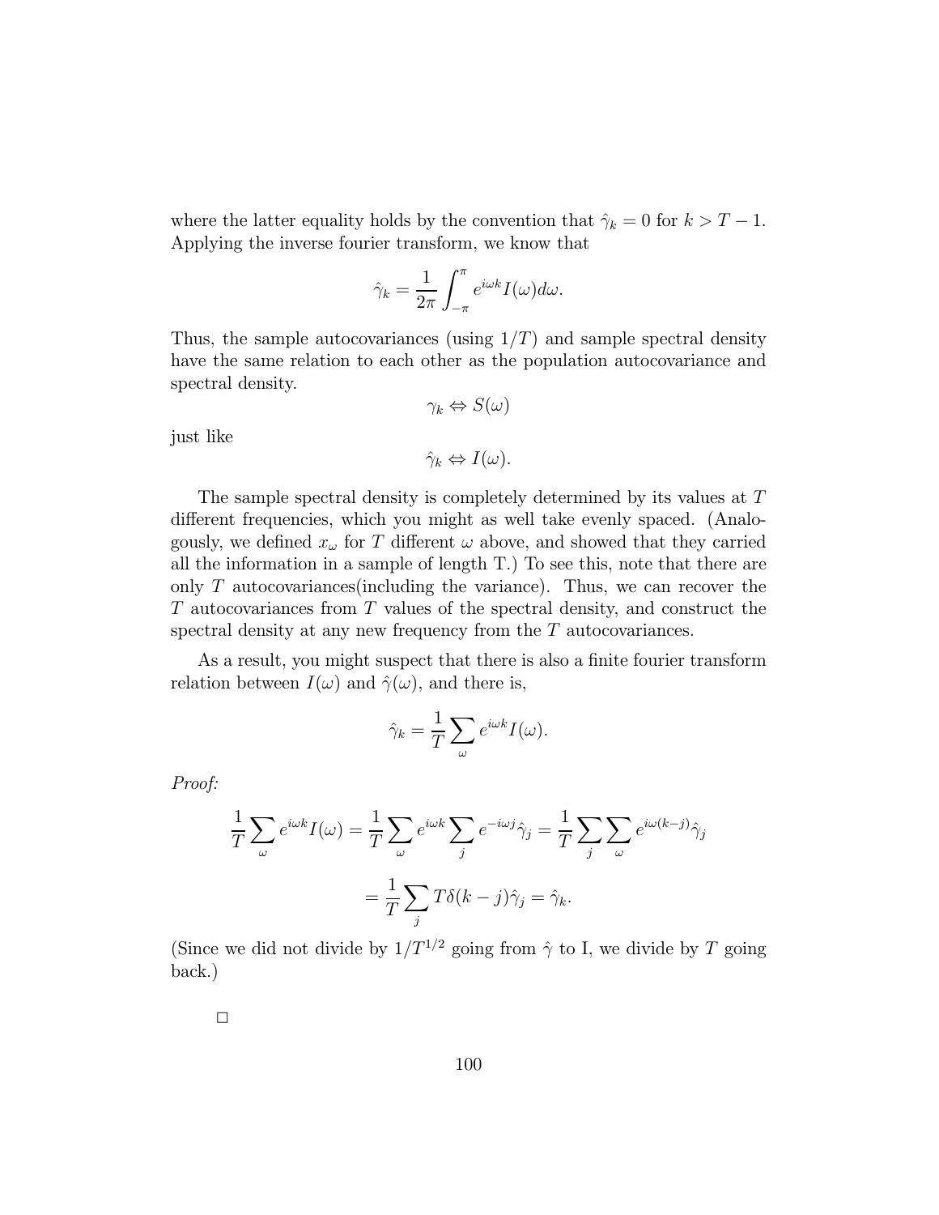where the latter equality holds by the convention that $\hat{\gamma}_k = 0$ for $k > T - 1$. Applying the inverse fourier transform, we know that

$$\hat{\gamma}_k = \frac{1}{2\pi} \int_{-\pi}^{\pi} e^{i\omega k} I(\omega) d\omega.$$

Thus, the sample autocovariances (using $1/T$) and sample spectral density have the same relation to each other as the population autocovariance and spectral density.

$$\gamma_k \Leftrightarrow S(\omega)$$

just like

$$\hat{\gamma}_k \Leftrightarrow I(\omega).$$

The sample spectral density is completely determined by its values at $T$ different frequencies, which you might as well take evenly spaced. (Analogously, we defined $x_\omega$ for $T$ different $\omega$ above, and showed that they carried all the information in a sample of length T.) To see this, note that there are only $T$ autocovariances(including the variance). Thus, we can recover the $T$ autocovariances from $T$ values of the spectral density, and construct the spectral density at any new frequency from the $T$ autocovariances.

As a result, you might suspect that there is also a finite fourier transform relation between $I(\omega)$ and $\hat{\gamma}(\omega)$, and there is,

$$\hat{\gamma}_k = \frac{1}{T} \sum_{\omega} e^{i\omega k} I(\omega).$$

*Proof:*

$$\frac{1}{T} \sum_{\omega} e^{i\omega k} I(\omega) = \frac{1}{T} \sum_{\omega} e^{i\omega k} \sum_{j} e^{-i\omega j} \hat{\gamma}_j = \frac{1}{T} \sum_{j} \sum_{\omega} e^{i\omega(k-j)} \hat{\gamma}_j$$

$$= \frac{1}{T} \sum_{j} T\delta(k-j) \hat{\gamma}_j = \hat{\gamma}_k.$$

(Since we did not divide by $1/T^{1/2}$ going from $\hat{\gamma}$ to I, we divide by $T$ going back.)

□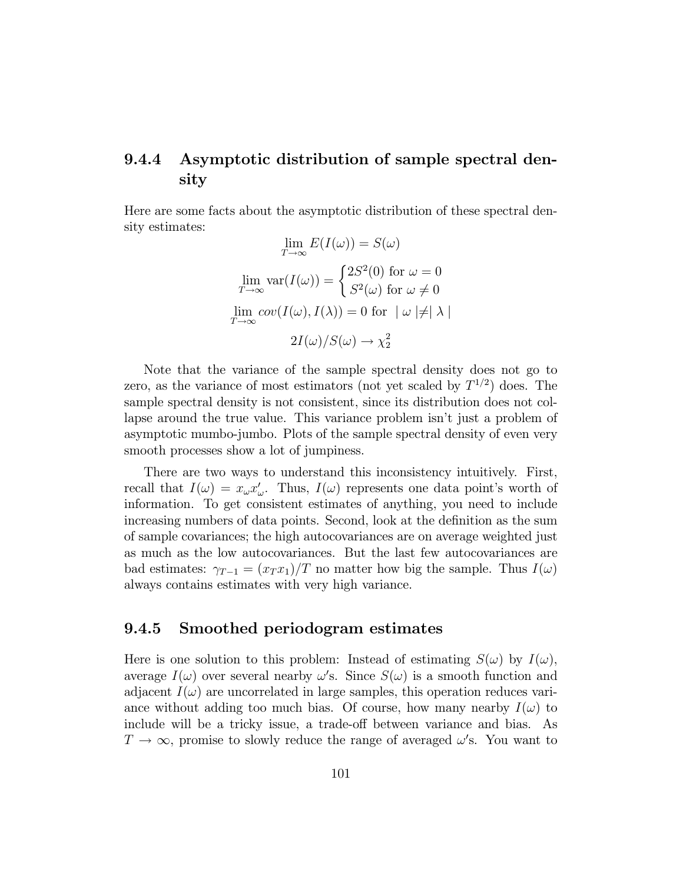### 9.4.4 Asymptotic distribution of sample spectral density

Here are some facts about the asymptotic distribution of these spectral density estimates:

$$\lim_{T\to\infty} E(I(\omega)) = S(\omega)$$

$$\lim_{T\to\infty} \text{var}(I(\omega)) = \begin{cases} 2S^2(0) \text{ for } \omega = 0 \\ S^2(\omega) \text{ for } \omega \neq 0 \end{cases}$$

$$\lim_{T\to\infty} cov(I(\omega), I(\lambda)) = 0 \text{ for } \mid \omega \mid \neq \mid \lambda \mid$$

$$2I(\omega)/S(\omega) \to \chi_2^2$$

Note that the variance of the sample spectral density does not go to zero, as the variance of most estimators (not yet scaled by $T^{1/2}$) does. The sample spectral density is not consistent, since its distribution does not collapse around the true value. This variance problem isn't just a problem of asymptotic mumbo-jumbo. Plots of the sample spectral density of even very smooth processes show a lot of jumpiness.

There are two ways to understand this inconsistency intuitively. First, recall that $I(\omega) = x_\omega x_\omega'$. Thus, $I(\omega)$ represents one data point's worth of information. To get consistent estimates of anything, you need to include increasing numbers of data points. Second, look at the definition as the sum of sample covariances; the high autocovariances are on average weighted just as much as the low autocovariances. But the last few autocovariances are bad estimates: $\gamma_{T-1} = (x_T x_1)/T$ no matter how big the sample. Thus $I(\omega)$ always contains estimates with very high variance.

### 9.4.5 Smoothed periodogram estimates

Here is one solution to this problem: Instead of estimating $S(\omega)$ by $I(\omega)$, average $I(\omega)$ over several nearby $\omega$'s. Since $S(\omega)$ is a smooth function and adjacent $I(\omega)$ are uncorrelated in large samples, this operation reduces variance without adding too much bias. Of course, how many nearby $I(\omega)$ to include will be a tricky issue, a trade-off between variance and bias. As $T \to \infty$, promise to slowly reduce the range of averaged $\omega$'s. You want to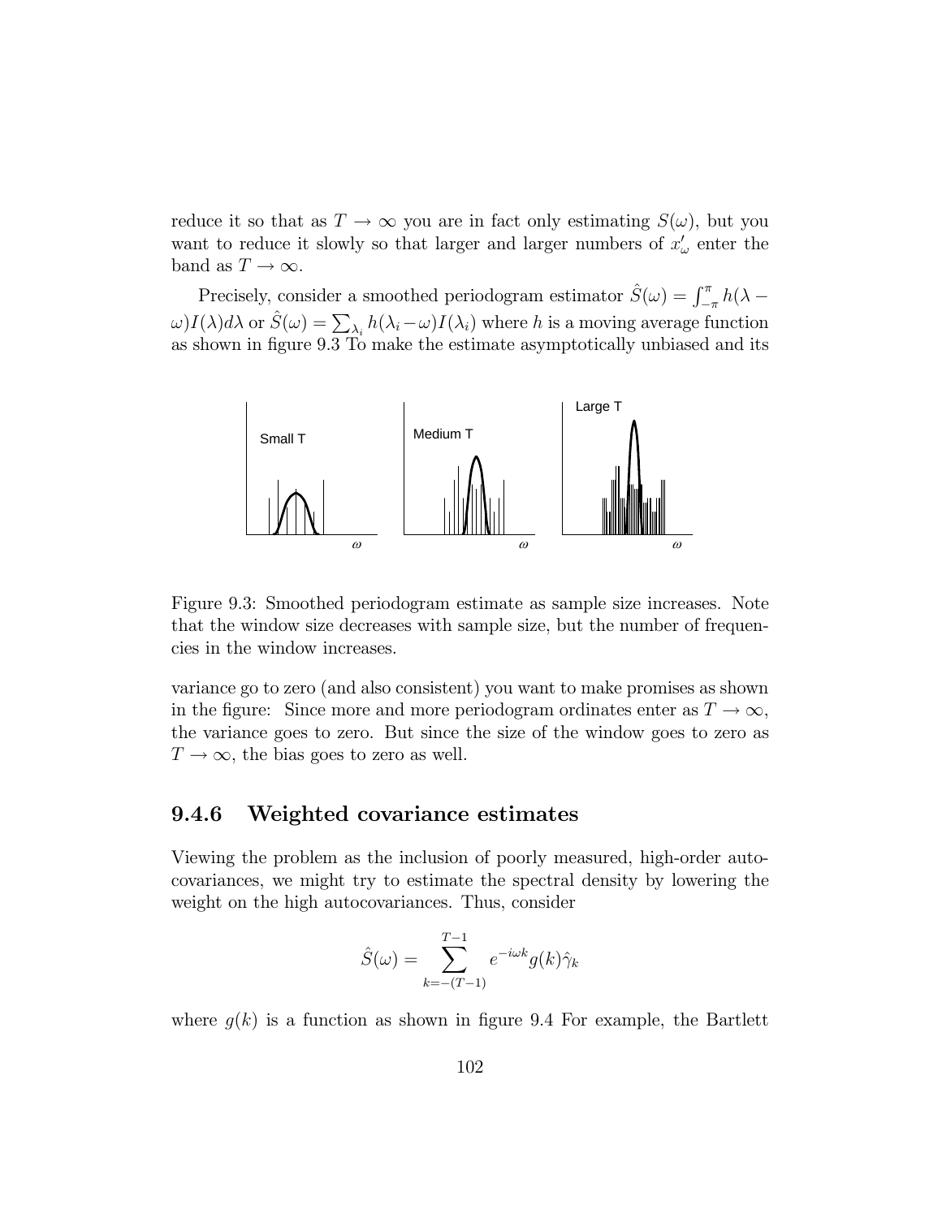reduce it so that as $T \to \infty$ you are in fact only estimating $S(\omega)$, but you want to reduce it slowly so that larger and larger numbers of $x'_\omega$ enter the band as $T \to \infty$.

Precisely, consider a smoothed periodogram estimator $\hat{S}(\omega) = \int_{-\pi}^{\pi} h(\lambda - \omega) I(\lambda) d\lambda$ or $\hat{S}(\omega) = \sum_{\lambda_i} h(\lambda_i - \omega) I(\lambda_i)$ where $h$ is a moving average function as shown in figure 9.3 To make the estimate asymptotically unbiased and its

Figure 9.3: Smoothed periodogram estimate as sample size increases. Note that the window size decreases with sample size, but the number of frequencies in the window increases.

variance go to zero (and also consistent) you want to make promises as shown in the figure: Since more and more periodogram ordinates enter as $T \to \infty$, the variance goes to zero. But since the size of the window goes to zero as $T \to \infty$, the bias goes to zero as well.

### 9.4.6 Weighted covariance estimates

Viewing the problem as the inclusion of poorly measured, high-order autocovariances, we might try to estimate the spectral density by lowering the weight on the high autocovariances. Thus, consider

$$\hat{S}(\omega) = \sum_{k=-(T-1)}^{T-1} e^{-i\omega k} g(k) \hat{\gamma}_k$$

where $g(k)$ is a function as shown in figure 9.4 For example, the Bartlett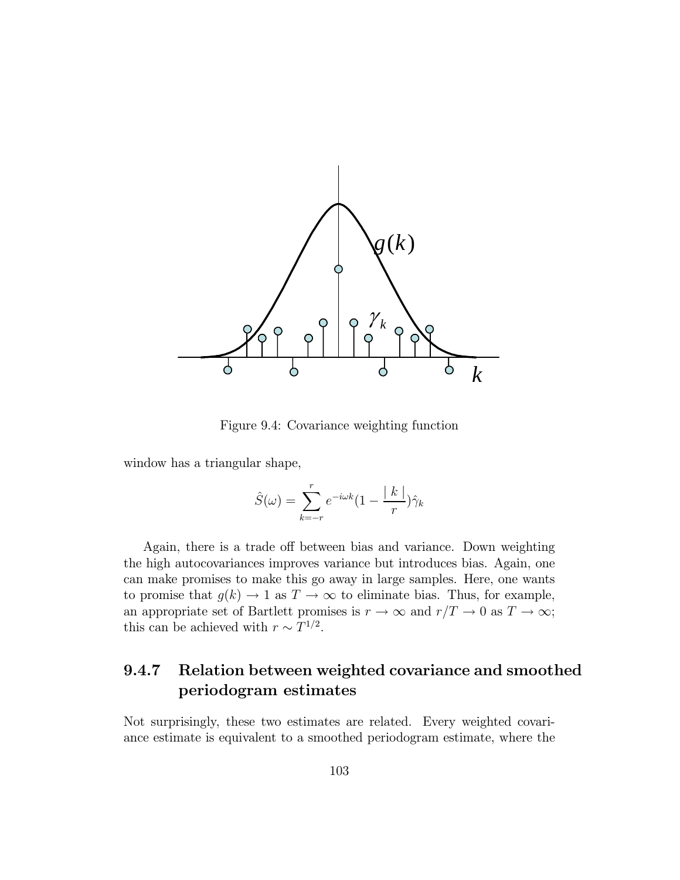Figure 9.4: Covariance weighting function

window has a triangular shape,

$$\hat{S}(\omega) = \sum_{k=-r}^{r} e^{-i\omega k}(1 - \frac{|\ k\ |}{r})\hat{\gamma}_k$$

Again, there is a trade off between bias and variance. Down weighting the high autocovariances improves variance but introduces bias. Again, one can make promises to make this go away in large samples. Here, one wants to promise that $g(k) \to 1$ as $T \to \infty$ to eliminate bias. Thus, for example, an appropriate set of Bartlett promises is $r \to \infty$ and $r/T \to 0$ as $T \to \infty$; this can be achieved with $r \sim T^{1/2}$.

### 9.4.7 Relation between weighted covariance and smoothed periodogram estimates

Not surprisingly, these two estimates are related. Every weighted covariance estimate is equivalent to a smoothed periodogram estimate, where the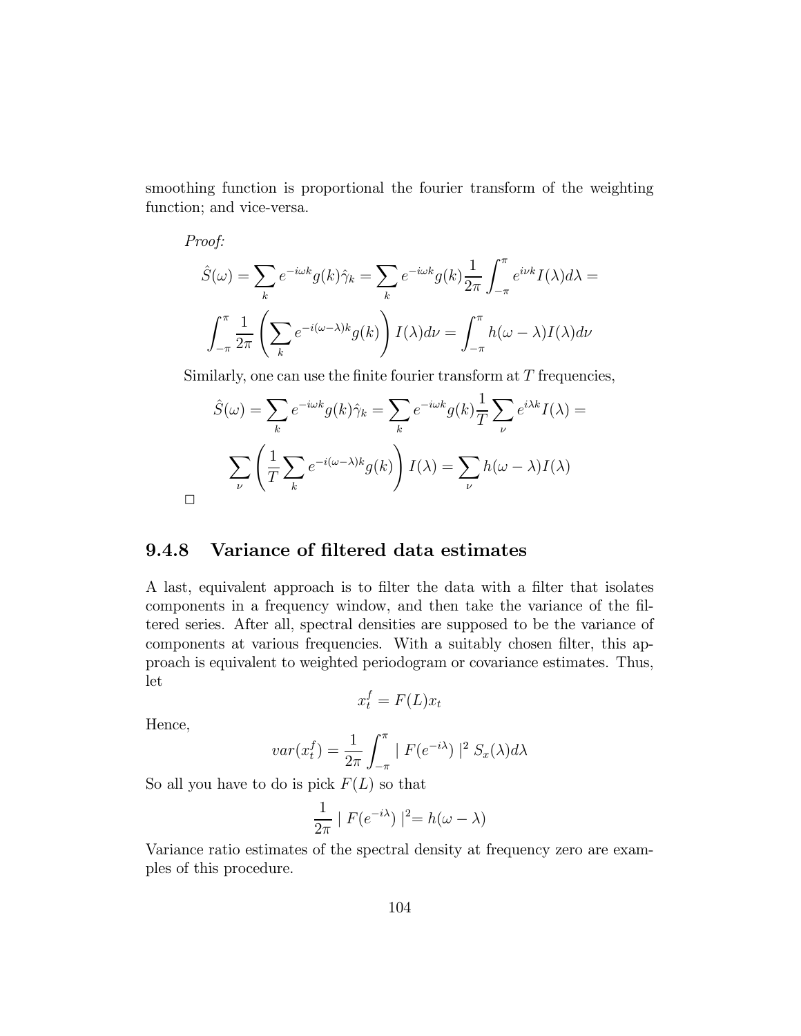smoothing function is proportional the fourier transform of the weighting function; and vice-versa.

*Proof:*

$$\hat{S}(\omega) = \sum_k e^{-i\omega k} g(k) \hat{\gamma}_k = \sum_k e^{-i\omega k} g(k) \frac{1}{2\pi} \int_{-\pi}^{\pi} e^{i\nu k} I(\lambda) d\lambda =$$

$$\int_{-\pi}^{\pi} \frac{1}{2\pi} \left( \sum_k e^{-i(\omega-\lambda)k} g(k) \right) I(\lambda) d\nu = \int_{-\pi}^{\pi} h(\omega - \lambda) I(\lambda) d\nu$$

Similarly, one can use the finite fourier transform at $T$ frequencies,

$$\hat{S}(\omega) = \sum_k e^{-i\omega k} g(k) \hat{\gamma}_k = \sum_k e^{-i\omega k} g(k) \frac{1}{T} \sum_\nu e^{i\lambda k} I(\lambda) =$$

$$\sum_\nu \left( \frac{1}{T} \sum_k e^{-i(\omega-\lambda)k} g(k) \right) I(\lambda) = \sum_\nu h(\omega - \lambda) I(\lambda)$$

□

### 9.4.8 Variance of filtered data estimates

A last, equivalent approach is to filter the data with a filter that isolates components in a frequency window, and then take the variance of the filtered series. After all, spectral densities are supposed to be the variance of components at various frequencies. With a suitably chosen filter, this approach is equivalent to weighted periodogram or covariance estimates. Thus, let

$$x_t^f = F(L) x_t$$

Hence,

$$var(x_t^f) = \frac{1}{2\pi} \int_{-\pi}^{\pi} \mid F(e^{-i\lambda}) \mid^2 S_x(\lambda) d\lambda$$

So all you have to do is pick $F(L)$ so that

$$\frac{1}{2\pi} \mid F(e^{-i\lambda}) \mid^2 = h(\omega - \lambda)$$

Variance ratio estimates of the spectral density at frequency zero are examples of this procedure.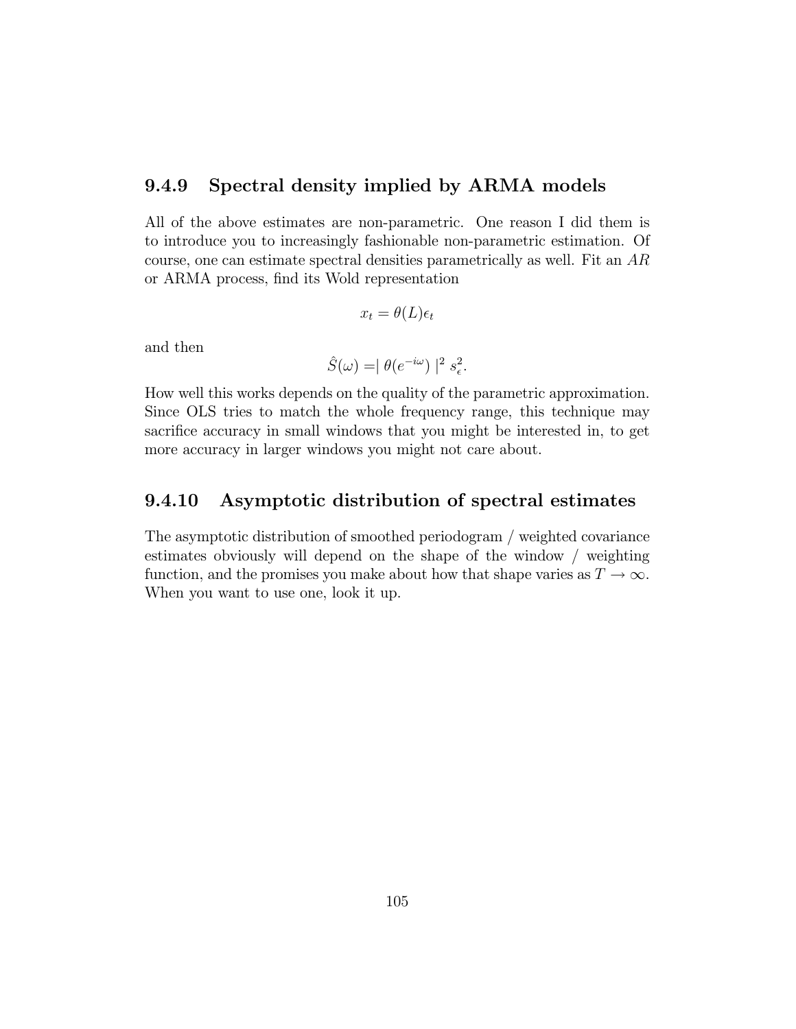### 9.4.9 Spectral density implied by ARMA models

All of the above estimates are non-parametric. One reason I did them is to introduce you to increasingly fashionable non-parametric estimation. Of course, one can estimate spectral densities parametrically as well. Fit an $AR$ or ARMA process, find its Wold representation

$$x_t = \theta(L)\epsilon_t$$

and then

$$\hat{S}(\omega) = \mid \theta(e^{-i\omega}) \mid^2 s_\epsilon^2.$$

How well this works depends on the quality of the parametric approximation. Since OLS tries to match the whole frequency range, this technique may sacrifice accuracy in small windows that you might be interested in, to get more accuracy in larger windows you might not care about.

### 9.4.10 Asymptotic distribution of spectral estimates

The asymptotic distribution of smoothed periodogram / weighted covariance estimates obviously will depend on the shape of the window / weighting function, and the promises you make about how that shape varies as $T \to \infty$. When you want to use one, look it up.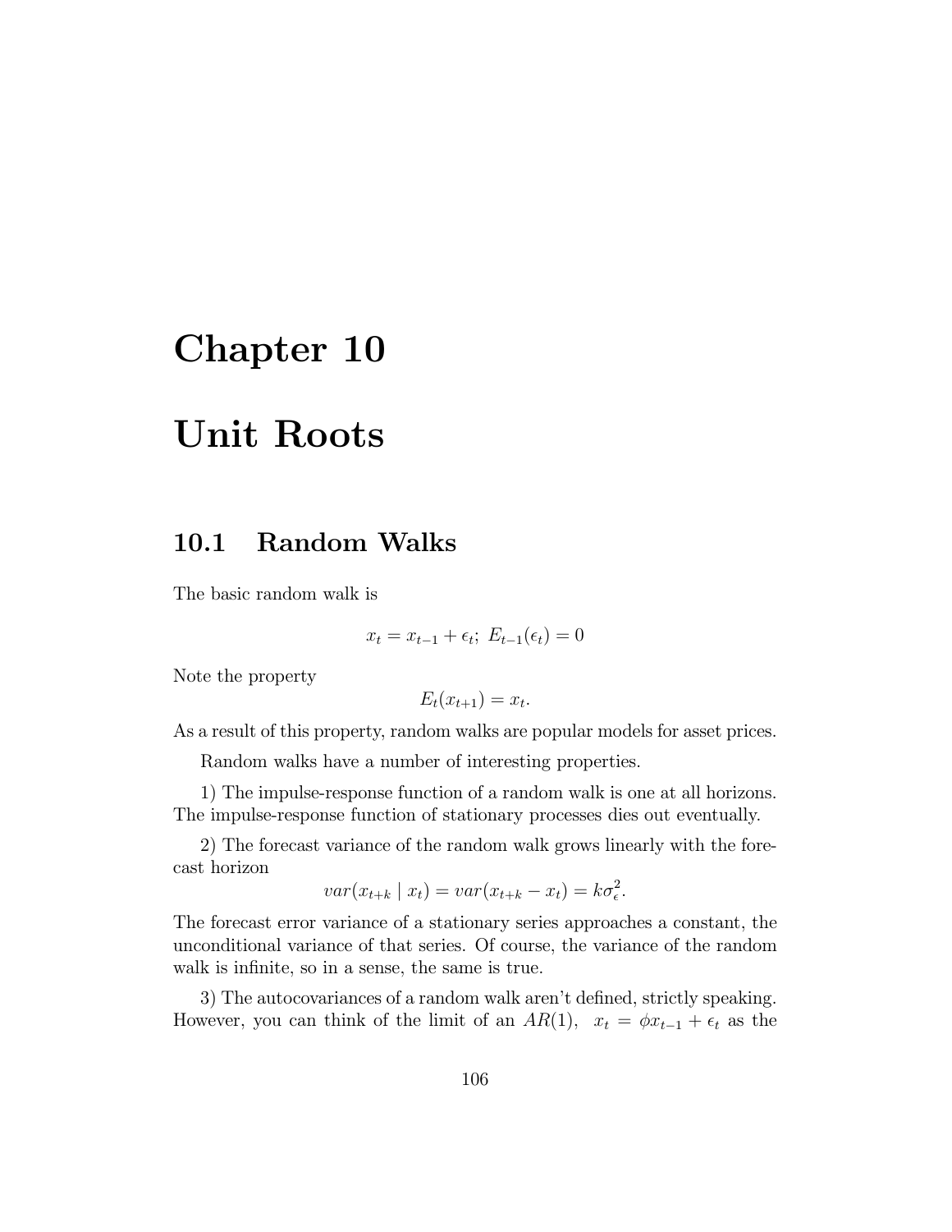# Chapter 10

# Unit Roots

## 10.1 Random Walks

The basic random walk is

$$x_t = x_{t-1} + \epsilon_t;\ E_{t-1}(\epsilon_t) = 0$$

Note the property

$$E_t(x_{t+1}) = x_t.$$

As a result of this property, random walks are popular models for asset prices.

Random walks have a number of interesting properties.

1) The impulse-response function of a random walk is one at all horizons. The impulse-response function of stationary processes dies out eventually.

2) The forecast variance of the random walk grows linearly with the forecast horizon

$$var(x_{t+k} \mid x_t) = var(x_{t+k} - x_t) = k\sigma_\epsilon^2.$$

The forecast error variance of a stationary series approaches a constant, the unconditional variance of that series. Of course, the variance of the random walk is infinite, so in a sense, the same is true.

3) The autocovariances of a random walk aren't defined, strictly speaking. However, you can think of the limit of an $AR(1)$, $x_t = \phi x_{t-1} + \epsilon_t$ as the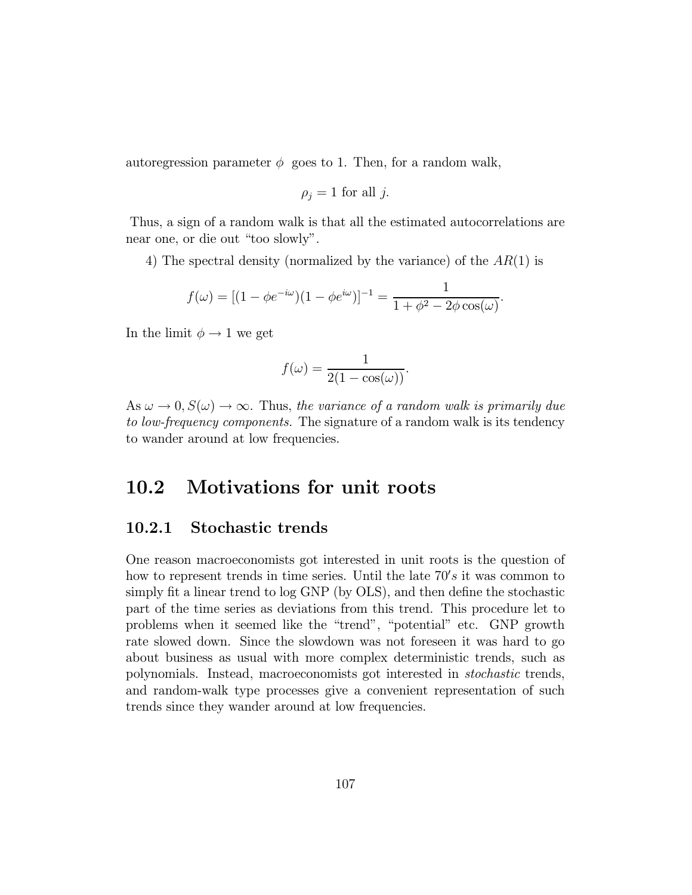autoregression parameter $\phi$ goes to 1. Then, for a random walk,

$$\rho_j = 1 \text{ for all } j.$$

Thus, a sign of a random walk is that all the estimated autocorrelations are near one, or die out "too slowly".

4) The spectral density (normalized by the variance) of the $AR(1)$ is

$$f(\omega) = [(1 - \phi e^{-i\omega})(1 - \phi e^{i\omega})]^{-1} = \frac{1}{1 + \phi^2 - 2\phi \cos(\omega)}.$$

In the limit $\phi \to 1$ we get

$$f(\omega) = \frac{1}{2(1 - \cos(\omega))}.$$

As $\omega \to 0, S(\omega) \to \infty$. Thus, *the variance of a random walk is primarily due to low-frequency components.* The signature of a random walk is its tendency to wander around at low frequencies.

## 10.2 Motivations for unit roots

### 10.2.1 Stochastic trends

One reason macroeconomists got interested in unit roots is the question of how to represent trends in time series. Until the late $70's$ it was common to simply fit a linear trend to log GNP (by OLS), and then define the stochastic part of the time series as deviations from this trend. This procedure let to problems when it seemed like the "trend", "potential" etc. GNP growth rate slowed down. Since the slowdown was not foreseen it was hard to go about business as usual with more complex deterministic trends, such as polynomials. Instead, macroeconomists got interested in *stochastic* trends, and random-walk type processes give a convenient representation of such trends since they wander around at low frequencies.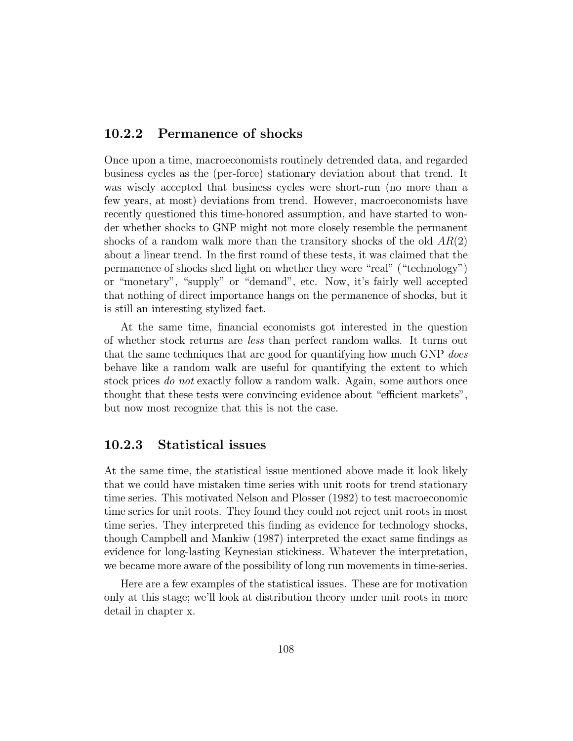### 10.2.2 Permanence of shocks

Once upon a time, macroeconomists routinely detrended data, and regarded business cycles as the (per-force) stationary deviation about that trend. It was wisely accepted that business cycles were short-run (no more than a few years, at most) deviations from trend. However, macroeconomists have recently questioned this time-honored assumption, and have started to wonder whether shocks to GNP might not more closely resemble the permanent shocks of a random walk more than the transitory shocks of the old $AR(2)$ about a linear trend. In the first round of these tests, it was claimed that the permanence of shocks shed light on whether they were "real" ("technology") or "monetary", "supply" or "demand", etc. Now, it's fairly well accepted that nothing of direct importance hangs on the permanence of shocks, but it is still an interesting stylized fact.

At the same time, financial economists got interested in the question of whether stock returns are *less* than perfect random walks. It turns out that the same techniques that are good for quantifying how much GNP *does* behave like a random walk are useful for quantifying the extent to which stock prices *do not* exactly follow a random walk. Again, some authors once thought that these tests were convincing evidence about "efficient markets", but now most recognize that this is not the case.

### 10.2.3 Statistical issues

At the same time, the statistical issue mentioned above made it look likely that we could have mistaken time series with unit roots for trend stationary time series. This motivated Nelson and Plosser (1982) to test macroeconomic time series for unit roots. They found they could not reject unit roots in most time series. They interpreted this finding as evidence for technology shocks, though Campbell and Mankiw (1987) interpreted the exact same findings as evidence for long-lasting Keynesian stickiness. Whatever the interpretation, we became more aware of the possibility of long run movements in time-series.

Here are a few examples of the statistical issues. These are for motivation only at this stage; we'll look at distribution theory under unit roots in more detail in chapter x.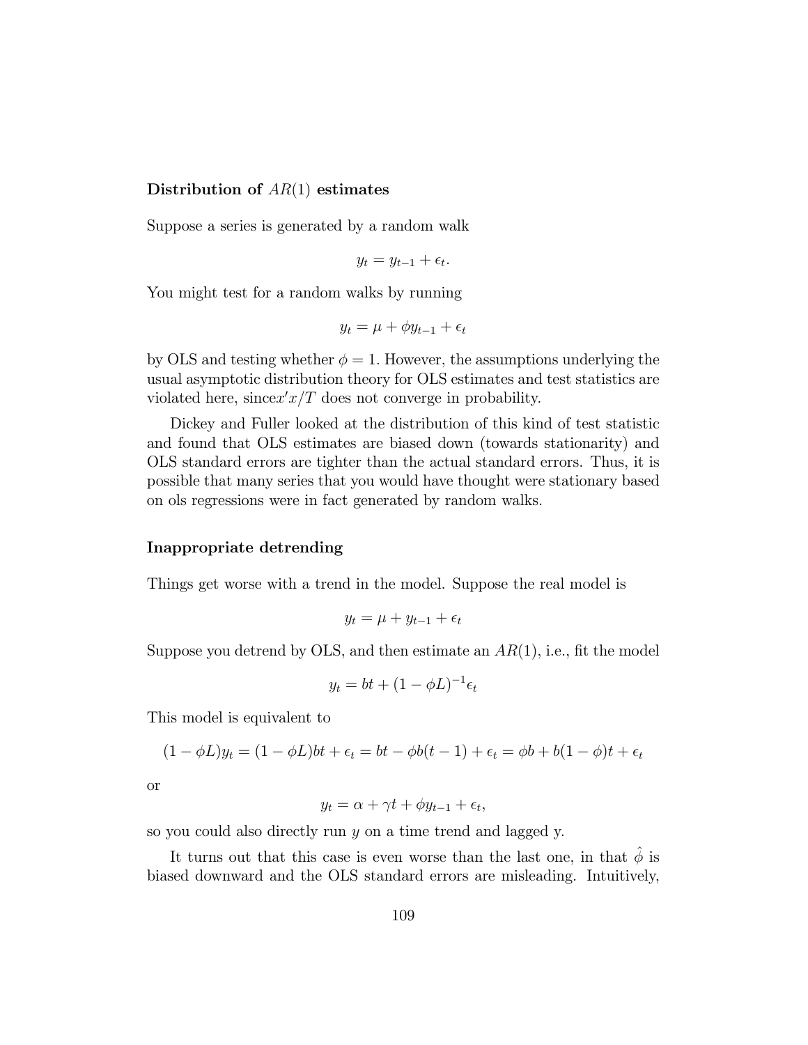### Distribution of $AR(1)$ estimates

Suppose a series is generated by a random walk

$$y_t = y_{t-1} + \epsilon_t.$$

You might test for a random walks by running

$$y_t = \mu + \phi y_{t-1} + \epsilon_t$$

by OLS and testing whether $\phi = 1$. However, the assumptions underlying the usual asymptotic distribution theory for OLS estimates and test statistics are violated here, since$x'x/T$ does not converge in probability.

Dickey and Fuller looked at the distribution of this kind of test statistic and found that OLS estimates are biased down (towards stationarity) and OLS standard errors are tighter than the actual standard errors. Thus, it is possible that many series that you would have thought were stationary based on ols regressions were in fact generated by random walks.

### Inappropriate detrending

Things get worse with a trend in the model. Suppose the real model is

$$y_t = \mu + y_{t-1} + \epsilon_t$$

Suppose you detrend by OLS, and then estimate an $AR(1)$, i.e., fit the model

$$y_t = bt + (1 - \phi L)^{-1}\epsilon_t$$

This model is equivalent to

$$(1 - \phi L)y_t = (1 - \phi L)bt + \epsilon_t = bt - \phi b(t-1) + \epsilon_t = \phi b + b(1-\phi)t + \epsilon_t$$

or

$$y_t = \alpha + \gamma t + \phi y_{t-1} + \epsilon_t,$$

so you could also directly run $y$ on a time trend and lagged y.

It turns out that this case is even worse than the last one, in that $\hat{\phi}$ is biased downward and the OLS standard errors are misleading. Intuitively,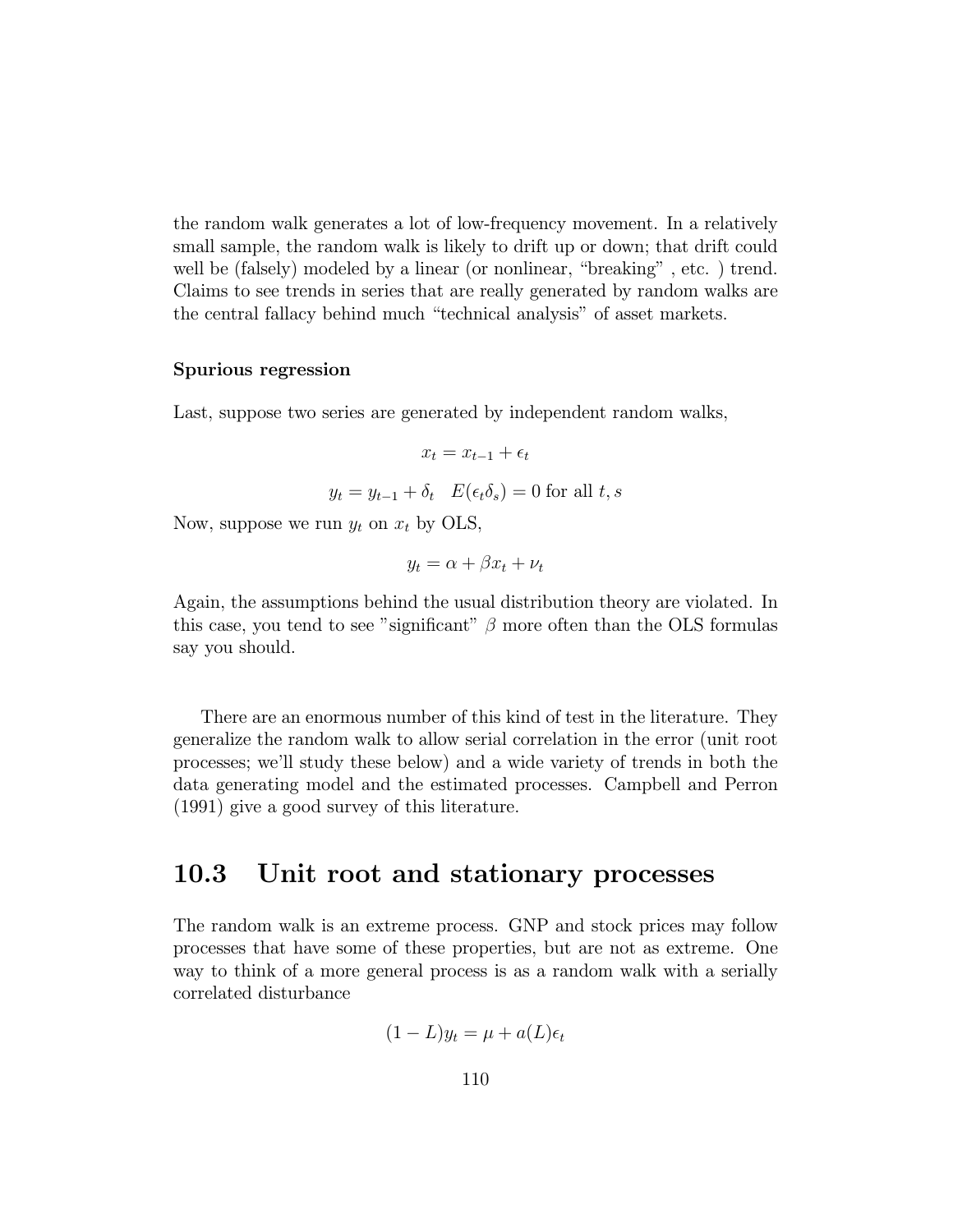the random walk generates a lot of low-frequency movement. In a relatively small sample, the random walk is likely to drift up or down; that drift could well be (falsely) modeled by a linear (or nonlinear, "breaking" , etc. ) trend. Claims to see trends in series that are really generated by random walks are the central fallacy behind much "technical analysis" of asset markets.

**Spurious regression**

Last, suppose two series are generated by independent random walks,

$$x_t = x_{t-1} + \epsilon_t$$

$$y_t = y_{t-1} + \delta_t \quad E(\epsilon_t \delta_s) = 0 \text{ for all } t, s$$

Now, suppose we run $y_t$ on $x_t$ by OLS,

$$y_t = \alpha + \beta x_t + \nu_t$$

Again, the assumptions behind the usual distribution theory are violated. In this case, you tend to see "significant" $\beta$ more often than the OLS formulas say you should.

There are an enormous number of this kind of test in the literature. They generalize the random walk to allow serial correlation in the error (unit root processes; we'll study these below) and a wide variety of trends in both the data generating model and the estimated processes. Campbell and Perron (1991) give a good survey of this literature.

## 10.3 Unit root and stationary processes

The random walk is an extreme process. GNP and stock prices may follow processes that have some of these properties, but are not as extreme. One way to think of a more general process is as a random walk with a serially correlated disturbance

$$(1 - L)y_t = \mu + a(L)\epsilon_t$$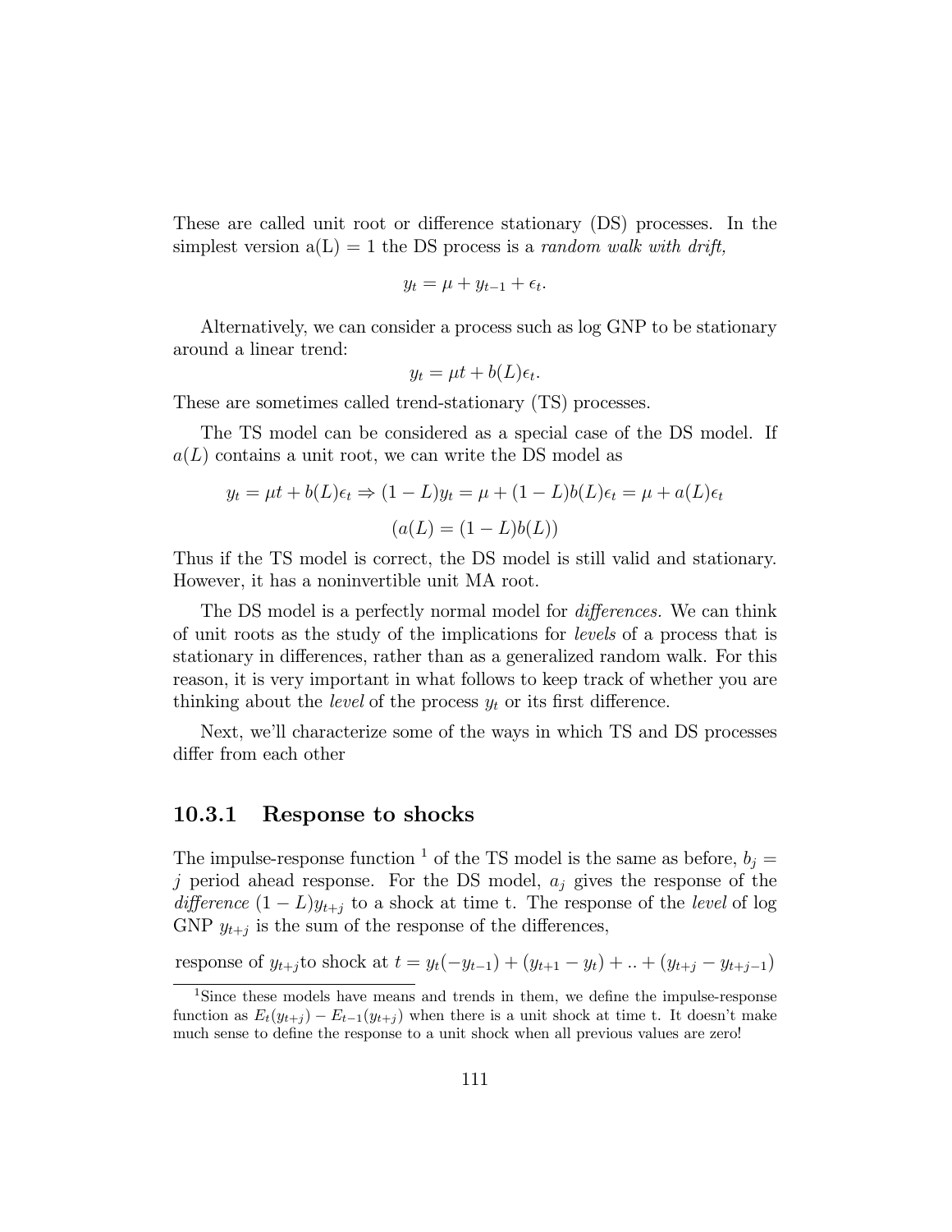These are called unit root or difference stationary (DS) processes. In the simplest version a(L) = 1 the DS process is a *random walk with drift,*

$$y_t = \mu + y_{t-1} + \epsilon_t.$$

Alternatively, we can consider a process such as log GNP to be stationary around a linear trend:

$$y_t = \mu t + b(L)\epsilon_t.$$

These are sometimes called trend-stationary (TS) processes.

The TS model can be considered as a special case of the DS model. If $a(L)$ contains a unit root, we can write the DS model as

$$y_t = \mu t + b(L)\epsilon_t \Rightarrow (1-L)y_t = \mu + (1-L)b(L)\epsilon_t = \mu + a(L)\epsilon_t$$

$$(a(L) = (1-L)b(L))$$

Thus if the TS model is correct, the DS model is still valid and stationary. However, it has a noninvertible unit MA root.

The DS model is a perfectly normal model for *differences*. We can think of unit roots as the study of the implications for *levels* of a process that is stationary in differences, rather than as a generalized random walk. For this reason, it is very important in what follows to keep track of whether you are thinking about the *level* of the process $y_t$ or its first difference.

Next, we'll characterize some of the ways in which TS and DS processes differ from each other

### 10.3.1 Response to shocks

The impulse-response function [1] of the TS model is the same as before, $b_j =$ $j$ period ahead response. For the DS model, $a_j$ gives the response of the *difference* $(1-L)y_{t+j}$ to a shock at time t. The response of the *level* of log GNP $y_{t+j}$ is the sum of the response of the differences,

$$\text{response of } y_{t+j} \text{to shock at } t = y_t(-y_{t-1}) + (y_{t+1} - y_t) + .. + (y_{t+j} - y_{t+j-1})$$

[1] Since these models have means and trends in them, we define the impulse-response function as $E_t(y_{t+j}) - E_{t-1}(y_{t+j})$ when there is a unit shock at time t. It doesn't make much sense to define the response to a unit shock when all previous values are zero!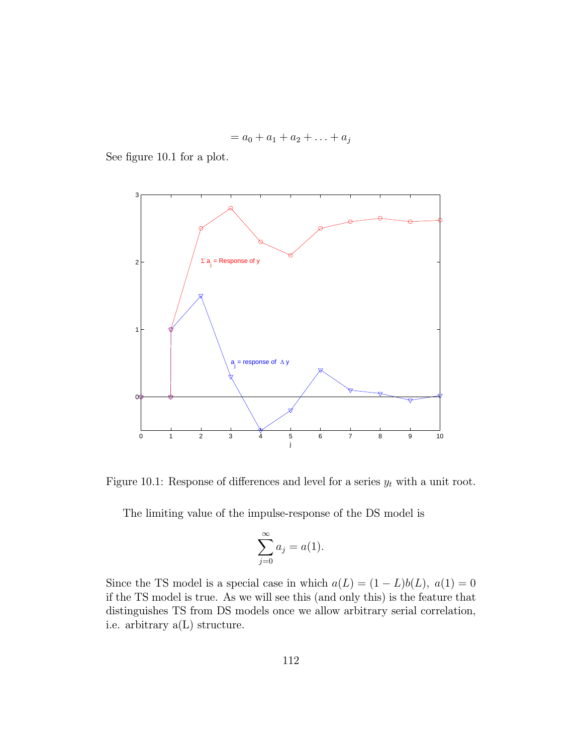$$= a_0 + a_1 + a_2 + \ldots + a_j$$

See figure 10.1 for a plot.

Figure 10.1: Response of differences and level for a series $y_t$ with a unit root.

The limiting value of the impulse-response of the DS model is

$$\sum_{j=0}^{\infty} a_j = a(1).$$

Since the TS model is a special case in which $a(L) = (1 - L)b(L),\ a(1) = 0$ if the TS model is true. As we will see this (and only this) is the feature that distinguishes TS from DS models once we allow arbitrary serial correlation, i.e. arbitrary a(L) structure.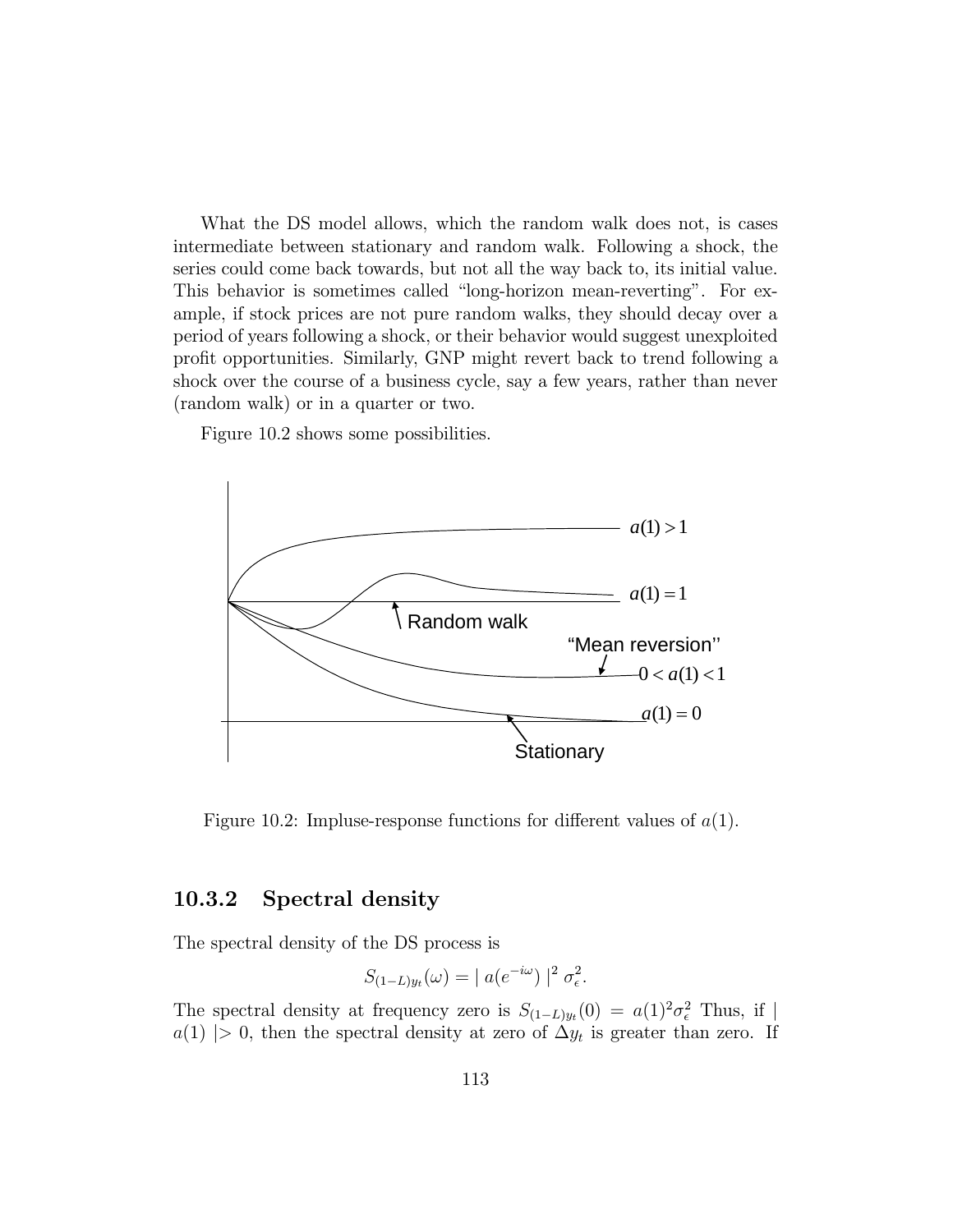What the DS model allows, which the random walk does not, is cases intermediate between stationary and random walk. Following a shock, the series could come back towards, but not all the way back to, its initial value. This behavior is sometimes called "long-horizon mean-reverting". For example, if stock prices are not pure random walks, they should decay over a period of years following a shock, or their behavior would suggest unexploited profit opportunities. Similarly, GNP might revert back to trend following a shock over the course of a business cycle, say a few years, rather than never (random walk) or in a quarter or two.

Figure 10.2 shows some possibilities.

Figure 10.2: Impluse-response functions for different values of $a(1)$.

### 10.3.2 Spectral density

The spectral density of the DS process is

$$S_{(1-L)y_t}(\omega) = \mid a(e^{-i\omega}) \mid^2 \sigma_\epsilon^2.$$

The spectral density at frequency zero is $S_{(1-L)y_t}(0) = a(1)^2\sigma_\epsilon^2$ Thus, if $\mid a(1) \mid > 0$, then the spectral density at zero of $\Delta y_t$ is greater than zero. If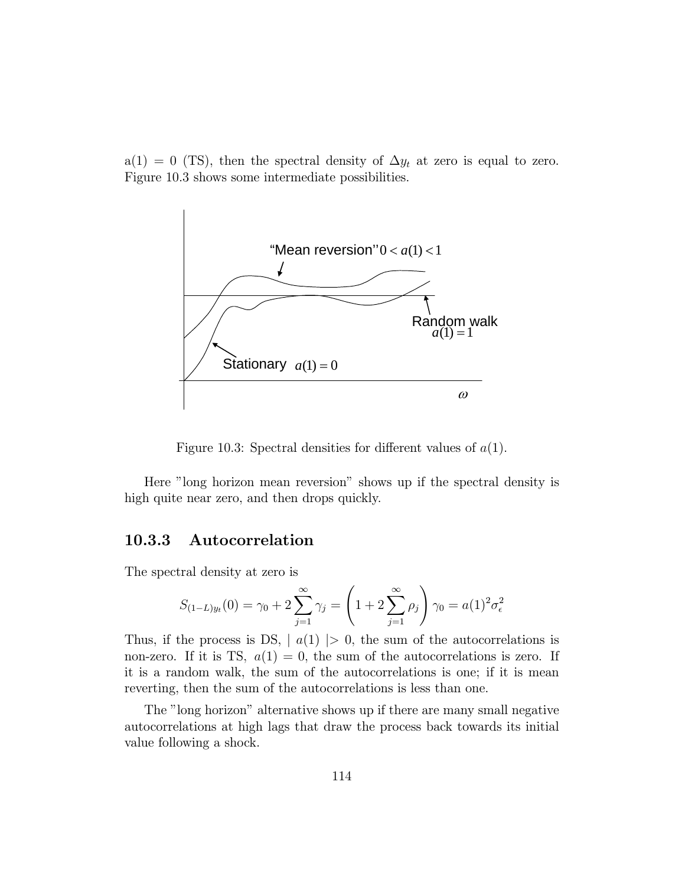a(1) = 0 (TS), then the spectral density of $\Delta y_t$ at zero is equal to zero. Figure 10.3 shows some intermediate possibilities.

Figure 10.3: Spectral densities for different values of $a(1)$.

Here "long horizon mean reversion" shows up if the spectral density is high quite near zero, and then drops quickly.

### 10.3.3 Autocorrelation

The spectral density at zero is

$$S_{(1-L)y_t}(0) = \gamma_0 + 2\sum_{j=1}^{\infty} \gamma_j = \left(1 + 2\sum_{j=1}^{\infty} \rho_j\right)\gamma_0 = a(1)^2 \sigma_\epsilon^2$$

Thus, if the process is DS, $\mid a(1) \mid > 0$, the sum of the autocorrelations is non-zero. If it is TS, $a(1) = 0$, the sum of the autocorrelations is zero. If it is a random walk, the sum of the autocorrelations is one; if it is mean reverting, then the sum of the autocorrelations is less than one.

The "long horizon" alternative shows up if there are many small negative autocorrelations at high lags that draw the process back towards its initial value following a shock.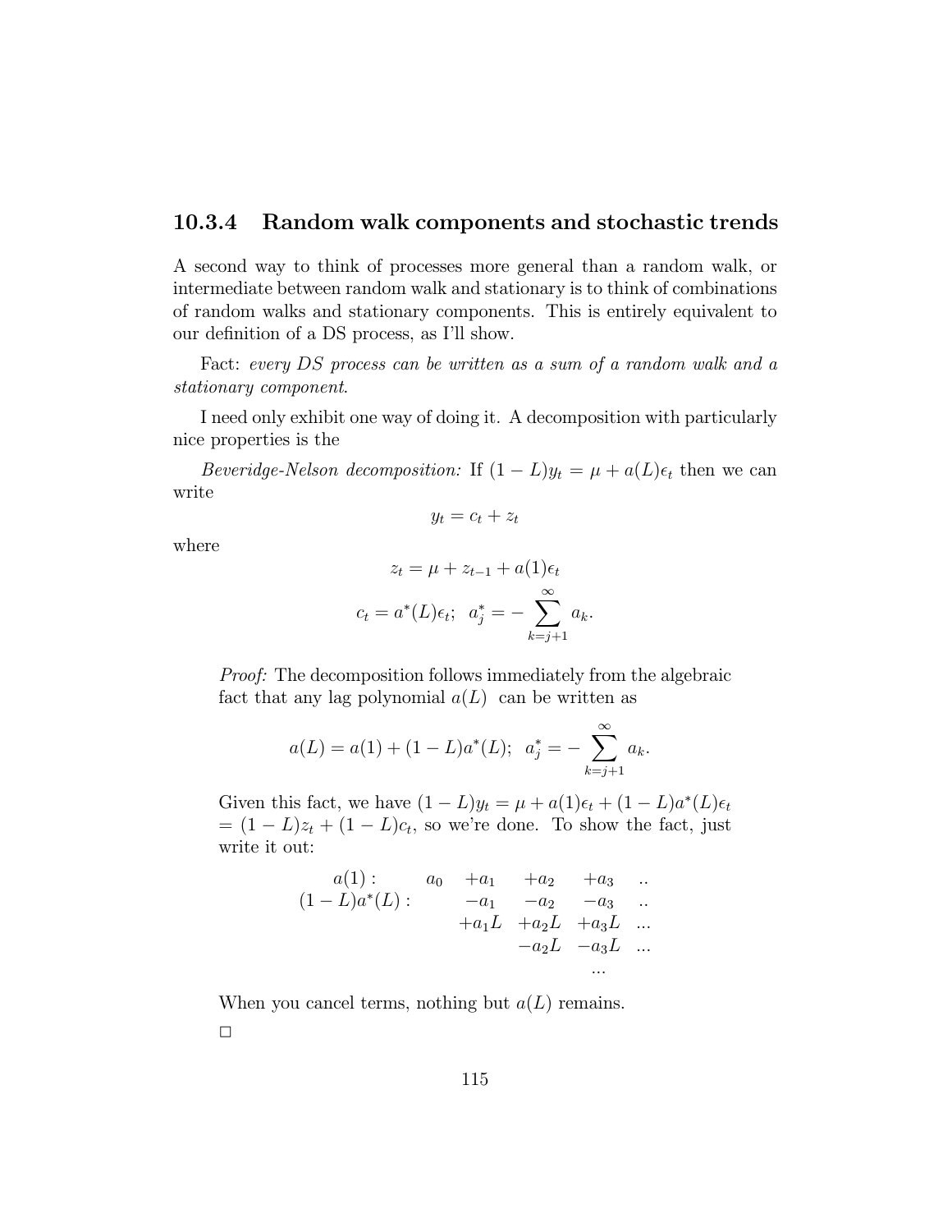### 10.3.4 Random walk components and stochastic trends

A second way to think of processes more general than a random walk, or intermediate between random walk and stationary is to think of combinations of random walks and stationary components. This is entirely equivalent to our definition of a DS process, as I'll show.

Fact: *every DS process can be written as a sum of a random walk and a stationary component*.

I need only exhibit one way of doing it. A decomposition with particularly nice properties is the

*Beveridge-Nelson decomposition:* If $(1-L)y_t = \mu + a(L)\epsilon_t$ then we can write

$$y_t = c_t + z_t$$

where

$$z_t = \mu + z_{t-1} + a(1)\epsilon_t$$

$$c_t = a^*(L)\epsilon_t; \;\; a_j^* = -\sum_{k=j+1}^{\infty} a_k.$$

*Proof:* The decomposition follows immediately from the algebraic fact that any lag polynomial $a(L)$ can be written as

$$a(L) = a(1) + (1-L)a^*(L); \;\; a_j^* = -\sum_{k=j+1}^{\infty} a_k.$$

Given this fact, we have $(1-L)y_t = \mu + a(1)\epsilon_t + (1-L)a^*(L)\epsilon_t$ $= (1-L)z_t + (1-L)c_t$, so we're done. To show the fact, just write it out:

$$\begin{array}{rccccc}
a(1): & a_0 & +a_1 & +a_2 & +a_3 & .. \\
(1-L)a^*(L): & & -a_1 & -a_2 & -a_3 & .. \\
 & & +a_1 L & +a_2 L & +a_3 L & ... \\
 & & & -a_2 L & -a_3 L & ... \\
 & & & & ... &
\end{array}$$

When you cancel terms, nothing but $a(L)$ remains.

□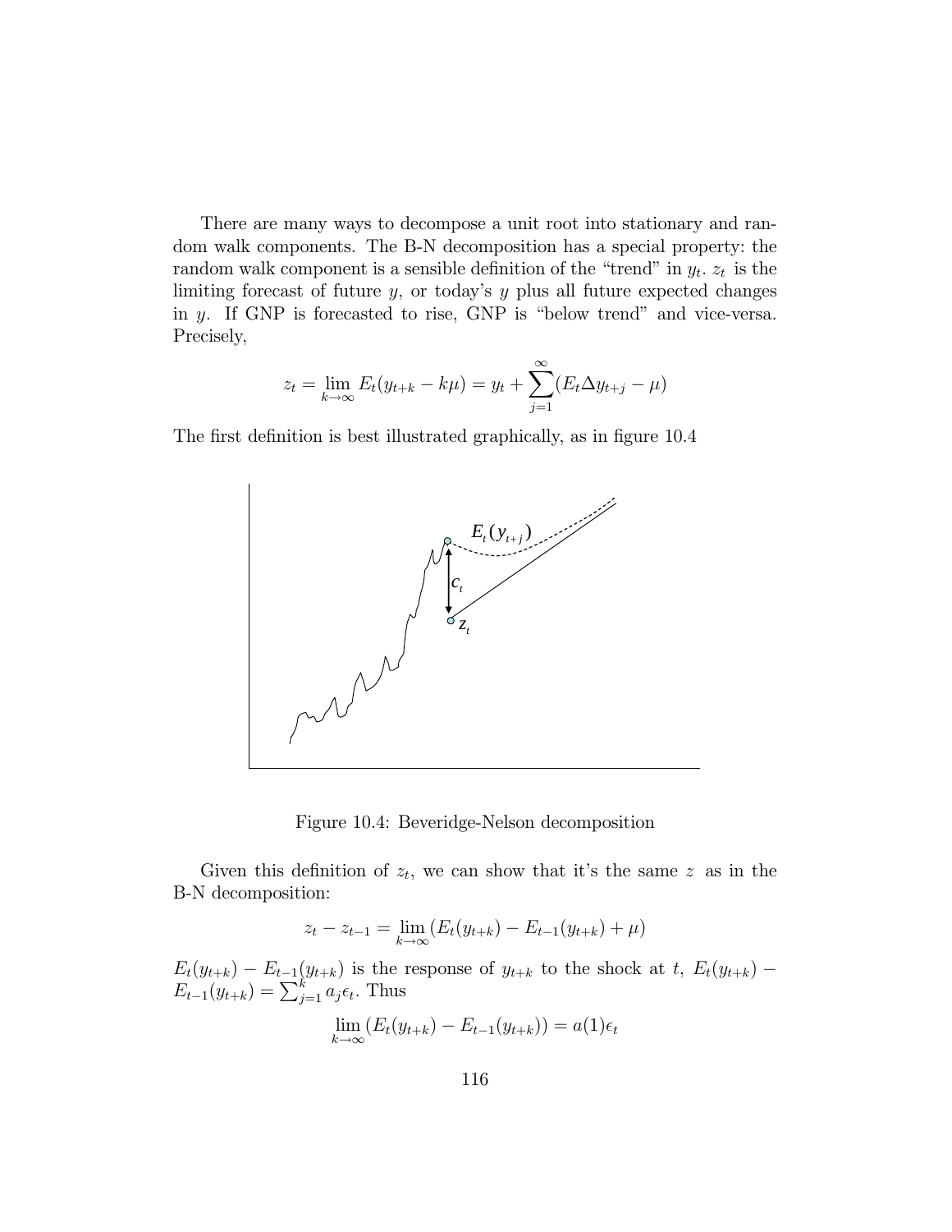There are many ways to decompose a unit root into stationary and random walk components. The B-N decomposition has a special property: the random walk component is a sensible definition of the "trend" in $y_t$. $z_t$ is the limiting forecast of future $y$, or today's $y$ plus all future expected changes in $y$. If GNP is forecasted to rise, GNP is "below trend" and vice-versa. Precisely,

$$z_t = \lim_{k\to\infty} E_t(y_{t+k} - k\mu) = y_t + \sum_{j=1}^{\infty}(E_t\Delta y_{t+j} - \mu)$$

The first definition is best illustrated graphically, as in figure 10.4

Figure 10.4: Beveridge-Nelson decomposition

Given this definition of $z_t$, we can show that it's the same $z$ as in the B-N decomposition:

$$z_t - z_{t-1} = \lim_{k\to\infty}(E_t(y_{t+k}) - E_{t-1}(y_{t+k}) + \mu)$$

$E_t(y_{t+k}) - E_{t-1}(y_{t+k})$ is the response of $y_{t+k}$ to the shock at $t$, $E_t(y_{t+k}) - E_{t-1}(y_{t+k}) = \sum_{j=1}^{k} a_j\epsilon_t$. Thus

$$\lim_{k\to\infty}(E_t(y_{t+k}) - E_{t-1}(y_{t+k})) = a(1)\epsilon_t$$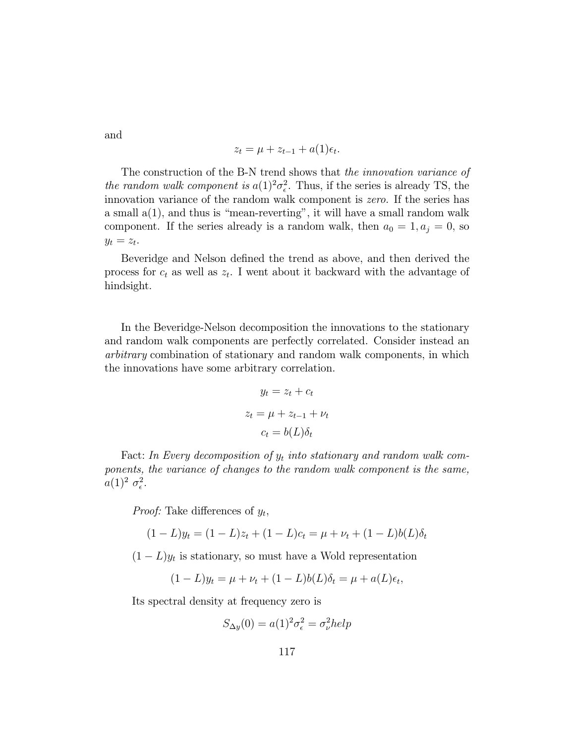and

$$z_t = \mu + z_{t-1} + a(1)\epsilon_t.$$

The construction of the B-N trend shows that *the innovation variance of the random walk component is* $a(1)^2\sigma_\epsilon^2$. Thus, if the series is already TS, the innovation variance of the random walk component is *zero*. If the series has a small a(1), and thus is "mean-reverting", it will have a small random walk component. If the series already is a random walk, then $a_0 = 1, a_j = 0$, so $y_t = z_t$.

Beveridge and Nelson defined the trend as above, and then derived the process for $c_t$ as well as $z_t$. I went about it backward with the advantage of hindsight.

In the Beveridge-Nelson decomposition the innovations to the stationary and random walk components are perfectly correlated. Consider instead an *arbitrary* combination of stationary and random walk components, in which the innovations have some arbitrary correlation.

$$y_t = z_t + c_t$$

$$z_t = \mu + z_{t-1} + \nu_t$$

$$c_t = b(L)\delta_t$$

Fact: *In Every decomposition of* $y_t$ *into stationary and random walk components, the variance of changes to the random walk component is the same,* $a(1)^2\ \sigma_\epsilon^2$.

*Proof:* Take differences of $y_t$,

$$(1-L)y_t = (1-L)z_t + (1-L)c_t = \mu + \nu_t + (1-L)b(L)\delta_t$$

$(1-L)y_t$ is stationary, so must have a Wold representation

$$(1-L)y_t = \mu + \nu_t + (1-L)b(L)\delta_t = \mu + a(L)\epsilon_t,$$

Its spectral density at frequency zero is

$$S_{\Delta y}(0) = a(1)^2\sigma_\epsilon^2 = \sigma_\nu^2 help$$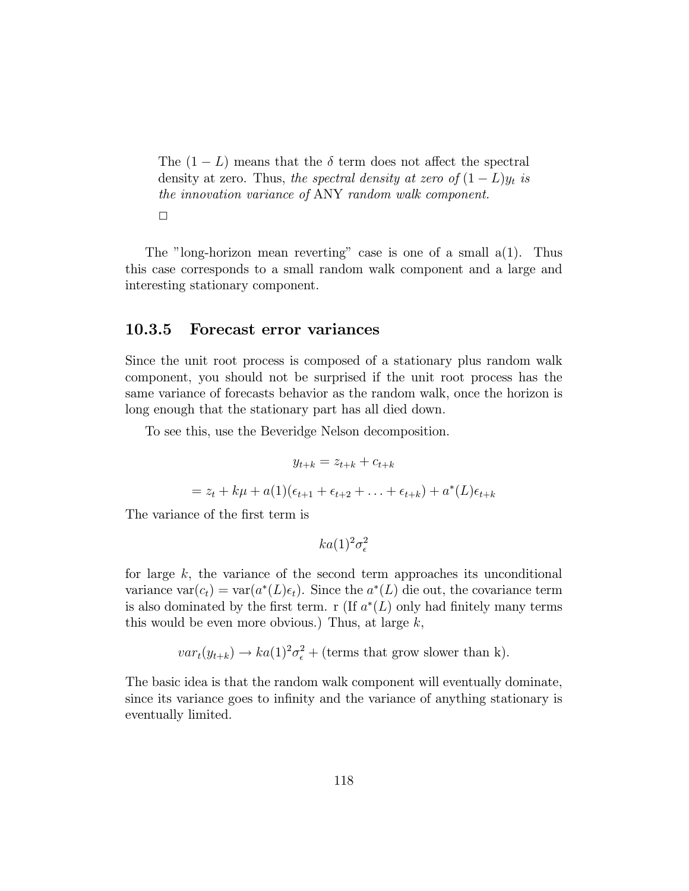The $(1-L)$ means that the $\delta$ term does not affect the spectral density at zero. Thus, *the spectral density at zero of* $(1-L)y_t$ *is the innovation variance of* ANY *random walk component.*

□

The "long-horizon mean reverting" case is one of a small a(1). Thus this case corresponds to a small random walk component and a large and interesting stationary component.

### 10.3.5 Forecast error variances

Since the unit root process is composed of a stationary plus random walk component, you should not be surprised if the unit root process has the same variance of forecasts behavior as the random walk, once the horizon is long enough that the stationary part has all died down.

To see this, use the Beveridge Nelson decomposition.

$$y_{t+k} = z_{t+k} + c_{t+k}$$

$$= z_t + k\mu + a(1)(\epsilon_{t+1} + \epsilon_{t+2} + \ldots + \epsilon_{t+k}) + a^*(L)\epsilon_{t+k}$$

The variance of the first term is

$$ka(1)^2\sigma_\epsilon^2$$

for large $k$, the variance of the second term approaches its unconditional variance $\text{var}(c_t) = \text{var}(a^*(L)\epsilon_t)$. Since the $a^*(L)$ die out, the covariance term is also dominated by the first term. r (If $a^*(L)$ only had finitely many terms this would be even more obvious.) Thus, at large $k$,

$$var_t(y_{t+k}) \to ka(1)^2\sigma_\epsilon^2 + (\text{terms that grow slower than k}).$$

The basic idea is that the random walk component will eventually dominate, since its variance goes to infinity and the variance of anything stationary is eventually limited.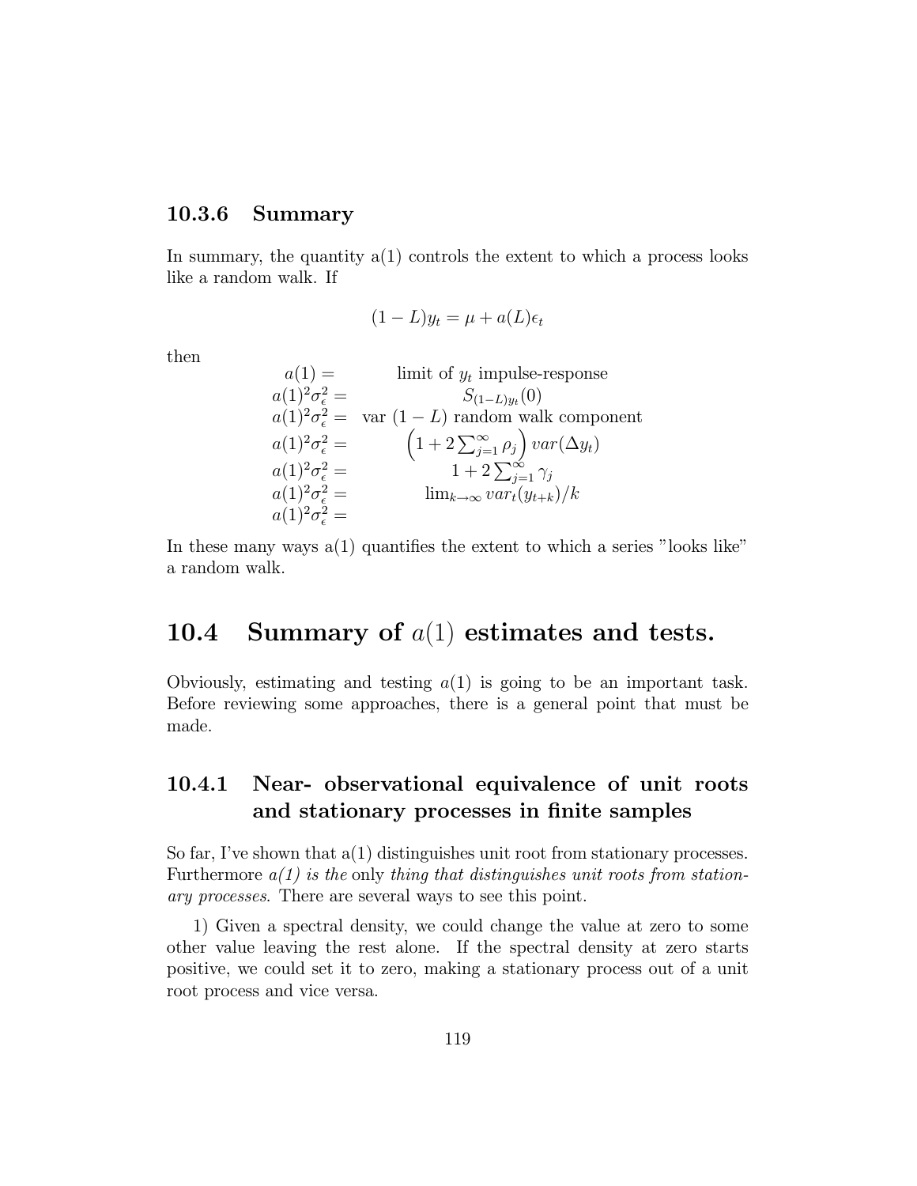### 10.3.6 Summary

In summary, the quantity a(1) controls the extent to which a process looks like a random walk. If

$$(1-L)y_t = \mu + a(L)\epsilon_t$$

then

$$\begin{array}{rc}
a(1) = & \text{limit of } y_t \text{ impulse-response} \\
a(1)^2\sigma_\epsilon^2 = & S_{(1-L)y_t}(0) \\
a(1)^2\sigma_\epsilon^2 = & \text{var } (1-L) \text{ random walk component} \\
a(1)^2\sigma_\epsilon^2 = & \left(1 + 2\sum_{j=1}^{\infty}\rho_j\right) var(\Delta y_t) \\
a(1)^2\sigma_\epsilon^2 = & 1 + 2\sum_{j=1}^{\infty}\gamma_j \\
a(1)^2\sigma_\epsilon^2 = & \lim_{k\to\infty} var_t(y_{t+k})/k \\
a(1)^2\sigma_\epsilon^2 = &
\end{array}$$

In these many ways a(1) quantifies the extent to which a series "looks like" a random walk.

## 10.4 Summary of $a(1)$ estimates and tests.

Obviously, estimating and testing $a(1)$ is going to be an important task. Before reviewing some approaches, there is a general point that must be made.

### 10.4.1 Near- observational equivalence of unit roots and stationary processes in finite samples

So far, I've shown that a(1) distinguishes unit root from stationary processes. Furthermore *a(1) is the* only *thing that distinguishes unit roots from stationary processes*. There are several ways to see this point.

1) Given a spectral density, we could change the value at zero to some other value leaving the rest alone. If the spectral density at zero starts positive, we could set it to zero, making a stationary process out of a unit root process and vice versa.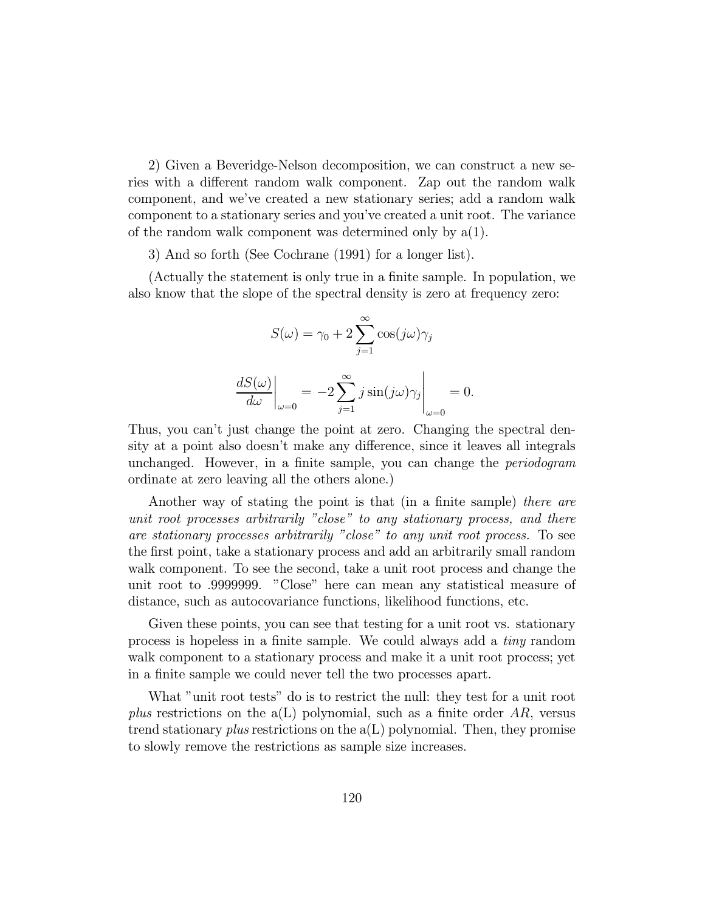2) Given a Beveridge-Nelson decomposition, we can construct a new series with a different random walk component. Zap out the random walk component, and we've created a new stationary series; add a random walk component to a stationary series and you've created a unit root. The variance of the random walk component was determined only by a(1).

3) And so forth (See Cochrane (1991) for a longer list).

(Actually the statement is only true in a finite sample. In population, we also know that the slope of the spectral density is zero at frequency zero:

$$S(\omega) = \gamma_0 + 2\sum_{j=1}^{\infty} \cos(j\omega)\gamma_j$$

$$\left.\frac{dS(\omega)}{d\omega}\right|_{\omega=0} = \left. -2\sum_{j=1}^{\infty} j\sin(j\omega)\gamma_j \right|_{\omega=0} = 0.$$

Thus, you can't just change the point at zero. Changing the spectral density at a point also doesn't make any difference, since it leaves all integrals unchanged. However, in a finite sample, you can change the *periodogram* ordinate at zero leaving all the others alone.)

Another way of stating the point is that (in a finite sample) *there are unit root processes arbitrarily "close" to any stationary process, and there are stationary processes arbitrarily "close" to any unit root process.* To see the first point, take a stationary process and add an arbitrarily small random walk component. To see the second, take a unit root process and change the unit root to .9999999. "Close" here can mean any statistical measure of distance, such as autocovariance functions, likelihood functions, etc.

Given these points, you can see that testing for a unit root vs. stationary process is hopeless in a finite sample. We could always add a *tiny* random walk component to a stationary process and make it a unit root process; yet in a finite sample we could never tell the two processes apart.

What "unit root tests" do is to restrict the null: they test for a unit root *plus* restrictions on the a(L) polynomial, such as a finite order *AR*, versus trend stationary *plus* restrictions on the a(L) polynomial. Then, they promise to slowly remove the restrictions as sample size increases.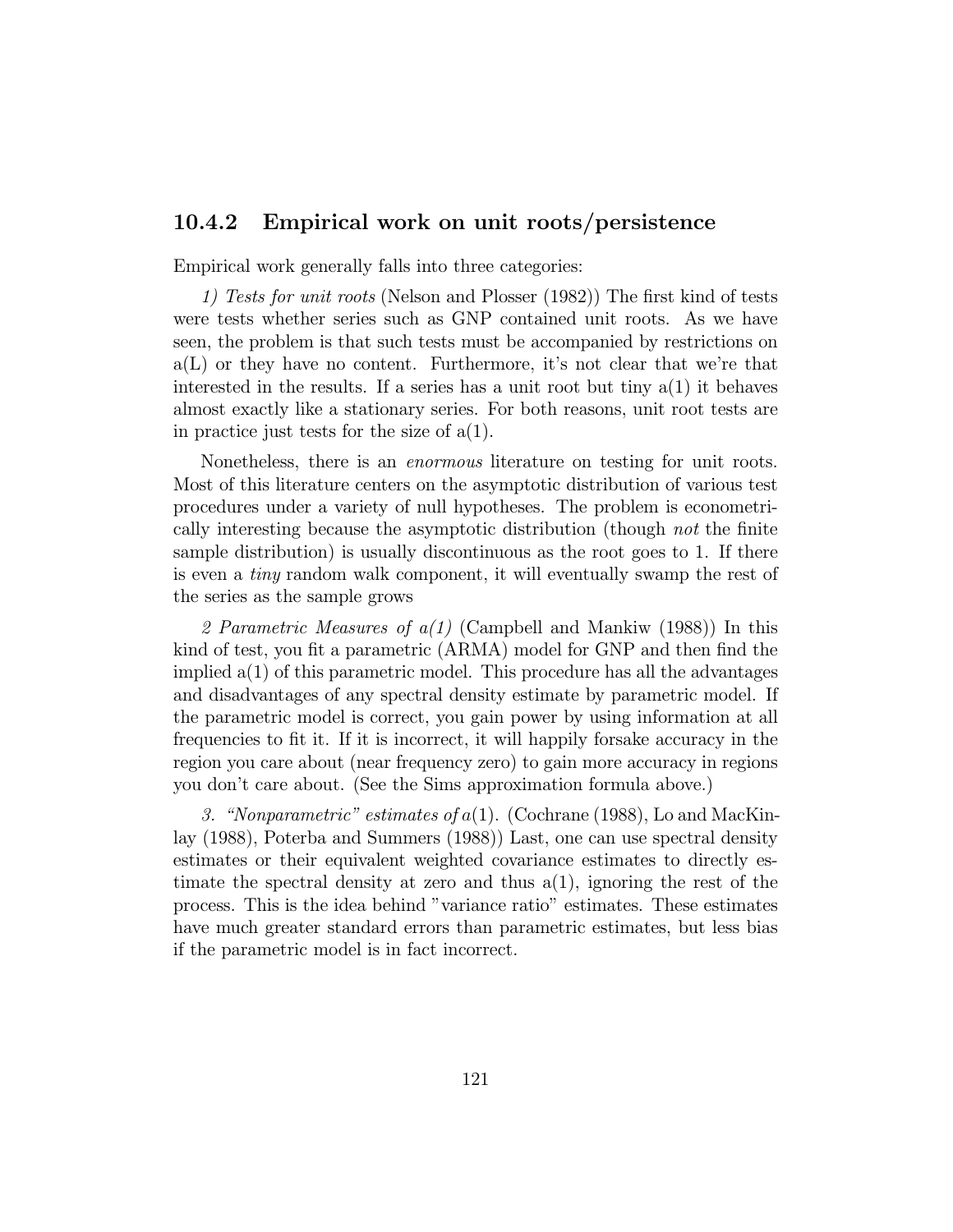### 10.4.2 Empirical work on unit roots/persistence

Empirical work generally falls into three categories:

*1) Tests for unit roots* (Nelson and Plosser (1982)) The first kind of tests were tests whether series such as GNP contained unit roots. As we have seen, the problem is that such tests must be accompanied by restrictions on a(L) or they have no content. Furthermore, it's not clear that we're that interested in the results. If a series has a unit root but tiny a(1) it behaves almost exactly like a stationary series. For both reasons, unit root tests are in practice just tests for the size of a(1).

Nonetheless, there is an *enormous* literature on testing for unit roots. Most of this literature centers on the asymptotic distribution of various test procedures under a variety of null hypotheses. The problem is econometrically interesting because the asymptotic distribution (though *not* the finite sample distribution) is usually discontinuous as the root goes to 1. If there is even a *tiny* random walk component, it will eventually swamp the rest of the series as the sample grows

*2 Parametric Measures of a(1)* (Campbell and Mankiw (1988)) In this kind of test, you fit a parametric (ARMA) model for GNP and then find the implied a(1) of this parametric model. This procedure has all the advantages and disadvantages of any spectral density estimate by parametric model. If the parametric model is correct, you gain power by using information at all frequencies to fit it. If it is incorrect, it will happily forsake accuracy in the region you care about (near frequency zero) to gain more accuracy in regions you don't care about. (See the Sims approximation formula above.)

*3. "Nonparametric" estimates of* $a(1)$. (Cochrane (1988), Lo and MacKinlay (1988), Poterba and Summers (1988)) Last, one can use spectral density estimates or their equivalent weighted covariance estimates to directly estimate the spectral density at zero and thus a(1), ignoring the rest of the process. This is the idea behind "variance ratio" estimates. These estimates have much greater standard errors than parametric estimates, but less bias if the parametric model is in fact incorrect.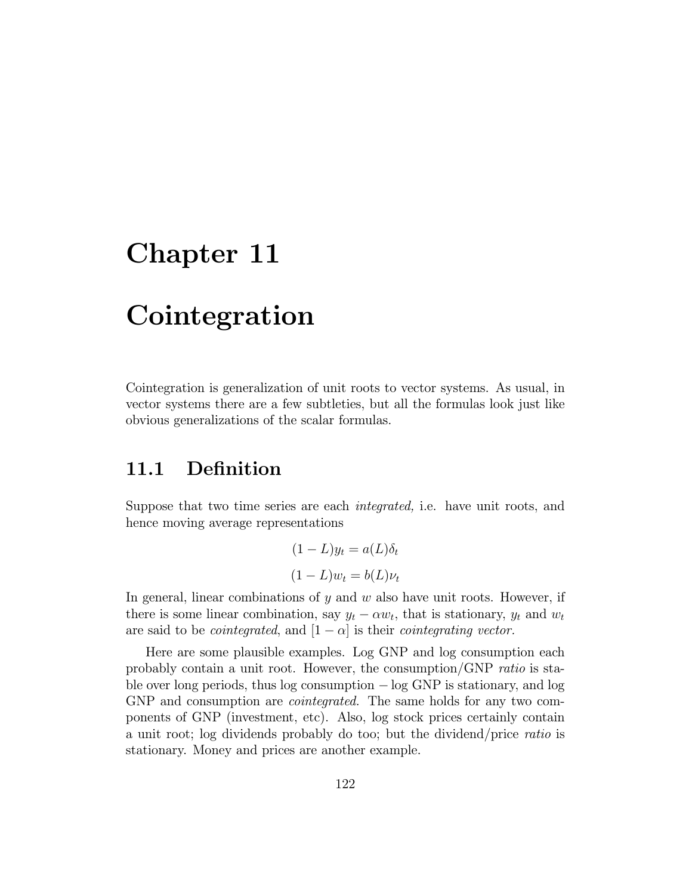# Chapter 11

# Cointegration

Cointegration is generalization of unit roots to vector systems. As usual, in vector systems there are a few subtleties, but all the formulas look just like obvious generalizations of the scalar formulas.

## 11.1 Definition

Suppose that two time series are each *integrated,* i.e. have unit roots, and hence moving average representations

$$(1-L)y_t = a(L)\delta_t$$

$$(1-L)w_t = b(L)\nu_t$$

In general, linear combinations of $y$ and $w$ also have unit roots. However, if there is some linear combination, say $y_t - \alpha w_t$, that is stationary, $y_t$ and $w_t$ are said to be *cointegrated*, and $[1 - \alpha]$ is their *cointegrating vector.*

Here are some plausible examples. Log GNP and log consumption each probably contain a unit root. However, the consumption/GNP *ratio* is stable over long periods, thus log consumption $-$ log GNP is stationary, and log GNP and consumption are *cointegrated.* The same holds for any two components of GNP (investment, etc). Also, log stock prices certainly contain a unit root; log dividends probably do too; but the dividend/price *ratio* is stationary. Money and prices are another example.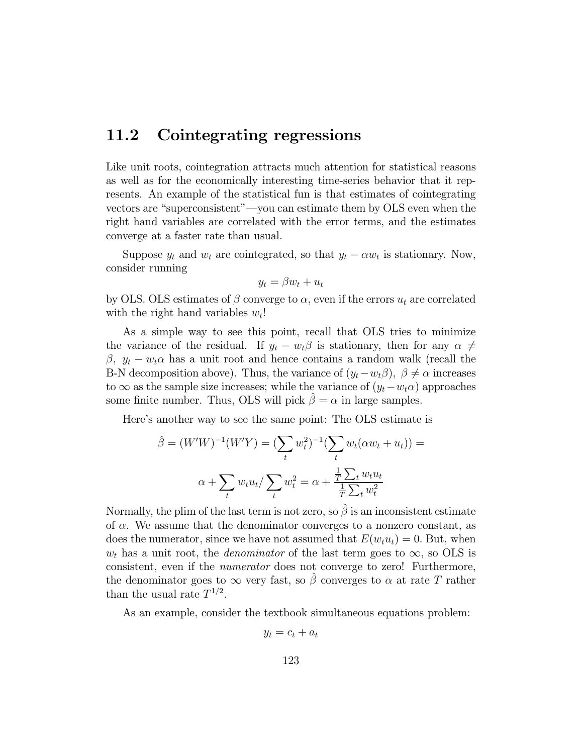## 11.2 Cointegrating regressions

Like unit roots, cointegration attracts much attention for statistical reasons as well as for the economically interesting time-series behavior that it represents. An example of the statistical fun is that estimates of cointegrating vectors are "superconsistent"—you can estimate them by OLS even when the right hand variables are correlated with the error terms, and the estimates converge at a faster rate than usual.

Suppose $y_t$ and $w_t$ are cointegrated, so that $y_t - \alpha w_t$ is stationary. Now, consider running

$$y_t = \beta w_t + u_t$$

by OLS. OLS estimates of $\beta$ converge to $\alpha$, even if the errors $u_t$ are correlated with the right hand variables $w_t$!

As a simple way to see this point, recall that OLS tries to minimize the variance of the residual. If $y_t - w_t\beta$ is stationary, then for any $\alpha \neq \beta$, $y_t - w_t\alpha$ has a unit root and hence contains a random walk (recall the B-N decomposition above). Thus, the variance of $(y_t - w_t\beta)$, $\beta \neq \alpha$ increases to $\infty$ as the sample size increases; while the variance of $(y_t - w_t\alpha)$ approaches some finite number. Thus, OLS will pick $\hat{\beta} = \alpha$ in large samples.

Here's another way to see the same point: The OLS estimate is

$$\hat{\beta} = (W'W)^{-1}(W'Y) = (\sum_t w_t^2)^{-1}(\sum_t w_t(\alpha w_t + u_t)) =$$

$$\alpha + \sum_t w_t u_t / \sum_t w_t^2 = \alpha + \frac{\frac{1}{T}\sum_t w_t u_t}{\frac{1}{T}\sum_t w_t^2}$$

Normally, the plim of the last term is not zero, so $\hat{\beta}$ is an inconsistent estimate of $\alpha$. We assume that the denominator converges to a nonzero constant, as does the numerator, since we have not assumed that $E(w_t u_t) = 0$. But, when $w_t$ has a unit root, the *denominator* of the last term goes to $\infty$, so OLS is consistent, even if the *numerator* does not converge to zero! Furthermore, the denominator goes to $\infty$ very fast, so $\hat{\beta}$ converges to $\alpha$ at rate $T$ rather than the usual rate $T^{1/2}$.

As an example, consider the textbook simultaneous equations problem:

$$y_t = c_t + a_t$$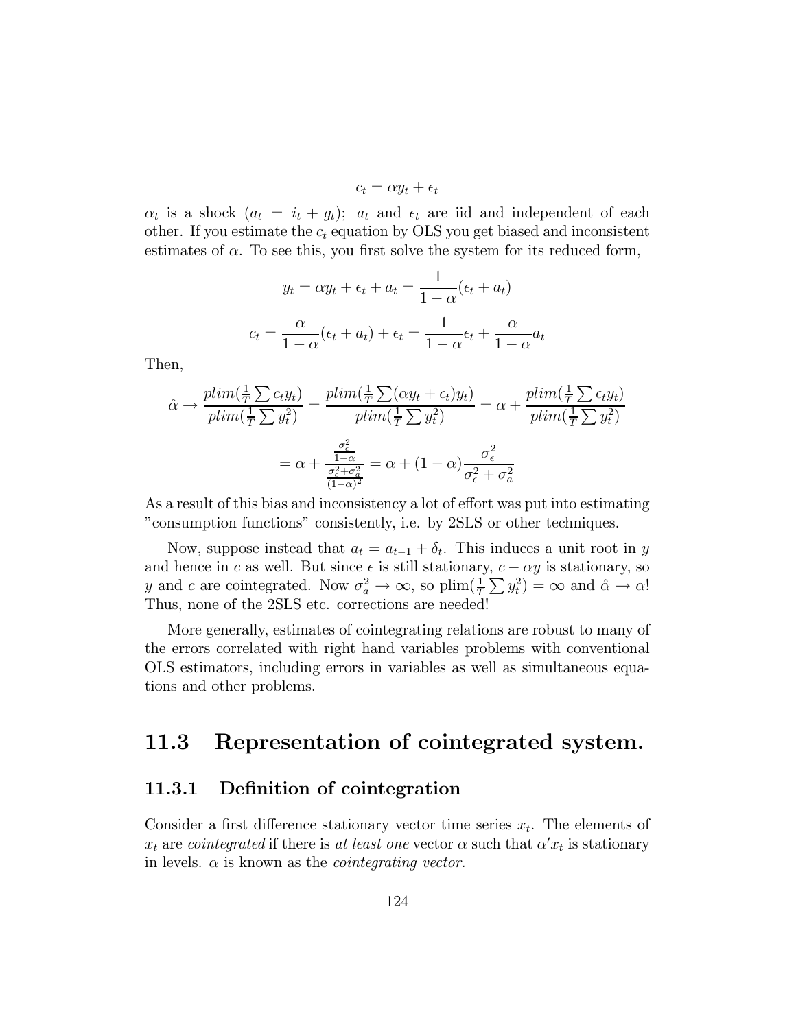$$c_t = \alpha y_t + \epsilon_t$$

$\alpha_t$ is a shock ($a_t = i_t + g_t$); $a_t$ and $\epsilon_t$ are iid and independent of each other. If you estimate the $c_t$ equation by OLS you get biased and inconsistent estimates of $\alpha$. To see this, you first solve the system for its reduced form,

$$y_t = \alpha y_t + \epsilon_t + a_t = \frac{1}{1-\alpha}(\epsilon_t + a_t)$$

$$c_t = \frac{\alpha}{1-\alpha}(\epsilon_t + a_t) + \epsilon_t = \frac{1}{1-\alpha}\epsilon_t + \frac{\alpha}{1-\alpha}a_t$$

Then,

$$\hat{\alpha} \to \frac{plim(\frac{1}{T}\sum c_t y_t)}{plim(\frac{1}{T}\sum y_t^2)} = \frac{plim(\frac{1}{T}\sum(\alpha y_t + \epsilon_t)y_t)}{plim(\frac{1}{T}\sum y_t^2)} = \alpha + \frac{plim(\frac{1}{T}\sum \epsilon_t y_t)}{plim(\frac{1}{T}\sum y_t^2)}$$

$$= \alpha + \frac{\frac{\sigma_\epsilon^2}{1-\alpha}}{\frac{\sigma_\epsilon^2 + \sigma_a^2}{(1-\alpha)^2}} = \alpha + (1-\alpha)\frac{\sigma_\epsilon^2}{\sigma_\epsilon^2 + \sigma_a^2}$$

As a result of this bias and inconsistency a lot of effort was put into estimating "consumption functions" consistently, i.e. by 2SLS or other techniques.

Now, suppose instead that $a_t = a_{t-1} + \delta_t$. This induces a unit root in $y$ and hence in $c$ as well. But since $\epsilon$ is still stationary, $c - \alpha y$ is stationary, so $y$ and $c$ are cointegrated. Now $\sigma_a^2 \to \infty$, so $\text{plim}(\frac{1}{T}\sum y_t^2) = \infty$ and $\hat{\alpha} \to \alpha$! Thus, none of the 2SLS etc. corrections are needed!

More generally, estimates of cointegrating relations are robust to many of the errors correlated with right hand variables problems with conventional OLS estimators, including errors in variables as well as simultaneous equations and other problems.

## 11.3 Representation of cointegrated system.

### 11.3.1 Definition of cointegration

Consider a first difference stationary vector time series $x_t$. The elements of $x_t$ are *cointegrated* if there is *at least one* vector $\alpha$ such that $\alpha' x_t$ is stationary in levels. $\alpha$ is known as the *cointegrating vector.*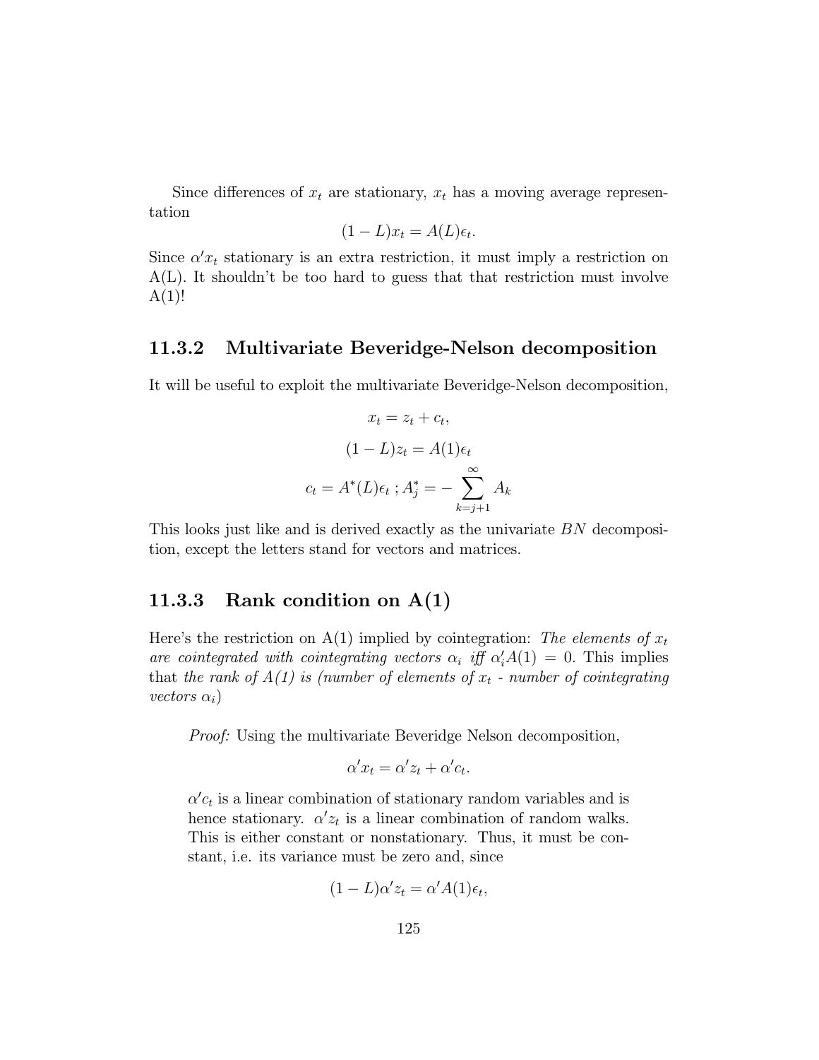Since differences of $x_t$ are stationary, $x_t$ has a moving average representation

$$(1 - L)x_t = A(L)\epsilon_t.$$

Since $\alpha' x_t$ stationary is an extra restriction, it must imply a restriction on A(L). It shouldn't be too hard to guess that that restriction must involve A(1)!

### 11.3.2 Multivariate Beveridge-Nelson decomposition

It will be useful to exploit the multivariate Beveridge-Nelson decomposition,

$$x_t = z_t + c_t,$$

$$(1 - L)z_t = A(1)\epsilon_t$$

$$c_t = A^*(L)\epsilon_t \,; A_j^* = -\sum_{k=j+1}^{\infty} A_k$$

This looks just like and is derived exactly as the univariate $BN$ decomposition, except the letters stand for vectors and matrices.

### 11.3.3 Rank condition on A(1)

Here's the restriction on A(1) implied by cointegration: *The elements of $x_t$ are cointegrated with cointegrating vectors $\alpha_i$ iff $\alpha_i' A(1) = 0$*. This implies that *the rank of A(1) is (number of elements of $x_t$ - number of cointegrating vectors $\alpha_i$)*

> *Proof:* Using the multivariate Beveridge Nelson decomposition,
>
> $$\alpha' x_t = \alpha' z_t + \alpha' c_t.$$
>
> $\alpha' c_t$ is a linear combination of stationary random variables and is hence stationary. $\alpha' z_t$ is a linear combination of random walks. This is either constant or nonstationary. Thus, it must be constant, i.e. its variance must be zero and, since
>
> $$(1 - L)\alpha' z_t = \alpha' A(1)\epsilon_t,$$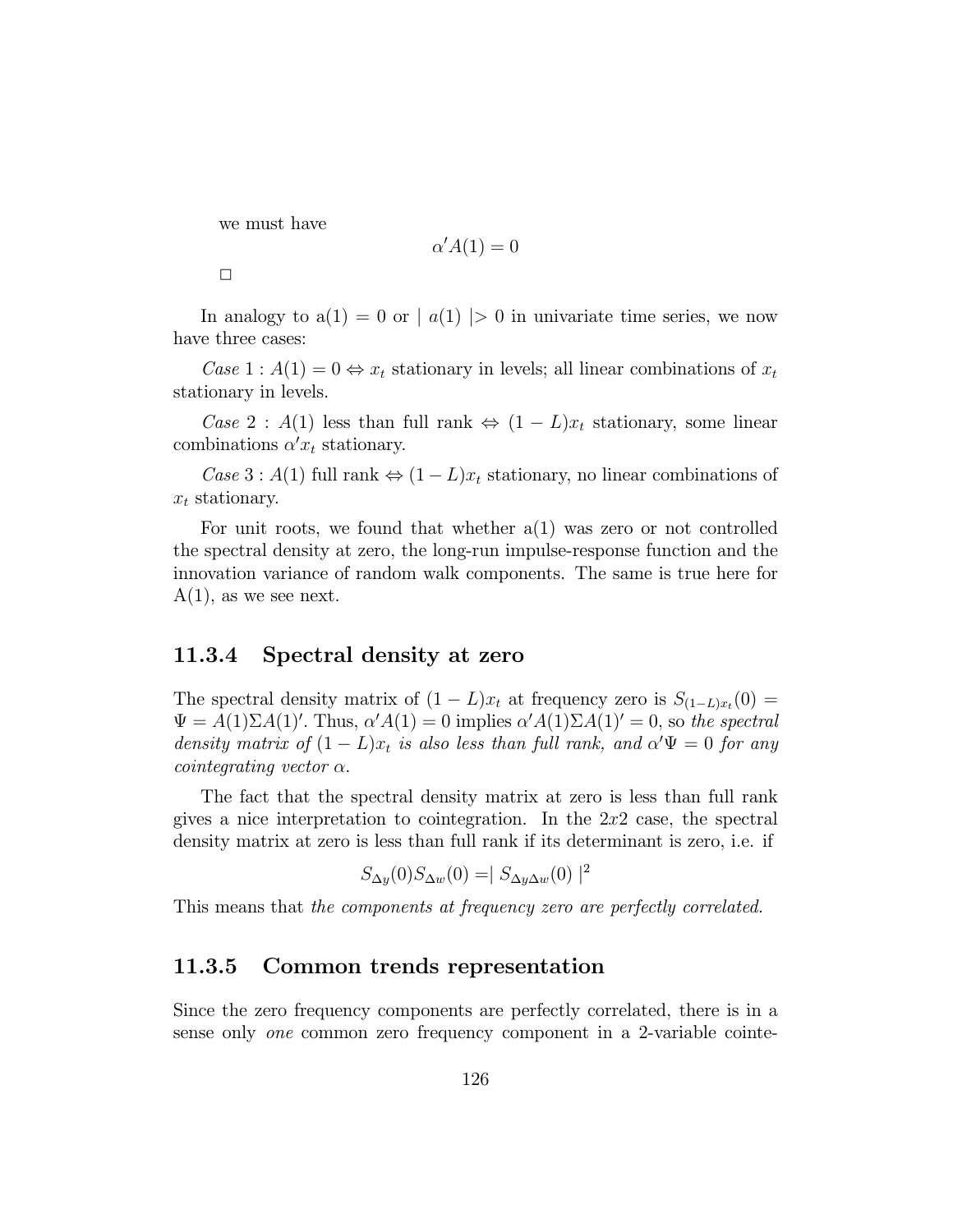we must have

$$\alpha' A(1) = 0$$

□

In analogy to a(1) = 0 or $| a(1) | > 0$ in univariate time series, we now have three cases:

*Case* 1 : $A(1) = 0 \Leftrightarrow x_t$ stationary in levels; all linear combinations of $x_t$ stationary in levels.

*Case* 2 : $A(1)$ less than full rank $\Leftrightarrow (1 - L)x_t$ stationary, some linear combinations $\alpha' x_t$ stationary.

*Case* 3 : $A(1)$ full rank $\Leftrightarrow (1 - L)x_t$ stationary, no linear combinations of $x_t$ stationary.

For unit roots, we found that whether a(1) was zero or not controlled the spectral density at zero, the long-run impulse-response function and the innovation variance of random walk components. The same is true here for A(1), as we see next.

### 11.3.4 Spectral density at zero

The spectral density matrix of $(1 - L)x_t$ at frequency zero is $S_{(1-L)x_t}(0) = \Psi = A(1)\Sigma A(1)'$. Thus, $\alpha' A(1) = 0$ implies $\alpha' A(1)\Sigma A(1)' = 0$, so *the spectral density matrix of* $(1 - L)x_t$ *is also less than full rank, and* $\alpha' \Psi = 0$ *for any cointegrating vector* $\alpha$.

The fact that the spectral density matrix at zero is less than full rank gives a nice interpretation to cointegration. In the $2x2$ case, the spectral density matrix at zero is less than full rank if its determinant is zero, i.e. if

$$S_{\Delta y}(0) S_{\Delta w}(0) = | S_{\Delta y \Delta w}(0) |^2$$

This means that *the components at frequency zero are perfectly correlated.*

### 11.3.5 Common trends representation

Since the zero frequency components are perfectly correlated, there is in a sense only *one* common zero frequency component in a 2-variable cointe-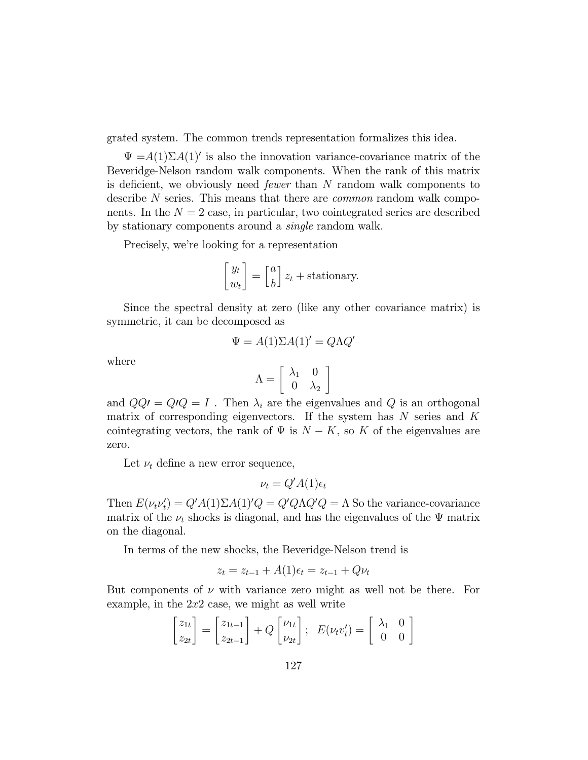grated system. The common trends representation formalizes this idea.

$\Psi = A(1)\Sigma A(1)'$ is also the innovation variance-covariance matrix of the Beveridge-Nelson random walk components. When the rank of this matrix is deficient, we obviously need *fewer* than $N$ random walk components to describe $N$ series. This means that there are *common* random walk components. In the $N = 2$ case, in particular, two cointegrated series are described by stationary components around a *single* random walk.

Precisely, we're looking for a representation

$$\begin{bmatrix} y_t \\ w_t \end{bmatrix} = \begin{bmatrix} a \\ b \end{bmatrix} z_t + \text{stationary.}$$

Since the spectral density at zero (like any other covariance matrix) is symmetric, it can be decomposed as

$$\Psi = A(1)\Sigma A(1)' = Q\Lambda Q'$$

where

$$\Lambda = \begin{bmatrix} \lambda_1 & 0 \\ 0 & \lambda_2 \end{bmatrix}$$

and $QQ\prime = Q\prime Q = I$ . Then $\lambda_i$ are the eigenvalues and $Q$ is an orthogonal matrix of corresponding eigenvectors. If the system has $N$ series and $K$ cointegrating vectors, the rank of $\Psi$ is $N - K$, so $K$ of the eigenvalues are zero.

Let $\nu_t$ define a new error sequence,

$$\nu_t = Q'A(1)\epsilon_t$$

Then $E(\nu_t \nu_t') = Q'A(1)\Sigma A(1)'Q = Q'Q\Lambda Q'Q = \Lambda$ So the variance-covariance matrix of the $\nu_t$ shocks is diagonal, and has the eigenvalues of the $\Psi$ matrix on the diagonal.

In terms of the new shocks, the Beveridge-Nelson trend is

$$z_t = z_{t-1} + A(1)\epsilon_t = z_{t-1} + Q\nu_t$$

But components of $\nu$ with variance zero might as well not be there. For example, in the $2x2$ case, we might as well write

$$\begin{bmatrix} z_{1t} \\ z_{2t} \end{bmatrix} = \begin{bmatrix} z_{1t-1} \\ z_{2t-1} \end{bmatrix} + Q \begin{bmatrix} \nu_{1t} \\ \nu_{2t} \end{bmatrix}; \quad E(\nu_t v_t') = \begin{bmatrix} \lambda_1 & 0 \\ 0 & 0 \end{bmatrix}$$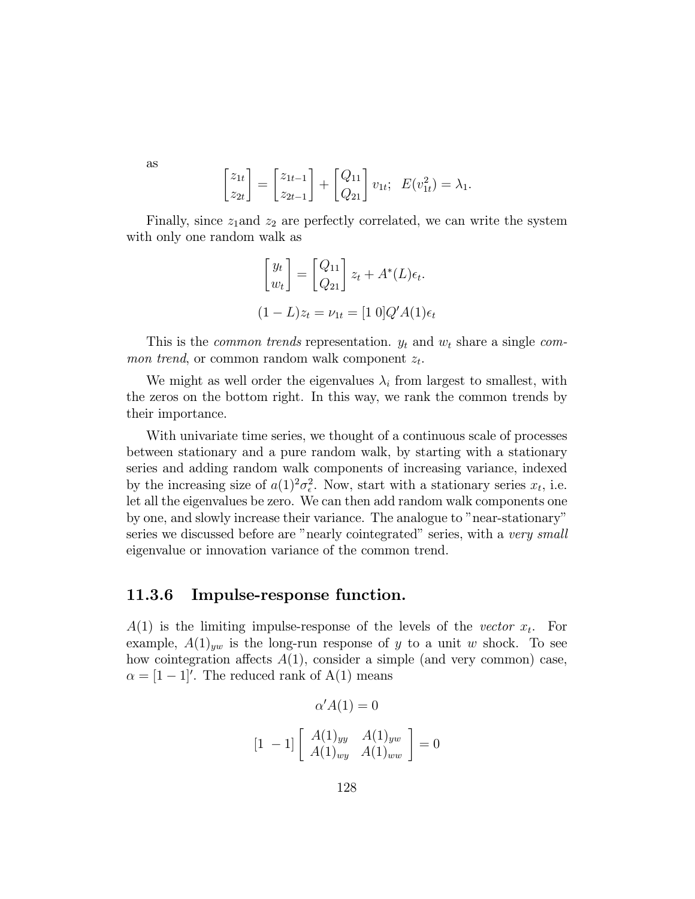as

$$\begin{bmatrix} z_{1t} \\ z_{2t} \end{bmatrix} = \begin{bmatrix} z_{1t-1} \\ z_{2t-1} \end{bmatrix} + \begin{bmatrix} Q_{11} \\ Q_{21} \end{bmatrix} v_{1t}; \;\; E(v_{1t}^2) = \lambda_1.$$

Finally, since $z_1$and $z_2$ are perfectly correlated, we can write the system with only one random walk as

$$\begin{bmatrix} y_t \\ w_t \end{bmatrix} = \begin{bmatrix} Q_{11} \\ Q_{21} \end{bmatrix} z_t + A^*(L)\epsilon_t.$$

$$(1-L)z_t = \nu_{1t} = [1 \; 0]Q'A(1)\epsilon_t$$

This is the *common trends* representation. $y_t$ and $w_t$ share a single *common trend*, or common random walk component $z_t$.

We might as well order the eigenvalues $\lambda_i$ from largest to smallest, with the zeros on the bottom right. In this way, we rank the common trends by their importance.

With univariate time series, we thought of a continuous scale of processes between stationary and a pure random walk, by starting with a stationary series and adding random walk components of increasing variance, indexed by the increasing size of $a(1)^2\sigma_\epsilon^2$. Now, start with a stationary series $x_t$, i.e. let all the eigenvalues be zero. We can then add random walk components one by one, and slowly increase their variance. The analogue to "near-stationary" series we discussed before are "nearly cointegrated" series, with a *very small* eigenvalue or innovation variance of the common trend.

### 11.3.6 Impulse-response function.

$A(1)$ is the limiting impulse-response of the levels of the *vector* $x_t$. For example, $A(1)_{yw}$ is the long-run response of $y$ to a unit $w$ shock. To see how cointegration affects $A(1)$, consider a simple (and very common) case, $\alpha = [1 - 1]'$. The reduced rank of A(1) means

$$\alpha' A(1) = 0$$

$$[1 \;\; -1] \left[ \begin{array}{cc} A(1)_{yy} & A(1)_{yw} \\ A(1)_{wy} & A(1)_{ww} \end{array} \right] = 0$$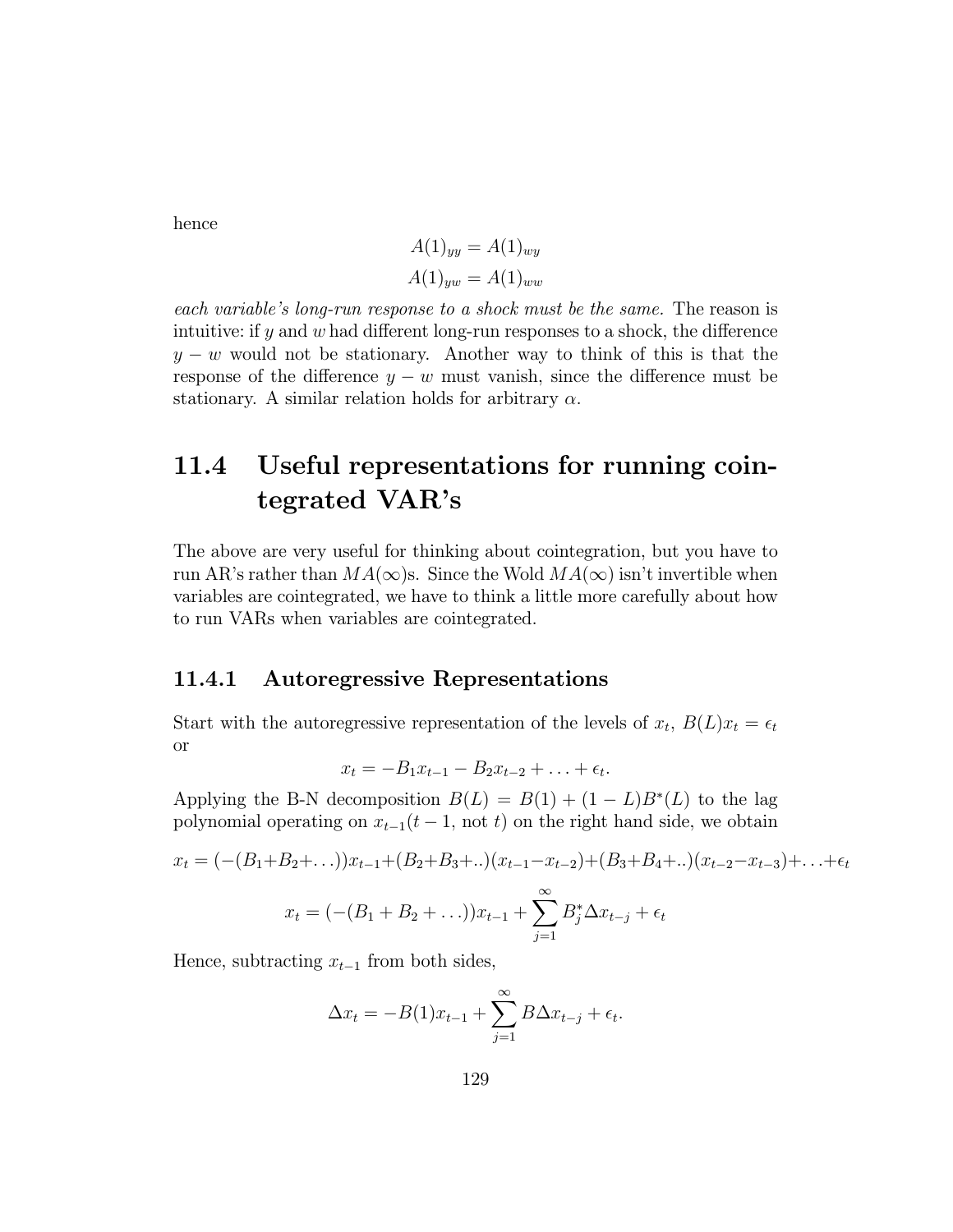hence

$$A(1)_{yy} = A(1)_{wy}$$
$$A(1)_{yw} = A(1)_{ww}$$

*each variable's long-run response to a shock must be the same.* The reason is intuitive: if $y$ and $w$ had different long-run responses to a shock, the difference $y - w$ would not be stationary. Another way to think of this is that the response of the difference $y - w$ must vanish, since the difference must be stationary. A similar relation holds for arbitrary $\alpha$.

## 11.4 Useful representations for running cointegrated VAR's

The above are very useful for thinking about cointegration, but you have to run AR's rather than $MA(\infty)$s. Since the Wold $MA(\infty)$ isn't invertible when variables are cointegrated, we have to think a little more carefully about how to run VARs when variables are cointegrated.

### 11.4.1 Autoregressive Representations

Start with the autoregressive representation of the levels of $x_t$, $B(L)x_t = \epsilon_t$ or

$$x_t = -B_1 x_{t-1} - B_2 x_{t-2} + \ldots + \epsilon_t.$$

Applying the B-N decomposition $B(L) = B(1) + (1 - L)B^*(L)$ to the lag polynomial operating on $x_{t-1}$($t - 1$, not $t$) on the right hand side, we obtain

$$x_t = (-(B_1+B_2+\ldots))x_{t-1}+(B_2+B_3+..)(x_{t-1}-x_{t-2})+(B_3+B_4+..)(x_{t-2}-x_{t-3})+\ldots+\epsilon_t$$

$$x_t = (-(B_1 + B_2 + \ldots))x_{t-1} + \sum_{j=1}^{\infty} B_j^* \Delta x_{t-j} + \epsilon_t$$

Hence, subtracting $x_{t-1}$ from both sides,

$$\Delta x_t = -B(1)x_{t-1} + \sum_{j=1}^{\infty} B \Delta x_{t-j} + \epsilon_t.$$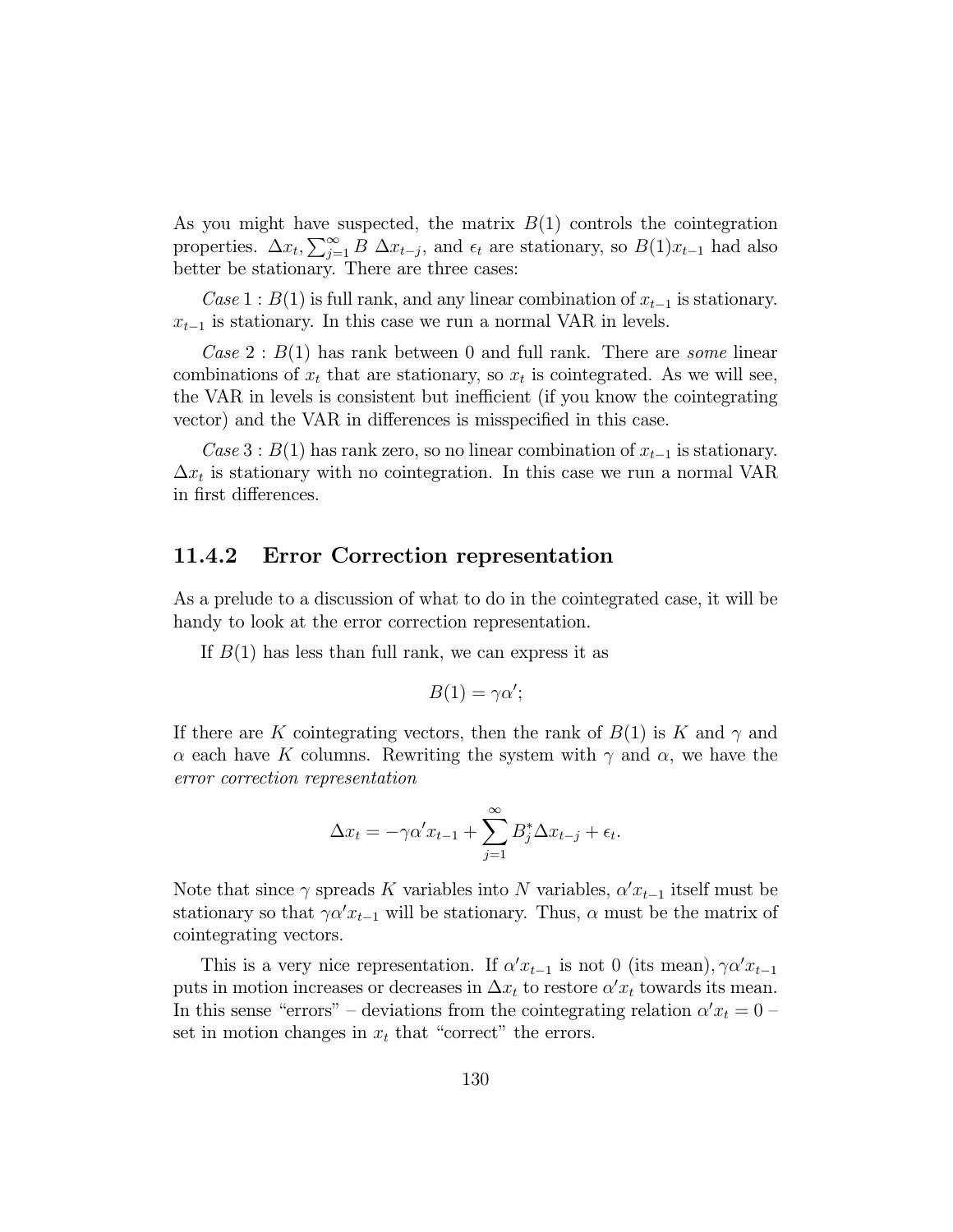As you might have suspected, the matrix $B(1)$ controls the cointegration properties. $\Delta x_t, \sum_{j=1}^{\infty} B \ \Delta x_{t-j}$, and $\epsilon_t$ are stationary, so $B(1)x_{t-1}$ had also better be stationary. There are three cases:

*Case* 1 : $B(1)$ is full rank, and any linear combination of $x_{t-1}$ is stationary. $x_{t-1}$ is stationary. In this case we run a normal VAR in levels.

*Case* 2 : $B(1)$ has rank between 0 and full rank. There are *some* linear combinations of $x_t$ that are stationary, so $x_t$ is cointegrated. As we will see, the VAR in levels is consistent but inefficient (if you know the cointegrating vector) and the VAR in differences is misspecified in this case.

*Case* 3 : $B(1)$ has rank zero, so no linear combination of $x_{t-1}$ is stationary. $\Delta x_t$ is stationary with no cointegration. In this case we run a normal VAR in first differences.

### 11.4.2 Error Correction representation

As a prelude to a discussion of what to do in the cointegrated case, it will be handy to look at the error correction representation.

If $B(1)$ has less than full rank, we can express it as

$$B(1) = \gamma\alpha';$$

If there are $K$ cointegrating vectors, then the rank of $B(1)$ is $K$ and $\gamma$ and $\alpha$ each have $K$ columns. Rewriting the system with $\gamma$ and $\alpha$, we have the *error correction representation*

$$\Delta x_t = -\gamma\alpha' x_{t-1} + \sum_{j=1}^{\infty} B_j^* \Delta x_{t-j} + \epsilon_t.$$

Note that since $\gamma$ spreads $K$ variables into $N$ variables, $\alpha' x_{t-1}$ itself must be stationary so that $\gamma\alpha' x_{t-1}$ will be stationary. Thus, $\alpha$ must be the matrix of cointegrating vectors.

This is a very nice representation. If $\alpha' x_{t-1}$ is not 0 (its mean), $\gamma\alpha' x_{t-1}$ puts in motion increases or decreases in $\Delta x_t$ to restore $\alpha' x_t$ towards its mean. In this sense "errors" – deviations from the cointegrating relation $\alpha' x_t = 0$ – set in motion changes in $x_t$ that "correct" the errors.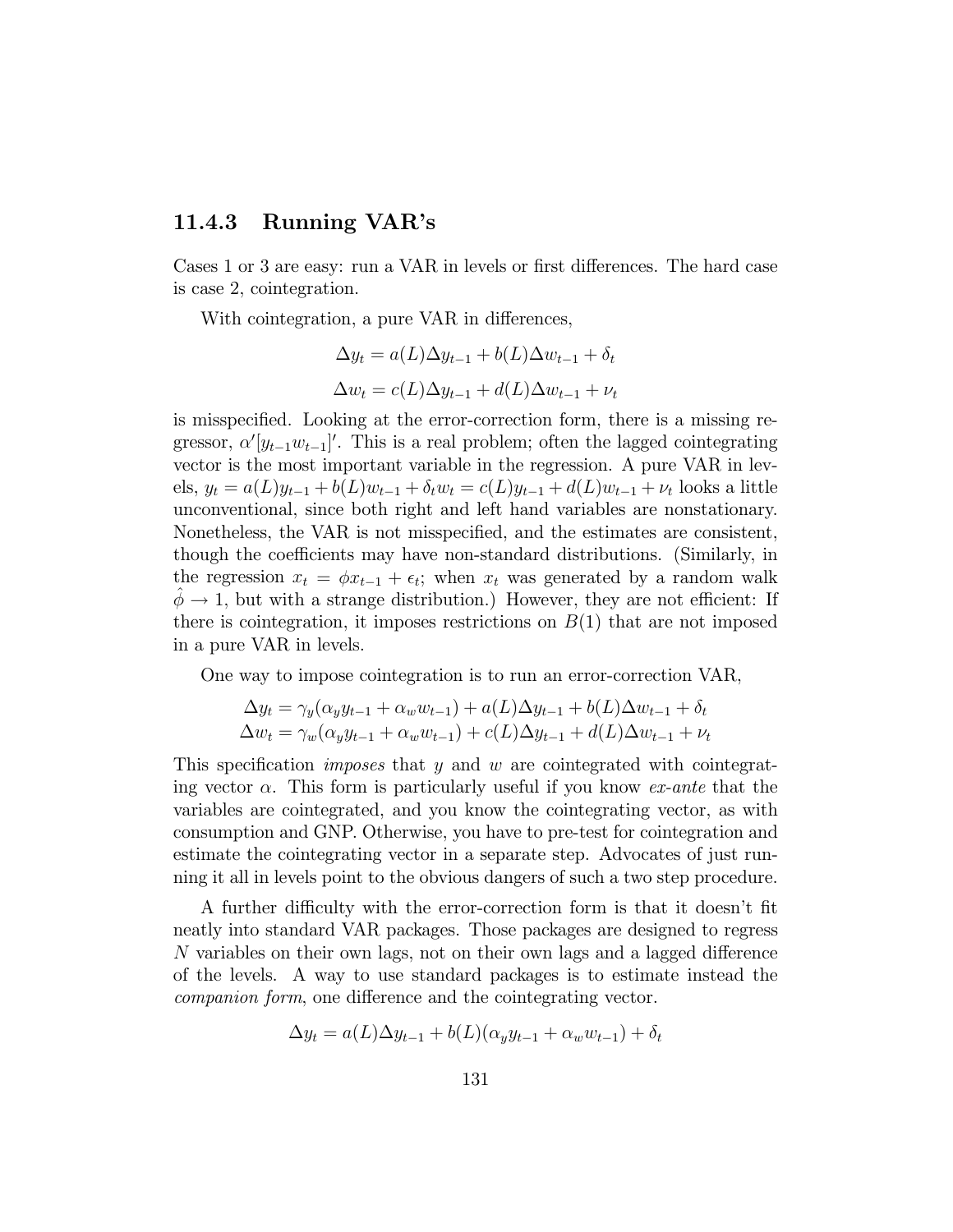### 11.4.3 Running VAR's

Cases 1 or 3 are easy: run a VAR in levels or first differences. The hard case is case 2, cointegration.

With cointegration, a pure VAR in differences,

$$\Delta y_t = a(L)\Delta y_{t-1} + b(L)\Delta w_{t-1} + \delta_t$$

$$\Delta w_t = c(L)\Delta y_{t-1} + d(L)\Delta w_{t-1} + \nu_t$$

is misspecified. Looking at the error-correction form, there is a missing regressor, $\alpha'[y_{t-1} w_{t-1}]'$. This is a real problem; often the lagged cointegrating vector is the most important variable in the regression. A pure VAR in levels, $y_t = a(L)y_{t-1} + b(L)w_{t-1} + \delta_t w_t = c(L)y_{t-1} + d(L)w_{t-1} + \nu_t$ looks a little unconventional, since both right and left hand variables are nonstationary. Nonetheless, the VAR is not misspecified, and the estimates are consistent, though the coefficients may have non-standard distributions. (Similarly, in the regression $x_t = \phi x_{t-1} + \epsilon_t$; when $x_t$ was generated by a random walk $\hat{\phi} \to 1$, but with a strange distribution.) However, they are not efficient: If there is cointegration, it imposes restrictions on $B(1)$ that are not imposed in a pure VAR in levels.

One way to impose cointegration is to run an error-correction VAR,

$$\Delta y_t = \gamma_y(\alpha_y y_{t-1} + \alpha_w w_{t-1}) + a(L)\Delta y_{t-1} + b(L)\Delta w_{t-1} + \delta_t$$
$$\Delta w_t = \gamma_w(\alpha_y y_{t-1} + \alpha_w w_{t-1}) + c(L)\Delta y_{t-1} + d(L)\Delta w_{t-1} + \nu_t$$

This specification *imposes* that $y$ and $w$ are cointegrated with cointegrating vector $\alpha$. This form is particularly useful if you know *ex-ante* that the variables are cointegrated, and you know the cointegrating vector, as with consumption and GNP. Otherwise, you have to pre-test for cointegration and estimate the cointegrating vector in a separate step. Advocates of just running it all in levels point to the obvious dangers of such a two step procedure.

A further difficulty with the error-correction form is that it doesn't fit neatly into standard VAR packages. Those packages are designed to regress $N$ variables on their own lags, not on their own lags and a lagged difference of the levels. A way to use standard packages is to estimate instead the *companion form*, one difference and the cointegrating vector.

$$\Delta y_t = a(L)\Delta y_{t-1} + b(L)(\alpha_y y_{t-1} + \alpha_w w_{t-1}) + \delta_t$$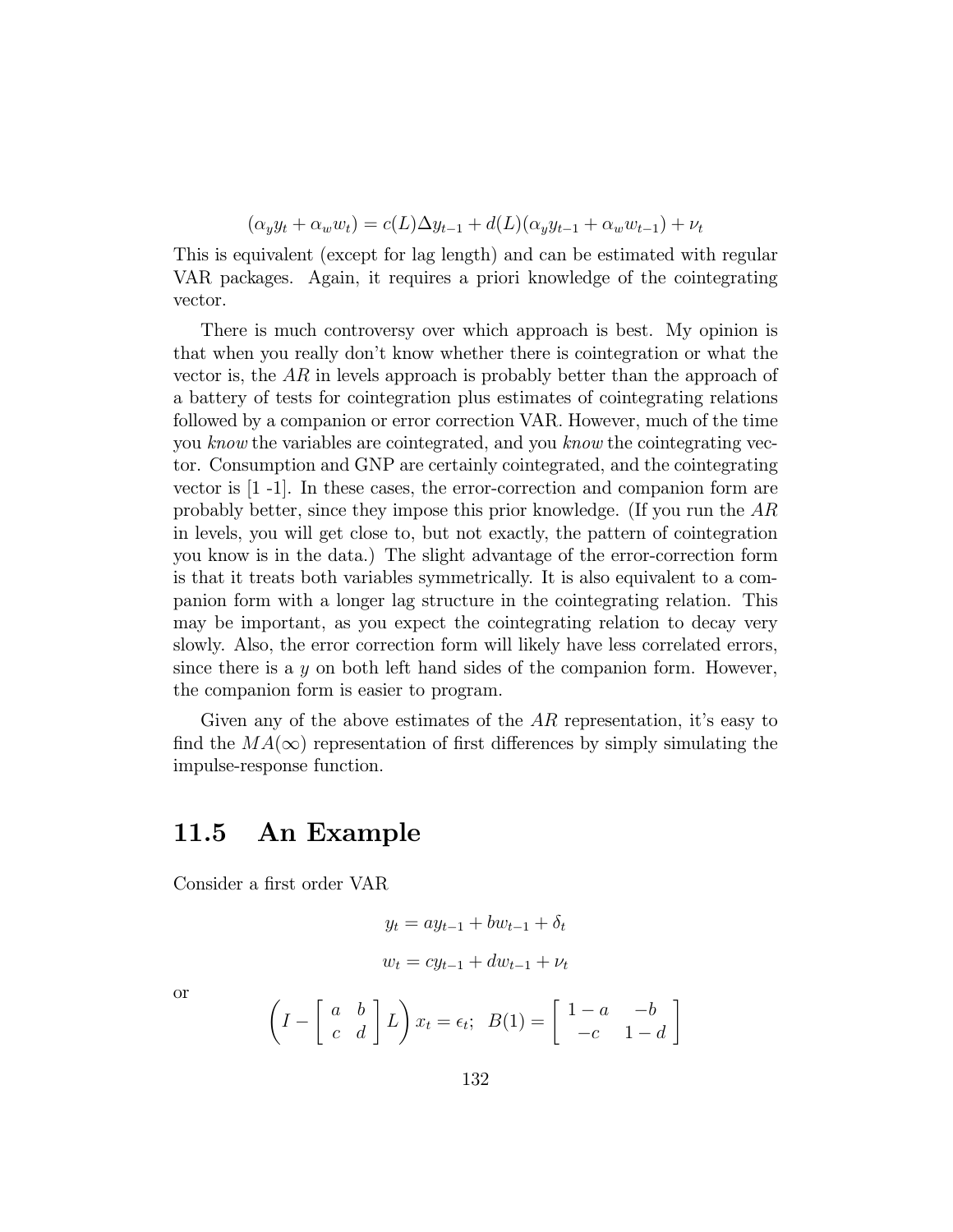$$(\alpha_y y_t + \alpha_w w_t) = c(L)\Delta y_{t-1} + d(L)(\alpha_y y_{t-1} + \alpha_w w_{t-1}) + \nu_t$$

This is equivalent (except for lag length) and can be estimated with regular VAR packages. Again, it requires a priori knowledge of the cointegrating vector.

There is much controversy over which approach is best. My opinion is that when you really don't know whether there is cointegration or what the vector is, the $AR$ in levels approach is probably better than the approach of a battery of tests for cointegration plus estimates of cointegrating relations followed by a companion or error correction VAR. However, much of the time you *know* the variables are cointegrated, and you *know* the cointegrating vector. Consumption and GNP are certainly cointegrated, and the cointegrating vector is [1 -1]. In these cases, the error-correction and companion form are probably better, since they impose this prior knowledge. (If you run the $AR$ in levels, you will get close to, but not exactly, the pattern of cointegration you know is in the data.) The slight advantage of the error-correction form is that it treats both variables symmetrically. It is also equivalent to a companion form with a longer lag structure in the cointegrating relation. This may be important, as you expect the cointegrating relation to decay very slowly. Also, the error correction form will likely have less correlated errors, since there is a $y$ on both left hand sides of the companion form. However, the companion form is easier to program.

Given any of the above estimates of the $AR$ representation, it's easy to find the $MA(\infty)$ representation of first differences by simply simulating the impulse-response function.

## 11.5 An Example

Consider a first order VAR

$$y_t = ay_{t-1} + bw_{t-1} + \delta_t$$

$$w_t = cy_{t-1} + dw_{t-1} + \nu_t$$

or

$$\left(I - \begin{bmatrix} a & b \\ c & d \end{bmatrix} L\right) x_t = \epsilon_t; \;\; B(1) = \begin{bmatrix} 1-a & -b \\ -c & 1-d \end{bmatrix}$$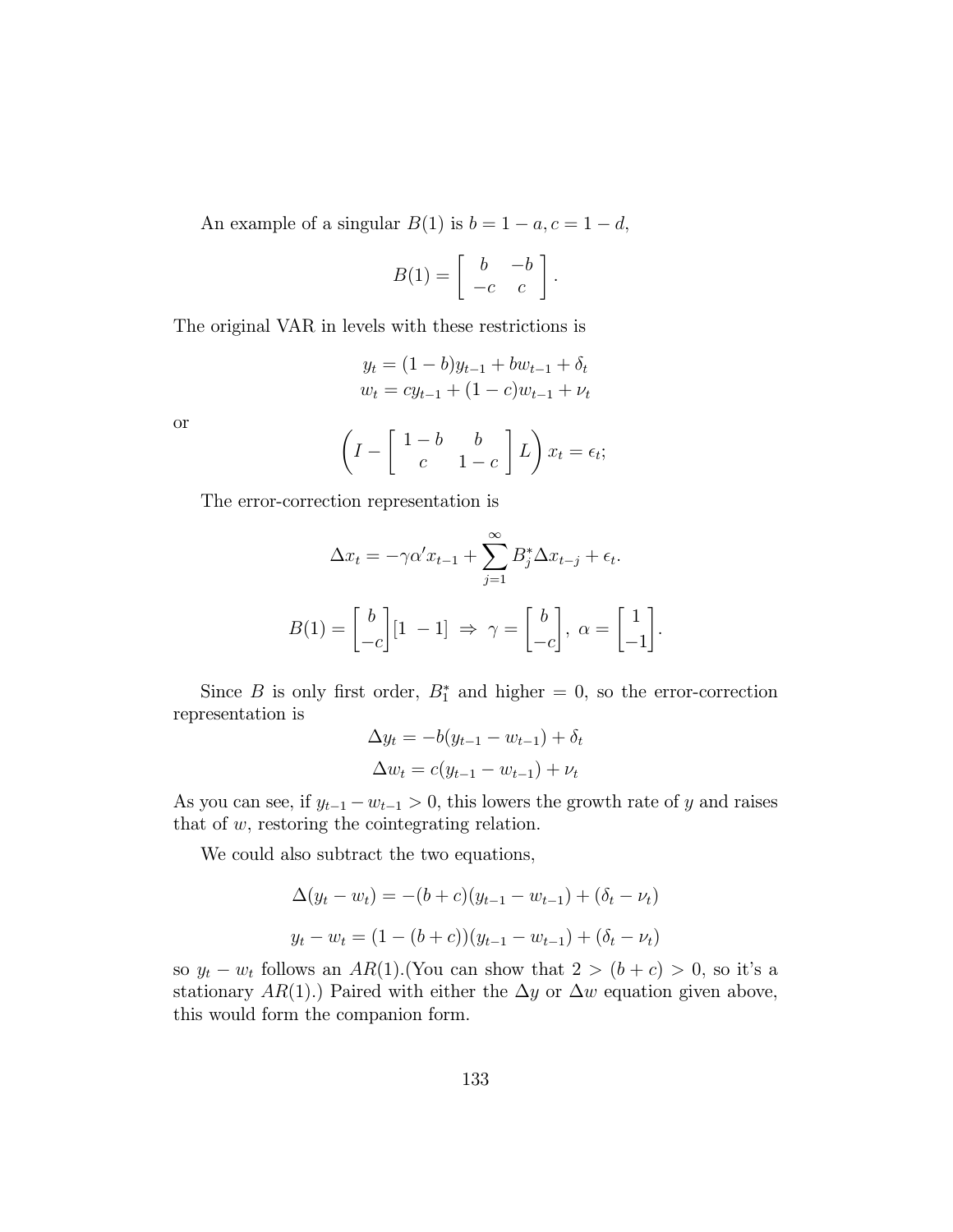An example of a singular $B(1)$ is $b = 1 - a, c = 1 - d$,

$$B(1) = \begin{bmatrix} b & -b \\ -c & c \end{bmatrix}.$$

The original VAR in levels with these restrictions is

$$y_t = (1-b)y_{t-1} + bw_{t-1} + \delta_t$$
$$w_t = cy_{t-1} + (1-c)w_{t-1} + \nu_t$$

or

$$\left(I - \begin{bmatrix} 1-b & b \\ c & 1-c \end{bmatrix} L\right) x_t = \epsilon_t;$$

The error-correction representation is

$$\Delta x_t = -\gamma\alpha' x_{t-1} + \sum_{j=1}^{\infty} B_j^* \Delta x_{t-j} + \epsilon_t.$$

$$B(1) = \begin{bmatrix} b \\ -c \end{bmatrix} [1 \ -1] \ \Rightarrow \ \gamma = \begin{bmatrix} b \\ -c \end{bmatrix}, \ \alpha = \begin{bmatrix} 1 \\ -1 \end{bmatrix}.$$

Since $B$ is only first order, $B_1^*$ and higher $= 0$, so the error-correction representation is

$$\Delta y_t = -b(y_{t-1} - w_{t-1}) + \delta_t$$
$$\Delta w_t = c(y_{t-1} - w_{t-1}) + \nu_t$$

As you can see, if $y_{t-1} - w_{t-1} > 0$, this lowers the growth rate of $y$ and raises that of $w$, restoring the cointegrating relation.

We could also subtract the two equations,

$$\Delta(y_t - w_t) = -(b+c)(y_{t-1} - w_{t-1}) + (\delta_t - \nu_t)$$
$$y_t - w_t = (1 - (b+c))(y_{t-1} - w_{t-1}) + (\delta_t - \nu_t)$$

so $y_t - w_t$ follows an $AR(1)$.(You can show that $2 > (b+c) > 0$, so it's a stationary $AR(1)$.) Paired with either the $\Delta y$ or $\Delta w$ equation given above, this would form the companion form.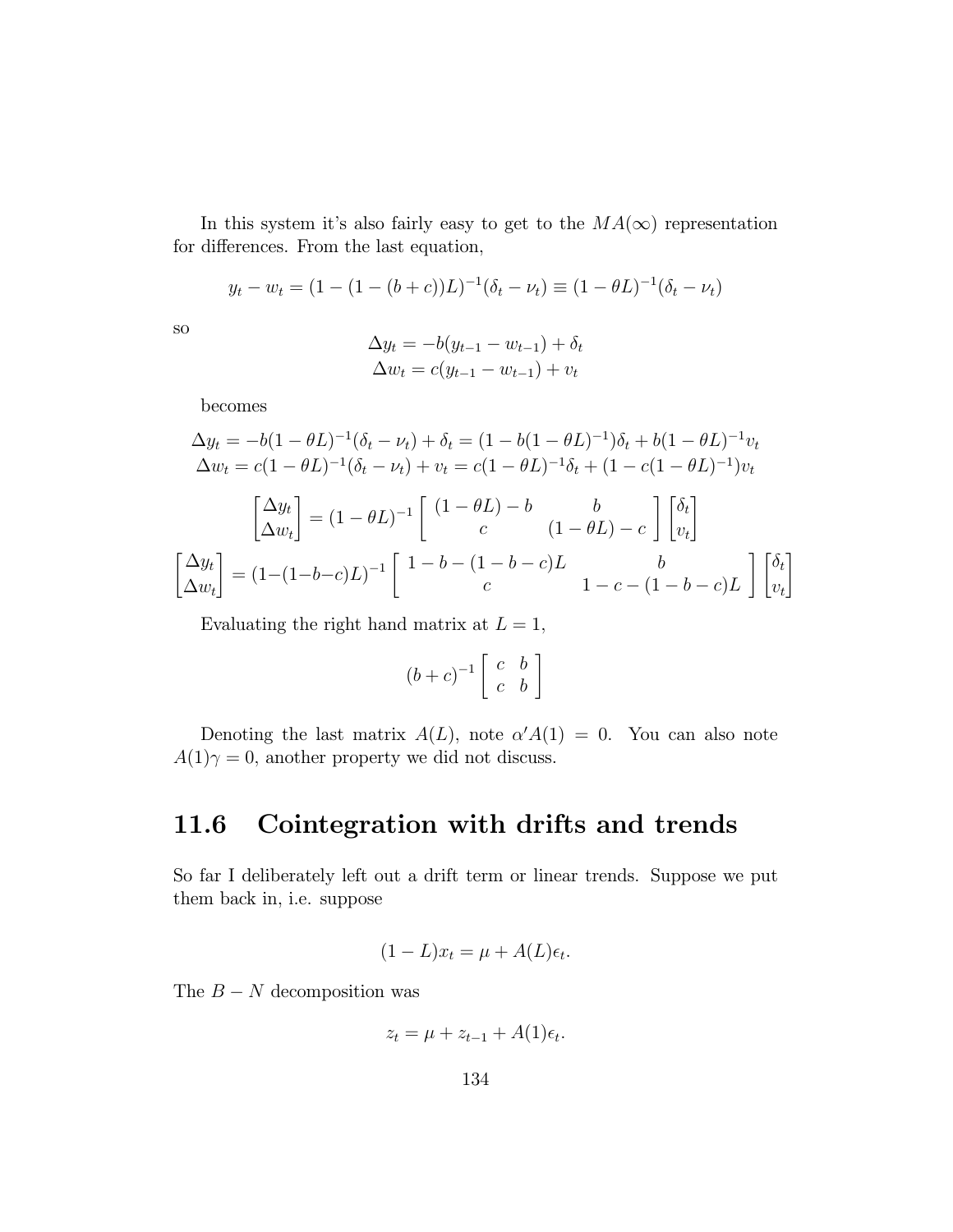In this system it's also fairly easy to get to the $MA(\infty)$ representation for differences. From the last equation,

$$y_t - w_t = (1 - (1 - (b + c))L)^{-1}(\delta_t - \nu_t) \equiv (1 - \theta L)^{-1}(\delta_t - \nu_t)$$

so

$$\Delta y_t = -b(y_{t-1} - w_{t-1}) + \delta_t$$
$$\Delta w_t = c(y_{t-1} - w_{t-1}) + v_t$$

becomes

$$\Delta y_t = -b(1 - \theta L)^{-1}(\delta_t - \nu_t) + \delta_t = (1 - b(1 - \theta L)^{-1})\delta_t + b(1 - \theta L)^{-1}v_t$$
$$\Delta w_t = c(1 - \theta L)^{-1}(\delta_t - \nu_t) + v_t = c(1 - \theta L)^{-1}\delta_t + (1 - c(1 - \theta L)^{-1})v_t$$

$$\begin{bmatrix} \Delta y_t \\ \Delta w_t \end{bmatrix} = (1 - \theta L)^{-1} \left[ \begin{array}{cc} (1 - \theta L) - b & b \\ c & (1 - \theta L) - c \end{array} \right] \begin{bmatrix} \delta_t \\ v_t \end{bmatrix}$$

$$\begin{bmatrix} \Delta y_t \\ \Delta w_t \end{bmatrix} = (1 - (1 - b - c)L)^{-1} \left[ \begin{array}{cc} 1 - b - (1 - b - c)L & b \\ c & 1 - c - (1 - b - c)L \end{array} \right] \begin{bmatrix} \delta_t \\ v_t \end{bmatrix}$$

Evaluating the right hand matrix at $L = 1$,

$$(b + c)^{-1} \left[ \begin{array}{cc} c & b \\ c & b \end{array} \right]$$

Denoting the last matrix $A(L)$, note $\alpha' A(1) = 0$. You can also note $A(1)\gamma = 0$, another property we did not discuss.

## 11.6 Cointegration with drifts and trends

So far I deliberately left out a drift term or linear trends. Suppose we put them back in, i.e. suppose

$$(1 - L)x_t = \mu + A(L)\epsilon_t.$$

The $B - N$ decomposition was

$$z_t = \mu + z_{t-1} + A(1)\epsilon_t.$$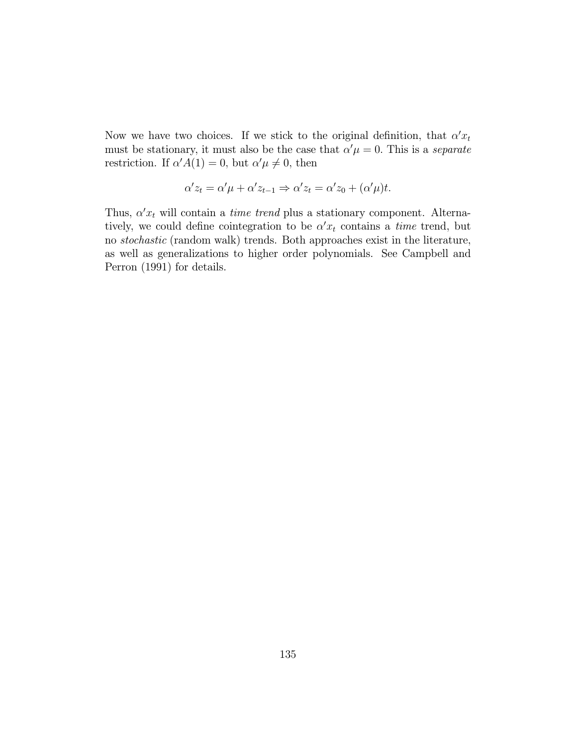Now we have two choices. If we stick to the original definition, that $\alpha' x_t$ must be stationary, it must also be the case that $\alpha' \mu = 0$. This is a *separate* restriction. If $\alpha' A(1) = 0$, but $\alpha' \mu \neq 0$, then

$$\alpha' z_t = \alpha' \mu + \alpha' z_{t-1} \Rightarrow \alpha' z_t = \alpha' z_0 + (\alpha' \mu) t.$$

Thus, $\alpha' x_t$ will contain a *time trend* plus a stationary component. Alternatively, we could define cointegration to be $\alpha' x_t$ contains a *time* trend, but no *stochastic* (random walk) trends. Both approaches exist in the literature, as well as generalizations to higher order polynomials. See Campbell and Perron (1991) for details.